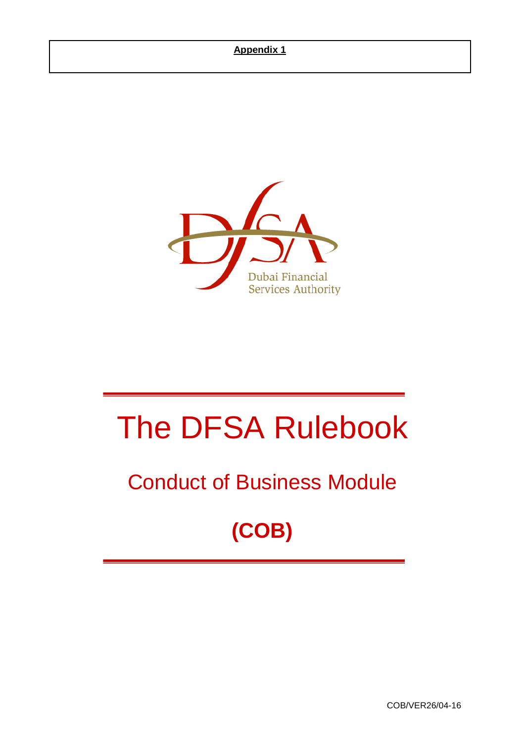**Appendix 1**

Dubai Financial Services Authority

# The DFSA Rulebook

## Conduct of Business Module

## (COB)

COB/VER26/04-16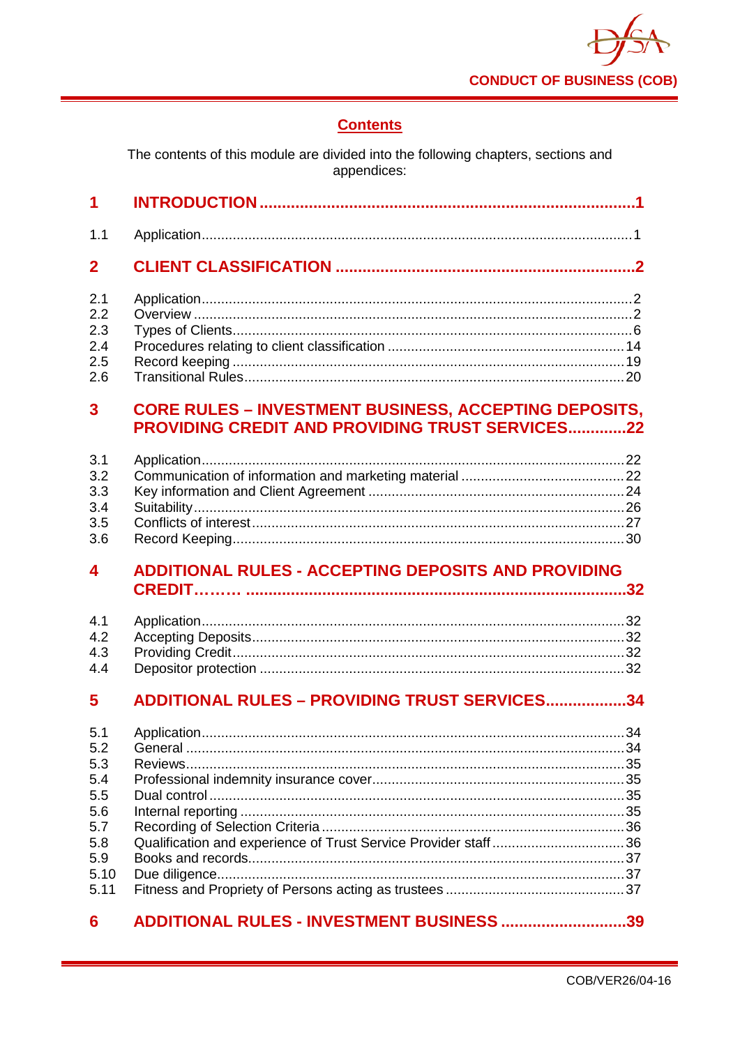## Contents

The contents of this module are divided into the following chapters, sections and appendices:

| | | |
|---|---|---|
| **1** | **INTRODUCTION** | **1** |
| 1.1 | Application | 1 |
| **2** | **CLIENT CLASSIFICATION** | **2** |
| 2.1 | Application | 2 |
| 2.2 | Overview | 2 |
| 2.3 | Types of Clients | 6 |
| 2.4 | Procedures relating to client classification | 14 |
| 2.5 | Record keeping | 19 |
| 2.6 | Transitional Rules | 20 |
| **3** | **CORE RULES – INVESTMENT BUSINESS, ACCEPTING DEPOSITS, PROVIDING CREDIT AND PROVIDING TRUST SERVICES** | **22** |
| 3.1 | Application | 22 |
| 3.2 | Communication of information and marketing material | 22 |
| 3.3 | Key information and Client Agreement | 24 |
| 3.4 | Suitability | 26 |
| 3.5 | Conflicts of interest | 27 |
| 3.6 | Record Keeping | 30 |
| **4** | **ADDITIONAL RULES - ACCEPTING DEPOSITS AND PROVIDING CREDIT………** | **32** |
| 4.1 | Application | 32 |
| 4.2 | Accepting Deposits | 32 |
| 4.3 | Providing Credit | 32 |
| 4.4 | Depositor protection | 32 |
| **5** | **ADDITIONAL RULES – PROVIDING TRUST SERVICES** | **34** |
| 5.1 | Application | 34 |
| 5.2 | General | 34 |
| 5.3 | Reviews | 35 |
| 5.4 | Professional indemnity insurance cover | 35 |
| 5.5 | Dual control | 35 |
| 5.6 | Internal reporting | 35 |
| 5.7 | Recording of Selection Criteria | 36 |
| 5.8 | Qualification and experience of Trust Service Provider staff | 36 |
| 5.9 | Books and records | 37 |
| 5.10 | Due diligence | 37 |
| 5.11 | Fitness and Propriety of Persons acting as trustees | 37 |
| **6** | **ADDITIONAL RULES - INVESTMENT BUSINESS** | **39** |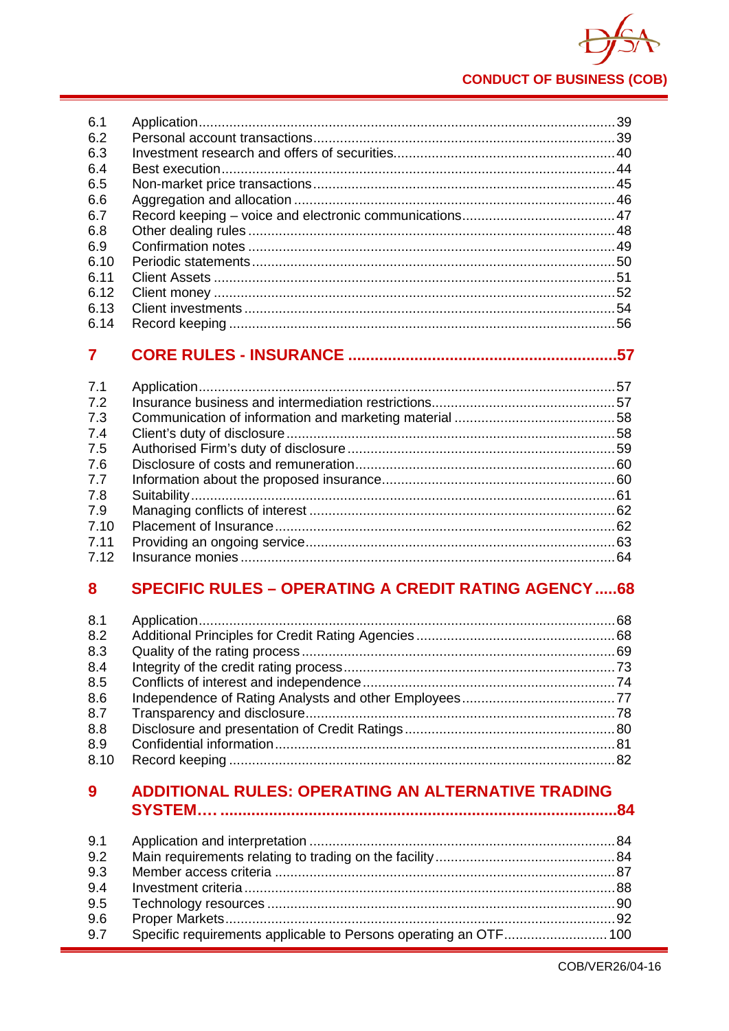| | | |
|---|---|---|
| 6.1 | Application | 39 |
| 6.2 | Personal account transactions | 39 |
| 6.3 | Investment research and offers of securities | 40 |
| 6.4 | Best execution | 44 |
| 6.5 | Non-market price transactions | 45 |
| 6.6 | Aggregation and allocation | 46 |
| 6.7 | Record keeping – voice and electronic communications | 47 |
| 6.8 | Other dealing rules | 48 |
| 6.9 | Confirmation notes | 49 |
| 6.10 | Periodic statements | 50 |
| 6.11 | Client Assets | 51 |
| 6.12 | Client money | 52 |
| 6.13 | Client investments | 54 |
| 6.14 | Record keeping | 56 |

## 7 CORE RULES - INSURANCE ........ 57

| | | |
|---|---|---|
| 7.1 | Application | 57 |
| 7.2 | Insurance business and intermediation restrictions | 57 |
| 7.3 | Communication of information and marketing material | 58 |
| 7.4 | Client's duty of disclosure | 58 |
| 7.5 | Authorised Firm's duty of disclosure | 59 |
| 7.6 | Disclosure of costs and remuneration | 60 |
| 7.7 | Information about the proposed insurance | 60 |
| 7.8 | Suitability | 61 |
| 7.9 | Managing conflicts of interest | 62 |
| 7.10 | Placement of Insurance | 62 |
| 7.11 | Providing an ongoing service | 63 |
| 7.12 | Insurance monies | 64 |

## 8 SPECIFIC RULES – OPERATING A CREDIT RATING AGENCY ..... 68

| | | |
|---|---|---|
| 8.1 | Application | 68 |
| 8.2 | Additional Principles for Credit Rating Agencies | 68 |
| 8.3 | Quality of the rating process | 69 |
| 8.4 | Integrity of the credit rating process | 73 |
| 8.5 | Conflicts of interest and independence | 74 |
| 8.6 | Independence of Rating Analysts and other Employees | 77 |
| 8.7 | Transparency and disclosure | 78 |
| 8.8 | Disclosure and presentation of Credit Ratings | 80 |
| 8.9 | Confidential information | 81 |
| 8.10 | Record keeping | 82 |

## 9 ADDITIONAL RULES: OPERATING AN ALTERNATIVE TRADING SYSTEM…. ........ 84

| | | |
|---|---|---|
| 9.1 | Application and interpretation | 84 |
| 9.2 | Main requirements relating to trading on the facility | 84 |
| 9.3 | Member access criteria | 87 |
| 9.4 | Investment criteria | 88 |
| 9.5 | Technology resources | 90 |
| 9.6 | Proper Markets | 92 |
| 9.7 | Specific requirements applicable to Persons operating an OTF | 100 |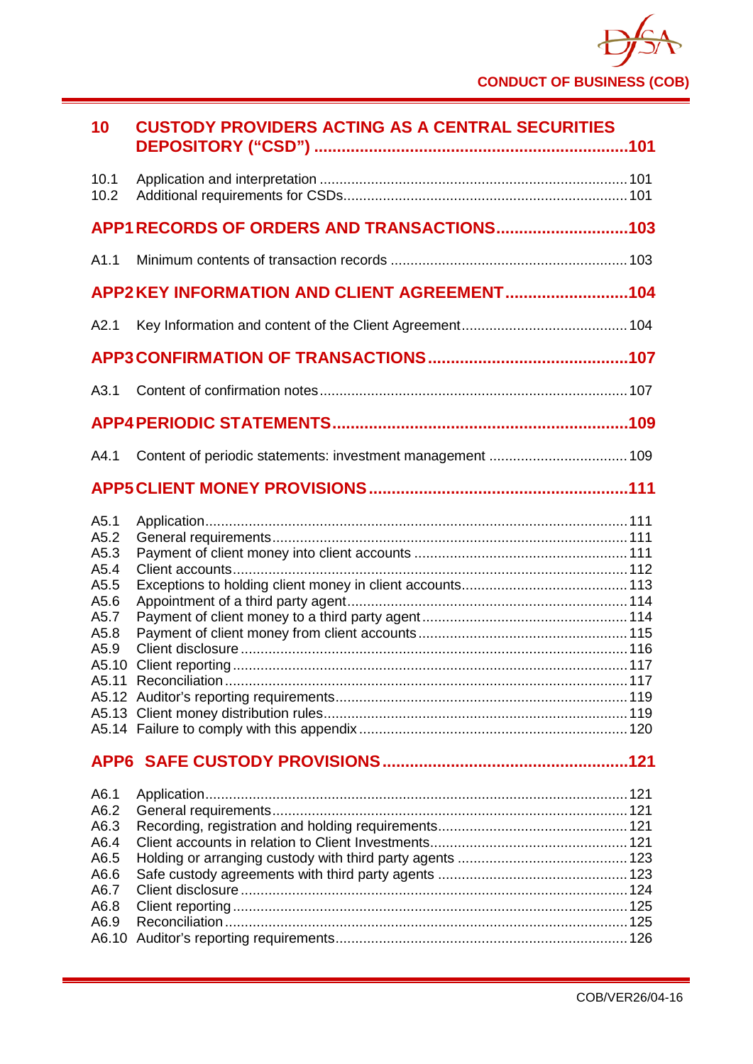**10 CUSTODY PROVIDERS ACTING AS A CENTRAL SECURITIES DEPOSITORY ("CSD") ...................................................................101**

10.1 Application and interpretation ............................................................................101
10.2 Additional requirements for CSDs......................................................................101

**APP1 RECORDS OF ORDERS AND TRANSACTIONS............................103**

A1.1 Minimum contents of transaction records ...........................................................103

**APP2 KEY INFORMATION AND CLIENT AGREEMENT ..........................104**

A2.1 Key Information and content of the Client Agreement.........................................104

**APP3 CONFIRMATION OF TRANSACTIONS............................................107**

A3.1 Content of confirmation notes.............................................................................107

**APP4 PERIODIC STATEMENTS.................................................................109**

A4.1 Content of periodic statements: investment management ..................................109

**APP5 CLIENT MONEY PROVISIONS........................................................111**

A5.1 Application..........................................................................................................111
A5.2 General requirements.........................................................................................111
A5.3 Payment of client money into client accounts .....................................................111
A5.4 Client accounts....................................................................................................112
A5.5 Exceptions to holding client money in client accounts.........................................113
A5.6 Appointment of a third party agent......................................................................114
A5.7 Payment of client money to a third party agent...................................................114
A5.8 Payment of client money from client accounts....................................................115
A5.9 Client disclosure .................................................................................................116
A5.10 Client reporting ...................................................................................................117
A5.11 Reconciliation .....................................................................................................117
A5.12 Auditor's reporting requirements.........................................................................119
A5.13 Client money distribution rules............................................................................119
A5.14 Failure to comply with this appendix ...................................................................120

**APP6 SAFE CUSTODY PROVISIONS......................................................121**

A6.1 Application..........................................................................................................121
A6.2 General requirements.........................................................................................121
A6.3 Recording, registration and holding requirements...............................................121
A6.4 Client accounts in relation to Client Investments.................................................121
A6.5 Holding or arranging custody with third party agents ..........................................123
A6.6 Safe custody agreements with third party agents ...............................................123
A6.7 Client disclosure .................................................................................................124
A6.8 Client reporting ...................................................................................................125
A6.9 Reconciliation .....................................................................................................125
A6.10 Auditor's reporting requirements.........................................................................126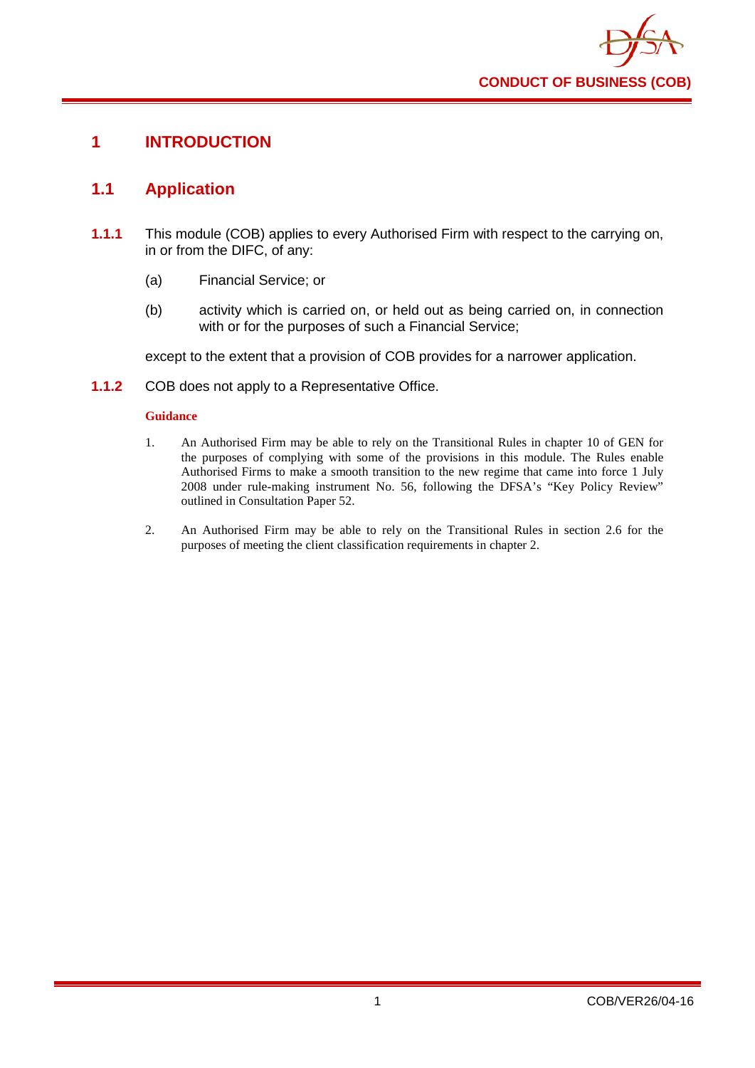# 1 INTRODUCTION

## 1.1 Application

**1.1.1** This module (COB) applies to every Authorised Firm with respect to the carrying on, in or from the DIFC, of any:

(a) Financial Service; or

(b) activity which is carried on, or held out as being carried on, in connection with or for the purposes of such a Financial Service;

except to the extent that a provision of COB provides for a narrower application.

**1.1.2** COB does not apply to a Representative Office.

**Guidance**

1. An Authorised Firm may be able to rely on the Transitional Rules in chapter 10 of GEN for the purposes of complying with some of the provisions in this module. The Rules enable Authorised Firms to make a smooth transition to the new regime that came into force 1 July 2008 under rule-making instrument No. 56, following the DFSA's "Key Policy Review" outlined in Consultation Paper 52.

2. An Authorised Firm may be able to rely on the Transitional Rules in section 2.6 for the purposes of meeting the client classification requirements in chapter 2.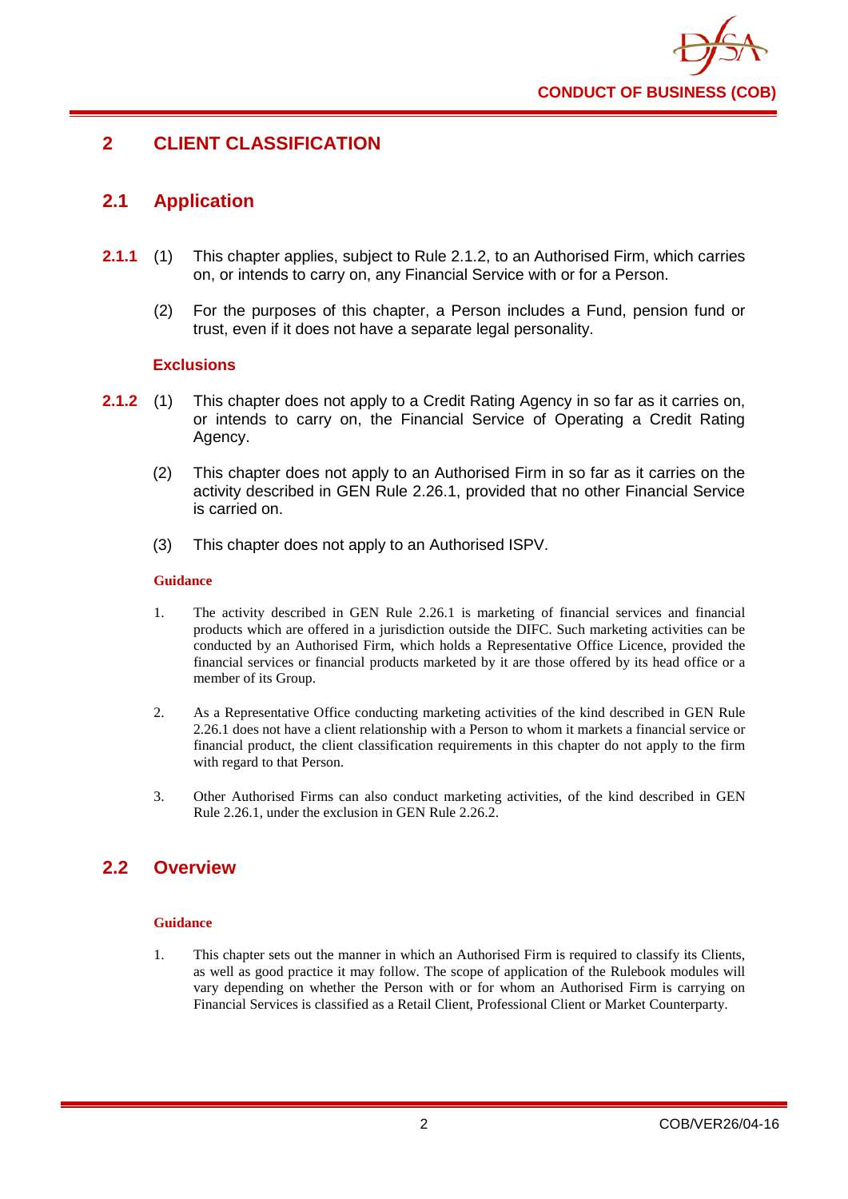# 2 CLIENT CLASSIFICATION

## 2.1 Application

**2.1.1** (1) This chapter applies, subject to Rule 2.1.2, to an Authorised Firm, which carries on, or intends to carry on, any Financial Service with or for a Person.

(2) For the purposes of this chapter, a Person includes a Fund, pension fund or trust, even if it does not have a separate legal personality.

### Exclusions

**2.1.2** (1) This chapter does not apply to a Credit Rating Agency in so far as it carries on, or intends to carry on, the Financial Service of Operating a Credit Rating Agency.

(2) This chapter does not apply to an Authorised Firm in so far as it carries on the activity described in GEN Rule 2.26.1, provided that no other Financial Service is carried on.

(3) This chapter does not apply to an Authorised ISPV.

**Guidance**

1. The activity described in GEN Rule 2.26.1 is marketing of financial services and financial products which are offered in a jurisdiction outside the DIFC. Such marketing activities can be conducted by an Authorised Firm, which holds a Representative Office Licence, provided the financial services or financial products marketed by it are those offered by its head office or a member of its Group.

2. As a Representative Office conducting marketing activities of the kind described in GEN Rule 2.26.1 does not have a client relationship with a Person to whom it markets a financial service or financial product, the client classification requirements in this chapter do not apply to the firm with regard to that Person.

3. Other Authorised Firms can also conduct marketing activities, of the kind described in GEN Rule 2.26.1, under the exclusion in GEN Rule 2.26.2.

## 2.2 Overview

**Guidance**

1. This chapter sets out the manner in which an Authorised Firm is required to classify its Clients, as well as good practice it may follow. The scope of application of the Rulebook modules will vary depending on whether the Person with or for whom an Authorised Firm is carrying on Financial Services is classified as a Retail Client, Professional Client or Market Counterparty.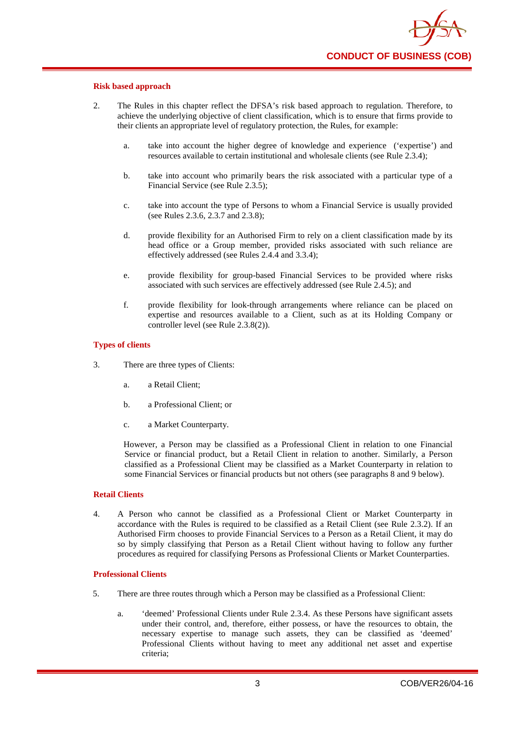#### Risk based approach

2. The Rules in this chapter reflect the DFSA's risk based approach to regulation. Therefore, to achieve the underlying objective of client classification, which is to ensure that firms provide to their clients an appropriate level of regulatory protection, the Rules, for example:

   a. take into account the higher degree of knowledge and experience ('expertise') and resources available to certain institutional and wholesale clients (see Rule 2.3.4);

   b. take into account who primarily bears the risk associated with a particular type of a Financial Service (see Rule 2.3.5);

   c. take into account the type of Persons to whom a Financial Service is usually provided (see Rules 2.3.6, 2.3.7 and 2.3.8);

   d. provide flexibility for an Authorised Firm to rely on a client classification made by its head office or a Group member, provided risks associated with such reliance are effectively addressed (see Rules 2.4.4 and 3.3.4);

   e. provide flexibility for group-based Financial Services to be provided where risks associated with such services are effectively addressed (see Rule 2.4.5); and

   f. provide flexibility for look-through arrangements where reliance can be placed on expertise and resources available to a Client, such as at its Holding Company or controller level (see Rule 2.3.8(2)).

#### Types of clients

3. There are three types of Clients:

   a. a Retail Client;

   b. a Professional Client; or

   c. a Market Counterparty.

   However, a Person may be classified as a Professional Client in relation to one Financial Service or financial product, but a Retail Client in relation to another. Similarly, a Person classified as a Professional Client may be classified as a Market Counterparty in relation to some Financial Services or financial products but not others (see paragraphs 8 and 9 below).

#### Retail Clients

4. A Person who cannot be classified as a Professional Client or Market Counterparty in accordance with the Rules is required to be classified as a Retail Client (see Rule 2.3.2). If an Authorised Firm chooses to provide Financial Services to a Person as a Retail Client, it may do so by simply classifying that Person as a Retail Client without having to follow any further procedures as required for classifying Persons as Professional Clients or Market Counterparties.

#### Professional Clients

5. There are three routes through which a Person may be classified as a Professional Client:

   a. 'deemed' Professional Clients under Rule 2.3.4. As these Persons have significant assets under their control, and, therefore, either possess, or have the resources to obtain, the necessary expertise to manage such assets, they can be classified as 'deemed' Professional Clients without having to meet any additional net asset and expertise criteria;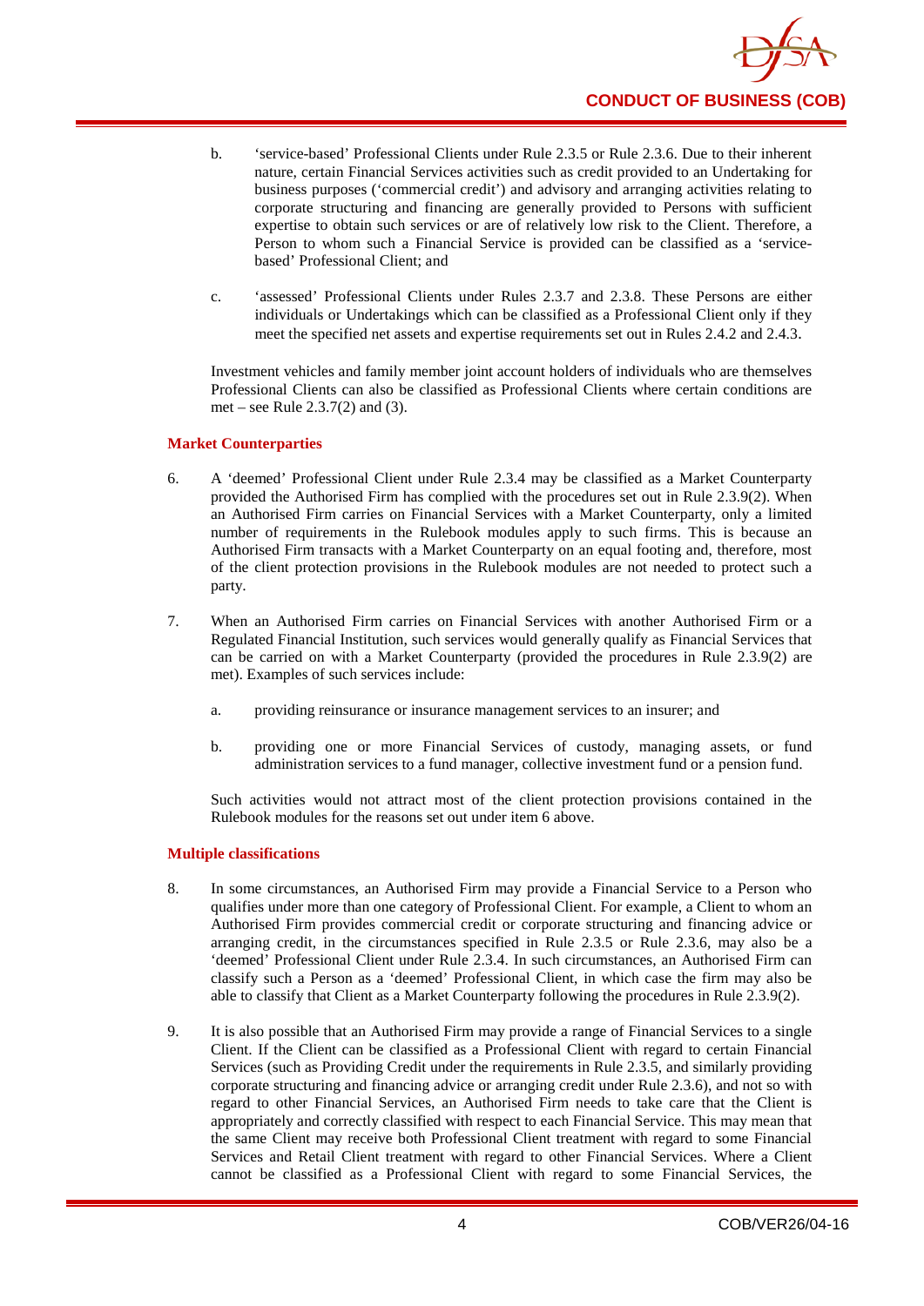b. 'service-based' Professional Clients under Rule 2.3.5 or Rule 2.3.6. Due to their inherent nature, certain Financial Services activities such as credit provided to an Undertaking for business purposes ('commercial credit') and advisory and arranging activities relating to corporate structuring and financing are generally provided to Persons with sufficient expertise to obtain such services or are of relatively low risk to the Client. Therefore, a Person to whom such a Financial Service is provided can be classified as a 'service-based' Professional Client; and

c. 'assessed' Professional Clients under Rules 2.3.7 and 2.3.8. These Persons are either individuals or Undertakings which can be classified as a Professional Client only if they meet the specified net assets and expertise requirements set out in Rules 2.4.2 and 2.4.3.

Investment vehicles and family member joint account holders of individuals who are themselves Professional Clients can also be classified as Professional Clients where certain conditions are met – see Rule 2.3.7(2) and (3).

### Market Counterparties

6. A 'deemed' Professional Client under Rule 2.3.4 may be classified as a Market Counterparty provided the Authorised Firm has complied with the procedures set out in Rule 2.3.9(2). When an Authorised Firm carries on Financial Services with a Market Counterparty, only a limited number of requirements in the Rulebook modules apply to such firms. This is because an Authorised Firm transacts with a Market Counterparty on an equal footing and, therefore, most of the client protection provisions in the Rulebook modules are not needed to protect such a party.

7. When an Authorised Firm carries on Financial Services with another Authorised Firm or a Regulated Financial Institution, such services would generally qualify as Financial Services that can be carried on with a Market Counterparty (provided the procedures in Rule 2.3.9(2) are met). Examples of such services include:

   a. providing reinsurance or insurance management services to an insurer; and

   b. providing one or more Financial Services of custody, managing assets, or fund administration services to a fund manager, collective investment fund or a pension fund.

   Such activities would not attract most of the client protection provisions contained in the Rulebook modules for the reasons set out under item 6 above.

### Multiple classifications

8. In some circumstances, an Authorised Firm may provide a Financial Service to a Person who qualifies under more than one category of Professional Client. For example, a Client to whom an Authorised Firm provides commercial credit or corporate structuring and financing advice or arranging credit, in the circumstances specified in Rule 2.3.5 or Rule 2.3.6, may also be a 'deemed' Professional Client under Rule 2.3.4. In such circumstances, an Authorised Firm can classify such a Person as a 'deemed' Professional Client, in which case the firm may also be able to classify that Client as a Market Counterparty following the procedures in Rule 2.3.9(2).

9. It is also possible that an Authorised Firm may provide a range of Financial Services to a single Client. If the Client can be classified as a Professional Client with regard to certain Financial Services (such as Providing Credit under the requirements in Rule 2.3.5, and similarly providing corporate structuring and financing advice or arranging credit under Rule 2.3.6), and not so with regard to other Financial Services, an Authorised Firm needs to take care that the Client is appropriately and correctly classified with respect to each Financial Service. This may mean that the same Client may receive both Professional Client treatment with regard to some Financial Services and Retail Client treatment with regard to other Financial Services. Where a Client cannot be classified as a Professional Client with regard to some Financial Services, the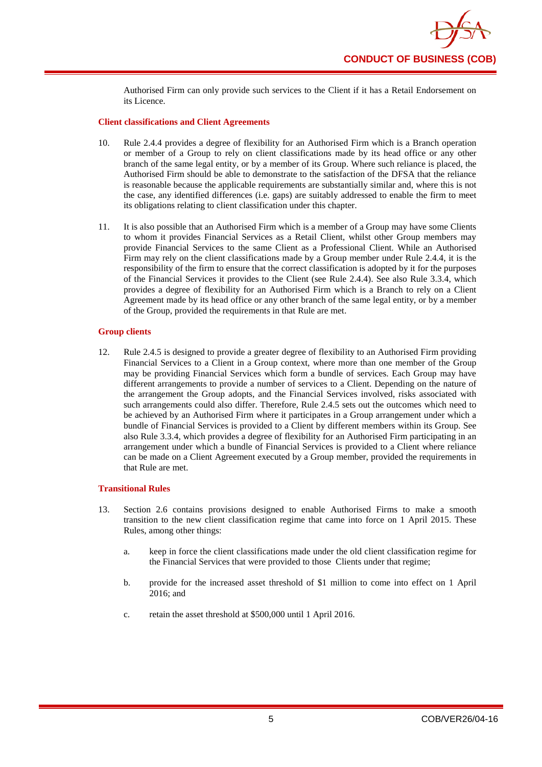Authorised Firm can only provide such services to the Client if it has a Retail Endorsement on its Licence.

### Client classifications and Client Agreements

10. Rule 2.4.4 provides a degree of flexibility for an Authorised Firm which is a Branch operation or member of a Group to rely on client classifications made by its head office or any other branch of the same legal entity, or by a member of its Group. Where such reliance is placed, the Authorised Firm should be able to demonstrate to the satisfaction of the DFSA that the reliance is reasonable because the applicable requirements are substantially similar and, where this is not the case, any identified differences (i.e. gaps) are suitably addressed to enable the firm to meet its obligations relating to client classification under this chapter.

11. It is also possible that an Authorised Firm which is a member of a Group may have some Clients to whom it provides Financial Services as a Retail Client, whilst other Group members may provide Financial Services to the same Client as a Professional Client. While an Authorised Firm may rely on the client classifications made by a Group member under Rule 2.4.4, it is the responsibility of the firm to ensure that the correct classification is adopted by it for the purposes of the Financial Services it provides to the Client (see Rule 2.4.4). See also Rule 3.3.4, which provides a degree of flexibility for an Authorised Firm which is a Branch to rely on a Client Agreement made by its head office or any other branch of the same legal entity, or by a member of the Group, provided the requirements in that Rule are met.

### Group clients

12. Rule 2.4.5 is designed to provide a greater degree of flexibility to an Authorised Firm providing Financial Services to a Client in a Group context, where more than one member of the Group may be providing Financial Services which form a bundle of services. Each Group may have different arrangements to provide a number of services to a Client. Depending on the nature of the arrangement the Group adopts, and the Financial Services involved, risks associated with such arrangements could also differ. Therefore, Rule 2.4.5 sets out the outcomes which need to be achieved by an Authorised Firm where it participates in a Group arrangement under which a bundle of Financial Services is provided to a Client by different members within its Group. See also Rule 3.3.4, which provides a degree of flexibility for an Authorised Firm participating in an arrangement under which a bundle of Financial Services is provided to a Client where reliance can be made on a Client Agreement executed by a Group member, provided the requirements in that Rule are met.

### Transitional Rules

13. Section 2.6 contains provisions designed to enable Authorised Firms to make a smooth transition to the new client classification regime that came into force on 1 April 2015. These Rules, among other things:

    a. keep in force the client classifications made under the old client classification regime for the Financial Services that were provided to those Clients under that regime;

    b. provide for the increased asset threshold of $1 million to come into effect on 1 April 2016; and

    c. retain the asset threshold at $500,000 until 1 April 2016.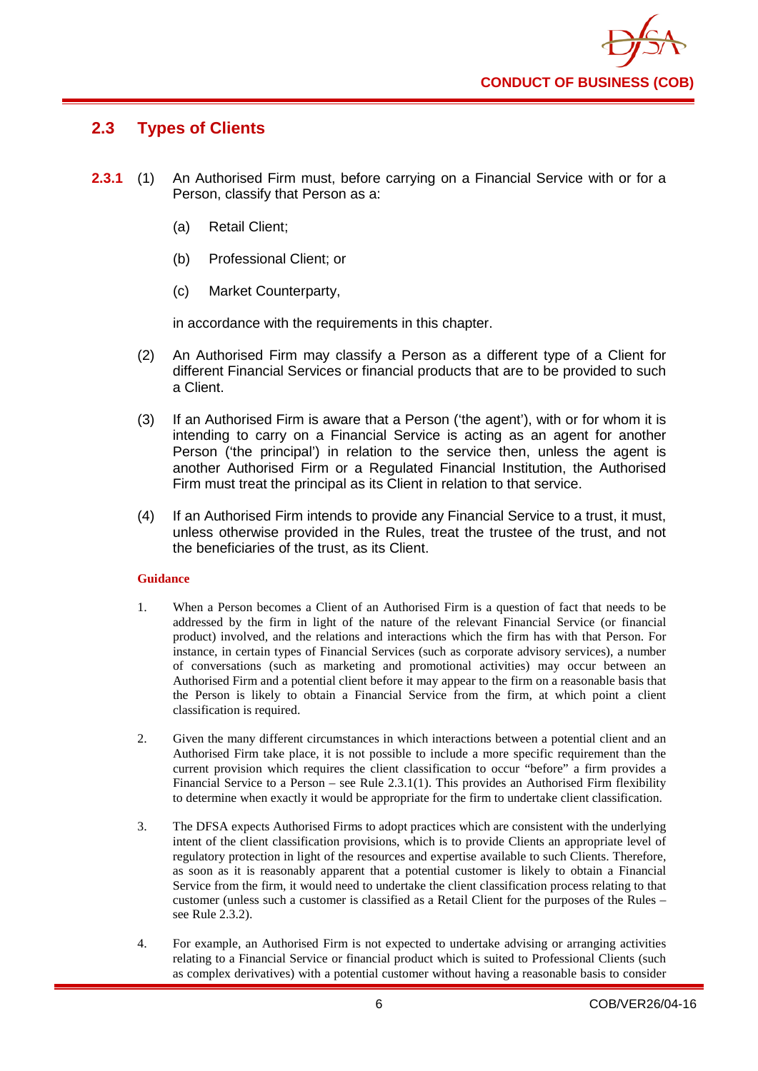## 2.3 Types of Clients

**2.3.1** (1) An Authorised Firm must, before carrying on a Financial Service with or for a Person, classify that Person as a:

(a) Retail Client;

(b) Professional Client; or

(c) Market Counterparty,

in accordance with the requirements in this chapter.

(2) An Authorised Firm may classify a Person as a different type of a Client for different Financial Services or financial products that are to be provided to such a Client.

(3) If an Authorised Firm is aware that a Person ('the agent'), with or for whom it is intending to carry on a Financial Service is acting as an agent for another Person ('the principal') in relation to the service then, unless the agent is another Authorised Firm or a Regulated Financial Institution, the Authorised Firm must treat the principal as its Client in relation to that service.

(4) If an Authorised Firm intends to provide any Financial Service to a trust, it must, unless otherwise provided in the Rules, treat the trustee of the trust, and not the beneficiaries of the trust, as its Client.

**Guidance**

1. When a Person becomes a Client of an Authorised Firm is a question of fact that needs to be addressed by the firm in light of the nature of the relevant Financial Service (or financial product) involved, and the relations and interactions which the firm has with that Person. For instance, in certain types of Financial Services (such as corporate advisory services), a number of conversations (such as marketing and promotional activities) may occur between an Authorised Firm and a potential client before it may appear to the firm on a reasonable basis that the Person is likely to obtain a Financial Service from the firm, at which point a client classification is required.

2. Given the many different circumstances in which interactions between a potential client and an Authorised Firm take place, it is not possible to include a more specific requirement than the current provision which requires the client classification to occur "before" a firm provides a Financial Service to a Person – see Rule 2.3.1(1). This provides an Authorised Firm flexibility to determine when exactly it would be appropriate for the firm to undertake client classification.

3. The DFSA expects Authorised Firms to adopt practices which are consistent with the underlying intent of the client classification provisions, which is to provide Clients an appropriate level of regulatory protection in light of the resources and expertise available to such Clients. Therefore, as soon as it is reasonably apparent that a potential customer is likely to obtain a Financial Service from the firm, it would need to undertake the client classification process relating to that customer (unless such a customer is classified as a Retail Client for the purposes of the Rules – see Rule 2.3.2).

4. For example, an Authorised Firm is not expected to undertake advising or arranging activities relating to a Financial Service or financial product which is suited to Professional Clients (such as complex derivatives) with a potential customer without having a reasonable basis to consider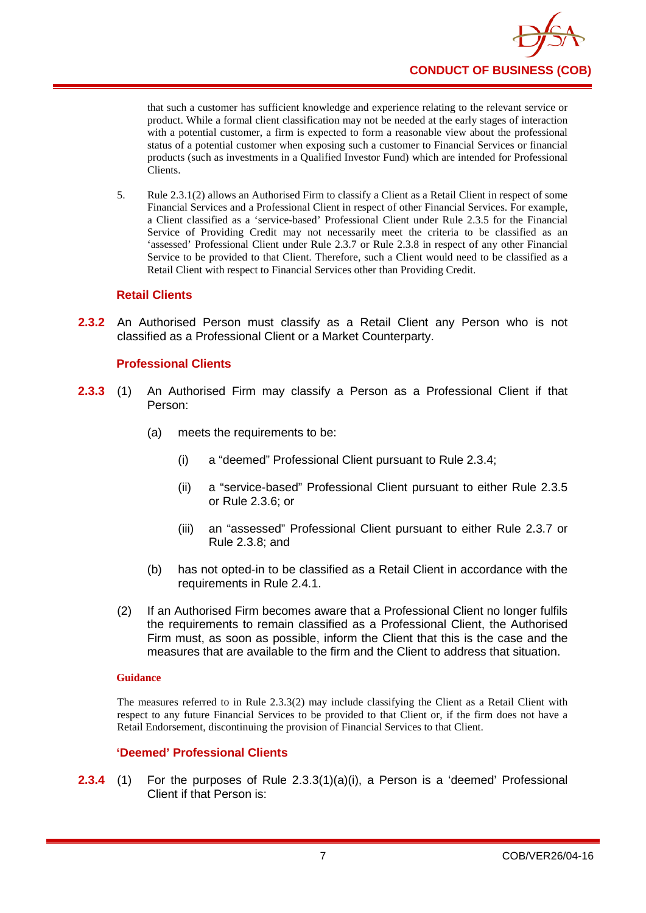that such a customer has sufficient knowledge and experience relating to the relevant service or product. While a formal client classification may not be needed at the early stages of interaction with a potential customer, a firm is expected to form a reasonable view about the professional status of a potential customer when exposing such a customer to Financial Services or financial products (such as investments in a Qualified Investor Fund) which are intended for Professional Clients.

5. Rule 2.3.1(2) allows an Authorised Firm to classify a Client as a Retail Client in respect of some Financial Services and a Professional Client in respect of other Financial Services. For example, a Client classified as a 'service-based' Professional Client under Rule 2.3.5 for the Financial Service of Providing Credit may not necessarily meet the criteria to be classified as an 'assessed' Professional Client under Rule 2.3.7 or Rule 2.3.8 in respect of any other Financial Service to be provided to that Client. Therefore, such a Client would need to be classified as a Retail Client with respect to Financial Services other than Providing Credit.

### Retail Clients

**2.3.2** An Authorised Person must classify as a Retail Client any Person who is not classified as a Professional Client or a Market Counterparty.

### Professional Clients

**2.3.3** (1) An Authorised Firm may classify a Person as a Professional Client if that Person:

(a) meets the requirements to be:

(i) a "deemed" Professional Client pursuant to Rule 2.3.4;

(ii) a "service-based" Professional Client pursuant to either Rule 2.3.5 or Rule 2.3.6; or

(iii) an "assessed" Professional Client pursuant to either Rule 2.3.7 or Rule 2.3.8; and

(b) has not opted-in to be classified as a Retail Client in accordance with the requirements in Rule 2.4.1.

(2) If an Authorised Firm becomes aware that a Professional Client no longer fulfils the requirements to remain classified as a Professional Client, the Authorised Firm must, as soon as possible, inform the Client that this is the case and the measures that are available to the firm and the Client to address that situation.

**Guidance**

The measures referred to in Rule 2.3.3(2) may include classifying the Client as a Retail Client with respect to any future Financial Services to be provided to that Client or, if the firm does not have a Retail Endorsement, discontinuing the provision of Financial Services to that Client.

### 'Deemed' Professional Clients

**2.3.4** (1) For the purposes of Rule 2.3.3(1)(a)(i), a Person is a 'deemed' Professional Client if that Person is: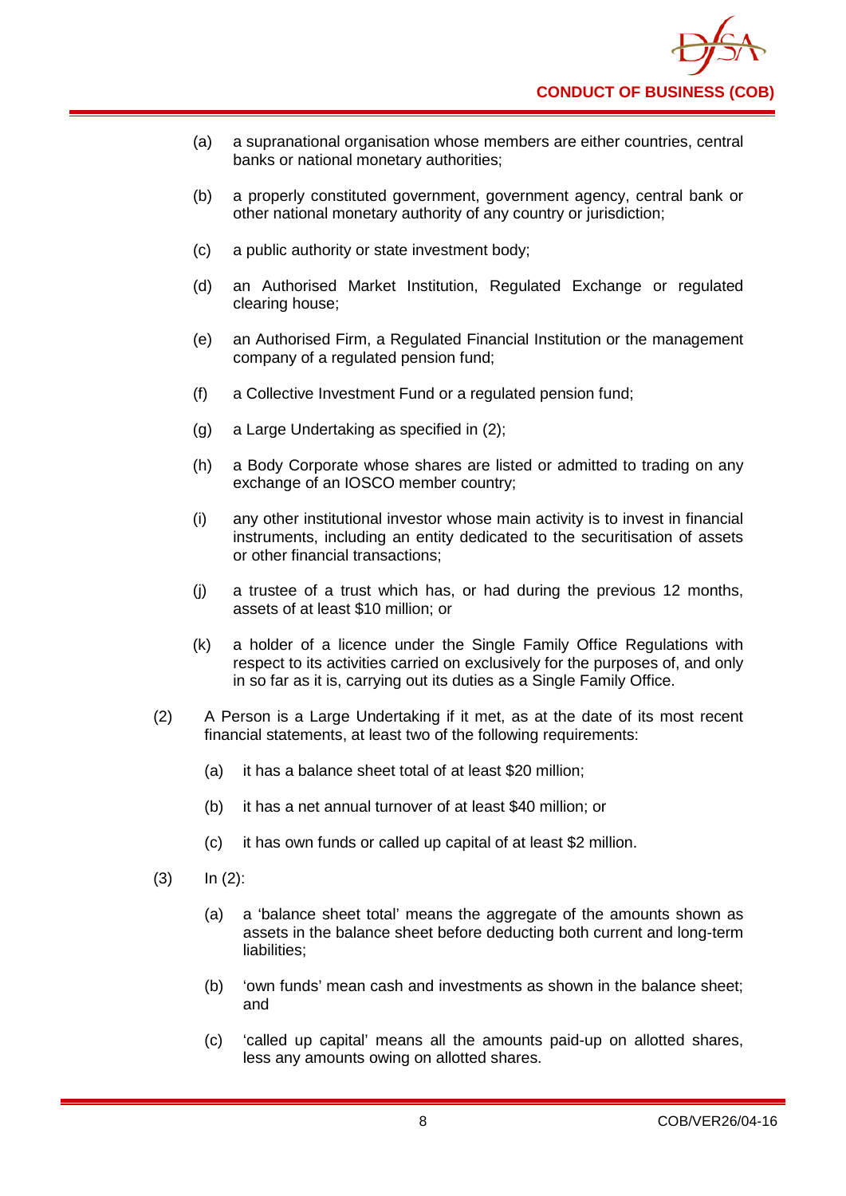(a) a supranational organisation whose members are either countries, central banks or national monetary authorities;

(b) a properly constituted government, government agency, central bank or other national monetary authority of any country or jurisdiction;

(c) a public authority or state investment body;

(d) an Authorised Market Institution, Regulated Exchange or regulated clearing house;

(e) an Authorised Firm, a Regulated Financial Institution or the management company of a regulated pension fund;

(f) a Collective Investment Fund or a regulated pension fund;

(g) a Large Undertaking as specified in (2);

(h) a Body Corporate whose shares are listed or admitted to trading on any exchange of an IOSCO member country;

(i) any other institutional investor whose main activity is to invest in financial instruments, including an entity dedicated to the securitisation of assets or other financial transactions;

(j) a trustee of a trust which has, or had during the previous 12 months, assets of at least $10 million; or

(k) a holder of a licence under the Single Family Office Regulations with respect to its activities carried on exclusively for the purposes of, and only in so far as it is, carrying out its duties as a Single Family Office.

(2) A Person is a Large Undertaking if it met, as at the date of its most recent financial statements, at least two of the following requirements:

(a) it has a balance sheet total of at least $20 million;

(b) it has a net annual turnover of at least $40 million; or

(c) it has own funds or called up capital of at least $2 million.

(3) In (2):

(a) a 'balance sheet total' means the aggregate of the amounts shown as assets in the balance sheet before deducting both current and long-term liabilities;

(b) 'own funds' mean cash and investments as shown in the balance sheet; and

(c) 'called up capital' means all the amounts paid-up on allotted shares, less any amounts owing on allotted shares.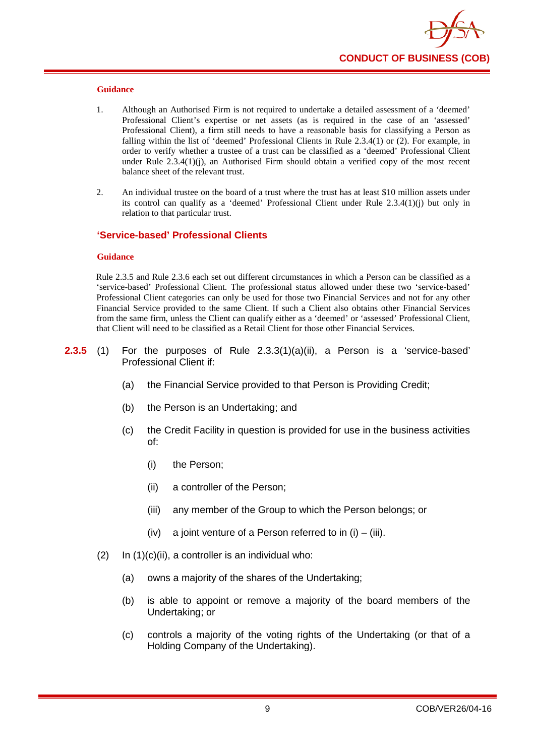**Guidance**

1. Although an Authorised Firm is not required to undertake a detailed assessment of a 'deemed' Professional Client's expertise or net assets (as is required in the case of an 'assessed' Professional Client), a firm still needs to have a reasonable basis for classifying a Person as falling within the list of 'deemed' Professional Clients in Rule 2.3.4(1) or (2). For example, in order to verify whether a trustee of a trust can be classified as a 'deemed' Professional Client under Rule 2.3.4(1)(j), an Authorised Firm should obtain a verified copy of the most recent balance sheet of the relevant trust.

2. An individual trustee on the board of a trust where the trust has at least $10 million assets under its control can qualify as a 'deemed' Professional Client under Rule 2.3.4(1)(j) but only in relation to that particular trust.

## 'Service-based' Professional Clients

**Guidance**

Rule 2.3.5 and Rule 2.3.6 each set out different circumstances in which a Person can be classified as a 'service-based' Professional Client. The professional status allowed under these two 'service-based' Professional Client categories can only be used for those two Financial Services and not for any other Financial Service provided to the same Client. If such a Client also obtains other Financial Services from the same firm, unless the Client can qualify either as a 'deemed' or 'assessed' Professional Client, that Client will need to be classified as a Retail Client for those other Financial Services.

**2.3.5** (1) For the purposes of Rule 2.3.3(1)(a)(ii), a Person is a 'service-based' Professional Client if:

(a) the Financial Service provided to that Person is Providing Credit;

(b) the Person is an Undertaking; and

(c) the Credit Facility in question is provided for use in the business activities of:

(i) the Person;

(ii) a controller of the Person;

(iii) any member of the Group to which the Person belongs; or

(iv) a joint venture of a Person referred to in (i) – (iii).

(2) In (1)(c)(ii), a controller is an individual who:

(a) owns a majority of the shares of the Undertaking;

(b) is able to appoint or remove a majority of the board members of the Undertaking; or

(c) controls a majority of the voting rights of the Undertaking (or that of a Holding Company of the Undertaking).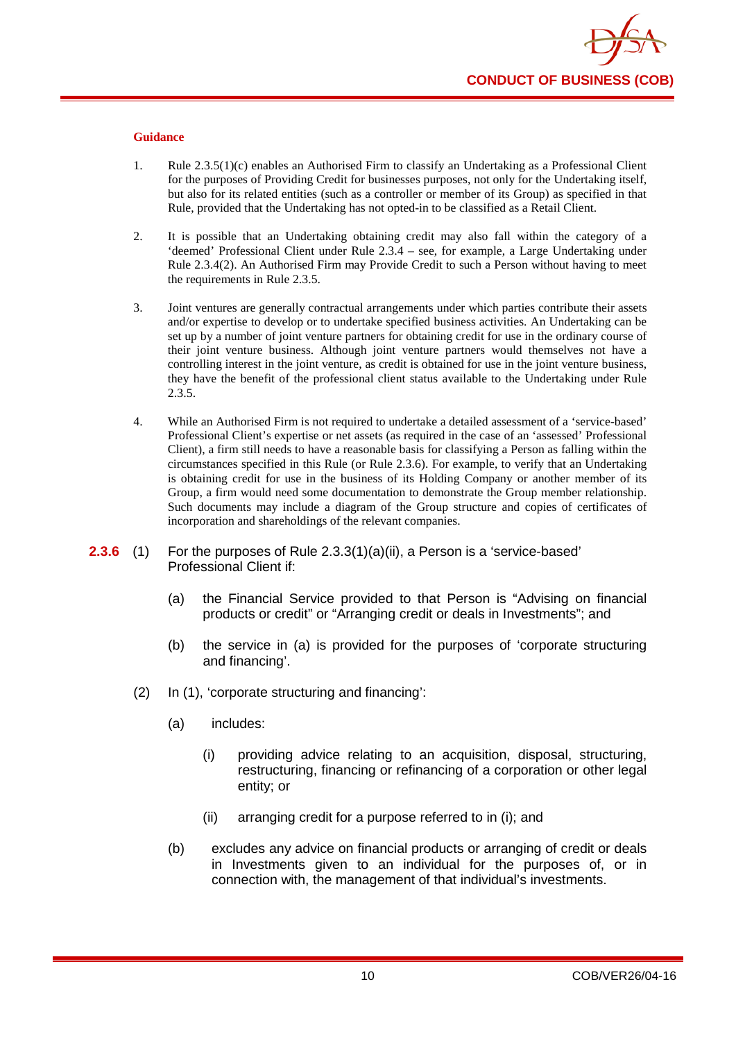**Guidance**

1. Rule 2.3.5(1)(c) enables an Authorised Firm to classify an Undertaking as a Professional Client for the purposes of Providing Credit for businesses purposes, not only for the Undertaking itself, but also for its related entities (such as a controller or member of its Group) as specified in that Rule, provided that the Undertaking has not opted-in to be classified as a Retail Client.

2. It is possible that an Undertaking obtaining credit may also fall within the category of a 'deemed' Professional Client under Rule 2.3.4 – see, for example, a Large Undertaking under Rule 2.3.4(2). An Authorised Firm may Provide Credit to such a Person without having to meet the requirements in Rule 2.3.5.

3. Joint ventures are generally contractual arrangements under which parties contribute their assets and/or expertise to develop or to undertake specified business activities. An Undertaking can be set up by a number of joint venture partners for obtaining credit for use in the ordinary course of their joint venture business. Although joint venture partners would themselves not have a controlling interest in the joint venture, as credit is obtained for use in the joint venture business, they have the benefit of the professional client status available to the Undertaking under Rule 2.3.5.

4. While an Authorised Firm is not required to undertake a detailed assessment of a 'service-based' Professional Client's expertise or net assets (as required in the case of an 'assessed' Professional Client), a firm still needs to have a reasonable basis for classifying a Person as falling within the circumstances specified in this Rule (or Rule 2.3.6). For example, to verify that an Undertaking is obtaining credit for use in the business of its Holding Company or another member of its Group, a firm would need some documentation to demonstrate the Group member relationship. Such documents may include a diagram of the Group structure and copies of certificates of incorporation and shareholdings of the relevant companies.

**2.3.6** (1) For the purposes of Rule 2.3.3(1)(a)(ii), a Person is a 'service-based' Professional Client if:

(a) the Financial Service provided to that Person is "Advising on financial products or credit" or "Arranging credit or deals in Investments"; and

(b) the service in (a) is provided for the purposes of 'corporate structuring and financing'.

(2) In (1), 'corporate structuring and financing':

(a) includes:

(i) providing advice relating to an acquisition, disposal, structuring, restructuring, financing or refinancing of a corporation or other legal entity; or

(ii) arranging credit for a purpose referred to in (i); and

(b) excludes any advice on financial products or arranging of credit or deals in Investments given to an individual for the purposes of, or in connection with, the management of that individual's investments.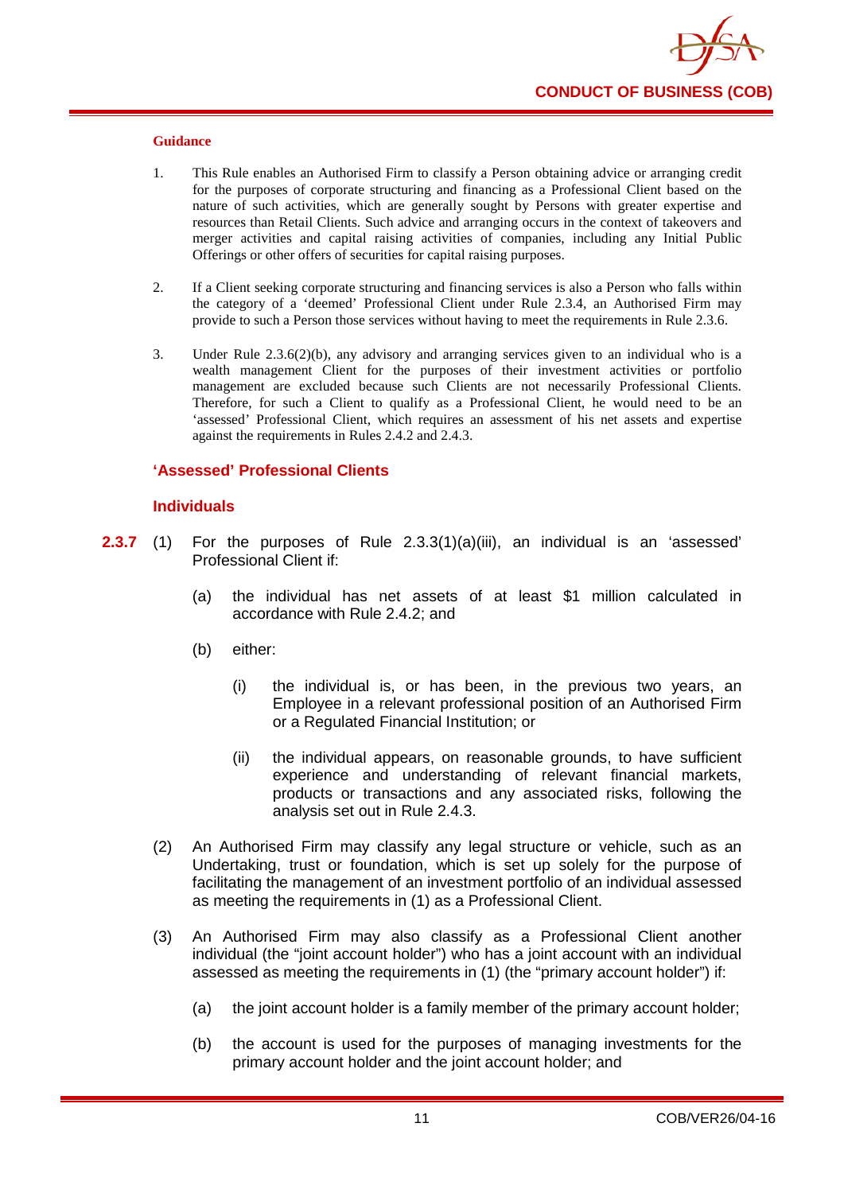#### Guidance

1. This Rule enables an Authorised Firm to classify a Person obtaining advice or arranging credit for the purposes of corporate structuring and financing as a Professional Client based on the nature of such activities, which are generally sought by Persons with greater expertise and resources than Retail Clients. Such advice and arranging occurs in the context of takeovers and merger activities and capital raising activities of companies, including any Initial Public Offerings or other offers of securities for capital raising purposes.

2. If a Client seeking corporate structuring and financing services is also a Person who falls within the category of a 'deemed' Professional Client under Rule 2.3.4, an Authorised Firm may provide to such a Person those services without having to meet the requirements in Rule 2.3.6.

3. Under Rule 2.3.6(2)(b), any advisory and arranging services given to an individual who is a wealth management Client for the purposes of their investment activities or portfolio management are excluded because such Clients are not necessarily Professional Clients. Therefore, for such a Client to qualify as a Professional Client, he would need to be an 'assessed' Professional Client, which requires an assessment of his net assets and expertise against the requirements in Rules 2.4.2 and 2.4.3.

### 'Assessed' Professional Clients

### Individuals

**2.3.7** (1) For the purposes of Rule 2.3.3(1)(a)(iii), an individual is an 'assessed' Professional Client if:

   (a) the individual has net assets of at least $1 million calculated in accordance with Rule 2.4.2; and

   (b) either:

      (i) the individual is, or has been, in the previous two years, an Employee in a relevant professional position of an Authorised Firm or a Regulated Financial Institution; or

      (ii) the individual appears, on reasonable grounds, to have sufficient experience and understanding of relevant financial markets, products or transactions and any associated risks, following the analysis set out in Rule 2.4.3.

(2) An Authorised Firm may classify any legal structure or vehicle, such as an Undertaking, trust or foundation, which is set up solely for the purpose of facilitating the management of an investment portfolio of an individual assessed as meeting the requirements in (1) as a Professional Client.

(3) An Authorised Firm may also classify as a Professional Client another individual (the "joint account holder") who has a joint account with an individual assessed as meeting the requirements in (1) (the "primary account holder") if:

   (a) the joint account holder is a family member of the primary account holder;

   (b) the account is used for the purposes of managing investments for the primary account holder and the joint account holder; and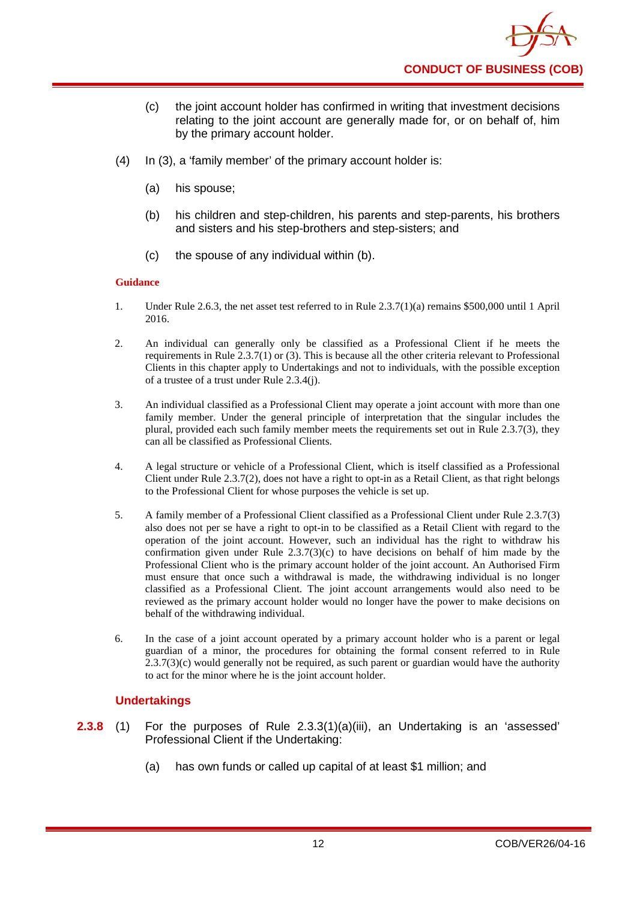(c) the joint account holder has confirmed in writing that investment decisions relating to the joint account are generally made for, or on behalf of, him by the primary account holder.

(4) In (3), a 'family member' of the primary account holder is:

(a) his spouse;

(b) his children and step-children, his parents and step-parents, his brothers and sisters and his step-brothers and step-sisters; and

(c) the spouse of any individual within (b).

**Guidance**

1. Under Rule 2.6.3, the net asset test referred to in Rule 2.3.7(1)(a) remains $500,000 until 1 April 2016.

2. An individual can generally only be classified as a Professional Client if he meets the requirements in Rule 2.3.7(1) or (3). This is because all the other criteria relevant to Professional Clients in this chapter apply to Undertakings and not to individuals, with the possible exception of a trustee of a trust under Rule 2.3.4(j).

3. An individual classified as a Professional Client may operate a joint account with more than one family member. Under the general principle of interpretation that the singular includes the plural, provided each such family member meets the requirements set out in Rule 2.3.7(3), they can all be classified as Professional Clients.

4. A legal structure or vehicle of a Professional Client, which is itself classified as a Professional Client under Rule 2.3.7(2), does not have a right to opt-in as a Retail Client, as that right belongs to the Professional Client for whose purposes the vehicle is set up.

5. A family member of a Professional Client classified as a Professional Client under Rule 2.3.7(3) also does not per se have a right to opt-in to be classified as a Retail Client with regard to the operation of the joint account. However, such an individual has the right to withdraw his confirmation given under Rule 2.3.7(3)(c) to have decisions on behalf of him made by the Professional Client who is the primary account holder of the joint account. An Authorised Firm must ensure that once such a withdrawal is made, the withdrawing individual is no longer classified as a Professional Client. The joint account arrangements would also need to be reviewed as the primary account holder would no longer have the power to make decisions on behalf of the withdrawing individual.

6. In the case of a joint account operated by a primary account holder who is a parent or legal guardian of a minor, the procedures for obtaining the formal consent referred to in Rule 2.3.7(3)(c) would generally not be required, as such parent or guardian would have the authority to act for the minor where he is the joint account holder.

### Undertakings

**2.3.8** (1) For the purposes of Rule 2.3.3(1)(a)(iii), an Undertaking is an 'assessed' Professional Client if the Undertaking:

(a) has own funds or called up capital of at least $1 million; and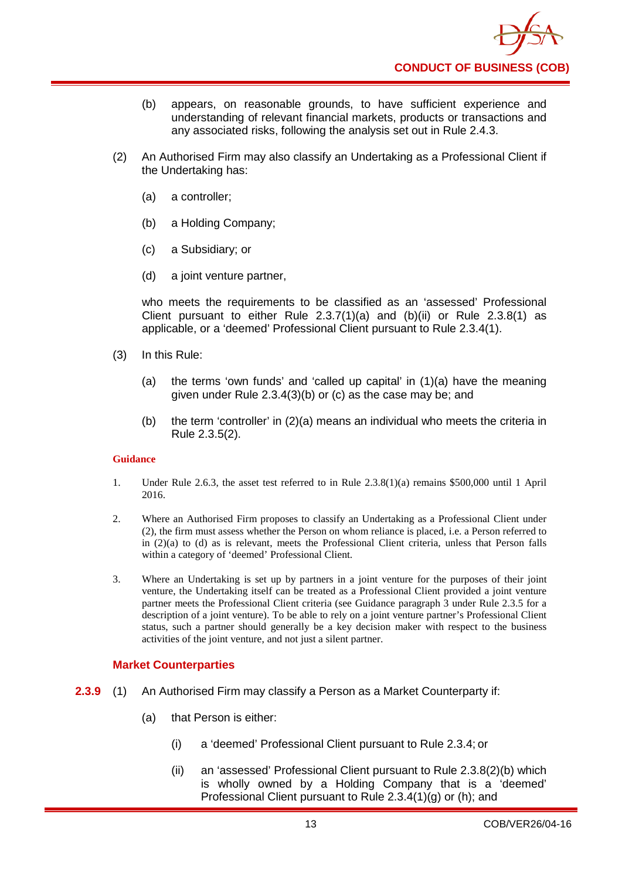(b) appears, on reasonable grounds, to have sufficient experience and understanding of relevant financial markets, products or transactions and any associated risks, following the analysis set out in Rule 2.4.3.

(2) An Authorised Firm may also classify an Undertaking as a Professional Client if the Undertaking has:

(a) a controller;

(b) a Holding Company;

(c) a Subsidiary; or

(d) a joint venture partner,

who meets the requirements to be classified as an 'assessed' Professional Client pursuant to either Rule 2.3.7(1)(a) and (b)(ii) or Rule 2.3.8(1) as applicable, or a 'deemed' Professional Client pursuant to Rule 2.3.4(1).

(3) In this Rule:

(a) the terms 'own funds' and 'called up capital' in (1)(a) have the meaning given under Rule 2.3.4(3)(b) or (c) as the case may be; and

(b) the term 'controller' in (2)(a) means an individual who meets the criteria in Rule 2.3.5(2).

**Guidance**

1. Under Rule 2.6.3, the asset test referred to in Rule 2.3.8(1)(a) remains \$500,000 until 1 April 2016.

2. Where an Authorised Firm proposes to classify an Undertaking as a Professional Client under (2), the firm must assess whether the Person on whom reliance is placed, i.e. a Person referred to in (2)(a) to (d) as is relevant, meets the Professional Client criteria, unless that Person falls within a category of 'deemed' Professional Client.

3. Where an Undertaking is set up by partners in a joint venture for the purposes of their joint venture, the Undertaking itself can be treated as a Professional Client provided a joint venture partner meets the Professional Client criteria (see Guidance paragraph 3 under Rule 2.3.5 for a description of a joint venture). To be able to rely on a joint venture partner's Professional Client status, such a partner should generally be a key decision maker with respect to the business activities of the joint venture, and not just a silent partner.

### Market Counterparties

**2.3.9** (1) An Authorised Firm may classify a Person as a Market Counterparty if:

(a) that Person is either:

(i) a 'deemed' Professional Client pursuant to Rule 2.3.4; or

(ii) an 'assessed' Professional Client pursuant to Rule 2.3.8(2)(b) which is wholly owned by a Holding Company that is a 'deemed' Professional Client pursuant to Rule 2.3.4(1)(g) or (h); and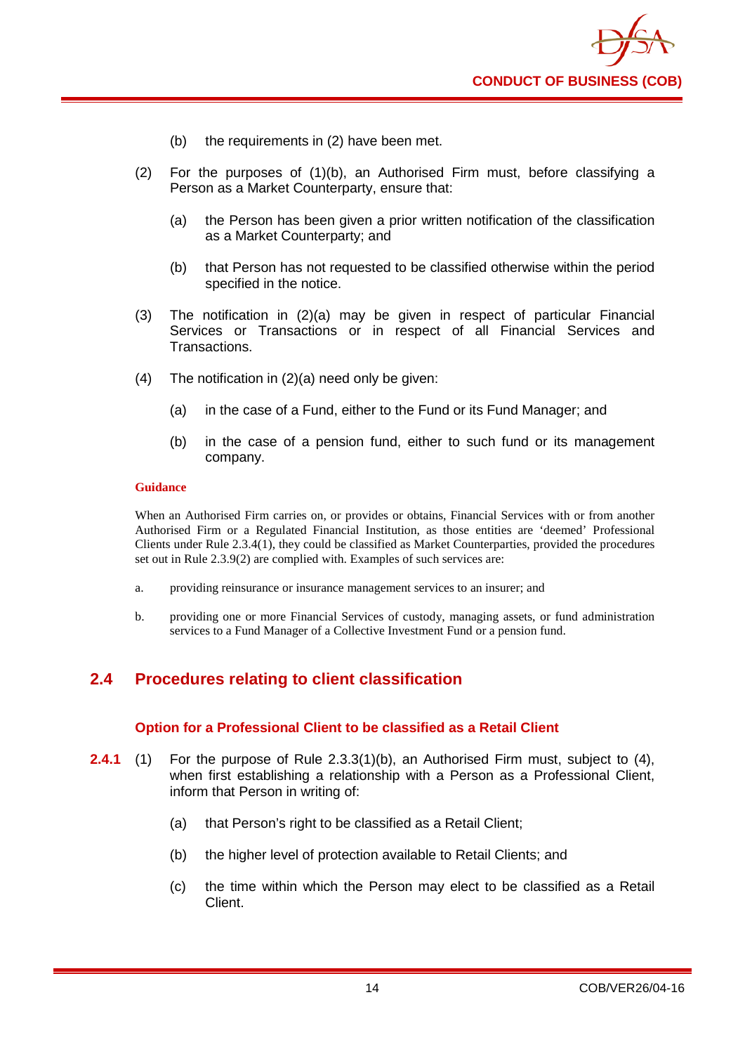(b) the requirements in (2) have been met.

(2) For the purposes of (1)(b), an Authorised Firm must, before classifying a Person as a Market Counterparty, ensure that:

(a) the Person has been given a prior written notification of the classification as a Market Counterparty; and

(b) that Person has not requested to be classified otherwise within the period specified in the notice.

(3) The notification in (2)(a) may be given in respect of particular Financial Services or Transactions or in respect of all Financial Services and Transactions.

(4) The notification in (2)(a) need only be given:

(a) in the case of a Fund, either to the Fund or its Fund Manager; and

(b) in the case of a pension fund, either to such fund or its management company.

**Guidance**

When an Authorised Firm carries on, or provides or obtains, Financial Services with or from another Authorised Firm or a Regulated Financial Institution, as those entities are 'deemed' Professional Clients under Rule 2.3.4(1), they could be classified as Market Counterparties, provided the procedures set out in Rule 2.3.9(2) are complied with. Examples of such services are:

a. providing reinsurance or insurance management services to an insurer; and

b. providing one or more Financial Services of custody, managing assets, or fund administration services to a Fund Manager of a Collective Investment Fund or a pension fund.

## 2.4 Procedures relating to client classification

### Option for a Professional Client to be classified as a Retail Client

**2.4.1** (1) For the purpose of Rule 2.3.3(1)(b), an Authorised Firm must, subject to (4), when first establishing a relationship with a Person as a Professional Client, inform that Person in writing of:

(a) that Person's right to be classified as a Retail Client;

(b) the higher level of protection available to Retail Clients; and

(c) the time within which the Person may elect to be classified as a Retail Client.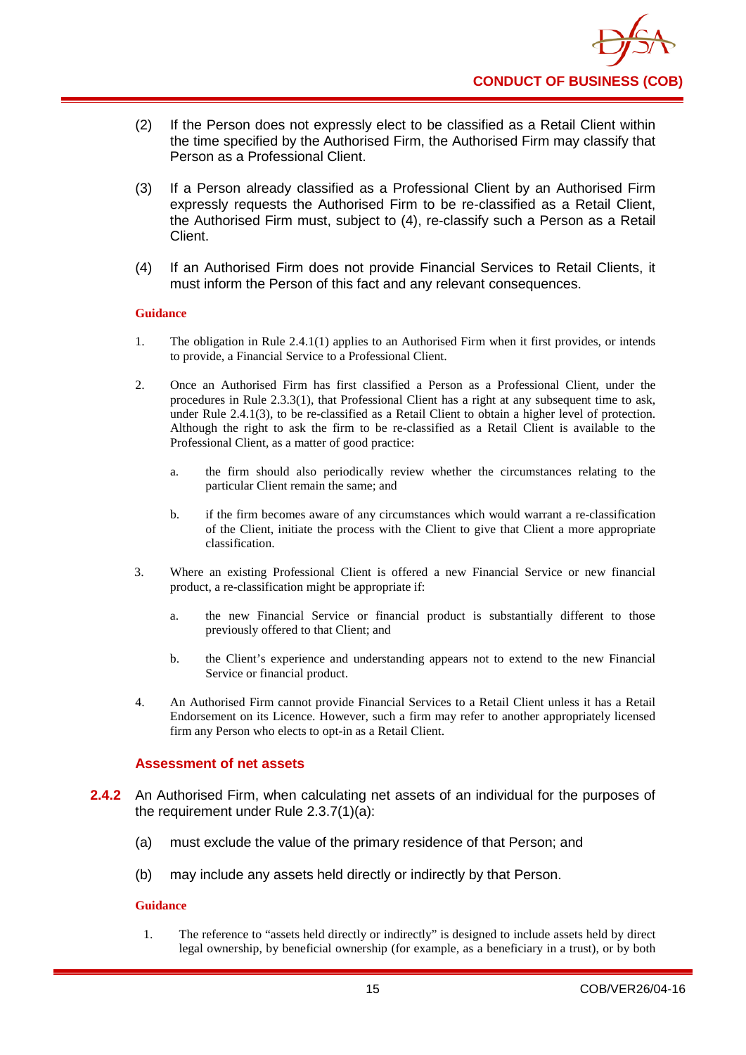(2) If the Person does not expressly elect to be classified as a Retail Client within the time specified by the Authorised Firm, the Authorised Firm may classify that Person as a Professional Client.

(3) If a Person already classified as a Professional Client by an Authorised Firm expressly requests the Authorised Firm to be re-classified as a Retail Client, the Authorised Firm must, subject to (4), re-classify such a Person as a Retail Client.

(4) If an Authorised Firm does not provide Financial Services to Retail Clients, it must inform the Person of this fact and any relevant consequences.

**Guidance**

1. The obligation in Rule 2.4.1(1) applies to an Authorised Firm when it first provides, or intends to provide, a Financial Service to a Professional Client.

2. Once an Authorised Firm has first classified a Person as a Professional Client, under the procedures in Rule 2.3.3(1), that Professional Client has a right at any subsequent time to ask, under Rule 2.4.1(3), to be re-classified as a Retail Client to obtain a higher level of protection. Although the right to ask the firm to be re-classified as a Retail Client is available to the Professional Client, as a matter of good practice:

   a. the firm should also periodically review whether the circumstances relating to the particular Client remain the same; and

   b. if the firm becomes aware of any circumstances which would warrant a re-classification of the Client, initiate the process with the Client to give that Client a more appropriate classification.

3. Where an existing Professional Client is offered a new Financial Service or new financial product, a re-classification might be appropriate if:

   a. the new Financial Service or financial product is substantially different to those previously offered to that Client; and

   b. the Client's experience and understanding appears not to extend to the new Financial Service or financial product.

4. An Authorised Firm cannot provide Financial Services to a Retail Client unless it has a Retail Endorsement on its Licence. However, such a firm may refer to another appropriately licensed firm any Person who elects to opt-in as a Retail Client.

### Assessment of net assets

**2.4.2** An Authorised Firm, when calculating net assets of an individual for the purposes of the requirement under Rule 2.3.7(1)(a):

(a) must exclude the value of the primary residence of that Person; and

(b) may include any assets held directly or indirectly by that Person.

**Guidance**

1. The reference to "assets held directly or indirectly" is designed to include assets held by direct legal ownership, by beneficial ownership (for example, as a beneficiary in a trust), or by both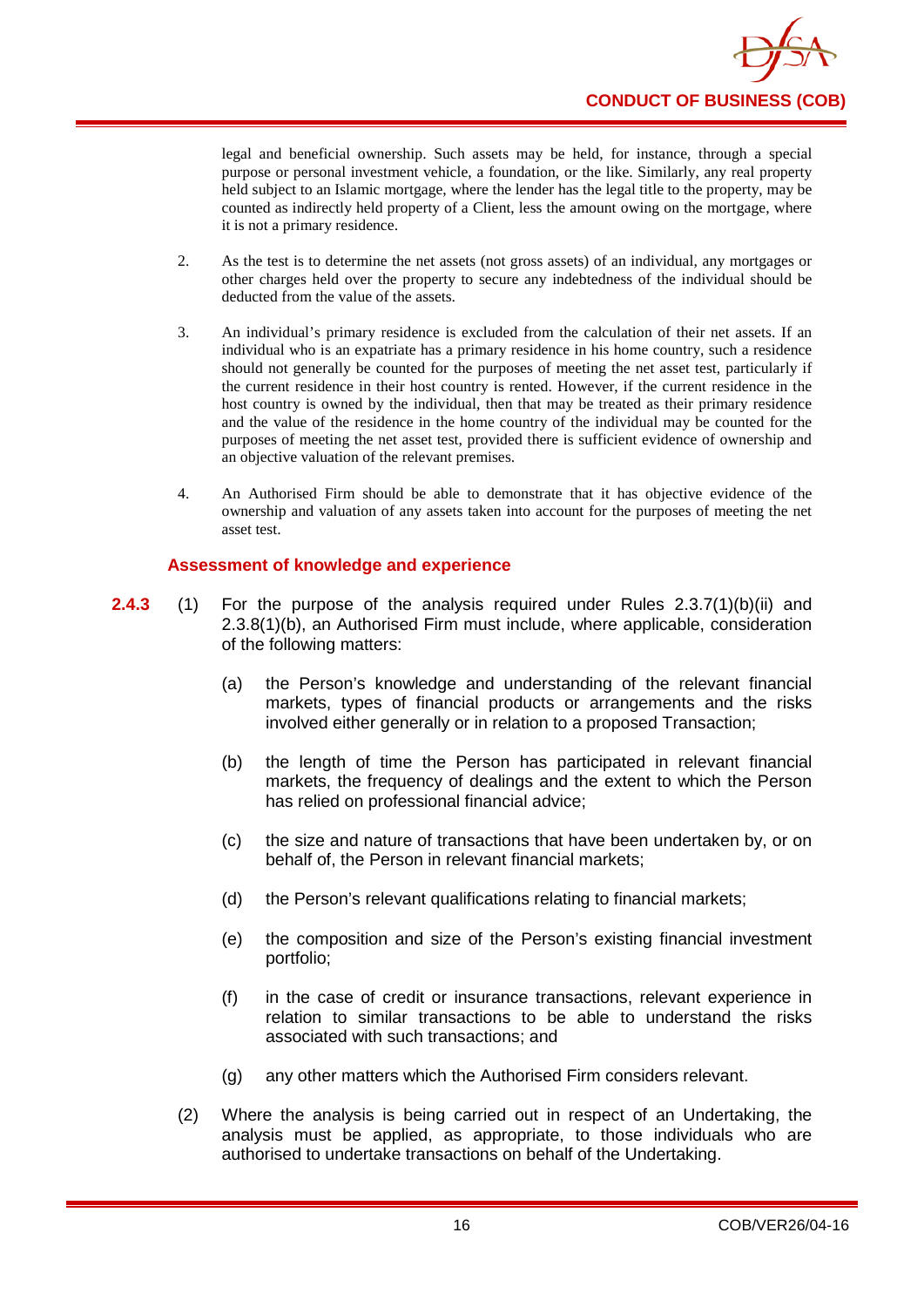legal and beneficial ownership. Such assets may be held, for instance, through a special purpose or personal investment vehicle, a foundation, or the like. Similarly, any real property held subject to an Islamic mortgage, where the lender has the legal title to the property, may be counted as indirectly held property of a Client, less the amount owing on the mortgage, where it is not a primary residence.

2. As the test is to determine the net assets (not gross assets) of an individual, any mortgages or other charges held over the property to secure any indebtedness of the individual should be deducted from the value of the assets.

3. An individual's primary residence is excluded from the calculation of their net assets. If an individual who is an expatriate has a primary residence in his home country, such a residence should not generally be counted for the purposes of meeting the net asset test, particularly if the current residence in their host country is rented. However, if the current residence in the host country is owned by the individual, then that may be treated as their primary residence and the value of the residence in the home country of the individual may be counted for the purposes of meeting the net asset test, provided there is sufficient evidence of ownership and an objective valuation of the relevant premises.

4. An Authorised Firm should be able to demonstrate that it has objective evidence of the ownership and valuation of any assets taken into account for the purposes of meeting the net asset test.

### Assessment of knowledge and experience

**2.4.3** (1) For the purpose of the analysis required under Rules 2.3.7(1)(b)(ii) and 2.3.8(1)(b), an Authorised Firm must include, where applicable, consideration of the following matters:

(a) the Person's knowledge and understanding of the relevant financial markets, types of financial products or arrangements and the risks involved either generally or in relation to a proposed Transaction;

(b) the length of time the Person has participated in relevant financial markets, the frequency of dealings and the extent to which the Person has relied on professional financial advice;

(c) the size and nature of transactions that have been undertaken by, or on behalf of, the Person in relevant financial markets;

(d) the Person's relevant qualifications relating to financial markets;

(e) the composition and size of the Person's existing financial investment portfolio;

(f) in the case of credit or insurance transactions, relevant experience in relation to similar transactions to be able to understand the risks associated with such transactions; and

(g) any other matters which the Authorised Firm considers relevant.

(2) Where the analysis is being carried out in respect of an Undertaking, the analysis must be applied, as appropriate, to those individuals who are authorised to undertake transactions on behalf of the Undertaking.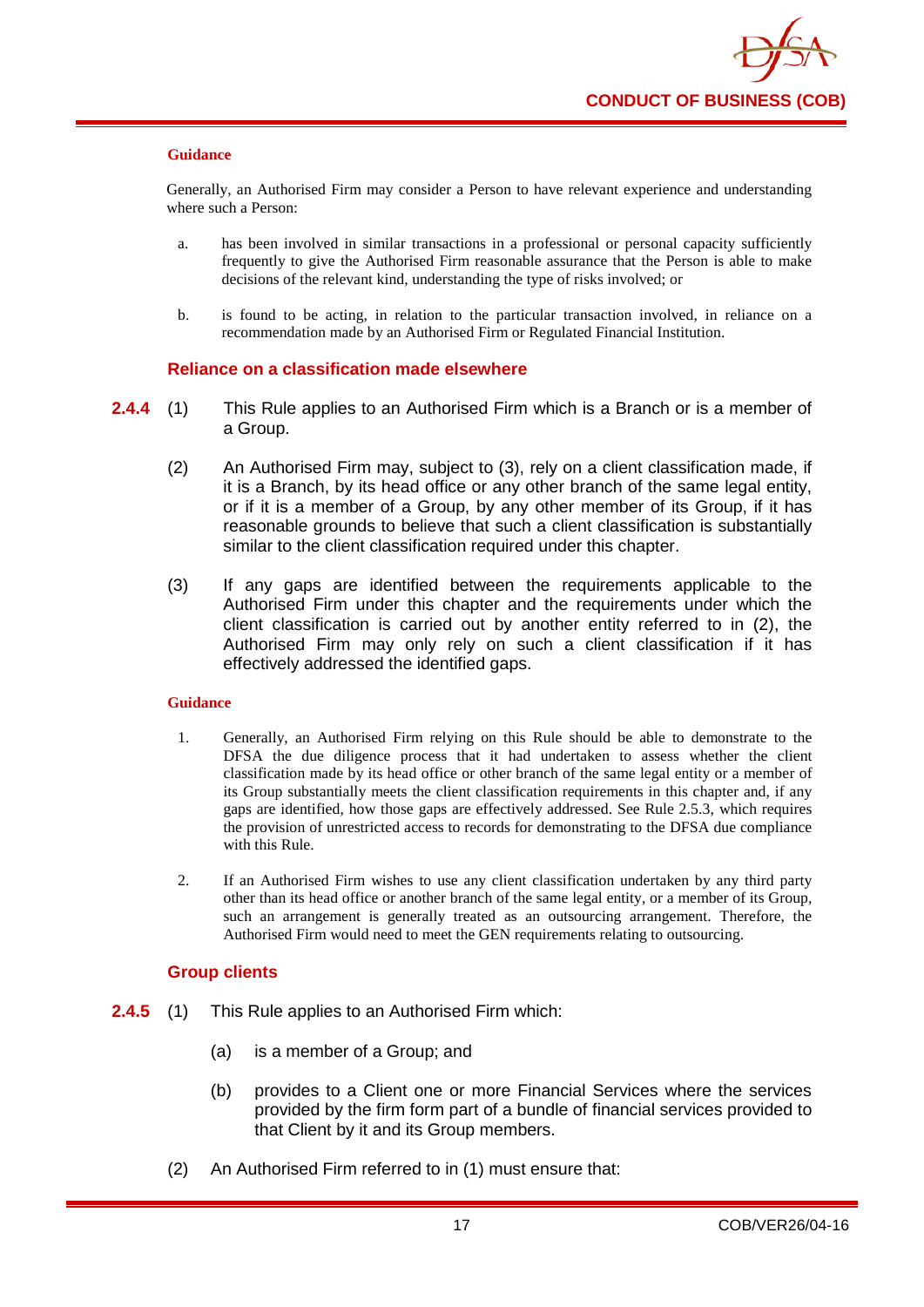**Guidance**

Generally, an Authorised Firm may consider a Person to have relevant experience and understanding where such a Person:

a. has been involved in similar transactions in a professional or personal capacity sufficiently frequently to give the Authorised Firm reasonable assurance that the Person is able to make decisions of the relevant kind, understanding the type of risks involved; or

b. is found to be acting, in relation to the particular transaction involved, in reliance on a recommendation made by an Authorised Firm or Regulated Financial Institution.

### Reliance on a classification made elsewhere

**2.4.4** (1) This Rule applies to an Authorised Firm which is a Branch or is a member of a Group.

(2) An Authorised Firm may, subject to (3), rely on a client classification made, if it is a Branch, by its head office or any other branch of the same legal entity, or if it is a member of a Group, by any other member of its Group, if it has reasonable grounds to believe that such a client classification is substantially similar to the client classification required under this chapter.

(3) If any gaps are identified between the requirements applicable to the Authorised Firm under this chapter and the requirements under which the client classification is carried out by another entity referred to in (2), the Authorised Firm may only rely on such a client classification if it has effectively addressed the identified gaps.

**Guidance**

1. Generally, an Authorised Firm relying on this Rule should be able to demonstrate to the DFSA the due diligence process that it had undertaken to assess whether the client classification made by its head office or other branch of the same legal entity or a member of its Group substantially meets the client classification requirements in this chapter and, if any gaps are identified, how those gaps are effectively addressed. See Rule 2.5.3, which requires the provision of unrestricted access to records for demonstrating to the DFSA due compliance with this Rule.

2. If an Authorised Firm wishes to use any client classification undertaken by any third party other than its head office or another branch of the same legal entity, or a member of its Group, such an arrangement is generally treated as an outsourcing arrangement. Therefore, the Authorised Firm would need to meet the GEN requirements relating to outsourcing.

### Group clients

**2.4.5** (1) This Rule applies to an Authorised Firm which:

(a) is a member of a Group; and

(b) provides to a Client one or more Financial Services where the services provided by the firm form part of a bundle of financial services provided to that Client by it and its Group members.

(2) An Authorised Firm referred to in (1) must ensure that: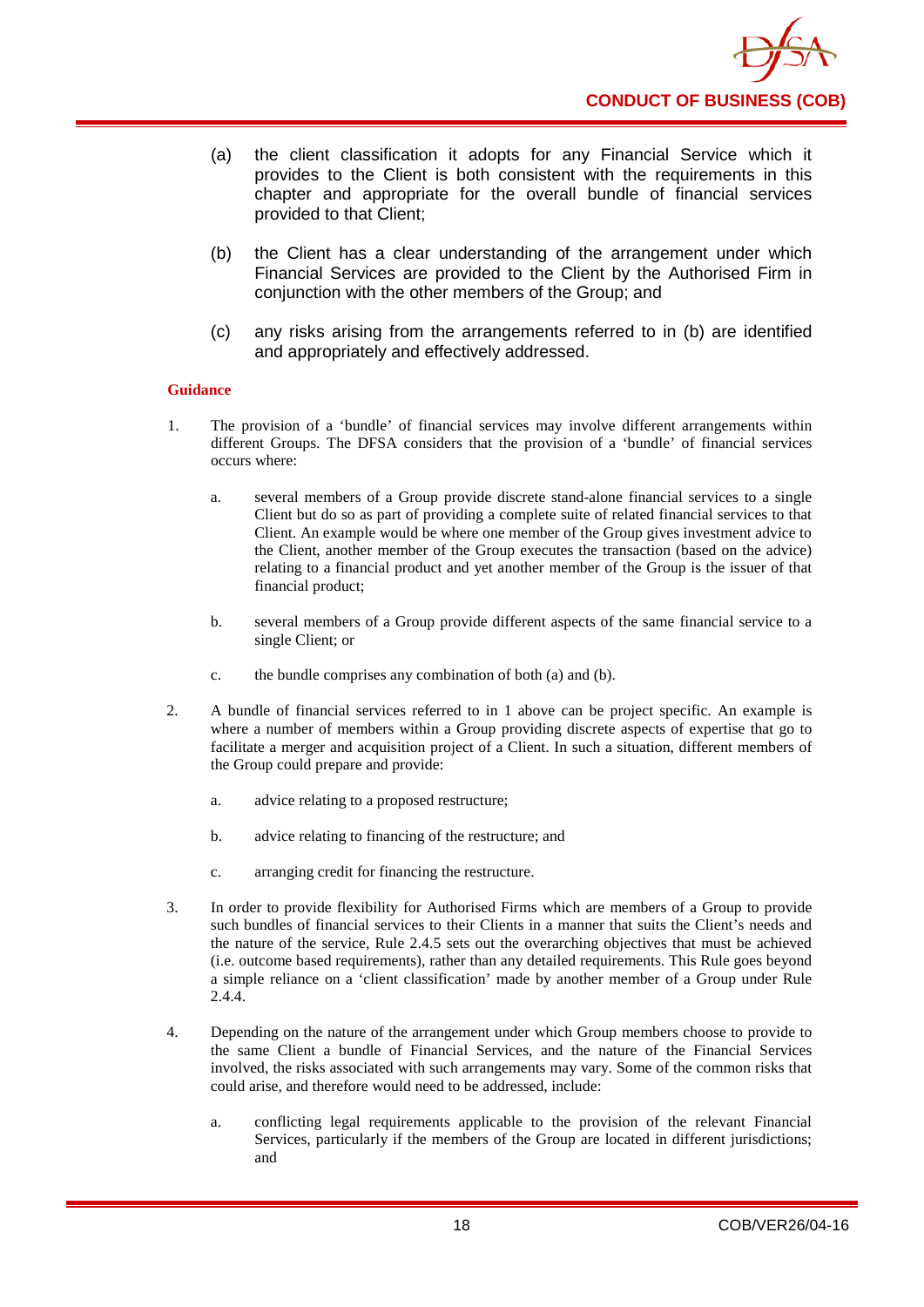(a) the client classification it adopts for any Financial Service which it provides to the Client is both consistent with the requirements in this chapter and appropriate for the overall bundle of financial services provided to that Client;

(b) the Client has a clear understanding of the arrangement under which Financial Services are provided to the Client by the Authorised Firm in conjunction with the other members of the Group; and

(c) any risks arising from the arrangements referred to in (b) are identified and appropriately and effectively addressed.

**Guidance**

1. The provision of a 'bundle' of financial services may involve different arrangements within different Groups. The DFSA considers that the provision of a 'bundle' of financial services occurs where:

    a. several members of a Group provide discrete stand-alone financial services to a single Client but do so as part of providing a complete suite of related financial services to that Client. An example would be where one member of the Group gives investment advice to the Client, another member of the Group executes the transaction (based on the advice) relating to a financial product and yet another member of the Group is the issuer of that financial product;

    b. several members of a Group provide different aspects of the same financial service to a single Client; or

    c. the bundle comprises any combination of both (a) and (b).

2. A bundle of financial services referred to in 1 above can be project specific. An example is where a number of members within a Group providing discrete aspects of expertise that go to facilitate a merger and acquisition project of a Client. In such a situation, different members of the Group could prepare and provide:

    a. advice relating to a proposed restructure;

    b. advice relating to financing of the restructure; and

    c. arranging credit for financing the restructure.

3. In order to provide flexibility for Authorised Firms which are members of a Group to provide such bundles of financial services to their Clients in a manner that suits the Client's needs and the nature of the service, Rule 2.4.5 sets out the overarching objectives that must be achieved (i.e. outcome based requirements), rather than any detailed requirements. This Rule goes beyond a simple reliance on a 'client classification' made by another member of a Group under Rule 2.4.4.

4. Depending on the nature of the arrangement under which Group members choose to provide to the same Client a bundle of Financial Services, and the nature of the Financial Services involved, the risks associated with such arrangements may vary. Some of the common risks that could arise, and therefore would need to be addressed, include:

    a. conflicting legal requirements applicable to the provision of the relevant Financial Services, particularly if the members of the Group are located in different jurisdictions; and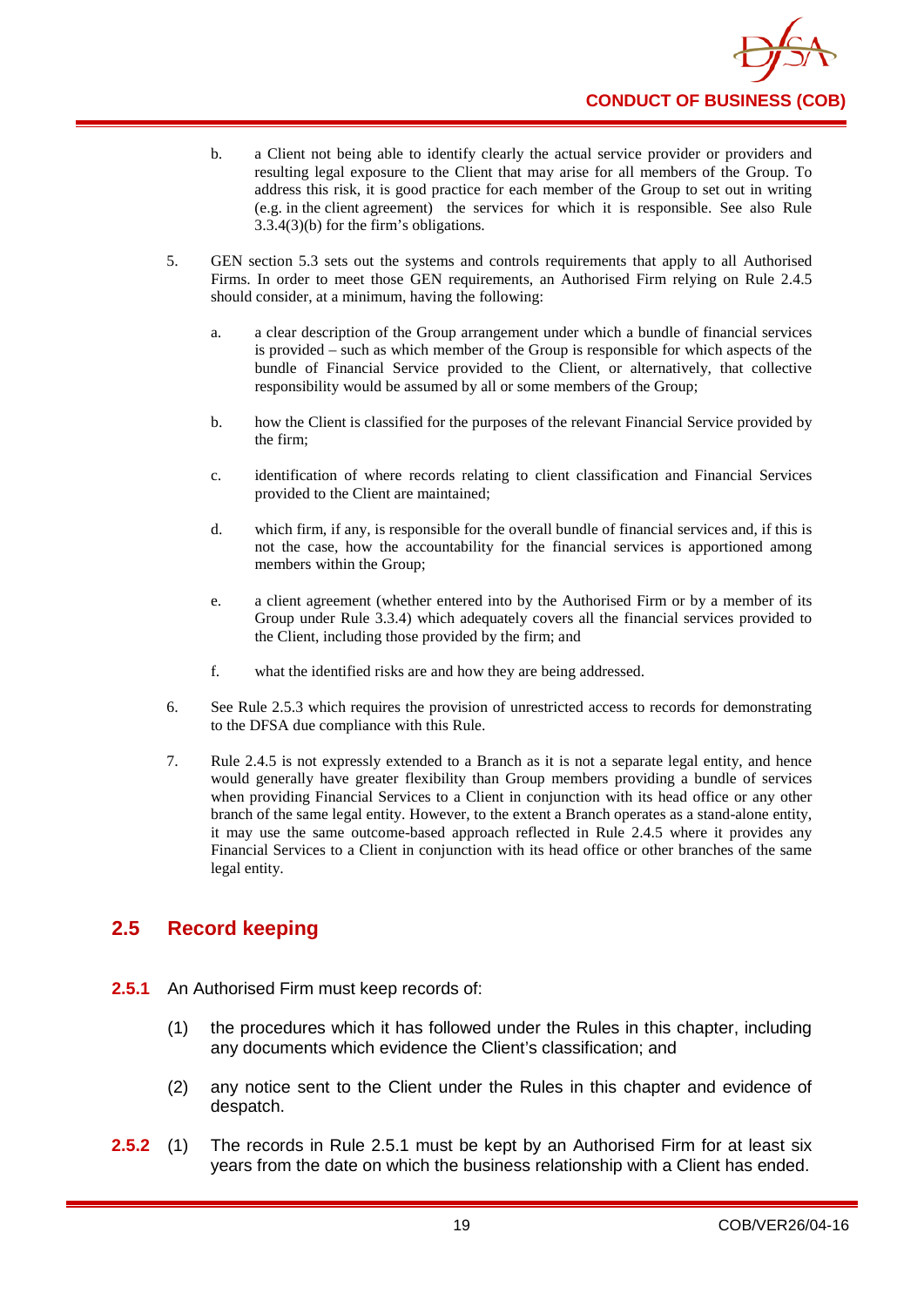b. a Client not being able to identify clearly the actual service provider or providers and resulting legal exposure to the Client that may arise for all members of the Group. To address this risk, it is good practice for each member of the Group to set out in writing (e.g. in the client agreement) the services for which it is responsible. See also Rule 3.3.4(3)(b) for the firm's obligations.

5. GEN section 5.3 sets out the systems and controls requirements that apply to all Authorised Firms. In order to meet those GEN requirements, an Authorised Firm relying on Rule 2.4.5 should consider, at a minimum, having the following:

   a. a clear description of the Group arrangement under which a bundle of financial services is provided – such as which member of the Group is responsible for which aspects of the bundle of Financial Service provided to the Client, or alternatively, that collective responsibility would be assumed by all or some members of the Group;

   b. how the Client is classified for the purposes of the relevant Financial Service provided by the firm;

   c. identification of where records relating to client classification and Financial Services provided to the Client are maintained;

   d. which firm, if any, is responsible for the overall bundle of financial services and, if this is not the case, how the accountability for the financial services is apportioned among members within the Group;

   e. a client agreement (whether entered into by the Authorised Firm or by a member of its Group under Rule 3.3.4) which adequately covers all the financial services provided to the Client, including those provided by the firm; and

   f. what the identified risks are and how they are being addressed.

6. See Rule 2.5.3 which requires the provision of unrestricted access to records for demonstrating to the DFSA due compliance with this Rule.

7. Rule 2.4.5 is not expressly extended to a Branch as it is not a separate legal entity, and hence would generally have greater flexibility than Group members providing a bundle of services when providing Financial Services to a Client in conjunction with its head office or any other branch of the same legal entity. However, to the extent a Branch operates as a stand-alone entity, it may use the same outcome-based approach reflected in Rule 2.4.5 where it provides any Financial Services to a Client in conjunction with its head office or other branches of the same legal entity.

## 2.5 Record keeping

**2.5.1** An Authorised Firm must keep records of:

(1) the procedures which it has followed under the Rules in this chapter, including any documents which evidence the Client's classification; and

(2) any notice sent to the Client under the Rules in this chapter and evidence of despatch.

**2.5.2** (1) The records in Rule 2.5.1 must be kept by an Authorised Firm for at least six years from the date on which the business relationship with a Client has ended.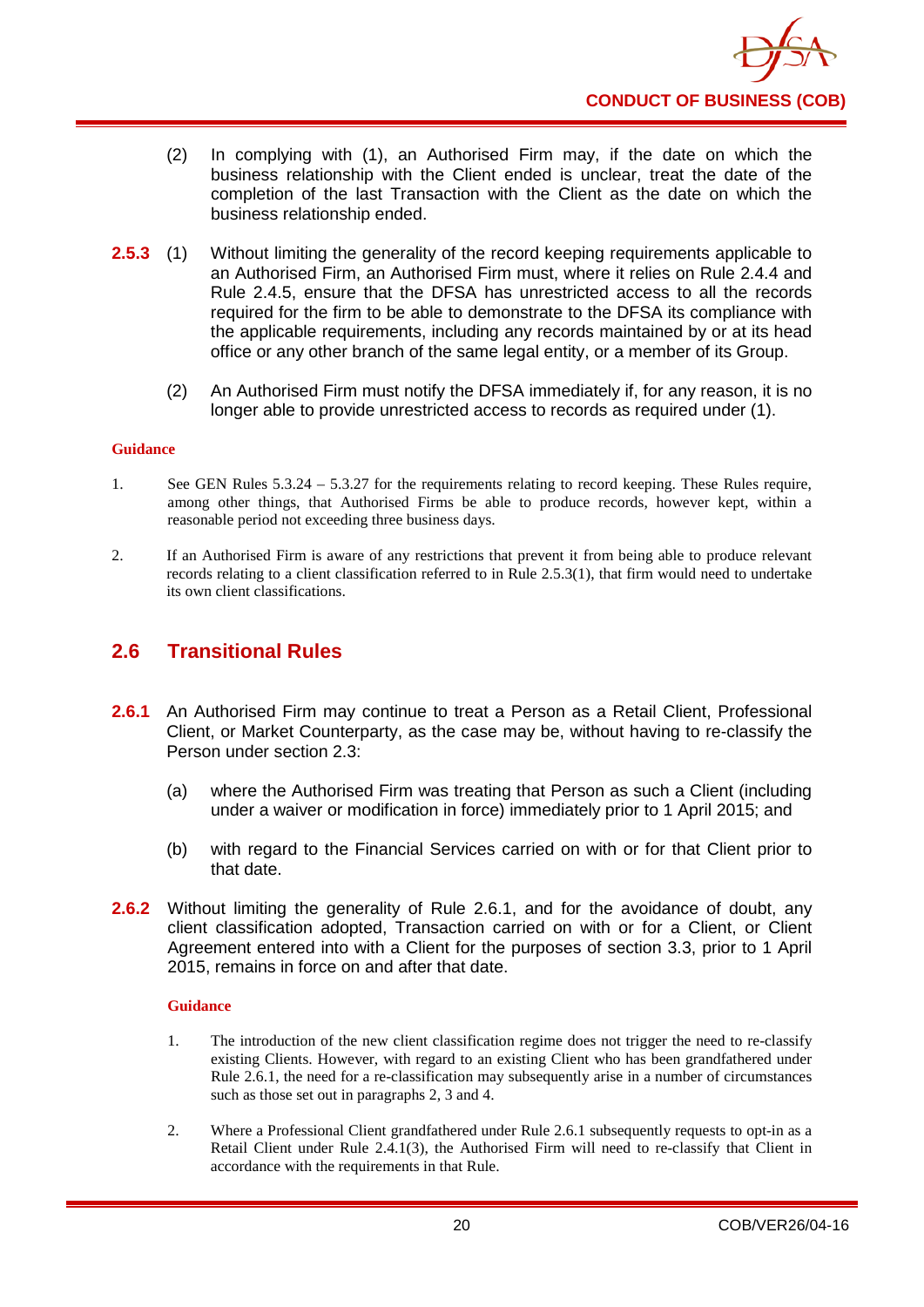(2) In complying with (1), an Authorised Firm may, if the date on which the business relationship with the Client ended is unclear, treat the date of the completion of the last Transaction with the Client as the date on which the business relationship ended.

**2.5.3** (1) Without limiting the generality of the record keeping requirements applicable to an Authorised Firm, an Authorised Firm must, where it relies on Rule 2.4.4 and Rule 2.4.5, ensure that the DFSA has unrestricted access to all the records required for the firm to be able to demonstrate to the DFSA its compliance with the applicable requirements, including any records maintained by or at its head office or any other branch of the same legal entity, or a member of its Group.

(2) An Authorised Firm must notify the DFSA immediately if, for any reason, it is no longer able to provide unrestricted access to records as required under (1).

**Guidance**

1. See GEN Rules 5.3.24 – 5.3.27 for the requirements relating to record keeping. These Rules require, among other things, that Authorised Firms be able to produce records, however kept, within a reasonable period not exceeding three business days.

2. If an Authorised Firm is aware of any restrictions that prevent it from being able to produce relevant records relating to a client classification referred to in Rule 2.5.3(1), that firm would need to undertake its own client classifications.

## 2.6 Transitional Rules

**2.6.1** An Authorised Firm may continue to treat a Person as a Retail Client, Professional Client, or Market Counterparty, as the case may be, without having to re-classify the Person under section 2.3:

(a) where the Authorised Firm was treating that Person as such a Client (including under a waiver or modification in force) immediately prior to 1 April 2015; and

(b) with regard to the Financial Services carried on with or for that Client prior to that date.

**2.6.2** Without limiting the generality of Rule 2.6.1, and for the avoidance of doubt, any client classification adopted, Transaction carried on with or for a Client, or Client Agreement entered into with a Client for the purposes of section 3.3, prior to 1 April 2015, remains in force on and after that date.

**Guidance**

1. The introduction of the new client classification regime does not trigger the need to re-classify existing Clients. However, with regard to an existing Client who has been grandfathered under Rule 2.6.1, the need for a re-classification may subsequently arise in a number of circumstances such as those set out in paragraphs 2, 3 and 4.

2. Where a Professional Client grandfathered under Rule 2.6.1 subsequently requests to opt-in as a Retail Client under Rule 2.4.1(3), the Authorised Firm will need to re-classify that Client in accordance with the requirements in that Rule.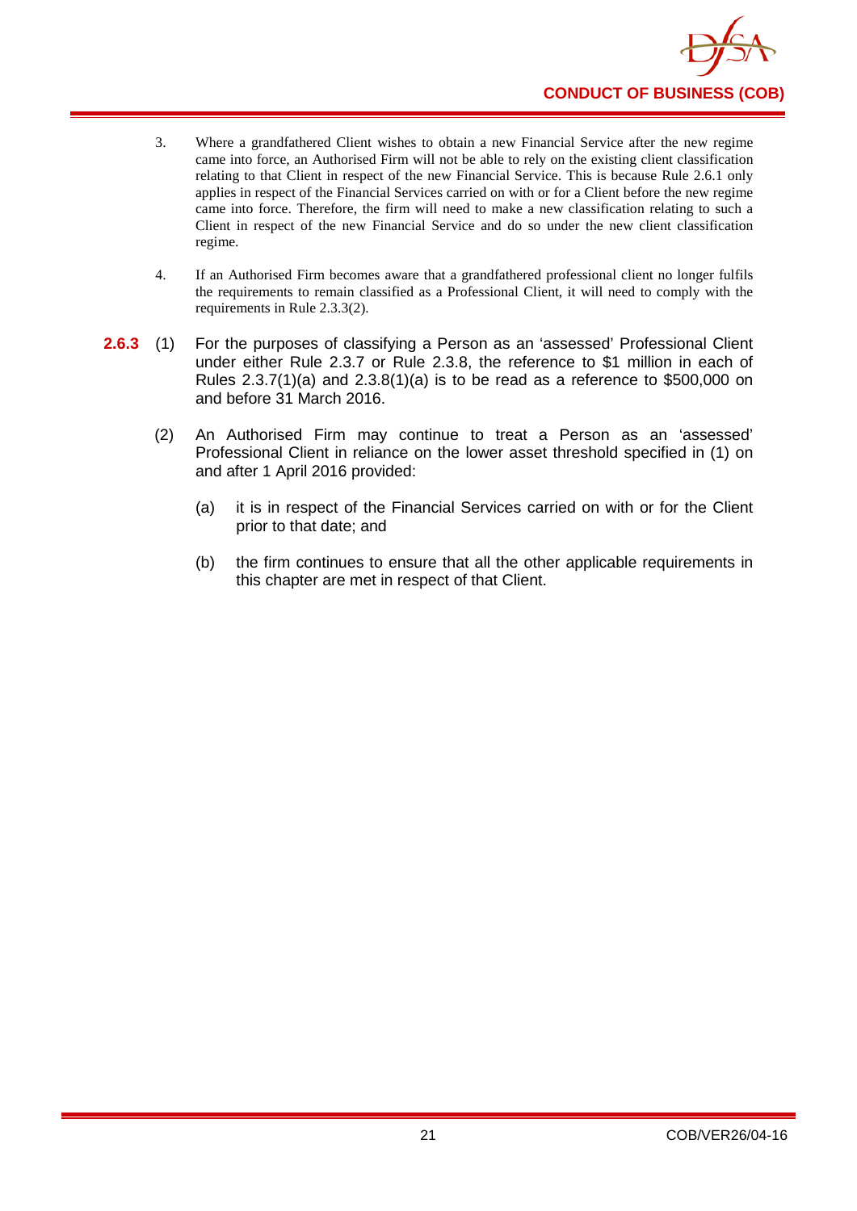3. Where a grandfathered Client wishes to obtain a new Financial Service after the new regime came into force, an Authorised Firm will not be able to rely on the existing client classification relating to that Client in respect of the new Financial Service. This is because Rule 2.6.1 only applies in respect of the Financial Services carried on with or for a Client before the new regime came into force. Therefore, the firm will need to make a new classification relating to such a Client in respect of the new Financial Service and do so under the new client classification regime.

4. If an Authorised Firm becomes aware that a grandfathered professional client no longer fulfils the requirements to remain classified as a Professional Client, it will need to comply with the requirements in Rule 2.3.3(2).

**2.6.3** (1) For the purposes of classifying a Person as an 'assessed' Professional Client under either Rule 2.3.7 or Rule 2.3.8, the reference to $1 million in each of Rules 2.3.7(1)(a) and 2.3.8(1)(a) is to be read as a reference to $500,000 on and before 31 March 2016.

(2) An Authorised Firm may continue to treat a Person as an 'assessed' Professional Client in reliance on the lower asset threshold specified in (1) on and after 1 April 2016 provided:

(a) it is in respect of the Financial Services carried on with or for the Client prior to that date; and

(b) the firm continues to ensure that all the other applicable requirements in this chapter are met in respect of that Client.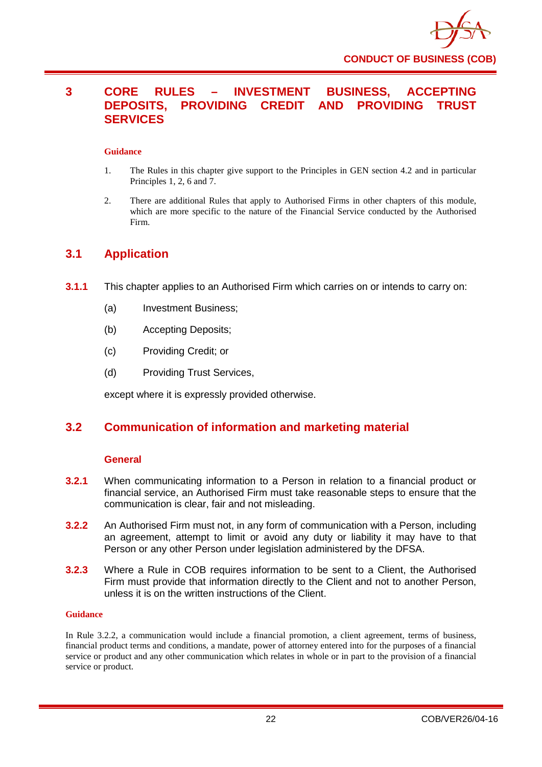# 3 CORE RULES – INVESTMENT BUSINESS, ACCEPTING DEPOSITS, PROVIDING CREDIT AND PROVIDING TRUST SERVICES

**Guidance**

1. The Rules in this chapter give support to the Principles in GEN section 4.2 and in particular Principles 1, 2, 6 and 7.
2. There are additional Rules that apply to Authorised Firms in other chapters of this module, which are more specific to the nature of the Financial Service conducted by the Authorised Firm.

## 3.1 Application

**3.1.1** This chapter applies to an Authorised Firm which carries on or intends to carry on:

(a) Investment Business;

(b) Accepting Deposits;

(c) Providing Credit; or

(d) Providing Trust Services,

except where it is expressly provided otherwise.

## 3.2 Communication of information and marketing material

### General

**3.2.1** When communicating information to a Person in relation to a financial product or financial service, an Authorised Firm must take reasonable steps to ensure that the communication is clear, fair and not misleading.

**3.2.2** An Authorised Firm must not, in any form of communication with a Person, including an agreement, attempt to limit or avoid any duty or liability it may have to that Person or any other Person under legislation administered by the DFSA.

**3.2.3** Where a Rule in COB requires information to be sent to a Client, the Authorised Firm must provide that information directly to the Client and not to another Person, unless it is on the written instructions of the Client.

**Guidance**

In Rule 3.2.2, a communication would include a financial promotion, a client agreement, terms of business, financial product terms and conditions, a mandate, power of attorney entered into for the purposes of a financial service or product and any other communication which relates in whole or in part to the provision of a financial service or product.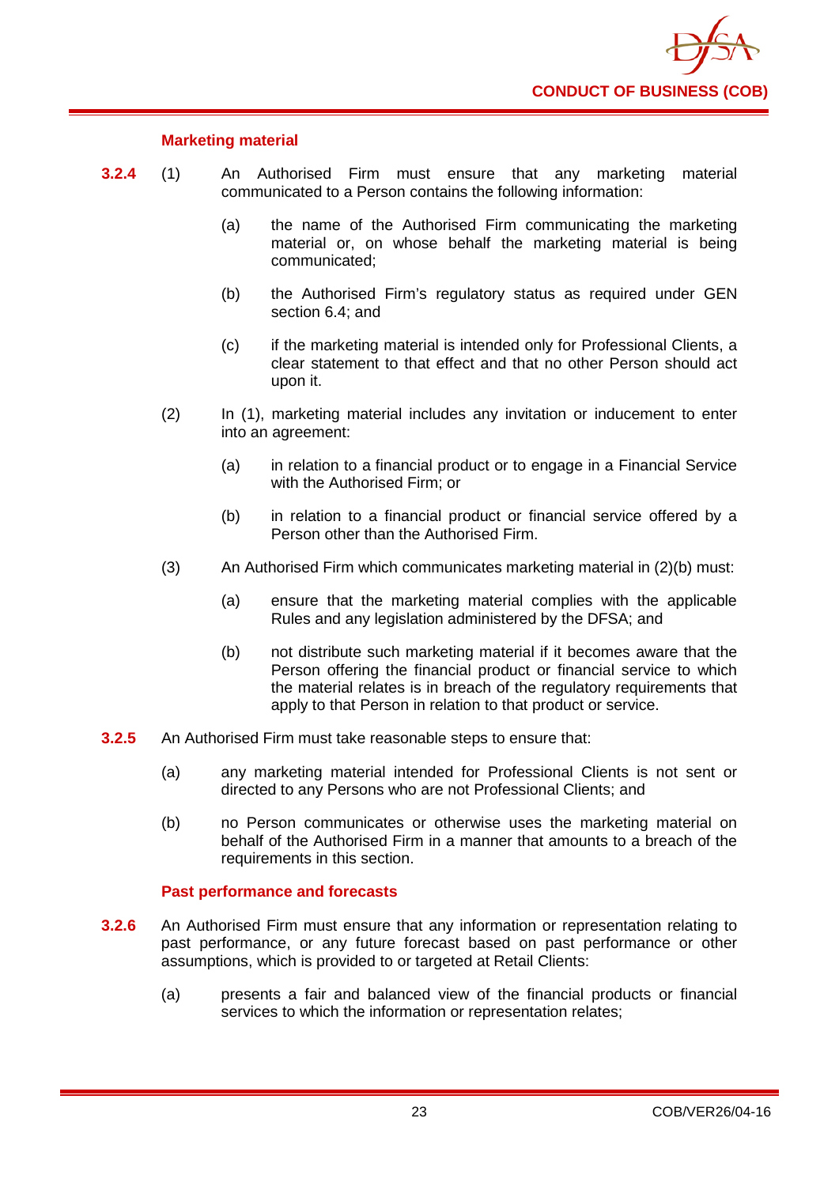### Marketing material

**3.2.4** (1) An Authorised Firm must ensure that any marketing material communicated to a Person contains the following information:

(a) the name of the Authorised Firm communicating the marketing material or, on whose behalf the marketing material is being communicated;

(b) the Authorised Firm's regulatory status as required under GEN section 6.4; and

(c) if the marketing material is intended only for Professional Clients, a clear statement to that effect and that no other Person should act upon it.

(2) In (1), marketing material includes any invitation or inducement to enter into an agreement:

(a) in relation to a financial product or to engage in a Financial Service with the Authorised Firm; or

(b) in relation to a financial product or financial service offered by a Person other than the Authorised Firm.

(3) An Authorised Firm which communicates marketing material in (2)(b) must:

(a) ensure that the marketing material complies with the applicable Rules and any legislation administered by the DFSA; and

(b) not distribute such marketing material if it becomes aware that the Person offering the financial product or financial service to which the material relates is in breach of the regulatory requirements that apply to that Person in relation to that product or service.

**3.2.5** An Authorised Firm must take reasonable steps to ensure that:

(a) any marketing material intended for Professional Clients is not sent or directed to any Persons who are not Professional Clients; and

(b) no Person communicates or otherwise uses the marketing material on behalf of the Authorised Firm in a manner that amounts to a breach of the requirements in this section.

### Past performance and forecasts

**3.2.6** An Authorised Firm must ensure that any information or representation relating to past performance, or any future forecast based on past performance or other assumptions, which is provided to or targeted at Retail Clients:

(a) presents a fair and balanced view of the financial products or financial services to which the information or representation relates;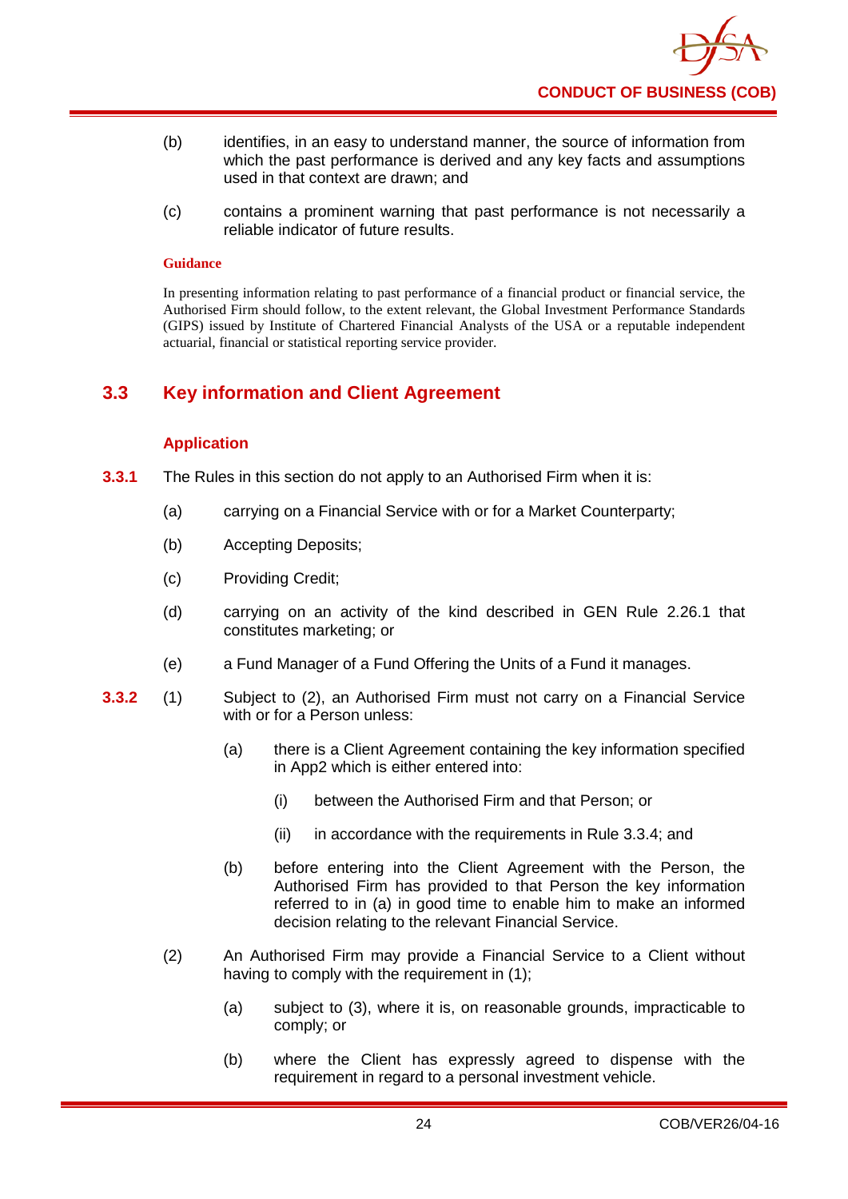(b) identifies, in an easy to understand manner, the source of information from which the past performance is derived and any key facts and assumptions used in that context are drawn; and

(c) contains a prominent warning that past performance is not necessarily a reliable indicator of future results.

**Guidance**

In presenting information relating to past performance of a financial product or financial service, the Authorised Firm should follow, to the extent relevant, the Global Investment Performance Standards (GIPS) issued by Institute of Chartered Financial Analysts of the USA or a reputable independent actuarial, financial or statistical reporting service provider.

## 3.3 Key information and Client Agreement

### Application

**3.3.1** The Rules in this section do not apply to an Authorised Firm when it is:

(a) carrying on a Financial Service with or for a Market Counterparty;

(b) Accepting Deposits;

(c) Providing Credit;

(d) carrying on an activity of the kind described in GEN Rule 2.26.1 that constitutes marketing; or

(e) a Fund Manager of a Fund Offering the Units of a Fund it manages.

**3.3.2** (1) Subject to (2), an Authorised Firm must not carry on a Financial Service with or for a Person unless:

(a) there is a Client Agreement containing the key information specified in App2 which is either entered into:

(i) between the Authorised Firm and that Person; or

(ii) in accordance with the requirements in Rule 3.3.4; and

(b) before entering into the Client Agreement with the Person, the Authorised Firm has provided to that Person the key information referred to in (a) in good time to enable him to make an informed decision relating to the relevant Financial Service.

(2) An Authorised Firm may provide a Financial Service to a Client without having to comply with the requirement in (1);

(a) subject to (3), where it is, on reasonable grounds, impracticable to comply; or

(b) where the Client has expressly agreed to dispense with the requirement in regard to a personal investment vehicle.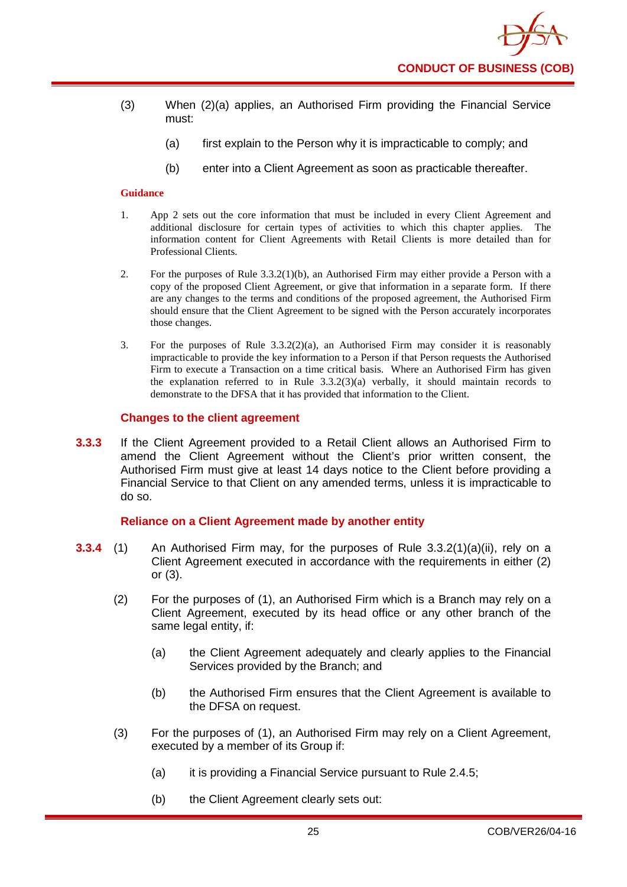(3) When (2)(a) applies, an Authorised Firm providing the Financial Service must:

 (a) first explain to the Person why it is impracticable to comply; and

 (b) enter into a Client Agreement as soon as practicable thereafter.

**Guidance**

1. App 2 sets out the core information that must be included in every Client Agreement and additional disclosure for certain types of activities to which this chapter applies. The information content for Client Agreements with Retail Clients is more detailed than for Professional Clients.

2. For the purposes of Rule 3.3.2(1)(b), an Authorised Firm may either provide a Person with a copy of the proposed Client Agreement, or give that information in a separate form. If there are any changes to the terms and conditions of the proposed agreement, the Authorised Firm should ensure that the Client Agreement to be signed with the Person accurately incorporates those changes.

3. For the purposes of Rule 3.3.2(2)(a), an Authorised Firm may consider it is reasonably impracticable to provide the key information to a Person if that Person requests the Authorised Firm to execute a Transaction on a time critical basis. Where an Authorised Firm has given the explanation referred to in Rule 3.3.2(3)(a) verbally, it should maintain records to demonstrate to the DFSA that it has provided that information to the Client.

### Changes to the client agreement

**3.3.3** If the Client Agreement provided to a Retail Client allows an Authorised Firm to amend the Client Agreement without the Client's prior written consent, the Authorised Firm must give at least 14 days notice to the Client before providing a Financial Service to that Client on any amended terms, unless it is impracticable to do so.

### Reliance on a Client Agreement made by another entity

**3.3.4** (1) An Authorised Firm may, for the purposes of Rule 3.3.2(1)(a)(ii), rely on a Client Agreement executed in accordance with the requirements in either (2) or (3).

(2) For the purposes of (1), an Authorised Firm which is a Branch may rely on a Client Agreement, executed by its head office or any other branch of the same legal entity, if:

 (a) the Client Agreement adequately and clearly applies to the Financial Services provided by the Branch; and

 (b) the Authorised Firm ensures that the Client Agreement is available to the DFSA on request.

(3) For the purposes of (1), an Authorised Firm may rely on a Client Agreement, executed by a member of its Group if:

 (a) it is providing a Financial Service pursuant to Rule 2.4.5;

 (b) the Client Agreement clearly sets out: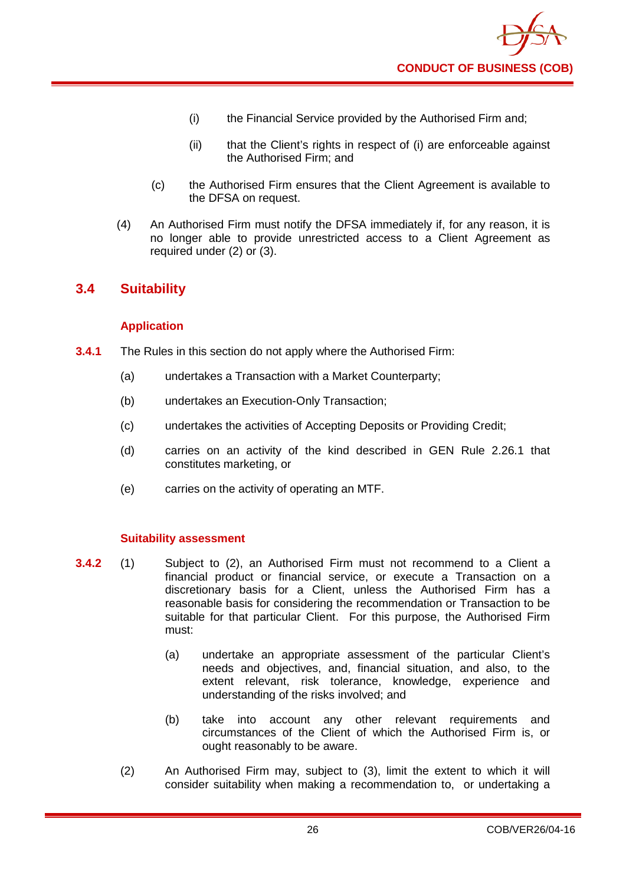(i) the Financial Service provided by the Authorised Firm and;

(ii) that the Client's rights in respect of (i) are enforceable against the Authorised Firm; and

(c) the Authorised Firm ensures that the Client Agreement is available to the DFSA on request.

(4) An Authorised Firm must notify the DFSA immediately if, for any reason, it is no longer able to provide unrestricted access to a Client Agreement as required under (2) or (3).

## 3.4 Suitability

### Application

**3.4.1** The Rules in this section do not apply where the Authorised Firm:

(a) undertakes a Transaction with a Market Counterparty;

(b) undertakes an Execution-Only Transaction;

(c) undertakes the activities of Accepting Deposits or Providing Credit;

(d) carries on an activity of the kind described in GEN Rule 2.26.1 that constitutes marketing, or

(e) carries on the activity of operating an MTF.

### Suitability assessment

**3.4.2** (1) Subject to (2), an Authorised Firm must not recommend to a Client a financial product or financial service, or execute a Transaction on a discretionary basis for a Client, unless the Authorised Firm has a reasonable basis for considering the recommendation or Transaction to be suitable for that particular Client. For this purpose, the Authorised Firm must:

(a) undertake an appropriate assessment of the particular Client's needs and objectives, and, financial situation, and also, to the extent relevant, risk tolerance, knowledge, experience and understanding of the risks involved; and

(b) take into account any other relevant requirements and circumstances of the Client of which the Authorised Firm is, or ought reasonably to be aware.

(2) An Authorised Firm may, subject to (3), limit the extent to which it will consider suitability when making a recommendation to, or undertaking a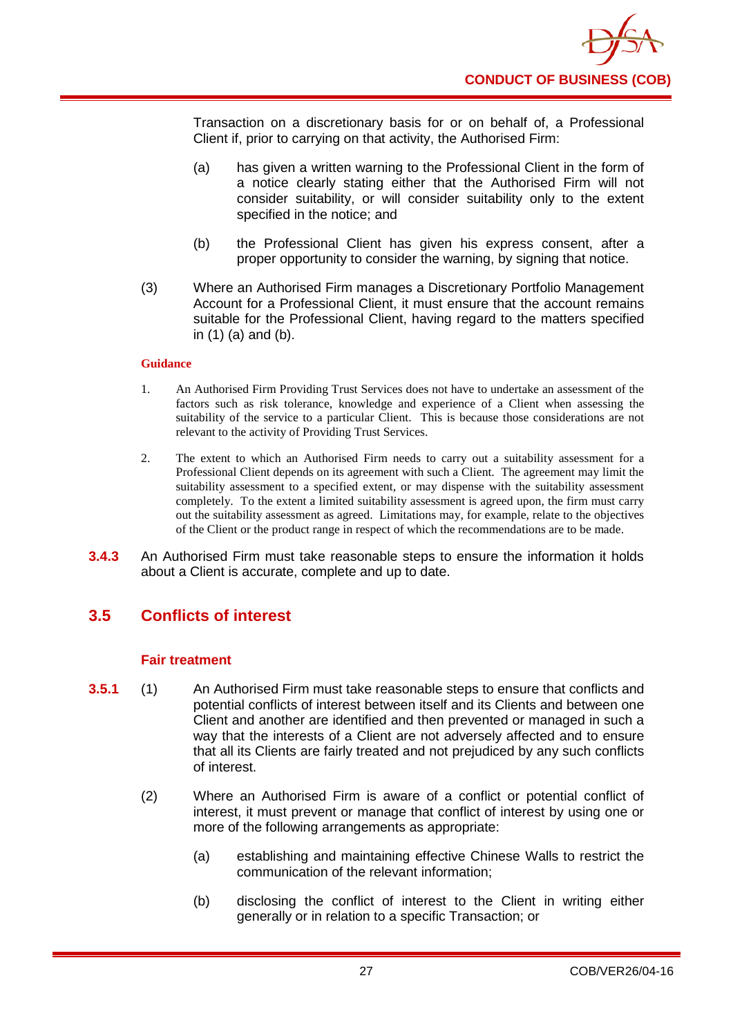Transaction on a discretionary basis for or on behalf of, a Professional Client if, prior to carrying on that activity, the Authorised Firm:

(a) has given a written warning to the Professional Client in the form of a notice clearly stating either that the Authorised Firm will not consider suitability, or will consider suitability only to the extent specified in the notice; and

(b) the Professional Client has given his express consent, after a proper opportunity to consider the warning, by signing that notice.

(3) Where an Authorised Firm manages a Discretionary Portfolio Management Account for a Professional Client, it must ensure that the account remains suitable for the Professional Client, having regard to the matters specified in (1) (a) and (b).

**Guidance**

1. An Authorised Firm Providing Trust Services does not have to undertake an assessment of the factors such as risk tolerance, knowledge and experience of a Client when assessing the suitability of the service to a particular Client. This is because those considerations are not relevant to the activity of Providing Trust Services.

2. The extent to which an Authorised Firm needs to carry out a suitability assessment for a Professional Client depends on its agreement with such a Client. The agreement may limit the suitability assessment to a specified extent, or may dispense with the suitability assessment completely. To the extent a limited suitability assessment is agreed upon, the firm must carry out the suitability assessment as agreed. Limitations may, for example, relate to the objectives of the Client or the product range in respect of which the recommendations are to be made.

**3.4.3** An Authorised Firm must take reasonable steps to ensure the information it holds about a Client is accurate, complete and up to date.

## 3.5 Conflicts of interest

### Fair treatment

**3.5.1** (1) An Authorised Firm must take reasonable steps to ensure that conflicts and potential conflicts of interest between itself and its Clients and between one Client and another are identified and then prevented or managed in such a way that the interests of a Client are not adversely affected and to ensure that all its Clients are fairly treated and not prejudiced by any such conflicts of interest.

(2) Where an Authorised Firm is aware of a conflict or potential conflict of interest, it must prevent or manage that conflict of interest by using one or more of the following arrangements as appropriate:

(a) establishing and maintaining effective Chinese Walls to restrict the communication of the relevant information;

(b) disclosing the conflict of interest to the Client in writing either generally or in relation to a specific Transaction; or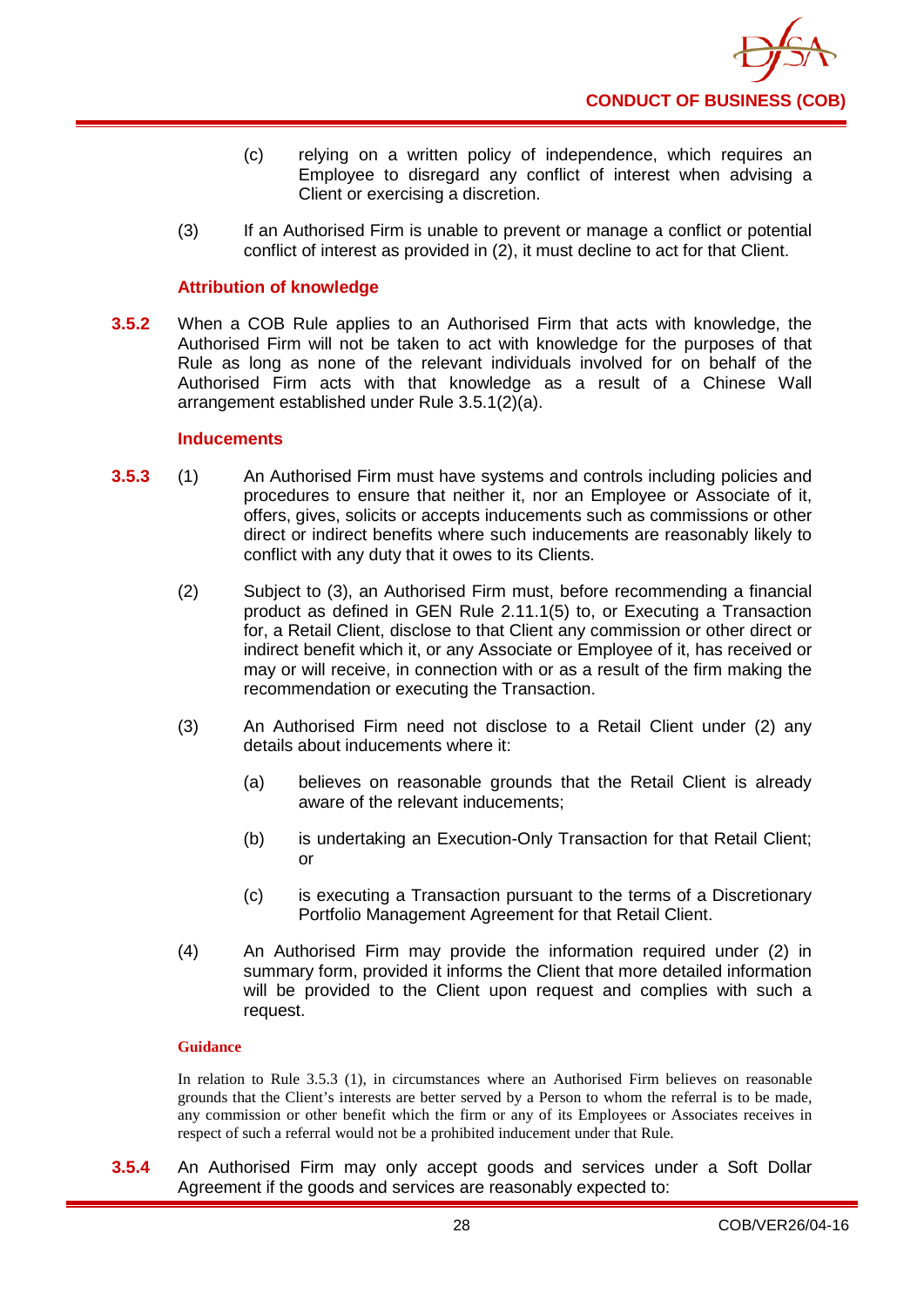(c) relying on a written policy of independence, which requires an Employee to disregard any conflict of interest when advising a Client or exercising a discretion.

(3) If an Authorised Firm is unable to prevent or manage a conflict or potential conflict of interest as provided in (2), it must decline to act for that Client.

#### Attribution of knowledge

**3.5.2** When a COB Rule applies to an Authorised Firm that acts with knowledge, the Authorised Firm will not be taken to act with knowledge for the purposes of that Rule as long as none of the relevant individuals involved for on behalf of the Authorised Firm acts with that knowledge as a result of a Chinese Wall arrangement established under Rule 3.5.1(2)(a).

#### Inducements

**3.5.3** (1) An Authorised Firm must have systems and controls including policies and procedures to ensure that neither it, nor an Employee or Associate of it, offers, gives, solicits or accepts inducements such as commissions or other direct or indirect benefits where such inducements are reasonably likely to conflict with any duty that it owes to its Clients.

(2) Subject to (3), an Authorised Firm must, before recommending a financial product as defined in GEN Rule 2.11.1(5) to, or Executing a Transaction for, a Retail Client, disclose to that Client any commission or other direct or indirect benefit which it, or any Associate or Employee of it, has received or may or will receive, in connection with or as a result of the firm making the recommendation or executing the Transaction.

(3) An Authorised Firm need not disclose to a Retail Client under (2) any details about inducements where it:

(a) believes on reasonable grounds that the Retail Client is already aware of the relevant inducements;

(b) is undertaking an Execution-Only Transaction for that Retail Client; or

(c) is executing a Transaction pursuant to the terms of a Discretionary Portfolio Management Agreement for that Retail Client.

(4) An Authorised Firm may provide the information required under (2) in summary form, provided it informs the Client that more detailed information will be provided to the Client upon request and complies with such a request.

**Guidance**

In relation to Rule 3.5.3 (1), in circumstances where an Authorised Firm believes on reasonable grounds that the Client's interests are better served by a Person to whom the referral is to be made, any commission or other benefit which the firm or any of its Employees or Associates receives in respect of such a referral would not be a prohibited inducement under that Rule.

**3.5.4** An Authorised Firm may only accept goods and services under a Soft Dollar Agreement if the goods and services are reasonably expected to: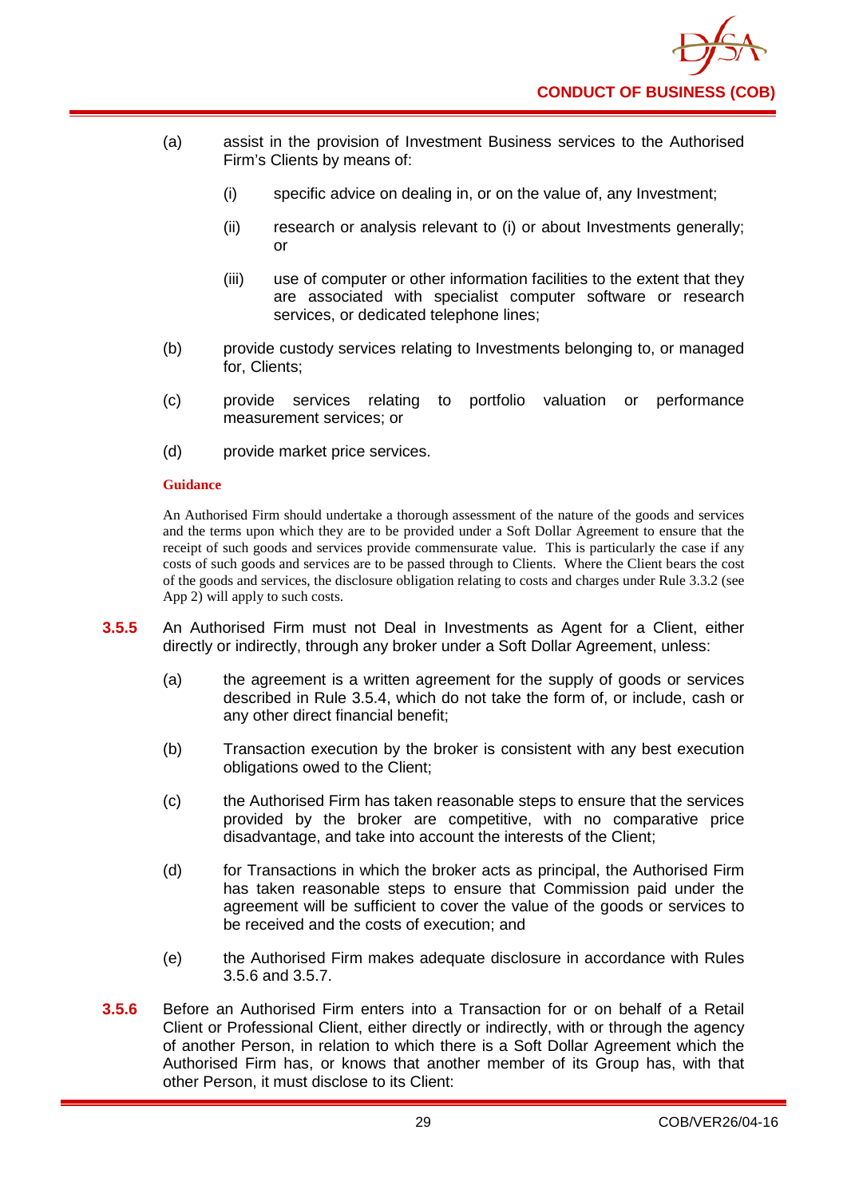(a) assist in the provision of Investment Business services to the Authorised Firm's Clients by means of:

  (i) specific advice on dealing in, or on the value of, any Investment;

  (ii) research or analysis relevant to (i) or about Investments generally; or

  (iii) use of computer or other information facilities to the extent that they are associated with specialist computer software or research services, or dedicated telephone lines;

(b) provide custody services relating to Investments belonging to, or managed for, Clients;

(c) provide services relating to portfolio valuation or performance measurement services; or

(d) provide market price services.

**Guidance**

An Authorised Firm should undertake a thorough assessment of the nature of the goods and services and the terms upon which they are to be provided under a Soft Dollar Agreement to ensure that the receipt of such goods and services provide commensurate value. This is particularly the case if any costs of such goods and services are to be passed through to Clients. Where the Client bears the cost of the goods and services, the disclosure obligation relating to costs and charges under Rule 3.3.2 (see App 2) will apply to such costs.

**3.5.5** An Authorised Firm must not Deal in Investments as Agent for a Client, either directly or indirectly, through any broker under a Soft Dollar Agreement, unless:

(a) the agreement is a written agreement for the supply of goods or services described in Rule 3.5.4, which do not take the form of, or include, cash or any other direct financial benefit;

(b) Transaction execution by the broker is consistent with any best execution obligations owed to the Client;

(c) the Authorised Firm has taken reasonable steps to ensure that the services provided by the broker are competitive, with no comparative price disadvantage, and take into account the interests of the Client;

(d) for Transactions in which the broker acts as principal, the Authorised Firm has taken reasonable steps to ensure that Commission paid under the agreement will be sufficient to cover the value of the goods or services to be received and the costs of execution; and

(e) the Authorised Firm makes adequate disclosure in accordance with Rules 3.5.6 and 3.5.7.

**3.5.6** Before an Authorised Firm enters into a Transaction for or on behalf of a Retail Client or Professional Client, either directly or indirectly, with or through the agency of another Person, in relation to which there is a Soft Dollar Agreement which the Authorised Firm has, or knows that another member of its Group has, with that other Person, it must disclose to its Client: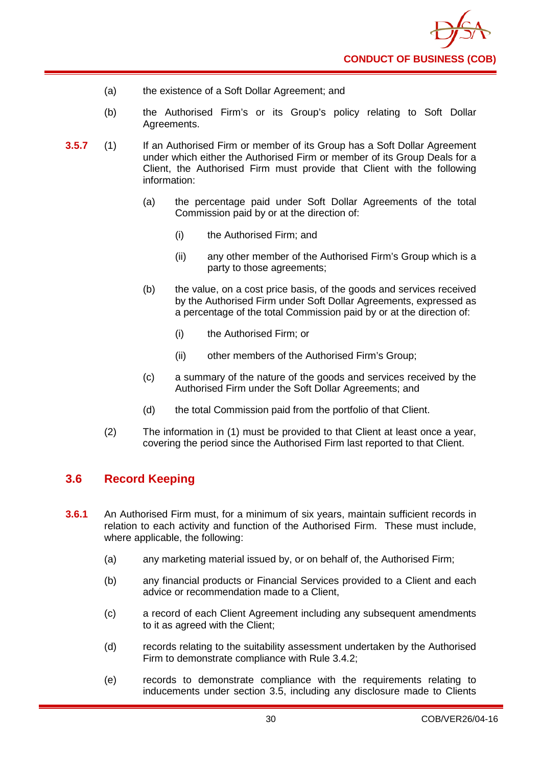(a) the existence of a Soft Dollar Agreement; and

(b) the Authorised Firm's or its Group's policy relating to Soft Dollar Agreements.

**3.5.7** (1) If an Authorised Firm or member of its Group has a Soft Dollar Agreement under which either the Authorised Firm or member of its Group Deals for a Client, the Authorised Firm must provide that Client with the following information:

(a) the percentage paid under Soft Dollar Agreements of the total Commission paid by or at the direction of:

(i) the Authorised Firm; and

(ii) any other member of the Authorised Firm's Group which is a party to those agreements;

(b) the value, on a cost price basis, of the goods and services received by the Authorised Firm under Soft Dollar Agreements, expressed as a percentage of the total Commission paid by or at the direction of:

(i) the Authorised Firm; or

(ii) other members of the Authorised Firm's Group;

(c) a summary of the nature of the goods and services received by the Authorised Firm under the Soft Dollar Agreements; and

(d) the total Commission paid from the portfolio of that Client.

(2) The information in (1) must be provided to that Client at least once a year, covering the period since the Authorised Firm last reported to that Client.

## 3.6 Record Keeping

**3.6.1** An Authorised Firm must, for a minimum of six years, maintain sufficient records in relation to each activity and function of the Authorised Firm. These must include, where applicable, the following:

(a) any marketing material issued by, or on behalf of, the Authorised Firm;

(b) any financial products or Financial Services provided to a Client and each advice or recommendation made to a Client,

(c) a record of each Client Agreement including any subsequent amendments to it as agreed with the Client;

(d) records relating to the suitability assessment undertaken by the Authorised Firm to demonstrate compliance with Rule 3.4.2;

(e) records to demonstrate compliance with the requirements relating to inducements under section 3.5, including any disclosure made to Clients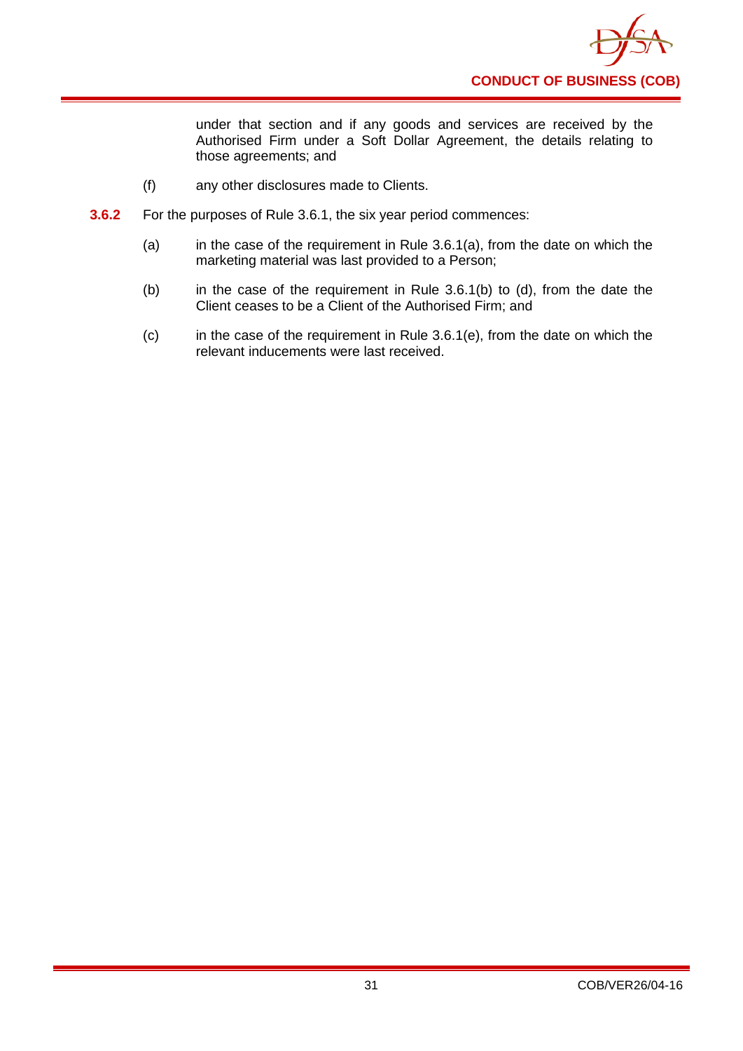under that section and if any goods and services are received by the Authorised Firm under a Soft Dollar Agreement, the details relating to those agreements; and

(f) any other disclosures made to Clients.

**3.6.2** For the purposes of Rule 3.6.1, the six year period commences:

(a) in the case of the requirement in Rule 3.6.1(a), from the date on which the marketing material was last provided to a Person;

(b) in the case of the requirement in Rule 3.6.1(b) to (d), from the date the Client ceases to be a Client of the Authorised Firm; and

(c) in the case of the requirement in Rule 3.6.1(e), from the date on which the relevant inducements were last received.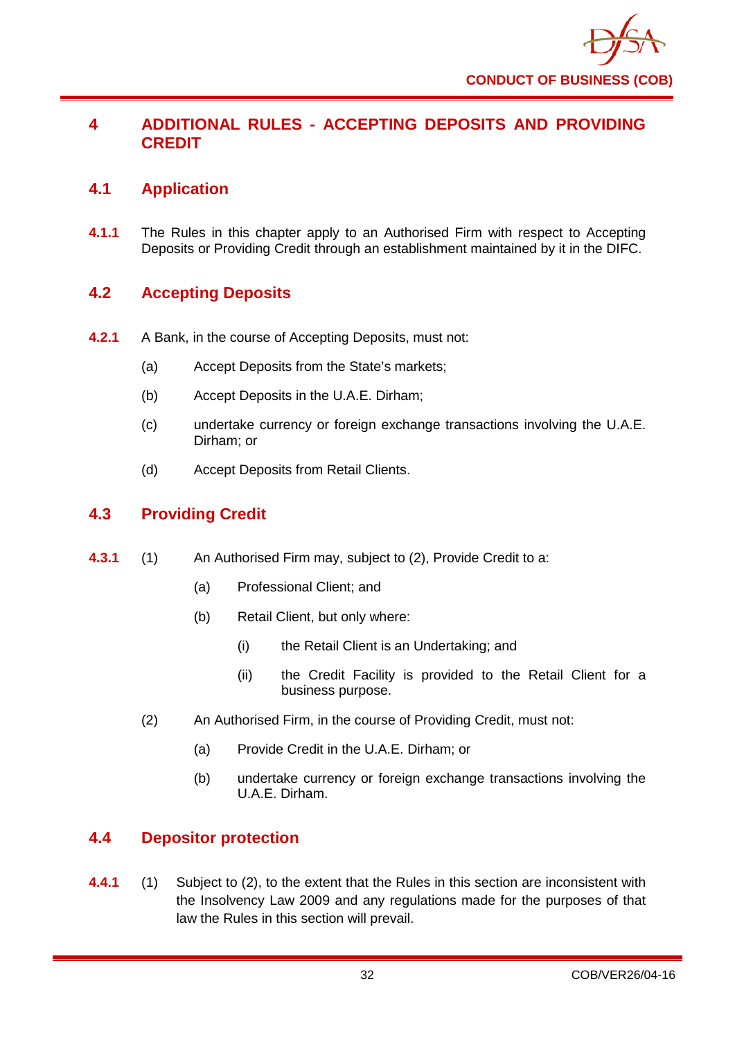# 4 ADDITIONAL RULES - ACCEPTING DEPOSITS AND PROVIDING CREDIT

## 4.1 Application

**4.1.1** The Rules in this chapter apply to an Authorised Firm with respect to Accepting Deposits or Providing Credit through an establishment maintained by it in the DIFC.

## 4.2 Accepting Deposits

**4.2.1** A Bank, in the course of Accepting Deposits, must not:

(a) Accept Deposits from the State's markets;

(b) Accept Deposits in the U.A.E. Dirham;

(c) undertake currency or foreign exchange transactions involving the U.A.E. Dirham; or

(d) Accept Deposits from Retail Clients.

## 4.3 Providing Credit

**4.3.1** (1) An Authorised Firm may, subject to (2), Provide Credit to a:

(a) Professional Client; and

(b) Retail Client, but only where:

(i) the Retail Client is an Undertaking; and

(ii) the Credit Facility is provided to the Retail Client for a business purpose.

(2) An Authorised Firm, in the course of Providing Credit, must not:

(a) Provide Credit in the U.A.E. Dirham; or

(b) undertake currency or foreign exchange transactions involving the U.A.E. Dirham.

## 4.4 Depositor protection

**4.4.1** (1) Subject to (2), to the extent that the Rules in this section are inconsistent with the Insolvency Law 2009 and any regulations made for the purposes of that law the Rules in this section will prevail.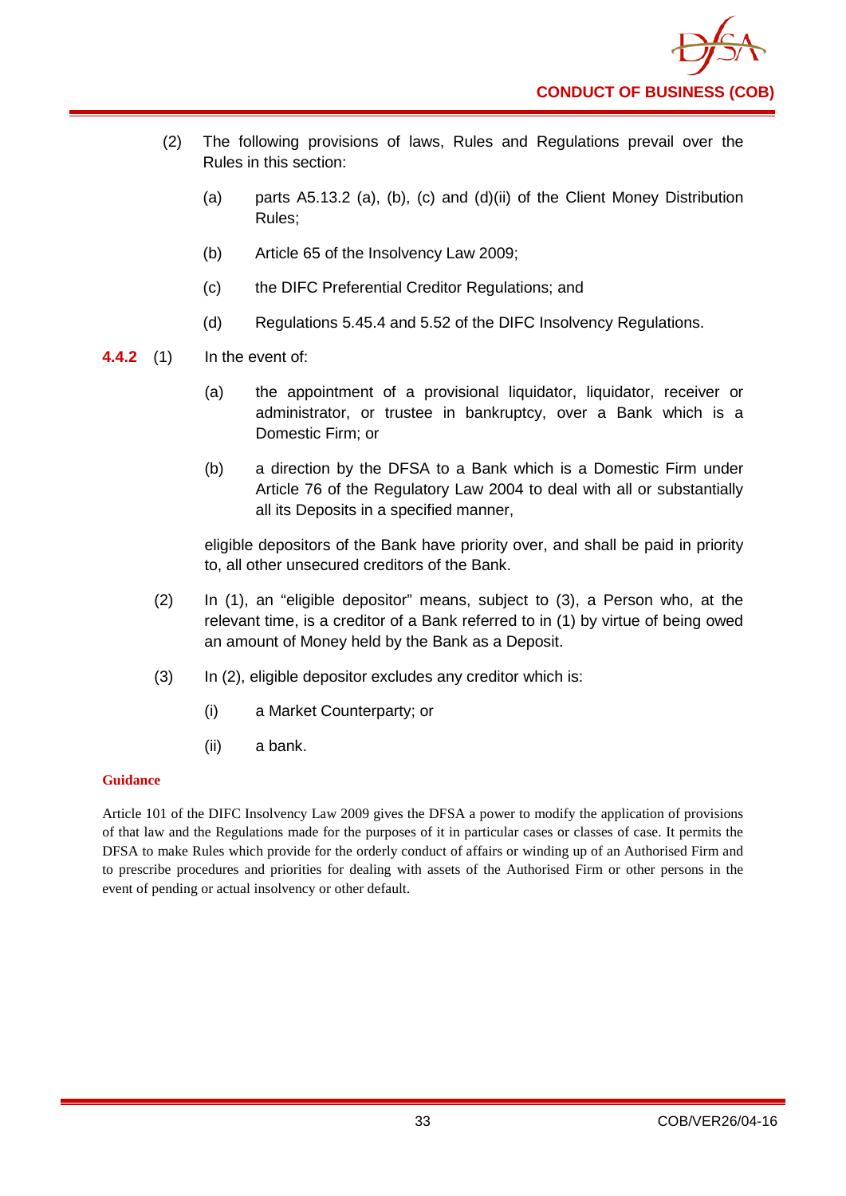(2) The following provisions of laws, Rules and Regulations prevail over the Rules in this section:

   (a) parts A5.13.2 (a), (b), (c) and (d)(ii) of the Client Money Distribution Rules;

   (b) Article 65 of the Insolvency Law 2009;

   (c) the DIFC Preferential Creditor Regulations; and

   (d) Regulations 5.45.4 and 5.52 of the DIFC Insolvency Regulations.

**4.4.2** (1) In the event of:

   (a) the appointment of a provisional liquidator, liquidator, receiver or administrator, or trustee in bankruptcy, over a Bank which is a Domestic Firm; or

   (b) a direction by the DFSA to a Bank which is a Domestic Firm under Article 76 of the Regulatory Law 2004 to deal with all or substantially all its Deposits in a specified manner,

eligible depositors of the Bank have priority over, and shall be paid in priority to, all other unsecured creditors of the Bank.

(2) In (1), an "eligible depositor" means, subject to (3), a Person who, at the relevant time, is a creditor of a Bank referred to in (1) by virtue of being owed an amount of Money held by the Bank as a Deposit.

(3) In (2), eligible depositor excludes any creditor which is:

   (i) a Market Counterparty; or

   (ii) a bank.

**Guidance**

Article 101 of the DIFC Insolvency Law 2009 gives the DFSA a power to modify the application of provisions of that law and the Regulations made for the purposes of it in particular cases or classes of case. It permits the DFSA to make Rules which provide for the orderly conduct of affairs or winding up of an Authorised Firm and to prescribe procedures and priorities for dealing with assets of the Authorised Firm or other persons in the event of pending or actual insolvency or other default.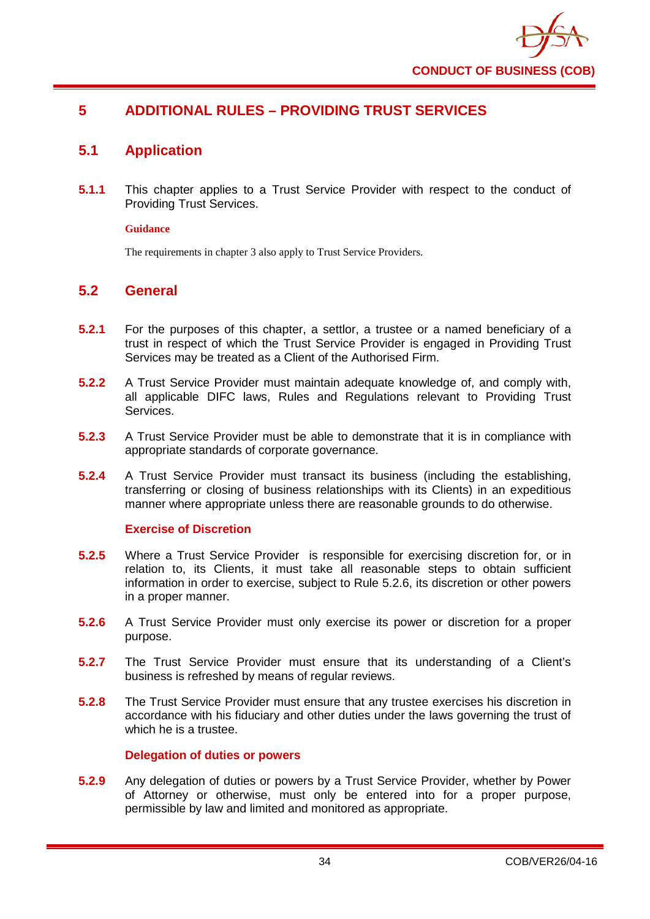# 5 ADDITIONAL RULES – PROVIDING TRUST SERVICES

## 5.1 Application

**5.1.1** This chapter applies to a Trust Service Provider with respect to the conduct of Providing Trust Services.

**Guidance**

The requirements in chapter 3 also apply to Trust Service Providers.

## 5.2 General

**5.2.1** For the purposes of this chapter, a settlor, a trustee or a named beneficiary of a trust in respect of which the Trust Service Provider is engaged in Providing Trust Services may be treated as a Client of the Authorised Firm.

**5.2.2** A Trust Service Provider must maintain adequate knowledge of, and comply with, all applicable DIFC laws, Rules and Regulations relevant to Providing Trust Services.

**5.2.3** A Trust Service Provider must be able to demonstrate that it is in compliance with appropriate standards of corporate governance.

**5.2.4** A Trust Service Provider must transact its business (including the establishing, transferring or closing of business relationships with its Clients) in an expeditious manner where appropriate unless there are reasonable grounds to do otherwise.

### Exercise of Discretion

**5.2.5** Where a Trust Service Provider is responsible for exercising discretion for, or in relation to, its Clients, it must take all reasonable steps to obtain sufficient information in order to exercise, subject to Rule 5.2.6, its discretion or other powers in a proper manner.

**5.2.6** A Trust Service Provider must only exercise its power or discretion for a proper purpose.

**5.2.7** The Trust Service Provider must ensure that its understanding of a Client's business is refreshed by means of regular reviews.

**5.2.8** The Trust Service Provider must ensure that any trustee exercises his discretion in accordance with his fiduciary and other duties under the laws governing the trust of which he is a trustee.

### Delegation of duties or powers

**5.2.9** Any delegation of duties or powers by a Trust Service Provider, whether by Power of Attorney or otherwise, must only be entered into for a proper purpose, permissible by law and limited and monitored as appropriate.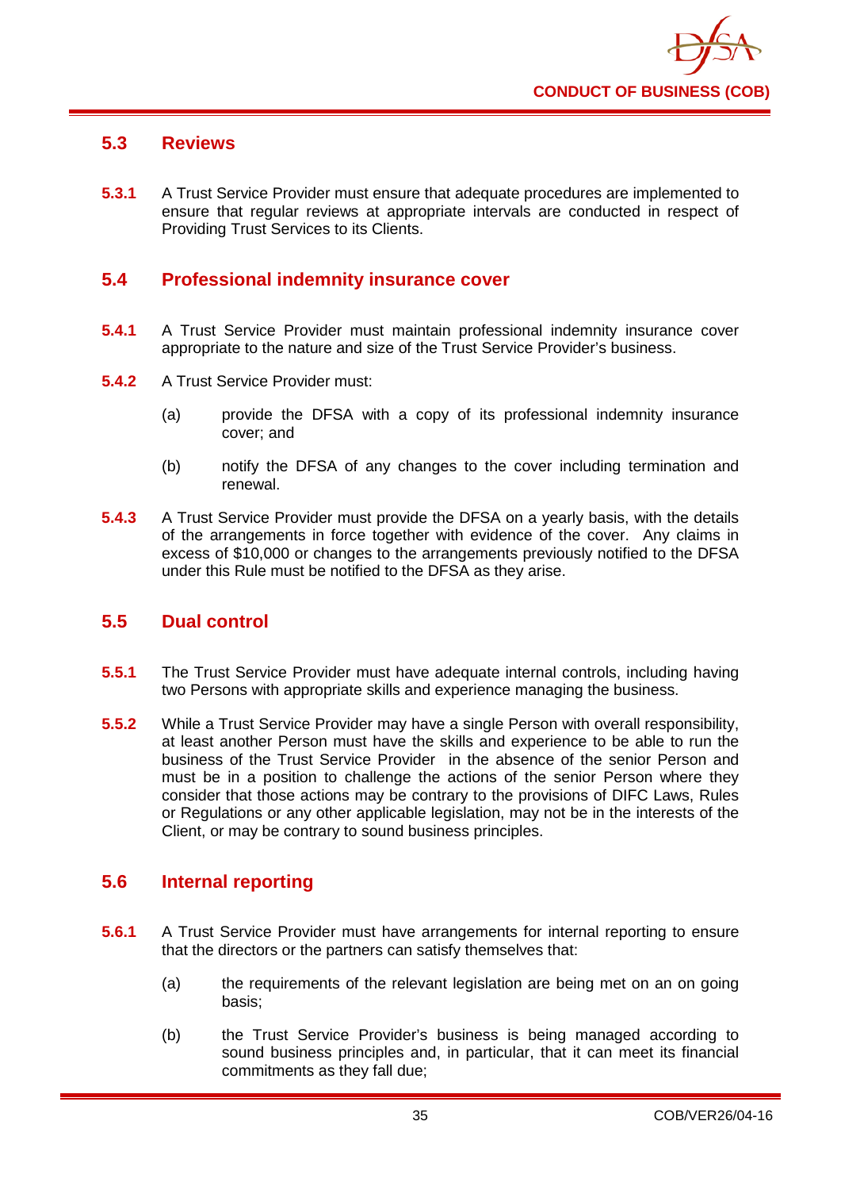## 5.3 Reviews

**5.3.1** A Trust Service Provider must ensure that adequate procedures are implemented to ensure that regular reviews at appropriate intervals are conducted in respect of Providing Trust Services to its Clients.

## 5.4 Professional indemnity insurance cover

**5.4.1** A Trust Service Provider must maintain professional indemnity insurance cover appropriate to the nature and size of the Trust Service Provider's business.

**5.4.2** A Trust Service Provider must:

(a) provide the DFSA with a copy of its professional indemnity insurance cover; and

(b) notify the DFSA of any changes to the cover including termination and renewal.

**5.4.3** A Trust Service Provider must provide the DFSA on a yearly basis, with the details of the arrangements in force together with evidence of the cover. Any claims in excess of $10,000 or changes to the arrangements previously notified to the DFSA under this Rule must be notified to the DFSA as they arise.

## 5.5 Dual control

**5.5.1** The Trust Service Provider must have adequate internal controls, including having two Persons with appropriate skills and experience managing the business.

**5.5.2** While a Trust Service Provider may have a single Person with overall responsibility, at least another Person must have the skills and experience to be able to run the business of the Trust Service Provider in the absence of the senior Person and must be in a position to challenge the actions of the senior Person where they consider that those actions may be contrary to the provisions of DIFC Laws, Rules or Regulations or any other applicable legislation, may not be in the interests of the Client, or may be contrary to sound business principles.

## 5.6 Internal reporting

**5.6.1** A Trust Service Provider must have arrangements for internal reporting to ensure that the directors or the partners can satisfy themselves that:

(a) the requirements of the relevant legislation are being met on an on going basis;

(b) the Trust Service Provider's business is being managed according to sound business principles and, in particular, that it can meet its financial commitments as they fall due;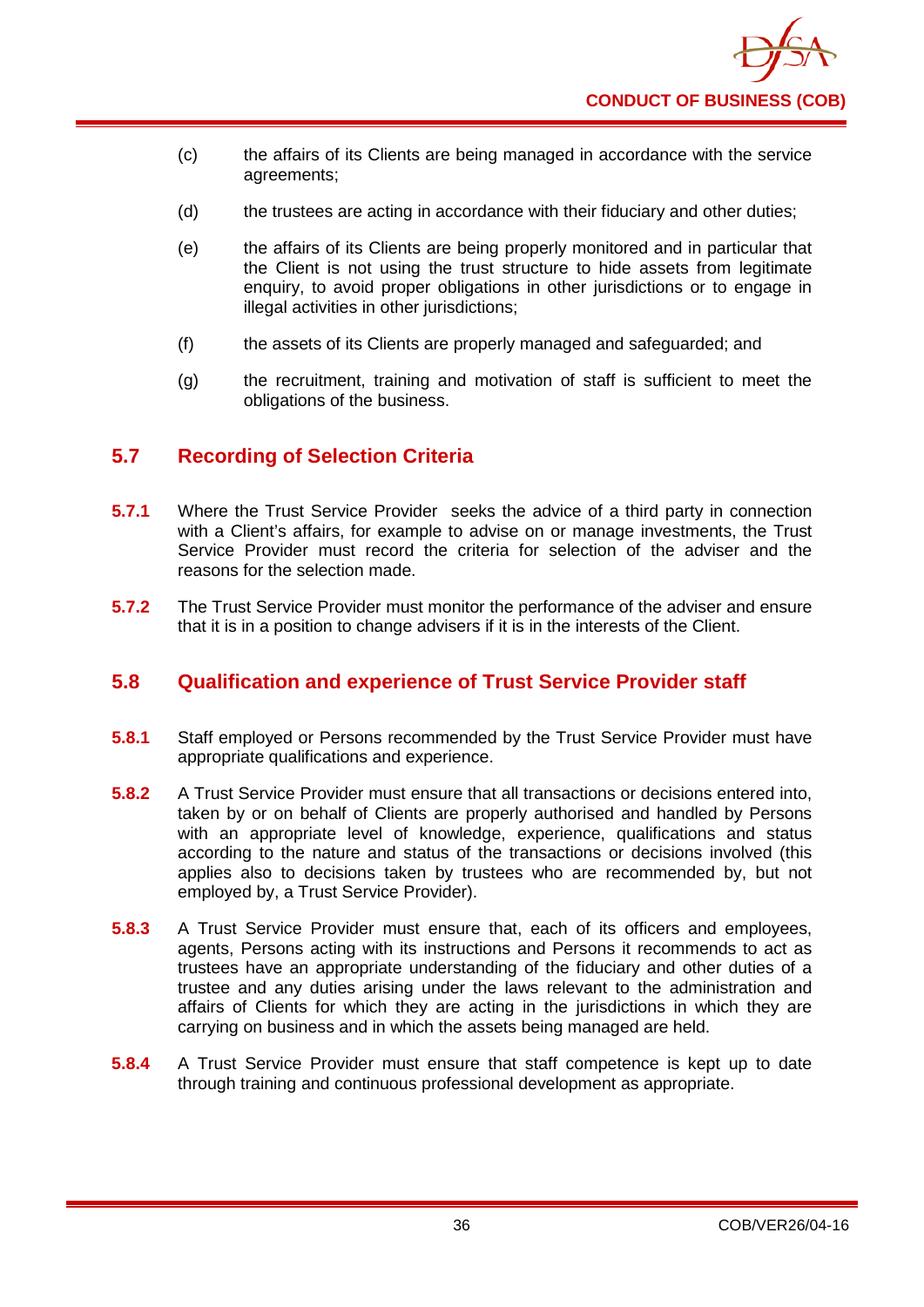(c) the affairs of its Clients are being managed in accordance with the service agreements;

(d) the trustees are acting in accordance with their fiduciary and other duties;

(e) the affairs of its Clients are being properly monitored and in particular that the Client is not using the trust structure to hide assets from legitimate enquiry, to avoid proper obligations in other jurisdictions or to engage in illegal activities in other jurisdictions;

(f) the assets of its Clients are properly managed and safeguarded; and

(g) the recruitment, training and motivation of staff is sufficient to meet the obligations of the business.

## 5.7 Recording of Selection Criteria

**5.7.1** Where the Trust Service Provider seeks the advice of a third party in connection with a Client's affairs, for example to advise on or manage investments, the Trust Service Provider must record the criteria for selection of the adviser and the reasons for the selection made.

**5.7.2** The Trust Service Provider must monitor the performance of the adviser and ensure that it is in a position to change advisers if it is in the interests of the Client.

## 5.8 Qualification and experience of Trust Service Provider staff

**5.8.1** Staff employed or Persons recommended by the Trust Service Provider must have appropriate qualifications and experience.

**5.8.2** A Trust Service Provider must ensure that all transactions or decisions entered into, taken by or on behalf of Clients are properly authorised and handled by Persons with an appropriate level of knowledge, experience, qualifications and status according to the nature and status of the transactions or decisions involved (this applies also to decisions taken by trustees who are recommended by, but not employed by, a Trust Service Provider).

**5.8.3** A Trust Service Provider must ensure that, each of its officers and employees, agents, Persons acting with its instructions and Persons it recommends to act as trustees have an appropriate understanding of the fiduciary and other duties of a trustee and any duties arising under the laws relevant to the administration and affairs of Clients for which they are acting in the jurisdictions in which they are carrying on business and in which the assets being managed are held.

**5.8.4** A Trust Service Provider must ensure that staff competence is kept up to date through training and continuous professional development as appropriate.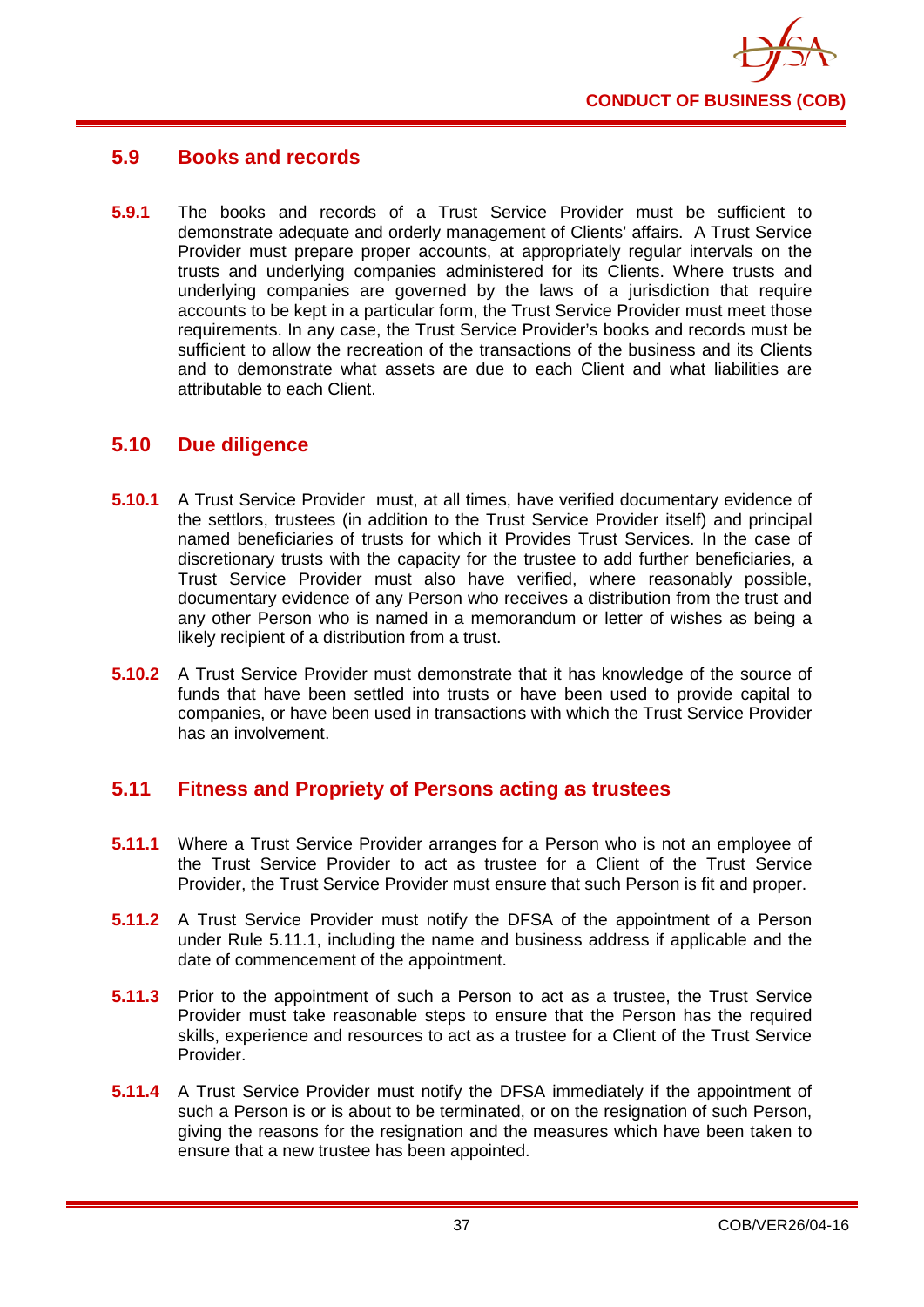## 5.9 Books and records

**5.9.1** The books and records of a Trust Service Provider must be sufficient to demonstrate adequate and orderly management of Clients' affairs. A Trust Service Provider must prepare proper accounts, at appropriately regular intervals on the trusts and underlying companies administered for its Clients. Where trusts and underlying companies are governed by the laws of a jurisdiction that require accounts to be kept in a particular form, the Trust Service Provider must meet those requirements. In any case, the Trust Service Provider's books and records must be sufficient to allow the recreation of the transactions of the business and its Clients and to demonstrate what assets are due to each Client and what liabilities are attributable to each Client.

## 5.10 Due diligence

**5.10.1** A Trust Service Provider must, at all times, have verified documentary evidence of the settlors, trustees (in addition to the Trust Service Provider itself) and principal named beneficiaries of trusts for which it Provides Trust Services. In the case of discretionary trusts with the capacity for the trustee to add further beneficiaries, a Trust Service Provider must also have verified, where reasonably possible, documentary evidence of any Person who receives a distribution from the trust and any other Person who is named in a memorandum or letter of wishes as being a likely recipient of a distribution from a trust.

**5.10.2** A Trust Service Provider must demonstrate that it has knowledge of the source of funds that have been settled into trusts or have been used to provide capital to companies, or have been used in transactions with which the Trust Service Provider has an involvement.

## 5.11 Fitness and Propriety of Persons acting as trustees

**5.11.1** Where a Trust Service Provider arranges for a Person who is not an employee of the Trust Service Provider to act as trustee for a Client of the Trust Service Provider, the Trust Service Provider must ensure that such Person is fit and proper.

**5.11.2** A Trust Service Provider must notify the DFSA of the appointment of a Person under Rule 5.11.1, including the name and business address if applicable and the date of commencement of the appointment.

**5.11.3** Prior to the appointment of such a Person to act as a trustee, the Trust Service Provider must take reasonable steps to ensure that the Person has the required skills, experience and resources to act as a trustee for a Client of the Trust Service Provider.

**5.11.4** A Trust Service Provider must notify the DFSA immediately if the appointment of such a Person is or is about to be terminated, or on the resignation of such Person, giving the reasons for the resignation and the measures which have been taken to ensure that a new trustee has been appointed.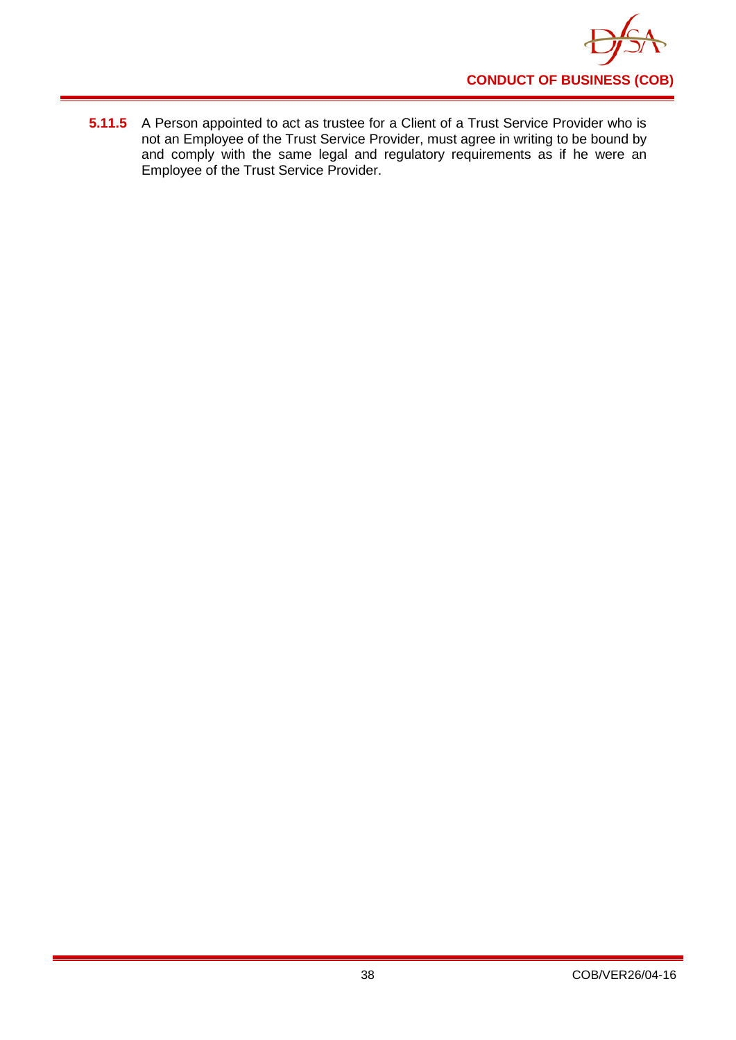**5.11.5** A Person appointed to act as trustee for a Client of a Trust Service Provider who is not an Employee of the Trust Service Provider, must agree in writing to be bound by and comply with the same legal and regulatory requirements as if he were an Employee of the Trust Service Provider.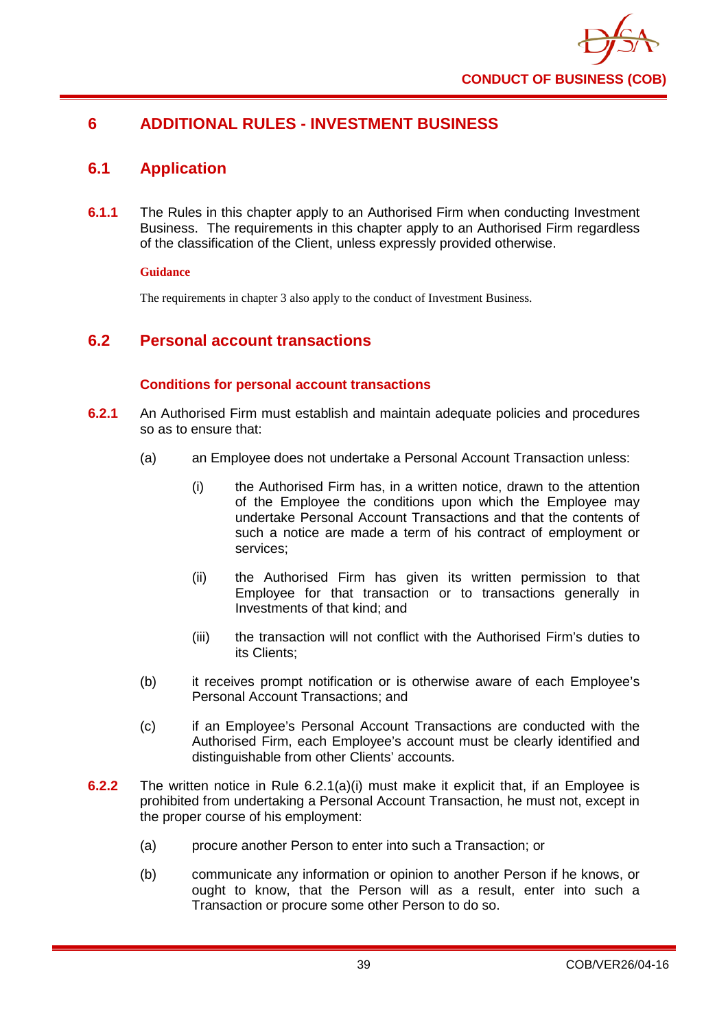# 6 ADDITIONAL RULES - INVESTMENT BUSINESS

## 6.1 Application

**6.1.1** The Rules in this chapter apply to an Authorised Firm when conducting Investment Business. The requirements in this chapter apply to an Authorised Firm regardless of the classification of the Client, unless expressly provided otherwise.

**Guidance**

The requirements in chapter 3 also apply to the conduct of Investment Business.

## 6.2 Personal account transactions

### Conditions for personal account transactions

**6.2.1** An Authorised Firm must establish and maintain adequate policies and procedures so as to ensure that:

(a) an Employee does not undertake a Personal Account Transaction unless:

   (i) the Authorised Firm has, in a written notice, drawn to the attention of the Employee the conditions upon which the Employee may undertake Personal Account Transactions and that the contents of such a notice are made a term of his contract of employment or services;

   (ii) the Authorised Firm has given its written permission to that Employee for that transaction or to transactions generally in Investments of that kind; and

   (iii) the transaction will not conflict with the Authorised Firm's duties to its Clients;

(b) it receives prompt notification or is otherwise aware of each Employee's Personal Account Transactions; and

(c) if an Employee's Personal Account Transactions are conducted with the Authorised Firm, each Employee's account must be clearly identified and distinguishable from other Clients' accounts.

**6.2.2** The written notice in Rule 6.2.1(a)(i) must make it explicit that, if an Employee is prohibited from undertaking a Personal Account Transaction, he must not, except in the proper course of his employment:

(a) procure another Person to enter into such a Transaction; or

(b) communicate any information or opinion to another Person if he knows, or ought to know, that the Person will as a result, enter into such a Transaction or procure some other Person to do so.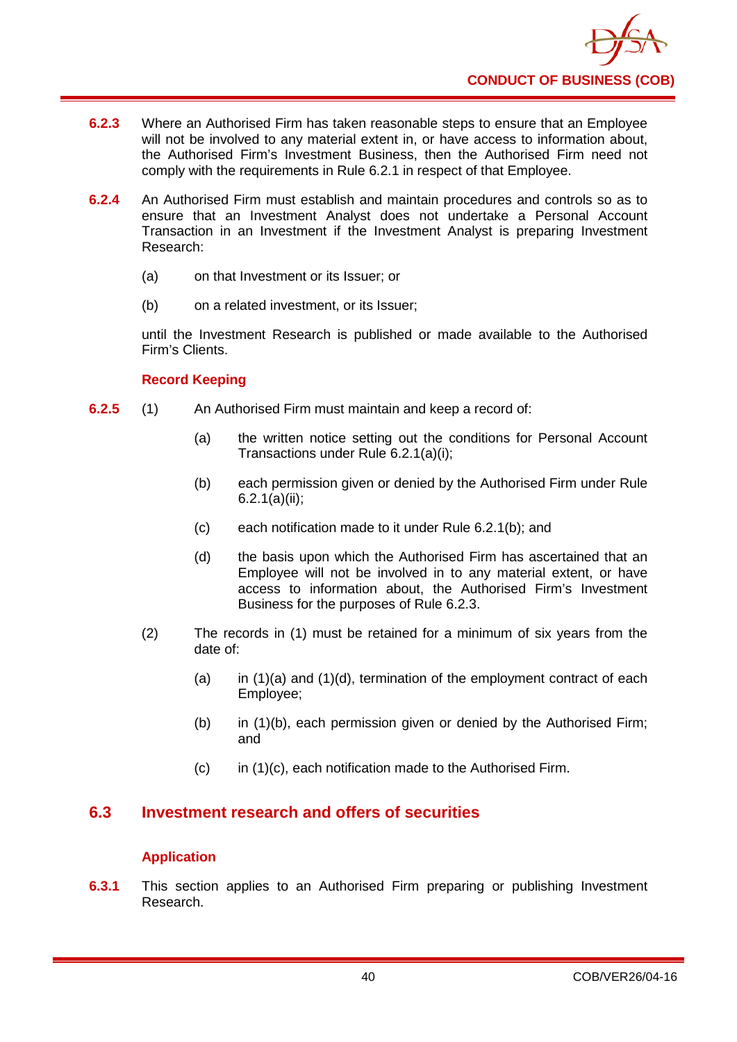**6.2.3** Where an Authorised Firm has taken reasonable steps to ensure that an Employee will not be involved to any material extent in, or have access to information about, the Authorised Firm's Investment Business, then the Authorised Firm need not comply with the requirements in Rule 6.2.1 in respect of that Employee.

**6.2.4** An Authorised Firm must establish and maintain procedures and controls so as to ensure that an Investment Analyst does not undertake a Personal Account Transaction in an Investment if the Investment Analyst is preparing Investment Research:

(a) on that Investment or its Issuer; or

(b) on a related investment, or its Issuer;

until the Investment Research is published or made available to the Authorised Firm's Clients.

### Record Keeping

**6.2.5** (1) An Authorised Firm must maintain and keep a record of:

(a) the written notice setting out the conditions for Personal Account Transactions under Rule 6.2.1(a)(i);

(b) each permission given or denied by the Authorised Firm under Rule 6.2.1(a)(ii);

(c) each notification made to it under Rule 6.2.1(b); and

(d) the basis upon which the Authorised Firm has ascertained that an Employee will not be involved in to any material extent, or have access to information about, the Authorised Firm's Investment Business for the purposes of Rule 6.2.3.

(2) The records in (1) must be retained for a minimum of six years from the date of:

(a) in (1)(a) and (1)(d), termination of the employment contract of each Employee;

(b) in (1)(b), each permission given or denied by the Authorised Firm; and

(c) in (1)(c), each notification made to the Authorised Firm.

## 6.3 Investment research and offers of securities

### Application

**6.3.1** This section applies to an Authorised Firm preparing or publishing Investment Research.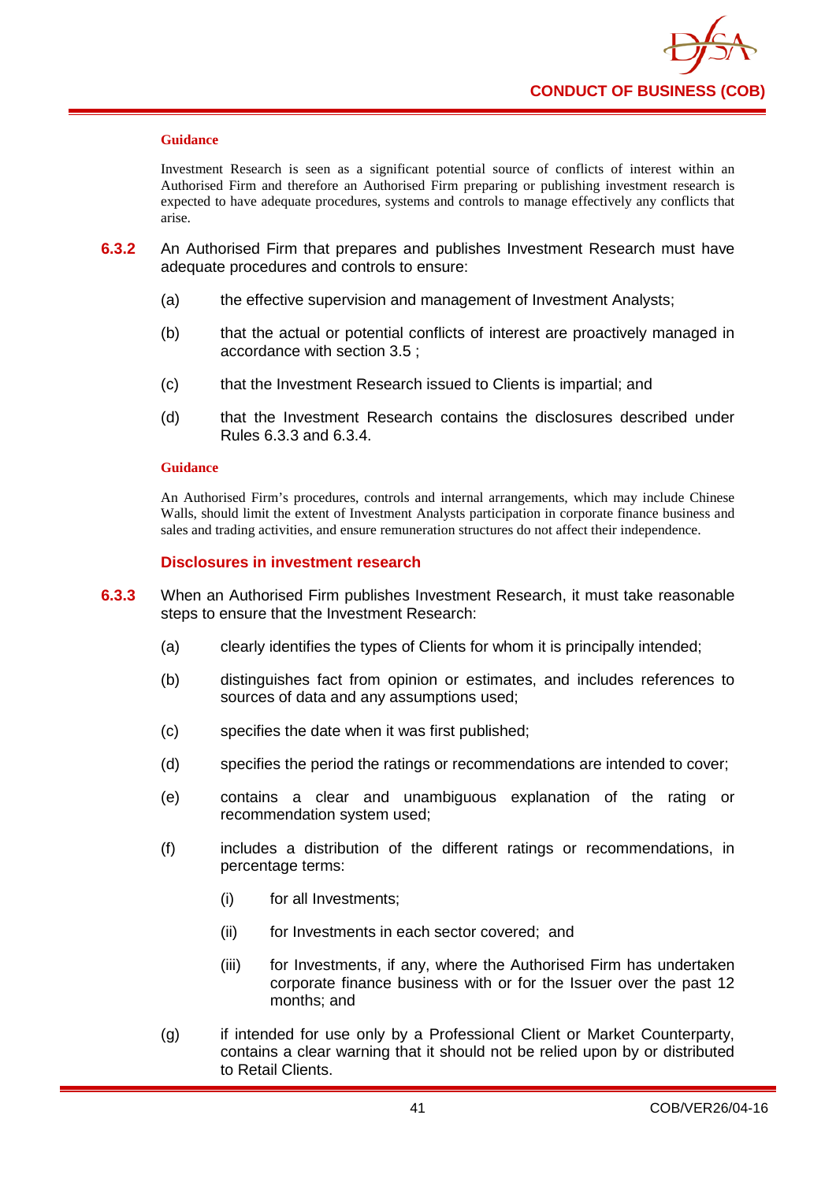**Guidance**

Investment Research is seen as a significant potential source of conflicts of interest within an Authorised Firm and therefore an Authorised Firm preparing or publishing investment research is expected to have adequate procedures, systems and controls to manage effectively any conflicts that arise.

**6.3.2** An Authorised Firm that prepares and publishes Investment Research must have adequate procedures and controls to ensure:

(a) the effective supervision and management of Investment Analysts;

(b) that the actual or potential conflicts of interest are proactively managed in accordance with section 3.5 ;

(c) that the Investment Research issued to Clients is impartial; and

(d) that the Investment Research contains the disclosures described under Rules 6.3.3 and 6.3.4.

**Guidance**

An Authorised Firm's procedures, controls and internal arrangements, which may include Chinese Walls, should limit the extent of Investment Analysts participation in corporate finance business and sales and trading activities, and ensure remuneration structures do not affect their independence.

### Disclosures in investment research

**6.3.3** When an Authorised Firm publishes Investment Research, it must take reasonable steps to ensure that the Investment Research:

(a) clearly identifies the types of Clients for whom it is principally intended;

(b) distinguishes fact from opinion or estimates, and includes references to sources of data and any assumptions used;

(c) specifies the date when it was first published;

(d) specifies the period the ratings or recommendations are intended to cover;

(e) contains a clear and unambiguous explanation of the rating or recommendation system used;

(f) includes a distribution of the different ratings or recommendations, in percentage terms:

(i) for all Investments;

(ii) for Investments in each sector covered; and

(iii) for Investments, if any, where the Authorised Firm has undertaken corporate finance business with or for the Issuer over the past 12 months; and

(g) if intended for use only by a Professional Client or Market Counterparty, contains a clear warning that it should not be relied upon by or distributed to Retail Clients.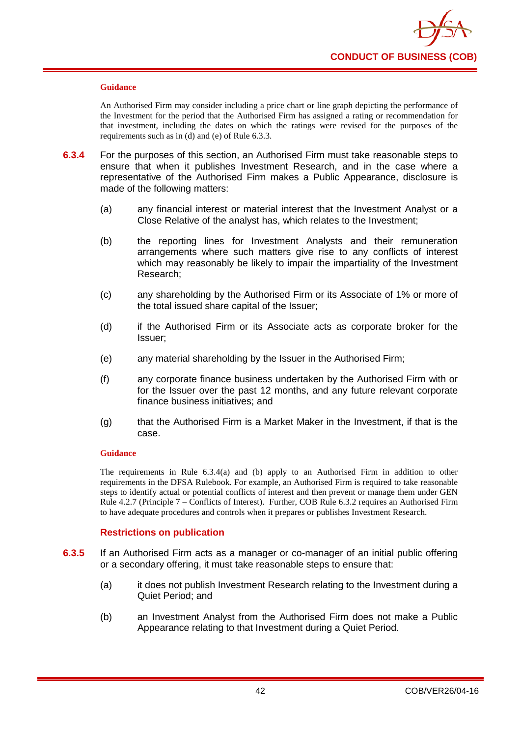**Guidance**

An Authorised Firm may consider including a price chart or line graph depicting the performance of the Investment for the period that the Authorised Firm has assigned a rating or recommendation for that investment, including the dates on which the ratings were revised for the purposes of the requirements such as in (d) and (e) of Rule 6.3.3.

**6.3.4** For the purposes of this section, an Authorised Firm must take reasonable steps to ensure that when it publishes Investment Research, and in the case where a representative of the Authorised Firm makes a Public Appearance, disclosure is made of the following matters:

(a) any financial interest or material interest that the Investment Analyst or a Close Relative of the analyst has, which relates to the Investment;

(b) the reporting lines for Investment Analysts and their remuneration arrangements where such matters give rise to any conflicts of interest which may reasonably be likely to impair the impartiality of the Investment Research;

(c) any shareholding by the Authorised Firm or its Associate of 1% or more of the total issued share capital of the Issuer;

(d) if the Authorised Firm or its Associate acts as corporate broker for the Issuer;

(e) any material shareholding by the Issuer in the Authorised Firm;

(f) any corporate finance business undertaken by the Authorised Firm with or for the Issuer over the past 12 months, and any future relevant corporate finance business initiatives; and

(g) that the Authorised Firm is a Market Maker in the Investment, if that is the case.

**Guidance**

The requirements in Rule 6.3.4(a) and (b) apply to an Authorised Firm in addition to other requirements in the DFSA Rulebook. For example, an Authorised Firm is required to take reasonable steps to identify actual or potential conflicts of interest and then prevent or manage them under GEN Rule 4.2.7 (Principle 7 – Conflicts of Interest). Further, COB Rule 6.3.2 requires an Authorised Firm to have adequate procedures and controls when it prepares or publishes Investment Research.

### Restrictions on publication

**6.3.5** If an Authorised Firm acts as a manager or co-manager of an initial public offering or a secondary offering, it must take reasonable steps to ensure that:

(a) it does not publish Investment Research relating to the Investment during a Quiet Period; and

(b) an Investment Analyst from the Authorised Firm does not make a Public Appearance relating to that Investment during a Quiet Period.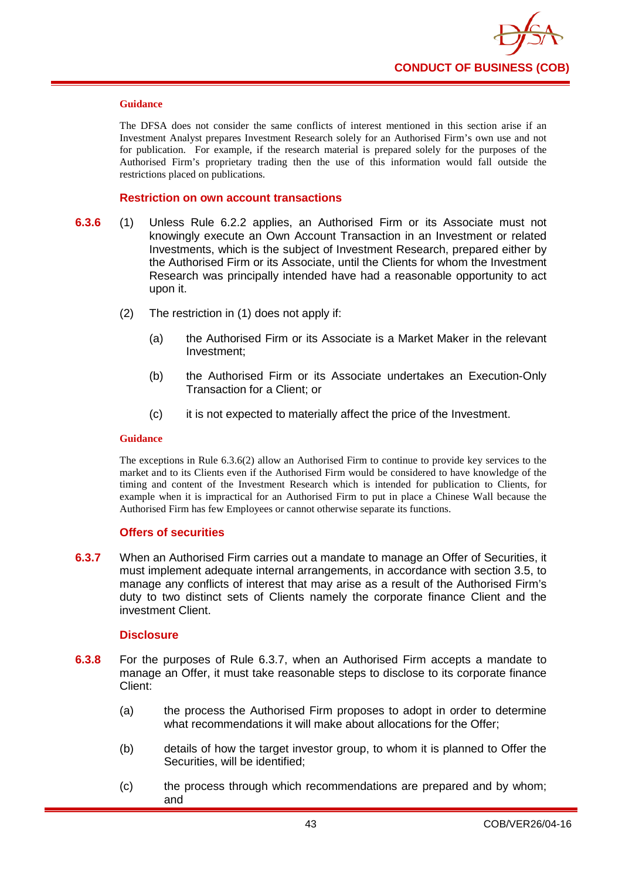**Guidance**

The DFSA does not consider the same conflicts of interest mentioned in this section arise if an Investment Analyst prepares Investment Research solely for an Authorised Firm's own use and not for publication. For example, if the research material is prepared solely for the purposes of the Authorised Firm's proprietary trading then the use of this information would fall outside the restrictions placed on publications.

### Restriction on own account transactions

**6.3.6** (1) Unless Rule 6.2.2 applies, an Authorised Firm or its Associate must not knowingly execute an Own Account Transaction in an Investment or related Investments, which is the subject of Investment Research, prepared either by the Authorised Firm or its Associate, until the Clients for whom the Investment Research was principally intended have had a reasonable opportunity to act upon it.

(2) The restriction in (1) does not apply if:

(a) the Authorised Firm or its Associate is a Market Maker in the relevant Investment;

(b) the Authorised Firm or its Associate undertakes an Execution-Only Transaction for a Client; or

(c) it is not expected to materially affect the price of the Investment.

**Guidance**

The exceptions in Rule 6.3.6(2) allow an Authorised Firm to continue to provide key services to the market and to its Clients even if the Authorised Firm would be considered to have knowledge of the timing and content of the Investment Research which is intended for publication to Clients, for example when it is impractical for an Authorised Firm to put in place a Chinese Wall because the Authorised Firm has few Employees or cannot otherwise separate its functions.

### Offers of securities

**6.3.7** When an Authorised Firm carries out a mandate to manage an Offer of Securities, it must implement adequate internal arrangements, in accordance with section 3.5, to manage any conflicts of interest that may arise as a result of the Authorised Firm's duty to two distinct sets of Clients namely the corporate finance Client and the investment Client.

### Disclosure

**6.3.8** For the purposes of Rule 6.3.7, when an Authorised Firm accepts a mandate to manage an Offer, it must take reasonable steps to disclose to its corporate finance Client:

(a) the process the Authorised Firm proposes to adopt in order to determine what recommendations it will make about allocations for the Offer;

(b) details of how the target investor group, to whom it is planned to Offer the Securities, will be identified;

(c) the process through which recommendations are prepared and by whom; and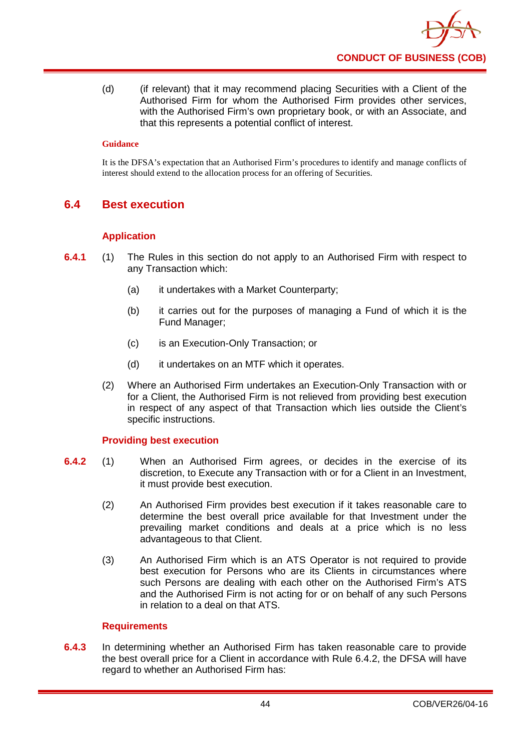(d) (if relevant) that it may recommend placing Securities with a Client of the Authorised Firm for whom the Authorised Firm provides other services, with the Authorised Firm's own proprietary book, or with an Associate, and that this represents a potential conflict of interest.

**Guidance**

It is the DFSA's expectation that an Authorised Firm's procedures to identify and manage conflicts of interest should extend to the allocation process for an offering of Securities.

## 6.4 Best execution

### Application

**6.4.1** (1) The Rules in this section do not apply to an Authorised Firm with respect to any Transaction which:

(a) it undertakes with a Market Counterparty;

(b) it carries out for the purposes of managing a Fund of which it is the Fund Manager;

(c) is an Execution-Only Transaction; or

(d) it undertakes on an MTF which it operates.

(2) Where an Authorised Firm undertakes an Execution-Only Transaction with or for a Client, the Authorised Firm is not relieved from providing best execution in respect of any aspect of that Transaction which lies outside the Client's specific instructions.

### Providing best execution

**6.4.2** (1) When an Authorised Firm agrees, or decides in the exercise of its discretion, to Execute any Transaction with or for a Client in an Investment, it must provide best execution.

(2) An Authorised Firm provides best execution if it takes reasonable care to determine the best overall price available for that Investment under the prevailing market conditions and deals at a price which is no less advantageous to that Client.

(3) An Authorised Firm which is an ATS Operator is not required to provide best execution for Persons who are its Clients in circumstances where such Persons are dealing with each other on the Authorised Firm's ATS and the Authorised Firm is not acting for or on behalf of any such Persons in relation to a deal on that ATS.

### Requirements

**6.4.3** In determining whether an Authorised Firm has taken reasonable care to provide the best overall price for a Client in accordance with Rule 6.4.2, the DFSA will have regard to whether an Authorised Firm has: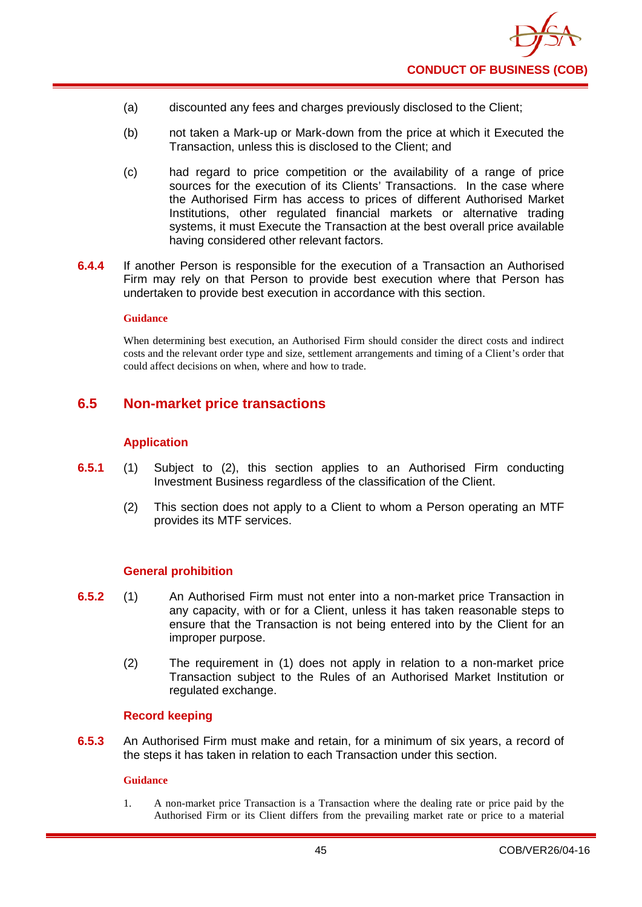(a) discounted any fees and charges previously disclosed to the Client;

(b) not taken a Mark-up or Mark-down from the price at which it Executed the Transaction, unless this is disclosed to the Client; and

(c) had regard to price competition or the availability of a range of price sources for the execution of its Clients' Transactions. In the case where the Authorised Firm has access to prices of different Authorised Market Institutions, other regulated financial markets or alternative trading systems, it must Execute the Transaction at the best overall price available having considered other relevant factors.

**6.4.4** If another Person is responsible for the execution of a Transaction an Authorised Firm may rely on that Person to provide best execution where that Person has undertaken to provide best execution in accordance with this section.

**Guidance**

When determining best execution, an Authorised Firm should consider the direct costs and indirect costs and the relevant order type and size, settlement arrangements and timing of a Client's order that could affect decisions on when, where and how to trade.

## 6.5 Non-market price transactions

### Application

**6.5.1** (1) Subject to (2), this section applies to an Authorised Firm conducting Investment Business regardless of the classification of the Client.

(2) This section does not apply to a Client to whom a Person operating an MTF provides its MTF services.

### General prohibition

**6.5.2** (1) An Authorised Firm must not enter into a non-market price Transaction in any capacity, with or for a Client, unless it has taken reasonable steps to ensure that the Transaction is not being entered into by the Client for an improper purpose.

(2) The requirement in (1) does not apply in relation to a non-market price Transaction subject to the Rules of an Authorised Market Institution or regulated exchange.

### Record keeping

**6.5.3** An Authorised Firm must make and retain, for a minimum of six years, a record of the steps it has taken in relation to each Transaction under this section.

**Guidance**

1. A non-market price Transaction is a Transaction where the dealing rate or price paid by the Authorised Firm or its Client differs from the prevailing market rate or price to a material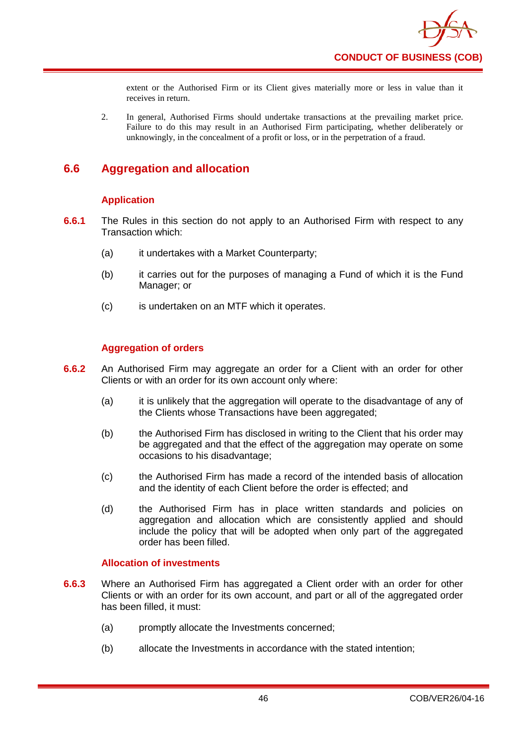extent or the Authorised Firm or its Client gives materially more or less in value than it receives in return.

2. In general, Authorised Firms should undertake transactions at the prevailing market price. Failure to do this may result in an Authorised Firm participating, whether deliberately or unknowingly, in the concealment of a profit or loss, or in the perpetration of a fraud.

## 6.6 Aggregation and allocation

### Application

**6.6.1** The Rules in this section do not apply to an Authorised Firm with respect to any Transaction which:

(a) it undertakes with a Market Counterparty;

(b) it carries out for the purposes of managing a Fund of which it is the Fund Manager; or

(c) is undertaken on an MTF which it operates.

### Aggregation of orders

**6.6.2** An Authorised Firm may aggregate an order for a Client with an order for other Clients or with an order for its own account only where:

(a) it is unlikely that the aggregation will operate to the disadvantage of any of the Clients whose Transactions have been aggregated;

(b) the Authorised Firm has disclosed in writing to the Client that his order may be aggregated and that the effect of the aggregation may operate on some occasions to his disadvantage;

(c) the Authorised Firm has made a record of the intended basis of allocation and the identity of each Client before the order is effected; and

(d) the Authorised Firm has in place written standards and policies on aggregation and allocation which are consistently applied and should include the policy that will be adopted when only part of the aggregated order has been filled.

### Allocation of investments

**6.6.3** Where an Authorised Firm has aggregated a Client order with an order for other Clients or with an order for its own account, and part or all of the aggregated order has been filled, it must:

(a) promptly allocate the Investments concerned;

(b) allocate the Investments in accordance with the stated intention;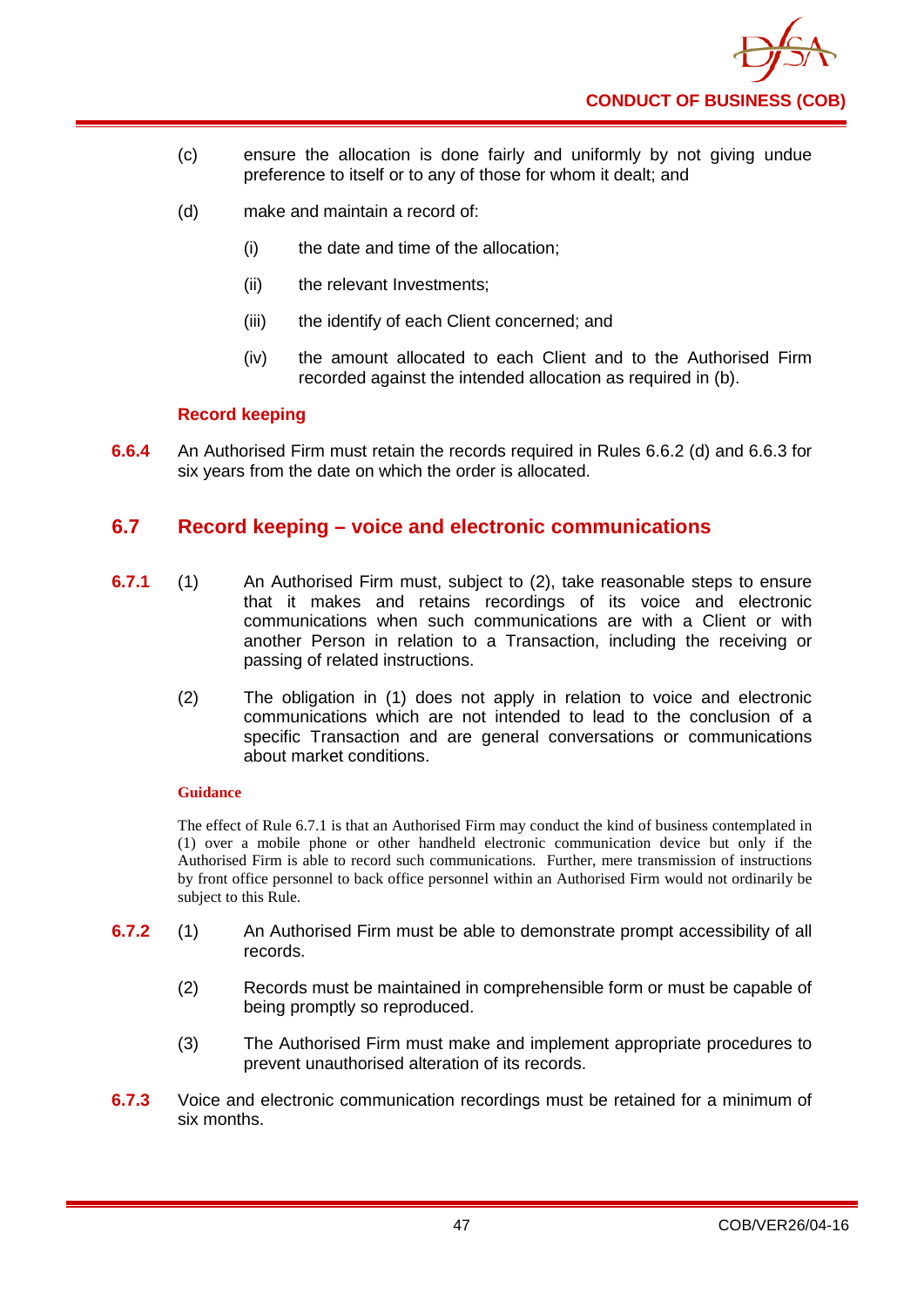(c) ensure the allocation is done fairly and uniformly by not giving undue preference to itself or to any of those for whom it dealt; and

(d) make and maintain a record of:

   (i) the date and time of the allocation;

   (ii) the relevant Investments;

   (iii) the identify of each Client concerned; and

   (iv) the amount allocated to each Client and to the Authorised Firm recorded against the intended allocation as required in (b).

**Record keeping**

**6.6.4** An Authorised Firm must retain the records required in Rules 6.6.2 (d) and 6.6.3 for six years from the date on which the order is allocated.

## 6.7 Record keeping – voice and electronic communications

**6.7.1** (1) An Authorised Firm must, subject to (2), take reasonable steps to ensure that it makes and retains recordings of its voice and electronic communications when such communications are with a Client or with another Person in relation to a Transaction, including the receiving or passing of related instructions.

(2) The obligation in (1) does not apply in relation to voice and electronic communications which are not intended to lead to the conclusion of a specific Transaction and are general conversations or communications about market conditions.

**Guidance**

The effect of Rule 6.7.1 is that an Authorised Firm may conduct the kind of business contemplated in (1) over a mobile phone or other handheld electronic communication device but only if the Authorised Firm is able to record such communications. Further, mere transmission of instructions by front office personnel to back office personnel within an Authorised Firm would not ordinarily be subject to this Rule.

**6.7.2** (1) An Authorised Firm must be able to demonstrate prompt accessibility of all records.

(2) Records must be maintained in comprehensible form or must be capable of being promptly so reproduced.

(3) The Authorised Firm must make and implement appropriate procedures to prevent unauthorised alteration of its records.

**6.7.3** Voice and electronic communication recordings must be retained for a minimum of six months.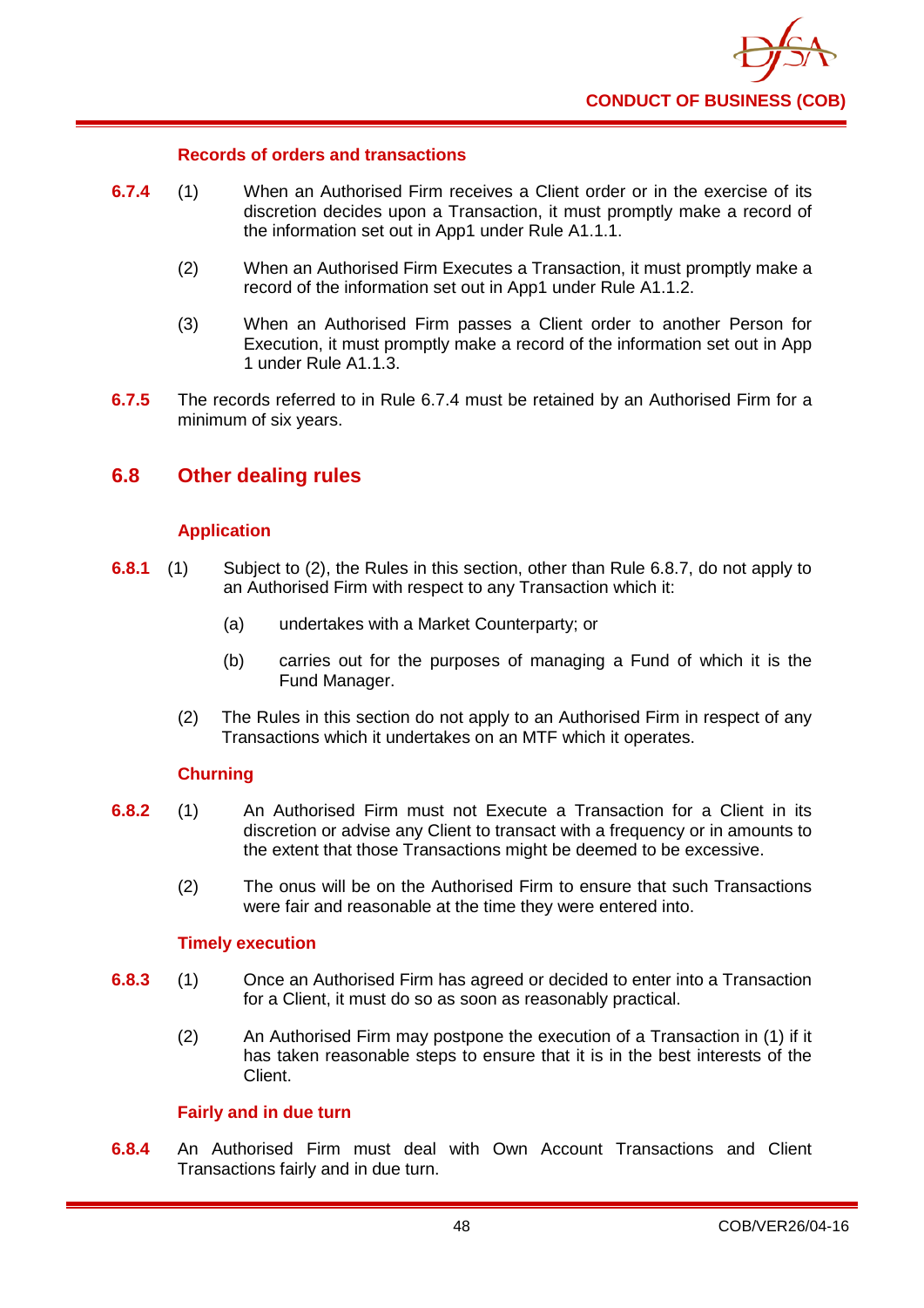#### Records of orders and transactions

**6.7.4** (1) When an Authorised Firm receives a Client order or in the exercise of its discretion decides upon a Transaction, it must promptly make a record of the information set out in App1 under Rule A1.1.1.

(2) When an Authorised Firm Executes a Transaction, it must promptly make a record of the information set out in App1 under Rule A1.1.2.

(3) When an Authorised Firm passes a Client order to another Person for Execution, it must promptly make a record of the information set out in App 1 under Rule A1.1.3.

**6.7.5** The records referred to in Rule 6.7.4 must be retained by an Authorised Firm for a minimum of six years.

## 6.8 Other dealing rules

#### Application

**6.8.1** (1) Subject to (2), the Rules in this section, other than Rule 6.8.7, do not apply to an Authorised Firm with respect to any Transaction which it:

(a) undertakes with a Market Counterparty; or

(b) carries out for the purposes of managing a Fund of which it is the Fund Manager.

(2) The Rules in this section do not apply to an Authorised Firm in respect of any Transactions which it undertakes on an MTF which it operates.

#### Churning

**6.8.2** (1) An Authorised Firm must not Execute a Transaction for a Client in its discretion or advise any Client to transact with a frequency or in amounts to the extent that those Transactions might be deemed to be excessive.

(2) The onus will be on the Authorised Firm to ensure that such Transactions were fair and reasonable at the time they were entered into.

#### Timely execution

**6.8.3** (1) Once an Authorised Firm has agreed or decided to enter into a Transaction for a Client, it must do so as soon as reasonably practical.

(2) An Authorised Firm may postpone the execution of a Transaction in (1) if it has taken reasonable steps to ensure that it is in the best interests of the Client.

#### Fairly and in due turn

**6.8.4** An Authorised Firm must deal with Own Account Transactions and Client Transactions fairly and in due turn.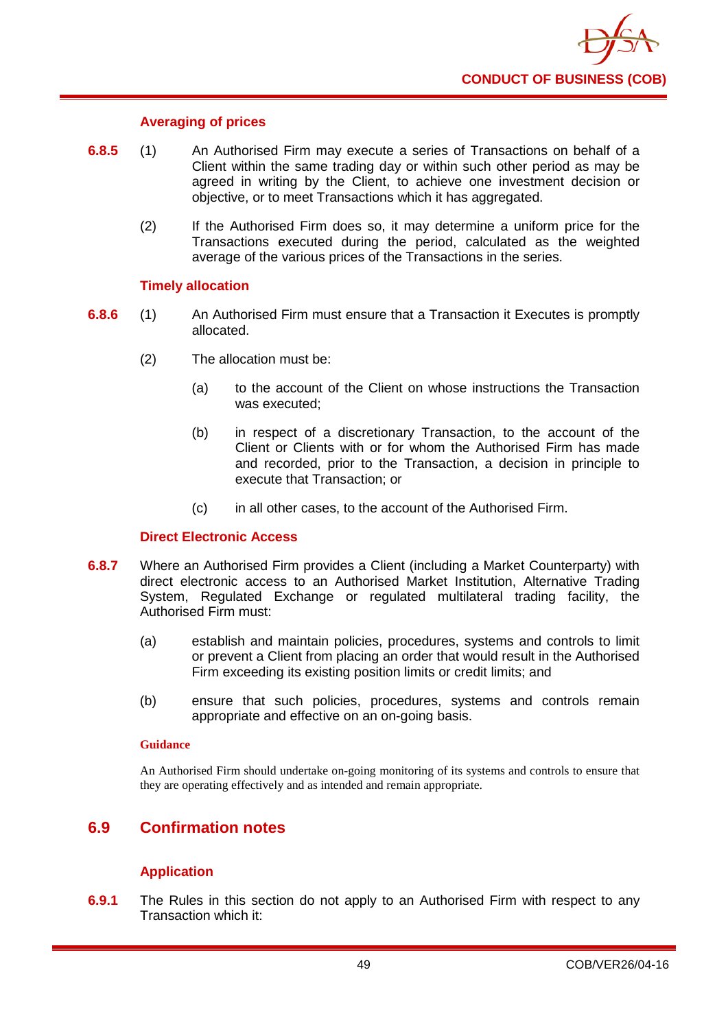#### Averaging of prices

**6.8.5** (1) An Authorised Firm may execute a series of Transactions on behalf of a Client within the same trading day or within such other period as may be agreed in writing by the Client, to achieve one investment decision or objective, or to meet Transactions which it has aggregated.

(2) If the Authorised Firm does so, it may determine a uniform price for the Transactions executed during the period, calculated as the weighted average of the various prices of the Transactions in the series.

#### Timely allocation

**6.8.6** (1) An Authorised Firm must ensure that a Transaction it Executes is promptly allocated.

(2) The allocation must be:

(a) to the account of the Client on whose instructions the Transaction was executed;

(b) in respect of a discretionary Transaction, to the account of the Client or Clients with or for whom the Authorised Firm has made and recorded, prior to the Transaction, a decision in principle to execute that Transaction; or

(c) in all other cases, to the account of the Authorised Firm.

#### Direct Electronic Access

**6.8.7** Where an Authorised Firm provides a Client (including a Market Counterparty) with direct electronic access to an Authorised Market Institution, Alternative Trading System, Regulated Exchange or regulated multilateral trading facility, the Authorised Firm must:

(a) establish and maintain policies, procedures, systems and controls to limit or prevent a Client from placing an order that would result in the Authorised Firm exceeding its existing position limits or credit limits; and

(b) ensure that such policies, procedures, systems and controls remain appropriate and effective on an on-going basis.

**Guidance**

An Authorised Firm should undertake on-going monitoring of its systems and controls to ensure that they are operating effectively and as intended and remain appropriate.

## 6.9 Confirmation notes

#### Application

**6.9.1** The Rules in this section do not apply to an Authorised Firm with respect to any Transaction which it: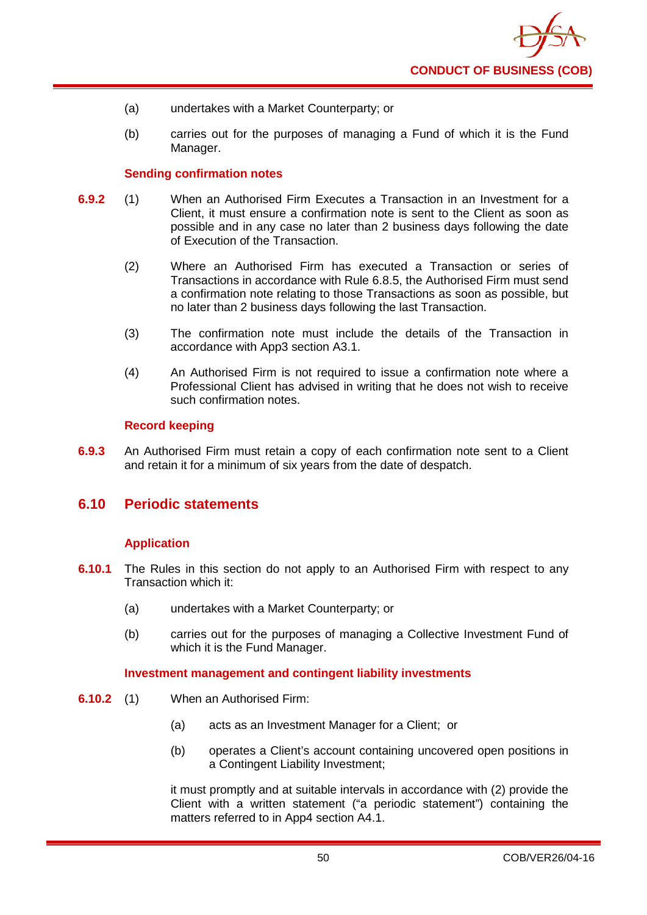(a) undertakes with a Market Counterparty; or

(b) carries out for the purposes of managing a Fund of which it is the Fund Manager.

#### Sending confirmation notes

**6.9.2** (1) When an Authorised Firm Executes a Transaction in an Investment for a Client, it must ensure a confirmation note is sent to the Client as soon as possible and in any case no later than 2 business days following the date of Execution of the Transaction.

(2) Where an Authorised Firm has executed a Transaction or series of Transactions in accordance with Rule 6.8.5, the Authorised Firm must send a confirmation note relating to those Transactions as soon as possible, but no later than 2 business days following the last Transaction.

(3) The confirmation note must include the details of the Transaction in accordance with App3 section A3.1.

(4) An Authorised Firm is not required to issue a confirmation note where a Professional Client has advised in writing that he does not wish to receive such confirmation notes.

#### Record keeping

**6.9.3** An Authorised Firm must retain a copy of each confirmation note sent to a Client and retain it for a minimum of six years from the date of despatch.

## 6.10 Periodic statements

#### Application

**6.10.1** The Rules in this section do not apply to an Authorised Firm with respect to any Transaction which it:

(a) undertakes with a Market Counterparty; or

(b) carries out for the purposes of managing a Collective Investment Fund of which it is the Fund Manager.

#### Investment management and contingent liability investments

**6.10.2** (1) When an Authorised Firm:

(a) acts as an Investment Manager for a Client; or

(b) operates a Client's account containing uncovered open positions in a Contingent Liability Investment;

it must promptly and at suitable intervals in accordance with (2) provide the Client with a written statement ("a periodic statement") containing the matters referred to in App4 section A4.1.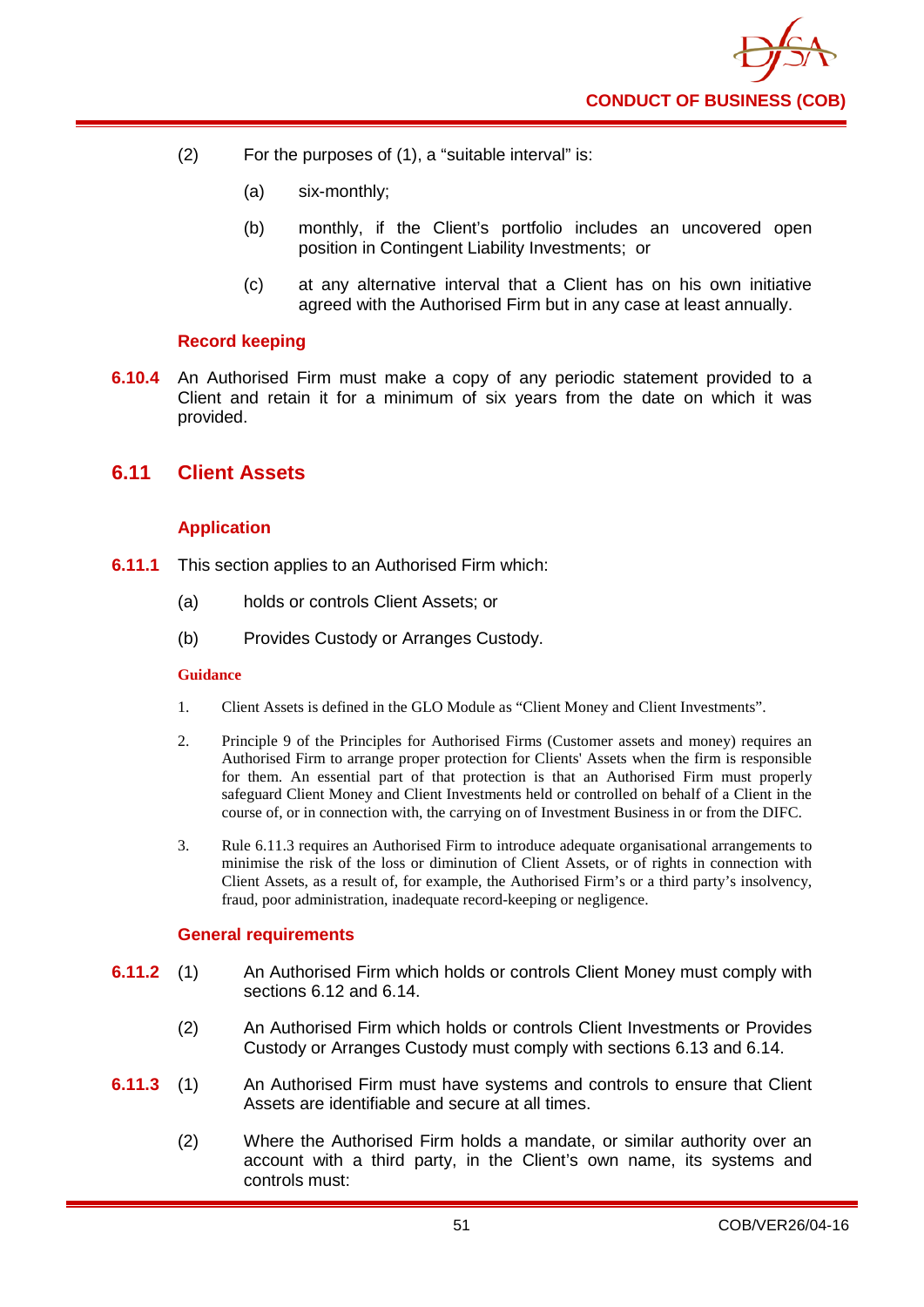(2) For the purposes of (1), a "suitable interval" is:

(a) six-monthly;

(b) monthly, if the Client's portfolio includes an uncovered open position in Contingent Liability Investments; or

(c) at any alternative interval that a Client has on his own initiative agreed with the Authorised Firm but in any case at least annually.

### Record keeping

**6.10.4** An Authorised Firm must make a copy of any periodic statement provided to a Client and retain it for a minimum of six years from the date on which it was provided.

## 6.11 Client Assets

### Application

**6.11.1** This section applies to an Authorised Firm which:

(a) holds or controls Client Assets; or

(b) Provides Custody or Arranges Custody.

**Guidance**

1. Client Assets is defined in the GLO Module as "Client Money and Client Investments".

2. Principle 9 of the Principles for Authorised Firms (Customer assets and money) requires an Authorised Firm to arrange proper protection for Clients' Assets when the firm is responsible for them. An essential part of that protection is that an Authorised Firm must properly safeguard Client Money and Client Investments held or controlled on behalf of a Client in the course of, or in connection with, the carrying on of Investment Business in or from the DIFC.

3. Rule 6.11.3 requires an Authorised Firm to introduce adequate organisational arrangements to minimise the risk of the loss or diminution of Client Assets, or of rights in connection with Client Assets, as a result of, for example, the Authorised Firm's or a third party's insolvency, fraud, poor administration, inadequate record-keeping or negligence.

### General requirements

**6.11.2** (1) An Authorised Firm which holds or controls Client Money must comply with sections 6.12 and 6.14.

(2) An Authorised Firm which holds or controls Client Investments or Provides Custody or Arranges Custody must comply with sections 6.13 and 6.14.

**6.11.3** (1) An Authorised Firm must have systems and controls to ensure that Client Assets are identifiable and secure at all times.

(2) Where the Authorised Firm holds a mandate, or similar authority over an account with a third party, in the Client's own name, its systems and controls must: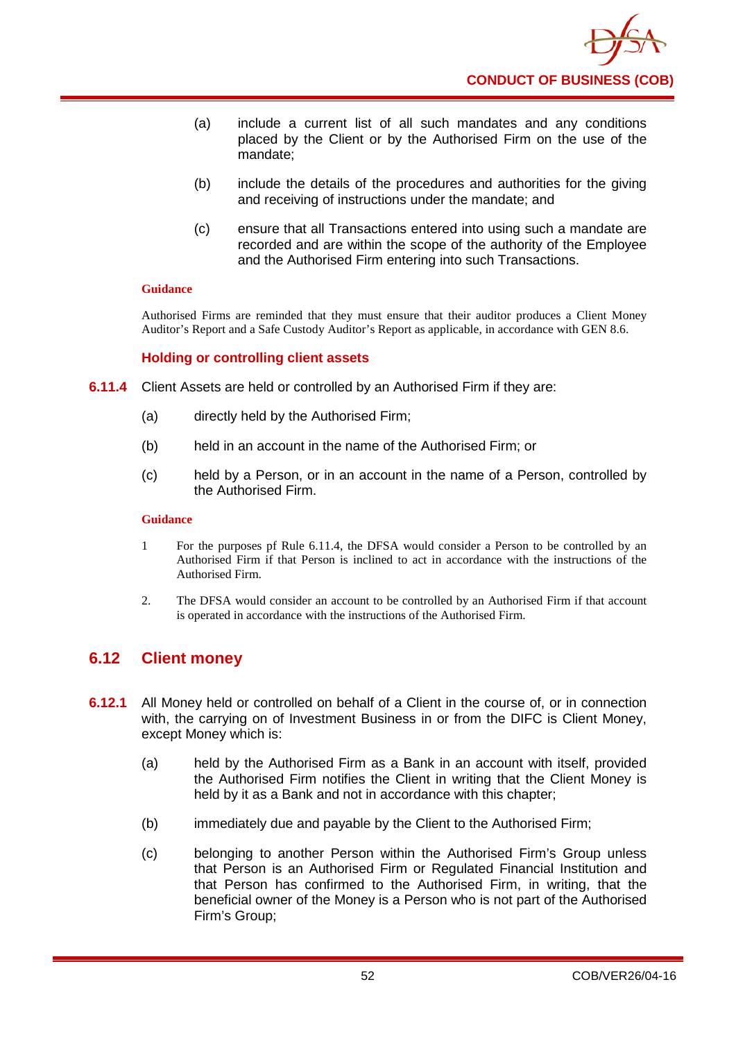(a) include a current list of all such mandates and any conditions placed by the Client or by the Authorised Firm on the use of the mandate;

(b) include the details of the procedures and authorities for the giving and receiving of instructions under the mandate; and

(c) ensure that all Transactions entered into using such a mandate are recorded and are within the scope of the authority of the Employee and the Authorised Firm entering into such Transactions.

**Guidance**

Authorised Firms are reminded that they must ensure that their auditor produces a Client Money Auditor's Report and a Safe Custody Auditor's Report as applicable, in accordance with GEN 8.6.

### Holding or controlling client assets

**6.11.4** Client Assets are held or controlled by an Authorised Firm if they are:

(a) directly held by the Authorised Firm;

(b) held in an account in the name of the Authorised Firm; or

(c) held by a Person, or in an account in the name of a Person, controlled by the Authorised Firm.

**Guidance**

1 For the purposes pf Rule 6.11.4, the DFSA would consider a Person to be controlled by an Authorised Firm if that Person is inclined to act in accordance with the instructions of the Authorised Firm.

2. The DFSA would consider an account to be controlled by an Authorised Firm if that account is operated in accordance with the instructions of the Authorised Firm.

## 6.12 Client money

**6.12.1** All Money held or controlled on behalf of a Client in the course of, or in connection with, the carrying on of Investment Business in or from the DIFC is Client Money, except Money which is:

(a) held by the Authorised Firm as a Bank in an account with itself, provided the Authorised Firm notifies the Client in writing that the Client Money is held by it as a Bank and not in accordance with this chapter;

(b) immediately due and payable by the Client to the Authorised Firm;

(c) belonging to another Person within the Authorised Firm's Group unless that Person is an Authorised Firm or Regulated Financial Institution and that Person has confirmed to the Authorised Firm, in writing, that the beneficial owner of the Money is a Person who is not part of the Authorised Firm's Group;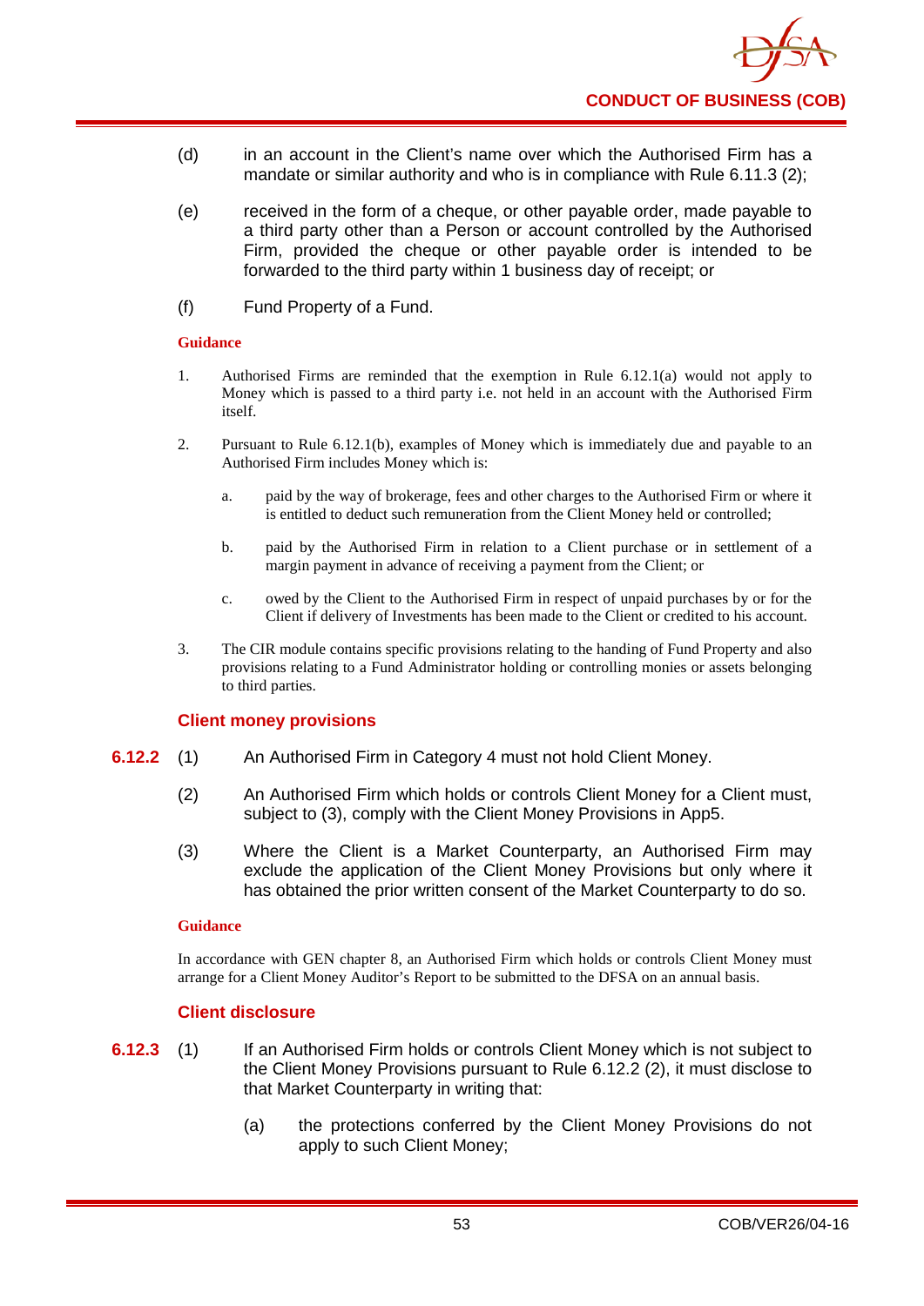(d) in an account in the Client's name over which the Authorised Firm has a mandate or similar authority and who is in compliance with Rule 6.11.3 (2);

(e) received in the form of a cheque, or other payable order, made payable to a third party other than a Person or account controlled by the Authorised Firm, provided the cheque or other payable order is intended to be forwarded to the third party within 1 business day of receipt; or

(f) Fund Property of a Fund.

**Guidance**

1. Authorised Firms are reminded that the exemption in Rule 6.12.1(a) would not apply to Money which is passed to a third party i.e. not held in an account with the Authorised Firm itself.

2. Pursuant to Rule 6.12.1(b), examples of Money which is immediately due and payable to an Authorised Firm includes Money which is:

   a. paid by the way of brokerage, fees and other charges to the Authorised Firm or where it is entitled to deduct such remuneration from the Client Money held or controlled;

   b. paid by the Authorised Firm in relation to a Client purchase or in settlement of a margin payment in advance of receiving a payment from the Client; or

   c. owed by the Client to the Authorised Firm in respect of unpaid purchases by or for the Client if delivery of Investments has been made to the Client or credited to his account.

3. The CIR module contains specific provisions relating to the handing of Fund Property and also provisions relating to a Fund Administrator holding or controlling monies or assets belonging to third parties.

### Client money provisions

**6.12.2** (1) An Authorised Firm in Category 4 must not hold Client Money.

(2) An Authorised Firm which holds or controls Client Money for a Client must, subject to (3), comply with the Client Money Provisions in App5.

(3) Where the Client is a Market Counterparty, an Authorised Firm may exclude the application of the Client Money Provisions but only where it has obtained the prior written consent of the Market Counterparty to do so.

**Guidance**

In accordance with GEN chapter 8, an Authorised Firm which holds or controls Client Money must arrange for a Client Money Auditor's Report to be submitted to the DFSA on an annual basis.

### Client disclosure

**6.12.3** (1) If an Authorised Firm holds or controls Client Money which is not subject to the Client Money Provisions pursuant to Rule 6.12.2 (2), it must disclose to that Market Counterparty in writing that:

(a) the protections conferred by the Client Money Provisions do not apply to such Client Money;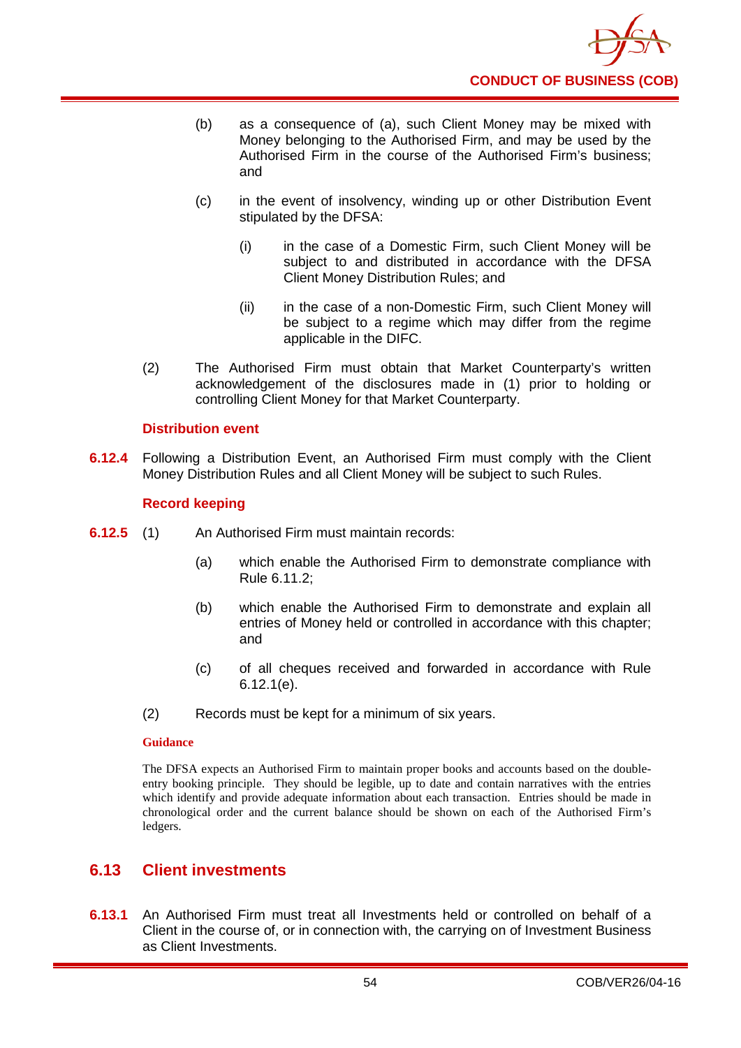(b) as a consequence of (a), such Client Money may be mixed with Money belonging to the Authorised Firm, and may be used by the Authorised Firm in the course of the Authorised Firm's business; and

(c) in the event of insolvency, winding up or other Distribution Event stipulated by the DFSA:

   (i) in the case of a Domestic Firm, such Client Money will be subject to and distributed in accordance with the DFSA Client Money Distribution Rules; and

   (ii) in the case of a non-Domestic Firm, such Client Money will be subject to a regime which may differ from the regime applicable in the DIFC.

(2) The Authorised Firm must obtain that Market Counterparty's written acknowledgement of the disclosures made in (1) prior to holding or controlling Client Money for that Market Counterparty.

### Distribution event

**6.12.4** Following a Distribution Event, an Authorised Firm must comply with the Client Money Distribution Rules and all Client Money will be subject to such Rules.

### Record keeping

**6.12.5** (1) An Authorised Firm must maintain records:

(a) which enable the Authorised Firm to demonstrate compliance with Rule 6.11.2;

(b) which enable the Authorised Firm to demonstrate and explain all entries of Money held or controlled in accordance with this chapter; and

(c) of all cheques received and forwarded in accordance with Rule 6.12.1(e).

(2) Records must be kept for a minimum of six years.

#### Guidance

The DFSA expects an Authorised Firm to maintain proper books and accounts based on the double-entry booking principle. They should be legible, up to date and contain narratives with the entries which identify and provide adequate information about each transaction. Entries should be made in chronological order and the current balance should be shown on each of the Authorised Firm's ledgers.

## 6.13 Client investments

**6.13.1** An Authorised Firm must treat all Investments held or controlled on behalf of a Client in the course of, or in connection with, the carrying on of Investment Business as Client Investments.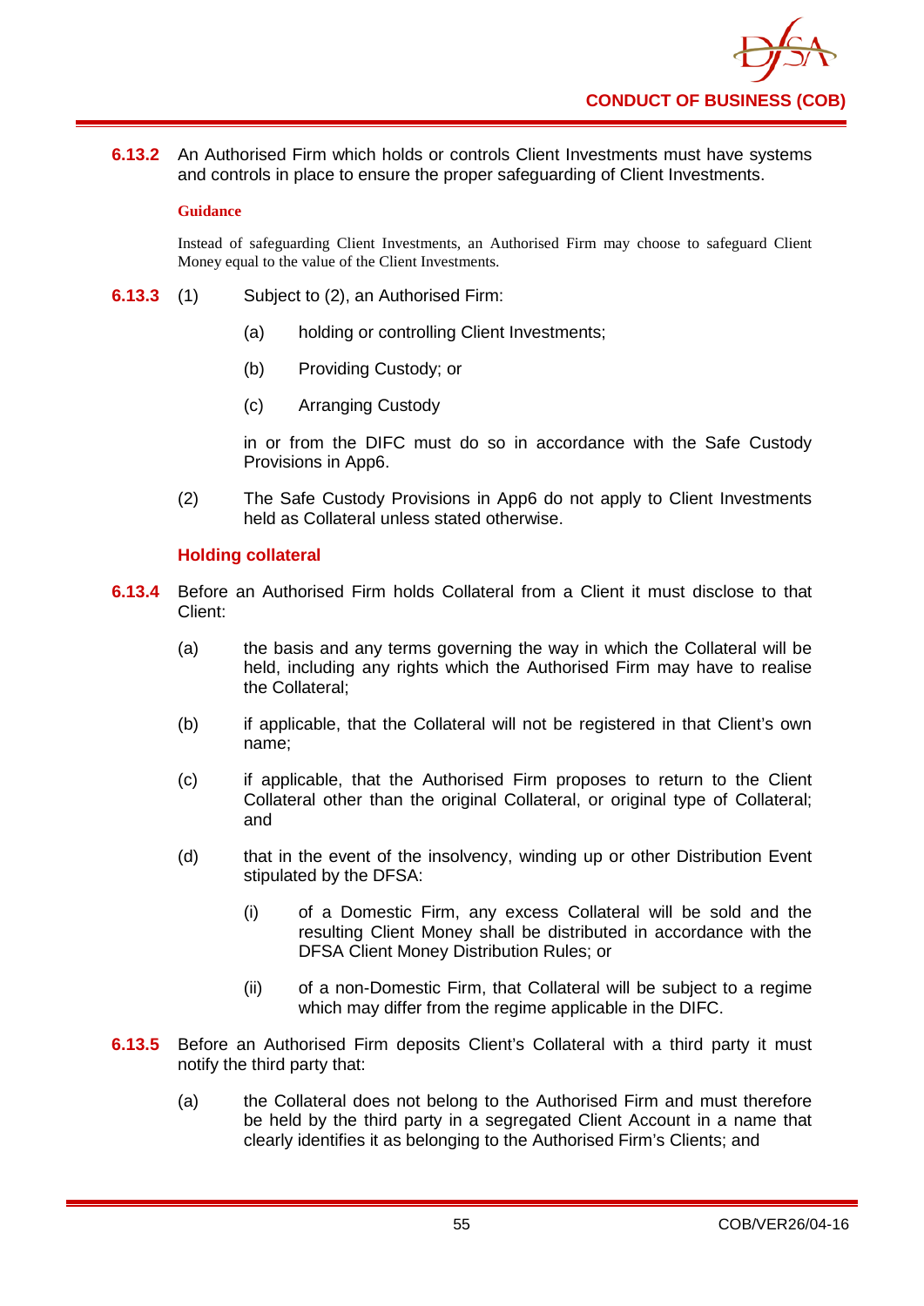**6.13.2** An Authorised Firm which holds or controls Client Investments must have systems and controls in place to ensure the proper safeguarding of Client Investments.

**Guidance**

Instead of safeguarding Client Investments, an Authorised Firm may choose to safeguard Client Money equal to the value of the Client Investments.

**6.13.3** (1) Subject to (2), an Authorised Firm:

(a) holding or controlling Client Investments;

(b) Providing Custody; or

(c) Arranging Custody

in or from the DIFC must do so in accordance with the Safe Custody Provisions in App6.

(2) The Safe Custody Provisions in App6 do not apply to Client Investments held as Collateral unless stated otherwise.

### Holding collateral

**6.13.4** Before an Authorised Firm holds Collateral from a Client it must disclose to that Client:

(a) the basis and any terms governing the way in which the Collateral will be held, including any rights which the Authorised Firm may have to realise the Collateral;

(b) if applicable, that the Collateral will not be registered in that Client's own name;

(c) if applicable, that the Authorised Firm proposes to return to the Client Collateral other than the original Collateral, or original type of Collateral; and

(d) that in the event of the insolvency, winding up or other Distribution Event stipulated by the DFSA:

(i) of a Domestic Firm, any excess Collateral will be sold and the resulting Client Money shall be distributed in accordance with the DFSA Client Money Distribution Rules; or

(ii) of a non-Domestic Firm, that Collateral will be subject to a regime which may differ from the regime applicable in the DIFC.

**6.13.5** Before an Authorised Firm deposits Client's Collateral with a third party it must notify the third party that:

(a) the Collateral does not belong to the Authorised Firm and must therefore be held by the third party in a segregated Client Account in a name that clearly identifies it as belonging to the Authorised Firm's Clients; and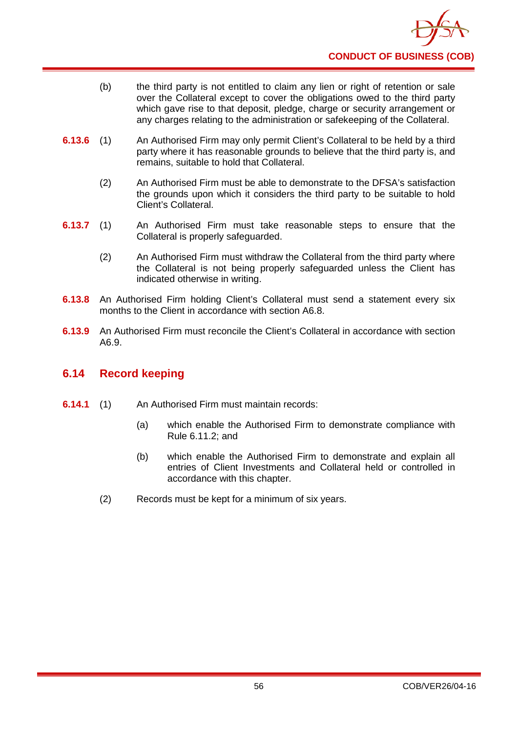(b) the third party is not entitled to claim any lien or right of retention or sale over the Collateral except to cover the obligations owed to the third party which gave rise to that deposit, pledge, charge or security arrangement or any charges relating to the administration or safekeeping of the Collateral.

**6.13.6** (1) An Authorised Firm may only permit Client's Collateral to be held by a third party where it has reasonable grounds to believe that the third party is, and remains, suitable to hold that Collateral.

(2) An Authorised Firm must be able to demonstrate to the DFSA's satisfaction the grounds upon which it considers the third party to be suitable to hold Client's Collateral.

**6.13.7** (1) An Authorised Firm must take reasonable steps to ensure that the Collateral is properly safeguarded.

(2) An Authorised Firm must withdraw the Collateral from the third party where the Collateral is not being properly safeguarded unless the Client has indicated otherwise in writing.

**6.13.8** An Authorised Firm holding Client's Collateral must send a statement every six months to the Client in accordance with section A6.8.

**6.13.9** An Authorised Firm must reconcile the Client's Collateral in accordance with section A6.9.

## 6.14 Record keeping

**6.14.1** (1) An Authorised Firm must maintain records:

(a) which enable the Authorised Firm to demonstrate compliance with Rule 6.11.2; and

(b) which enable the Authorised Firm to demonstrate and explain all entries of Client Investments and Collateral held or controlled in accordance with this chapter.

(2) Records must be kept for a minimum of six years.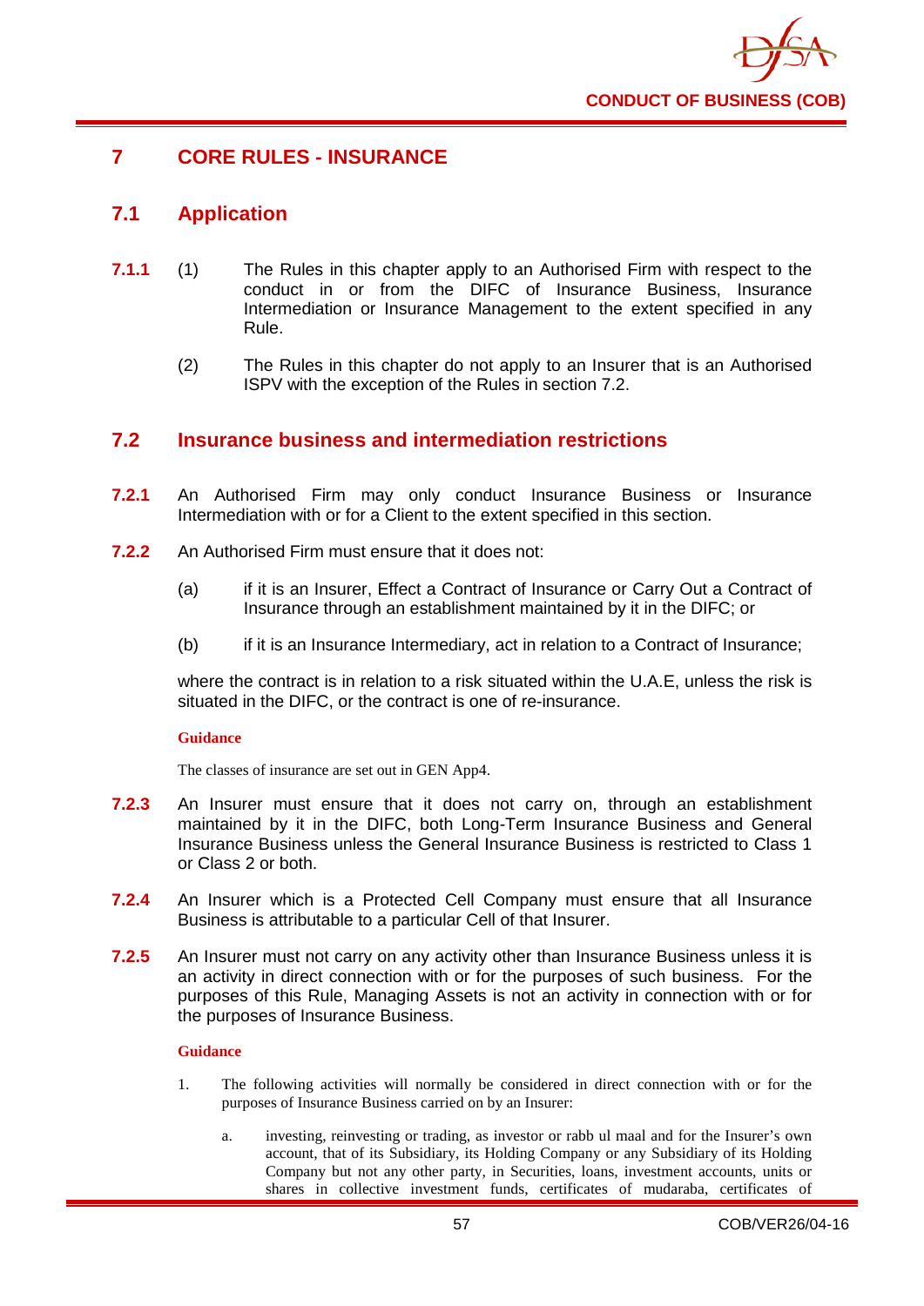# 7 CORE RULES - INSURANCE

## 7.1 Application

**7.1.1** (1) The Rules in this chapter apply to an Authorised Firm with respect to the conduct in or from the DIFC of Insurance Business, Insurance Intermediation or Insurance Management to the extent specified in any Rule.

(2) The Rules in this chapter do not apply to an Insurer that is an Authorised ISPV with the exception of the Rules in section 7.2.

## 7.2 Insurance business and intermediation restrictions

**7.2.1** An Authorised Firm may only conduct Insurance Business or Insurance Intermediation with or for a Client to the extent specified in this section.

**7.2.2** An Authorised Firm must ensure that it does not:

(a) if it is an Insurer, Effect a Contract of Insurance or Carry Out a Contract of Insurance through an establishment maintained by it in the DIFC; or

(b) if it is an Insurance Intermediary, act in relation to a Contract of Insurance;

where the contract is in relation to a risk situated within the U.A.E, unless the risk is situated in the DIFC, or the contract is one of re-insurance.

**Guidance**

The classes of insurance are set out in GEN App4.

**7.2.3** An Insurer must ensure that it does not carry on, through an establishment maintained by it in the DIFC, both Long-Term Insurance Business and General Insurance Business unless the General Insurance Business is restricted to Class 1 or Class 2 or both.

**7.2.4** An Insurer which is a Protected Cell Company must ensure that all Insurance Business is attributable to a particular Cell of that Insurer.

**7.2.5** An Insurer must not carry on any activity other than Insurance Business unless it is an activity in direct connection with or for the purposes of such business. For the purposes of this Rule, Managing Assets is not an activity in connection with or for the purposes of Insurance Business.

**Guidance**

1. The following activities will normally be considered in direct connection with or for the purposes of Insurance Business carried on by an Insurer:

   a. investing, reinvesting or trading, as investor or rabb ul maal and for the Insurer's own account, that of its Subsidiary, its Holding Company or any Subsidiary of its Holding Company but not any other party, in Securities, loans, investment accounts, units or shares in collective investment funds, certificates of mudaraba, certificates of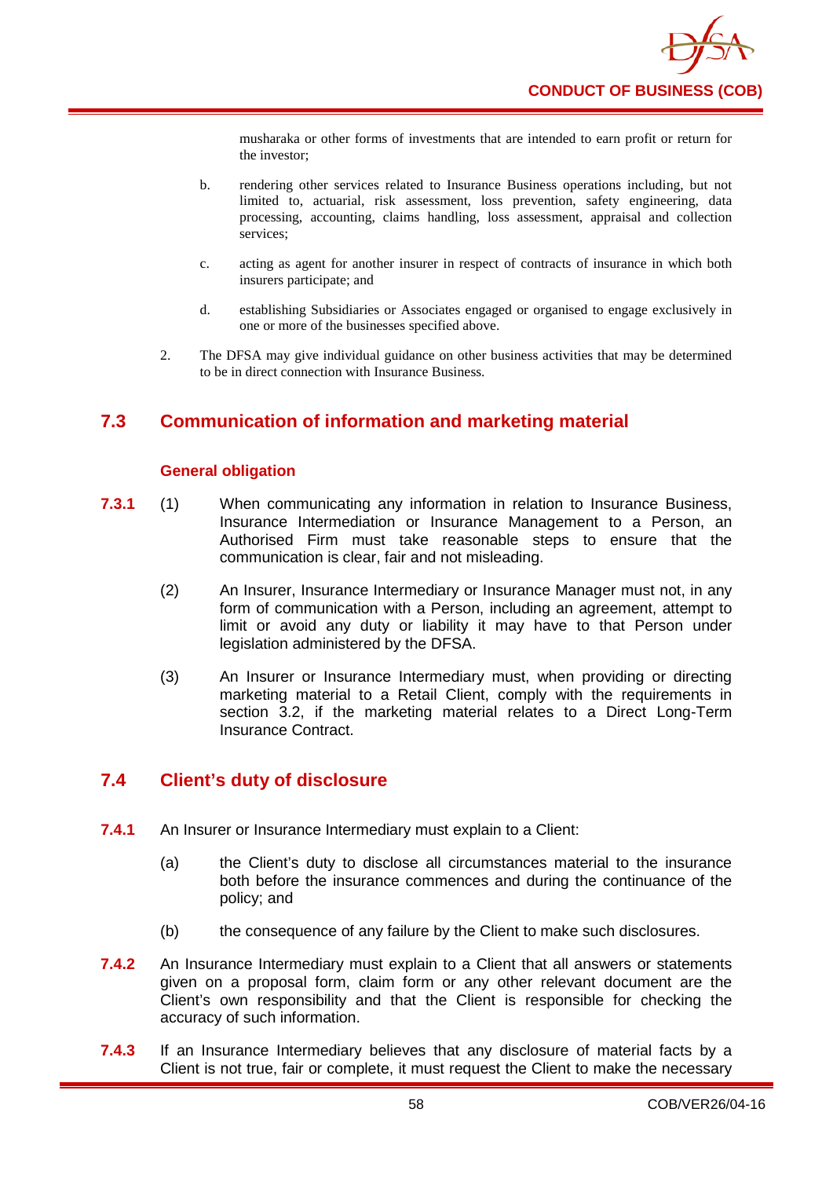musharaka or other forms of investments that are intended to earn profit or return for the investor;

b. rendering other services related to Insurance Business operations including, but not limited to, actuarial, risk assessment, loss prevention, safety engineering, data processing, accounting, claims handling, loss assessment, appraisal and collection services;

c. acting as agent for another insurer in respect of contracts of insurance in which both insurers participate; and

d. establishing Subsidiaries or Associates engaged or organised to engage exclusively in one or more of the businesses specified above.

2. The DFSA may give individual guidance on other business activities that may be determined to be in direct connection with Insurance Business.

## 7.3 Communication of information and marketing material

### General obligation

**7.3.1** (1) When communicating any information in relation to Insurance Business, Insurance Intermediation or Insurance Management to a Person, an Authorised Firm must take reasonable steps to ensure that the communication is clear, fair and not misleading.

(2) An Insurer, Insurance Intermediary or Insurance Manager must not, in any form of communication with a Person, including an agreement, attempt to limit or avoid any duty or liability it may have to that Person under legislation administered by the DFSA.

(3) An Insurer or Insurance Intermediary must, when providing or directing marketing material to a Retail Client, comply with the requirements in section 3.2, if the marketing material relates to a Direct Long-Term Insurance Contract.

## 7.4 Client's duty of disclosure

**7.4.1** An Insurer or Insurance Intermediary must explain to a Client:

(a) the Client's duty to disclose all circumstances material to the insurance both before the insurance commences and during the continuance of the policy; and

(b) the consequence of any failure by the Client to make such disclosures.

**7.4.2** An Insurance Intermediary must explain to a Client that all answers or statements given on a proposal form, claim form or any other relevant document are the Client's own responsibility and that the Client is responsible for checking the accuracy of such information.

**7.4.3** If an Insurance Intermediary believes that any disclosure of material facts by a Client is not true, fair or complete, it must request the Client to make the necessary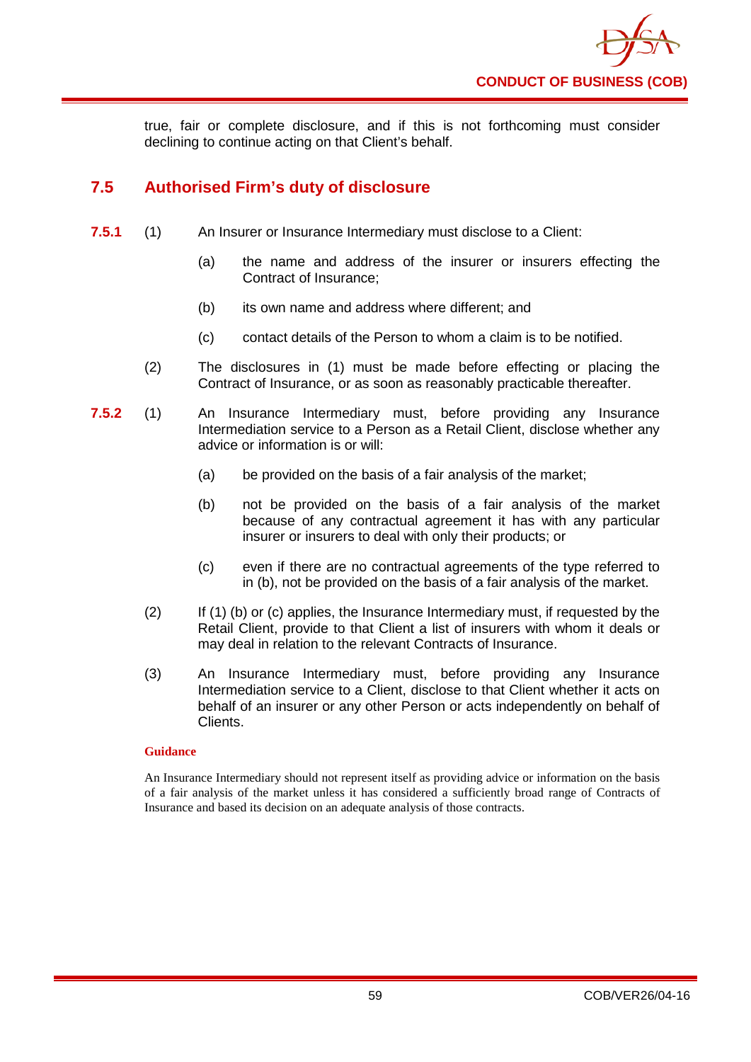true, fair or complete disclosure, and if this is not forthcoming must consider declining to continue acting on that Client's behalf.

## 7.5 Authorised Firm's duty of disclosure

**7.5.1** (1) An Insurer or Insurance Intermediary must disclose to a Client:

(a) the name and address of the insurer or insurers effecting the Contract of Insurance;

(b) its own name and address where different; and

(c) contact details of the Person to whom a claim is to be notified.

(2) The disclosures in (1) must be made before effecting or placing the Contract of Insurance, or as soon as reasonably practicable thereafter.

**7.5.2** (1) An Insurance Intermediary must, before providing any Insurance Intermediation service to a Person as a Retail Client, disclose whether any advice or information is or will:

(a) be provided on the basis of a fair analysis of the market;

(b) not be provided on the basis of a fair analysis of the market because of any contractual agreement it has with any particular insurer or insurers to deal with only their products; or

(c) even if there are no contractual agreements of the type referred to in (b), not be provided on the basis of a fair analysis of the market.

(2) If (1) (b) or (c) applies, the Insurance Intermediary must, if requested by the Retail Client, provide to that Client a list of insurers with whom it deals or may deal in relation to the relevant Contracts of Insurance.

(3) An Insurance Intermediary must, before providing any Insurance Intermediation service to a Client, disclose to that Client whether it acts on behalf of an insurer or any other Person or acts independently on behalf of Clients.

**Guidance**

An Insurance Intermediary should not represent itself as providing advice or information on the basis of a fair analysis of the market unless it has considered a sufficiently broad range of Contracts of Insurance and based its decision on an adequate analysis of those contracts.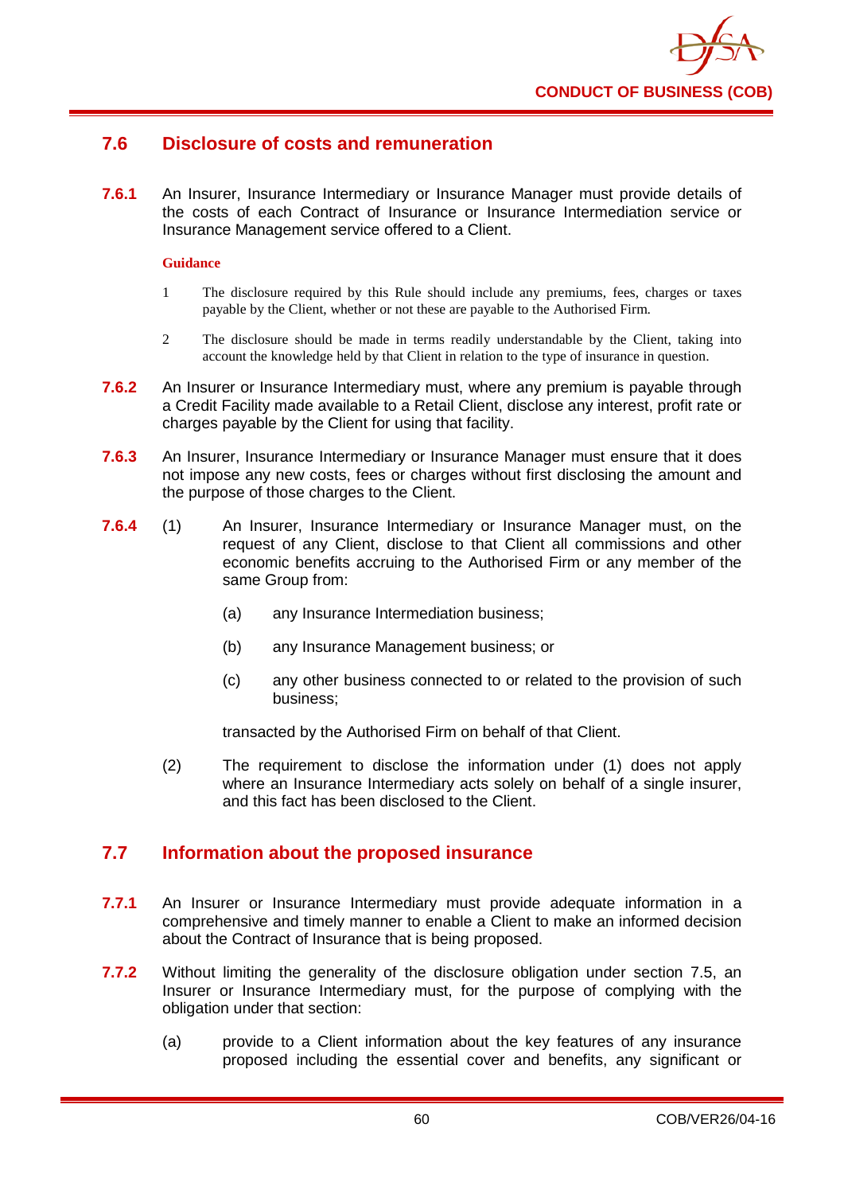## 7.6 Disclosure of costs and remuneration

**7.6.1** An Insurer, Insurance Intermediary or Insurance Manager must provide details of the costs of each Contract of Insurance or Insurance Intermediation service or Insurance Management service offered to a Client.

**Guidance**

1. The disclosure required by this Rule should include any premiums, fees, charges or taxes payable by the Client, whether or not these are payable to the Authorised Firm.

2. The disclosure should be made in terms readily understandable by the Client, taking into account the knowledge held by that Client in relation to the type of insurance in question.

**7.6.2** An Insurer or Insurance Intermediary must, where any premium is payable through a Credit Facility made available to a Retail Client, disclose any interest, profit rate or charges payable by the Client for using that facility.

**7.6.3** An Insurer, Insurance Intermediary or Insurance Manager must ensure that it does not impose any new costs, fees or charges without first disclosing the amount and the purpose of those charges to the Client.

**7.6.4** (1) An Insurer, Insurance Intermediary or Insurance Manager must, on the request of any Client, disclose to that Client all commissions and other economic benefits accruing to the Authorised Firm or any member of the same Group from:

(a) any Insurance Intermediation business;

(b) any Insurance Management business; or

(c) any other business connected to or related to the provision of such business;

transacted by the Authorised Firm on behalf of that Client.

(2) The requirement to disclose the information under (1) does not apply where an Insurance Intermediary acts solely on behalf of a single insurer, and this fact has been disclosed to the Client.

## 7.7 Information about the proposed insurance

**7.7.1** An Insurer or Insurance Intermediary must provide adequate information in a comprehensive and timely manner to enable a Client to make an informed decision about the Contract of Insurance that is being proposed.

**7.7.2** Without limiting the generality of the disclosure obligation under section 7.5, an Insurer or Insurance Intermediary must, for the purpose of complying with the obligation under that section:

(a) provide to a Client information about the key features of any insurance proposed including the essential cover and benefits, any significant or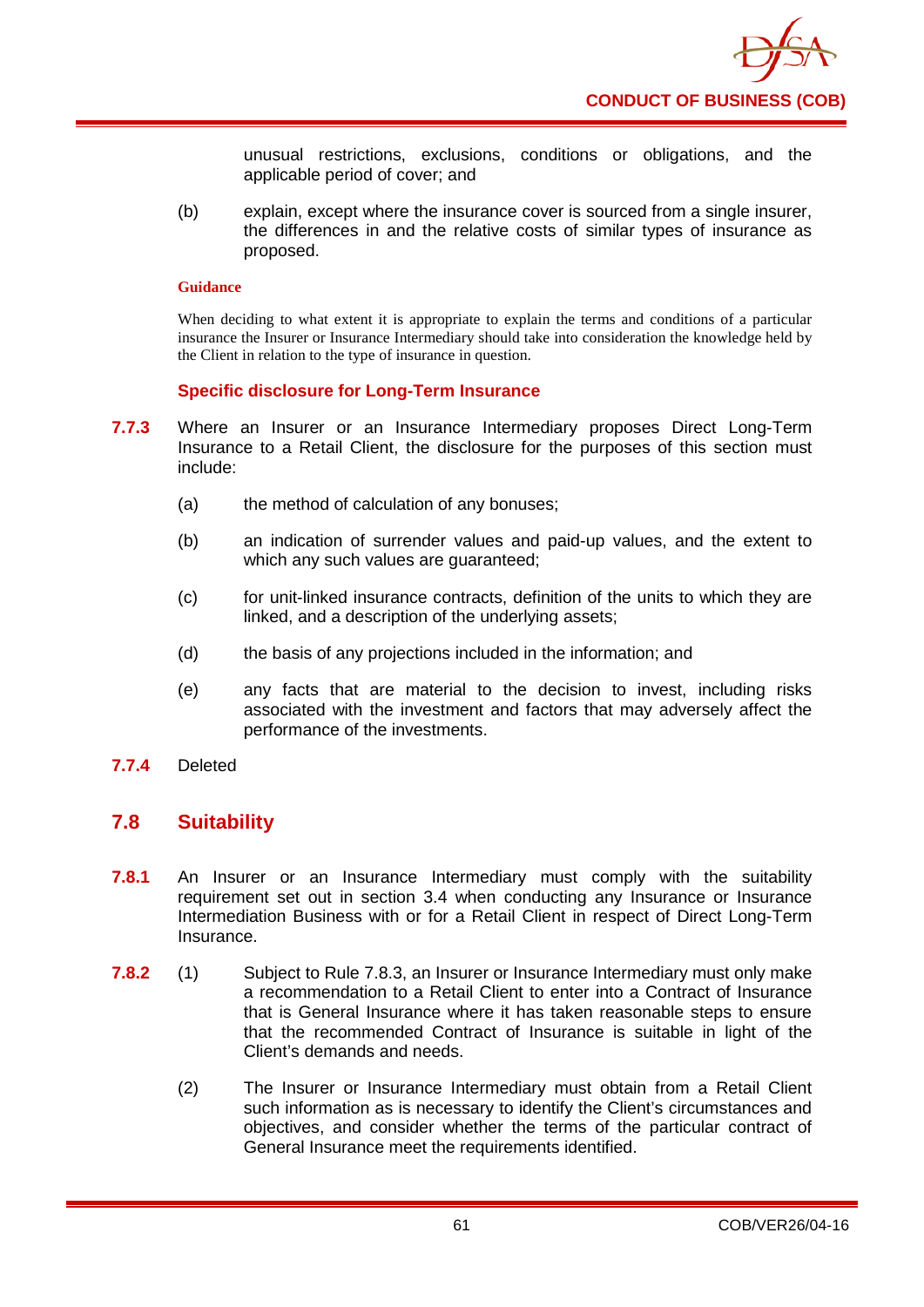unusual restrictions, exclusions, conditions or obligations, and the applicable period of cover; and

(b) explain, except where the insurance cover is sourced from a single insurer, the differences in and the relative costs of similar types of insurance as proposed.

**Guidance**

When deciding to what extent it is appropriate to explain the terms and conditions of a particular insurance the Insurer or Insurance Intermediary should take into consideration the knowledge held by the Client in relation to the type of insurance in question.

### Specific disclosure for Long-Term Insurance

**7.7.3** Where an Insurer or an Insurance Intermediary proposes Direct Long-Term Insurance to a Retail Client, the disclosure for the purposes of this section must include:

(a) the method of calculation of any bonuses;

(b) an indication of surrender values and paid-up values, and the extent to which any such values are guaranteed;

(c) for unit-linked insurance contracts, definition of the units to which they are linked, and a description of the underlying assets;

(d) the basis of any projections included in the information; and

(e) any facts that are material to the decision to invest, including risks associated with the investment and factors that may adversely affect the performance of the investments.

**7.7.4** Deleted

## 7.8 Suitability

**7.8.1** An Insurer or an Insurance Intermediary must comply with the suitability requirement set out in section 3.4 when conducting any Insurance or Insurance Intermediation Business with or for a Retail Client in respect of Direct Long-Term Insurance.

**7.8.2** (1) Subject to Rule 7.8.3, an Insurer or Insurance Intermediary must only make a recommendation to a Retail Client to enter into a Contract of Insurance that is General Insurance where it has taken reasonable steps to ensure that the recommended Contract of Insurance is suitable in light of the Client's demands and needs.

(2) The Insurer or Insurance Intermediary must obtain from a Retail Client such information as is necessary to identify the Client's circumstances and objectives, and consider whether the terms of the particular contract of General Insurance meet the requirements identified.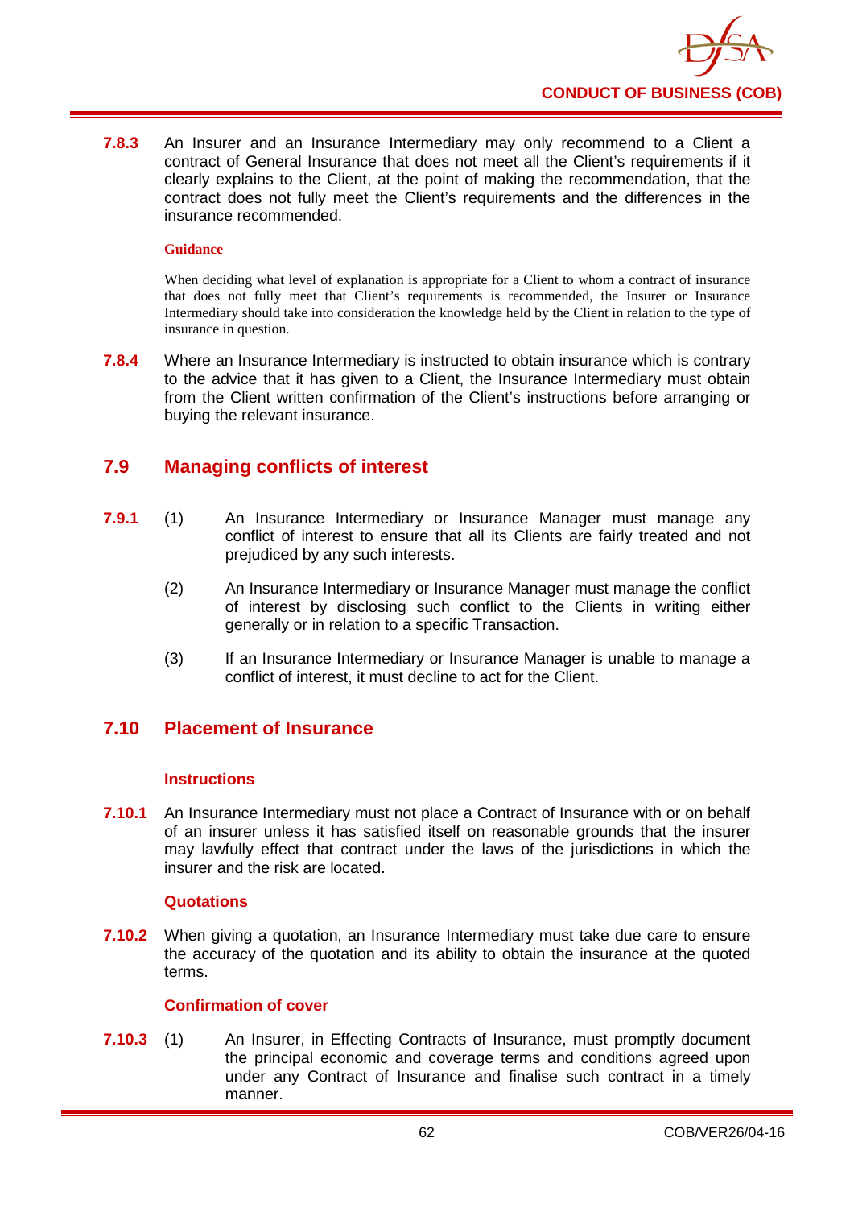**7.8.3** An Insurer and an Insurance Intermediary may only recommend to a Client a contract of General Insurance that does not meet all the Client's requirements if it clearly explains to the Client, at the point of making the recommendation, that the contract does not fully meet the Client's requirements and the differences in the insurance recommended.

**Guidance**

When deciding what level of explanation is appropriate for a Client to whom a contract of insurance that does not fully meet that Client's requirements is recommended, the Insurer or Insurance Intermediary should take into consideration the knowledge held by the Client in relation to the type of insurance in question.

**7.8.4** Where an Insurance Intermediary is instructed to obtain insurance which is contrary to the advice that it has given to a Client, the Insurance Intermediary must obtain from the Client written confirmation of the Client's instructions before arranging or buying the relevant insurance.

## 7.9 Managing conflicts of interest

**7.9.1** (1) An Insurance Intermediary or Insurance Manager must manage any conflict of interest to ensure that all its Clients are fairly treated and not prejudiced by any such interests.

(2) An Insurance Intermediary or Insurance Manager must manage the conflict of interest by disclosing such conflict to the Clients in writing either generally or in relation to a specific Transaction.

(3) If an Insurance Intermediary or Insurance Manager is unable to manage a conflict of interest, it must decline to act for the Client.

## 7.10 Placement of Insurance

### Instructions

**7.10.1** An Insurance Intermediary must not place a Contract of Insurance with or on behalf of an insurer unless it has satisfied itself on reasonable grounds that the insurer may lawfully effect that contract under the laws of the jurisdictions in which the insurer and the risk are located.

### Quotations

**7.10.2** When giving a quotation, an Insurance Intermediary must take due care to ensure the accuracy of the quotation and its ability to obtain the insurance at the quoted terms.

### Confirmation of cover

**7.10.3** (1) An Insurer, in Effecting Contracts of Insurance, must promptly document the principal economic and coverage terms and conditions agreed upon under any Contract of Insurance and finalise such contract in a timely manner.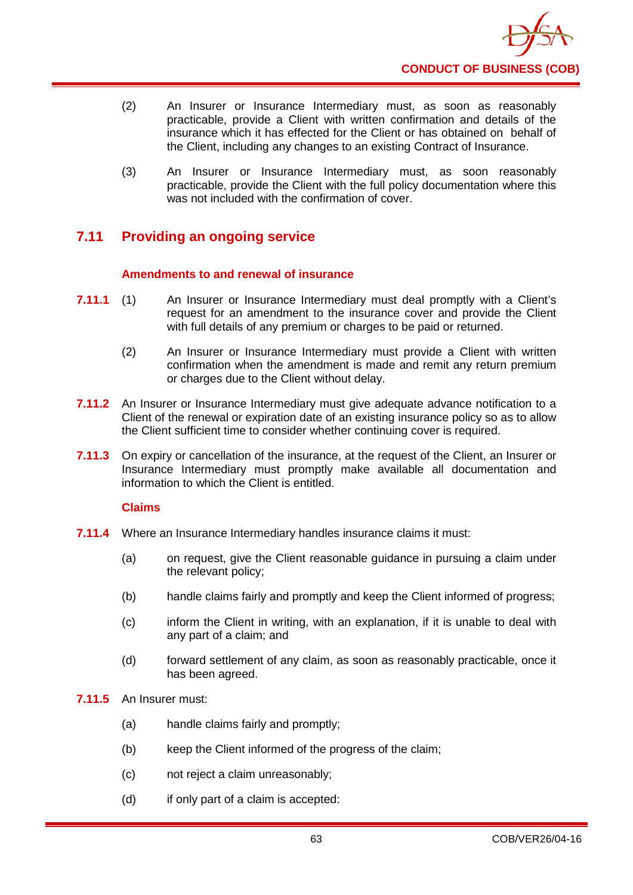(2) An Insurer or Insurance Intermediary must, as soon as reasonably practicable, provide a Client with written confirmation and details of the insurance which it has effected for the Client or has obtained on behalf of the Client, including any changes to an existing Contract of Insurance.

(3) An Insurer or Insurance Intermediary must, as soon reasonably practicable, provide the Client with the full policy documentation where this was not included with the confirmation of cover.

## 7.11 Providing an ongoing service

### Amendments to and renewal of insurance

**7.11.1** (1) An Insurer or Insurance Intermediary must deal promptly with a Client's request for an amendment to the insurance cover and provide the Client with full details of any premium or charges to be paid or returned.

(2) An Insurer or Insurance Intermediary must provide a Client with written confirmation when the amendment is made and remit any return premium or charges due to the Client without delay.

**7.11.2** An Insurer or Insurance Intermediary must give adequate advance notification to a Client of the renewal or expiration date of an existing insurance policy so as to allow the Client sufficient time to consider whether continuing cover is required.

**7.11.3** On expiry or cancellation of the insurance, at the request of the Client, an Insurer or Insurance Intermediary must promptly make available all documentation and information to which the Client is entitled.

### Claims

**7.11.4** Where an Insurance Intermediary handles insurance claims it must:

(a) on request, give the Client reasonable guidance in pursuing a claim under the relevant policy;

(b) handle claims fairly and promptly and keep the Client informed of progress;

(c) inform the Client in writing, with an explanation, if it is unable to deal with any part of a claim; and

(d) forward settlement of any claim, as soon as reasonably practicable, once it has been agreed.

**7.11.5** An Insurer must:

(a) handle claims fairly and promptly;

(b) keep the Client informed of the progress of the claim;

(c) not reject a claim unreasonably;

(d) if only part of a claim is accepted: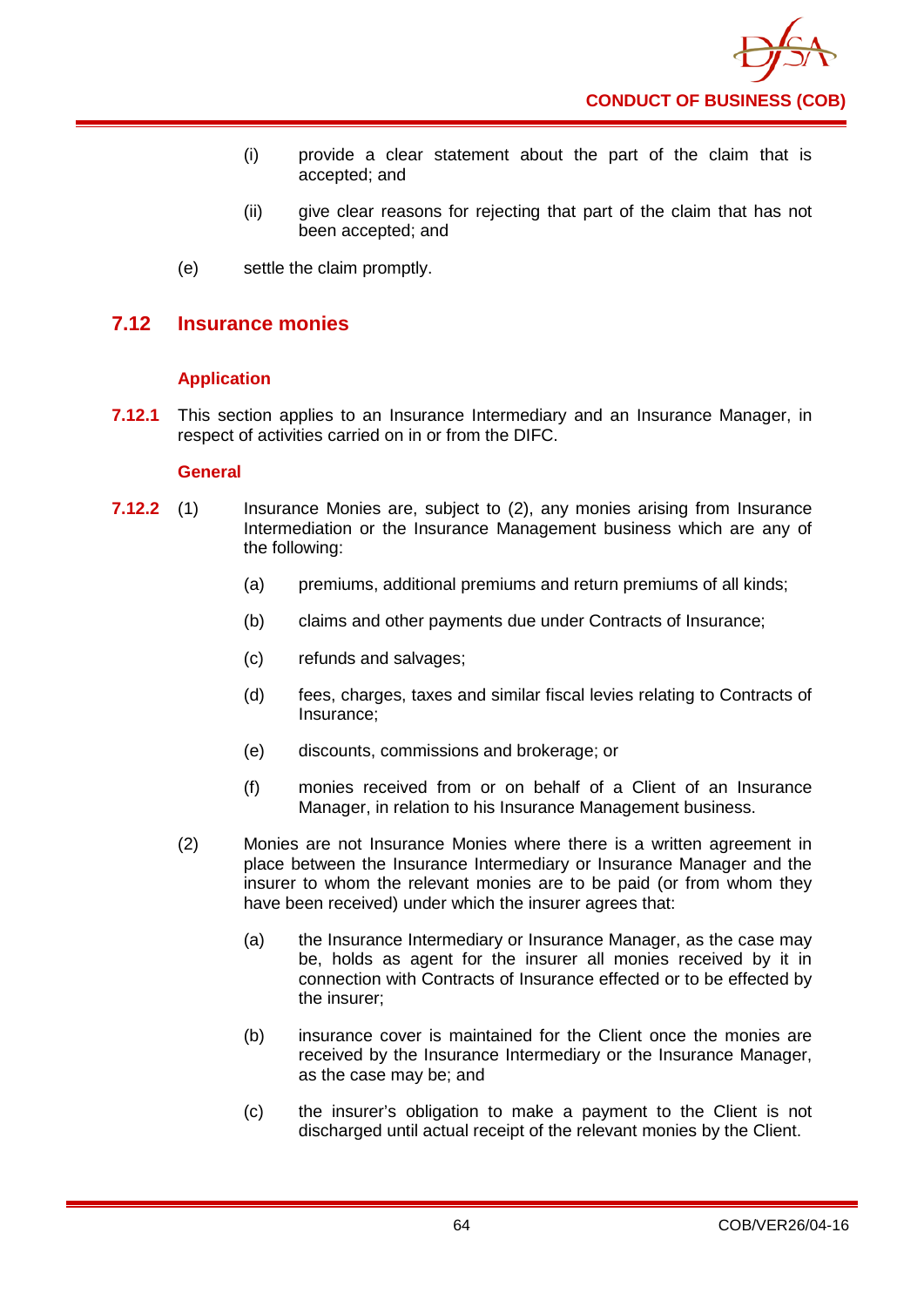(i) provide a clear statement about the part of the claim that is accepted; and

(ii) give clear reasons for rejecting that part of the claim that has not been accepted; and

(e) settle the claim promptly.

## 7.12 Insurance monies

### Application

**7.12.1** This section applies to an Insurance Intermediary and an Insurance Manager, in respect of activities carried on in or from the DIFC.

### General

**7.12.2** (1) Insurance Monies are, subject to (2), any monies arising from Insurance Intermediation or the Insurance Management business which are any of the following:

(a) premiums, additional premiums and return premiums of all kinds;

(b) claims and other payments due under Contracts of Insurance;

(c) refunds and salvages;

(d) fees, charges, taxes and similar fiscal levies relating to Contracts of Insurance;

(e) discounts, commissions and brokerage; or

(f) monies received from or on behalf of a Client of an Insurance Manager, in relation to his Insurance Management business.

(2) Monies are not Insurance Monies where there is a written agreement in place between the Insurance Intermediary or Insurance Manager and the insurer to whom the relevant monies are to be paid (or from whom they have been received) under which the insurer agrees that:

(a) the Insurance Intermediary or Insurance Manager, as the case may be, holds as agent for the insurer all monies received by it in connection with Contracts of Insurance effected or to be effected by the insurer;

(b) insurance cover is maintained for the Client once the monies are received by the Insurance Intermediary or the Insurance Manager, as the case may be; and

(c) the insurer's obligation to make a payment to the Client is not discharged until actual receipt of the relevant monies by the Client.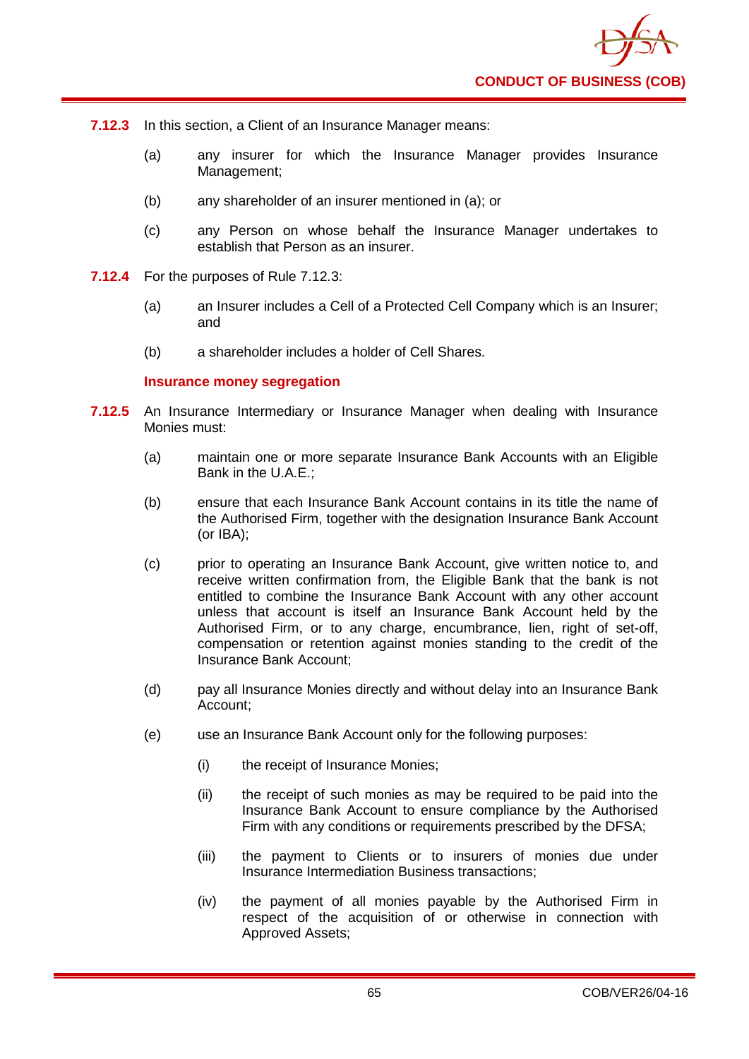**7.12.3** In this section, a Client of an Insurance Manager means:

(a) any insurer for which the Insurance Manager provides Insurance Management;

(b) any shareholder of an insurer mentioned in (a); or

(c) any Person on whose behalf the Insurance Manager undertakes to establish that Person as an insurer.

**7.12.4** For the purposes of Rule 7.12.3:

(a) an Insurer includes a Cell of a Protected Cell Company which is an Insurer; and

(b) a shareholder includes a holder of Cell Shares.

**Insurance money segregation**

**7.12.5** An Insurance Intermediary or Insurance Manager when dealing with Insurance Monies must:

(a) maintain one or more separate Insurance Bank Accounts with an Eligible Bank in the U.A.E.;

(b) ensure that each Insurance Bank Account contains in its title the name of the Authorised Firm, together with the designation Insurance Bank Account (or IBA);

(c) prior to operating an Insurance Bank Account, give written notice to, and receive written confirmation from, the Eligible Bank that the bank is not entitled to combine the Insurance Bank Account with any other account unless that account is itself an Insurance Bank Account held by the Authorised Firm, or to any charge, encumbrance, lien, right of set-off, compensation or retention against monies standing to the credit of the Insurance Bank Account;

(d) pay all Insurance Monies directly and without delay into an Insurance Bank Account;

(e) use an Insurance Bank Account only for the following purposes:

(i) the receipt of Insurance Monies;

(ii) the receipt of such monies as may be required to be paid into the Insurance Bank Account to ensure compliance by the Authorised Firm with any conditions or requirements prescribed by the DFSA;

(iii) the payment to Clients or to insurers of monies due under Insurance Intermediation Business transactions;

(iv) the payment of all monies payable by the Authorised Firm in respect of the acquisition of or otherwise in connection with Approved Assets;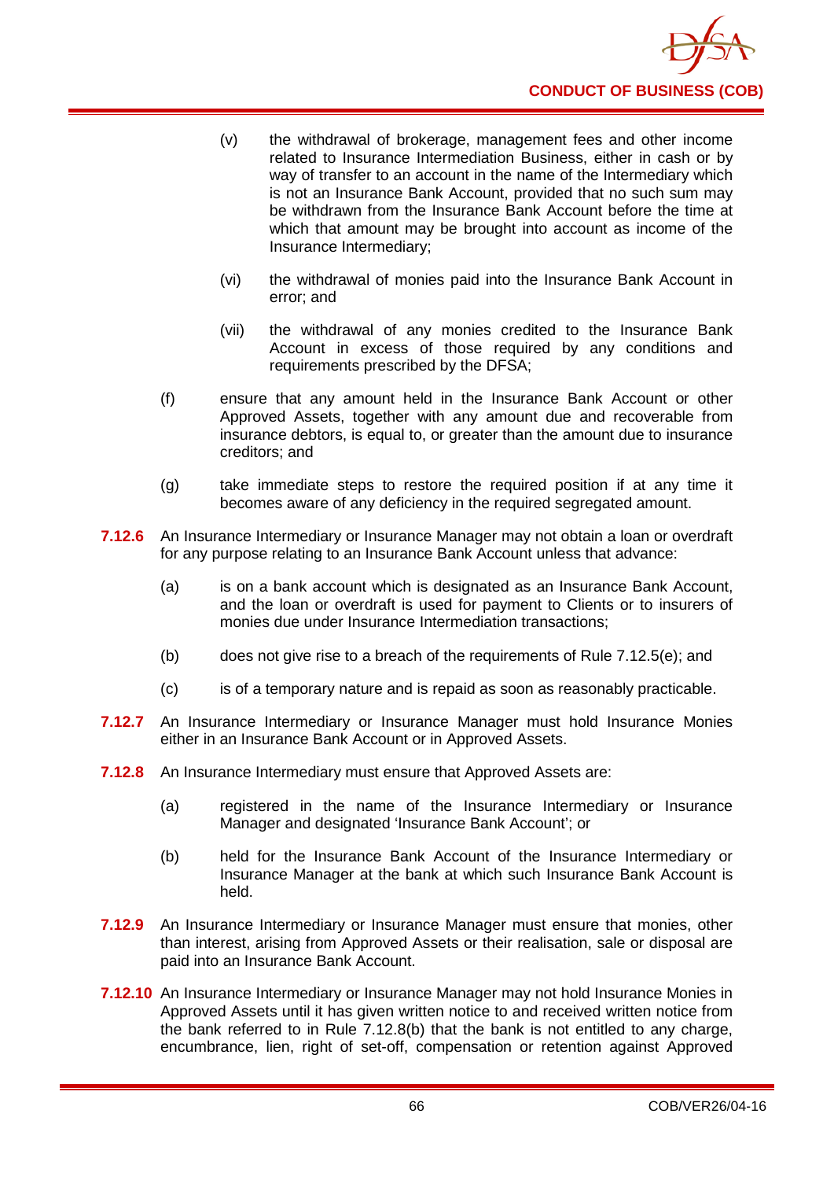(v) the withdrawal of brokerage, management fees and other income related to Insurance Intermediation Business, either in cash or by way of transfer to an account in the name of the Intermediary which is not an Insurance Bank Account, provided that no such sum may be withdrawn from the Insurance Bank Account before the time at which that amount may be brought into account as income of the Insurance Intermediary;

(vi) the withdrawal of monies paid into the Insurance Bank Account in error; and

(vii) the withdrawal of any monies credited to the Insurance Bank Account in excess of those required by any conditions and requirements prescribed by the DFSA;

(f) ensure that any amount held in the Insurance Bank Account or other Approved Assets, together with any amount due and recoverable from insurance debtors, is equal to, or greater than the amount due to insurance creditors; and

(g) take immediate steps to restore the required position if at any time it becomes aware of any deficiency in the required segregated amount.

**7.12.6** An Insurance Intermediary or Insurance Manager may not obtain a loan or overdraft for any purpose relating to an Insurance Bank Account unless that advance:

(a) is on a bank account which is designated as an Insurance Bank Account, and the loan or overdraft is used for payment to Clients or to insurers of monies due under Insurance Intermediation transactions;

(b) does not give rise to a breach of the requirements of Rule 7.12.5(e); and

(c) is of a temporary nature and is repaid as soon as reasonably practicable.

**7.12.7** An Insurance Intermediary or Insurance Manager must hold Insurance Monies either in an Insurance Bank Account or in Approved Assets.

**7.12.8** An Insurance Intermediary must ensure that Approved Assets are:

(a) registered in the name of the Insurance Intermediary or Insurance Manager and designated 'Insurance Bank Account'; or

(b) held for the Insurance Bank Account of the Insurance Intermediary or Insurance Manager at the bank at which such Insurance Bank Account is held.

**7.12.9** An Insurance Intermediary or Insurance Manager must ensure that monies, other than interest, arising from Approved Assets or their realisation, sale or disposal are paid into an Insurance Bank Account.

**7.12.10** An Insurance Intermediary or Insurance Manager may not hold Insurance Monies in Approved Assets until it has given written notice to and received written notice from the bank referred to in Rule 7.12.8(b) that the bank is not entitled to any charge, encumbrance, lien, right of set-off, compensation or retention against Approved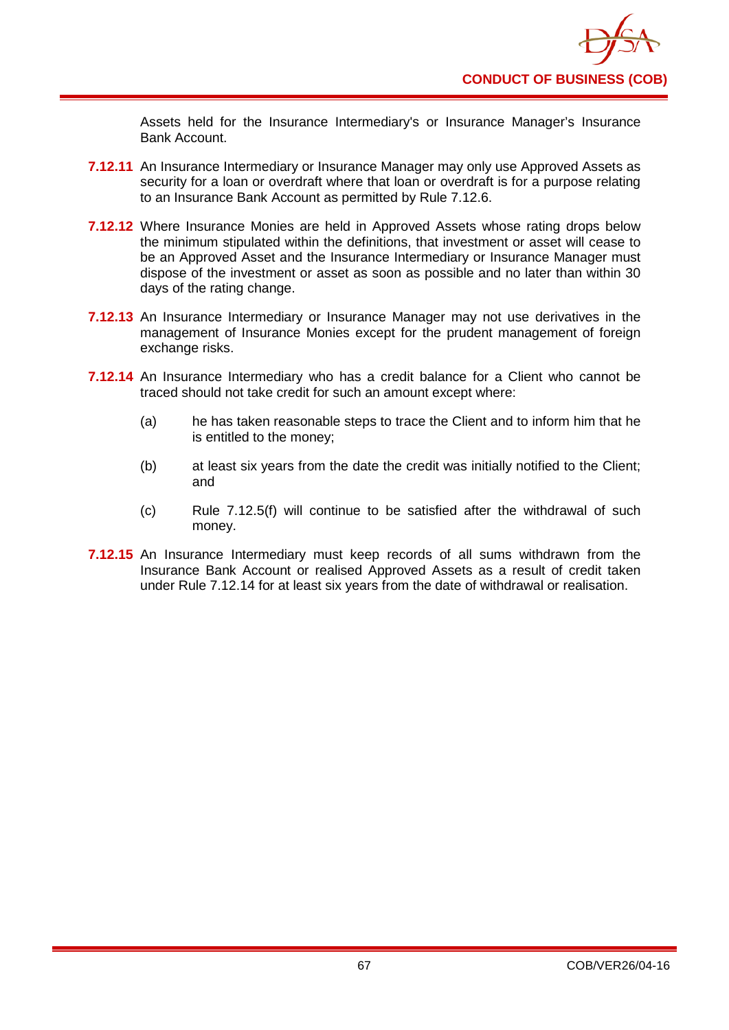Assets held for the Insurance Intermediary's or Insurance Manager's Insurance Bank Account.

**7.12.11** An Insurance Intermediary or Insurance Manager may only use Approved Assets as security for a loan or overdraft where that loan or overdraft is for a purpose relating to an Insurance Bank Account as permitted by Rule 7.12.6.

**7.12.12** Where Insurance Monies are held in Approved Assets whose rating drops below the minimum stipulated within the definitions, that investment or asset will cease to be an Approved Asset and the Insurance Intermediary or Insurance Manager must dispose of the investment or asset as soon as possible and no later than within 30 days of the rating change.

**7.12.13** An Insurance Intermediary or Insurance Manager may not use derivatives in the management of Insurance Monies except for the prudent management of foreign exchange risks.

**7.12.14** An Insurance Intermediary who has a credit balance for a Client who cannot be traced should not take credit for such an amount except where:

(a) he has taken reasonable steps to trace the Client and to inform him that he is entitled to the money;

(b) at least six years from the date the credit was initially notified to the Client; and

(c) Rule 7.12.5(f) will continue to be satisfied after the withdrawal of such money.

**7.12.15** An Insurance Intermediary must keep records of all sums withdrawn from the Insurance Bank Account or realised Approved Assets as a result of credit taken under Rule 7.12.14 for at least six years from the date of withdrawal or realisation.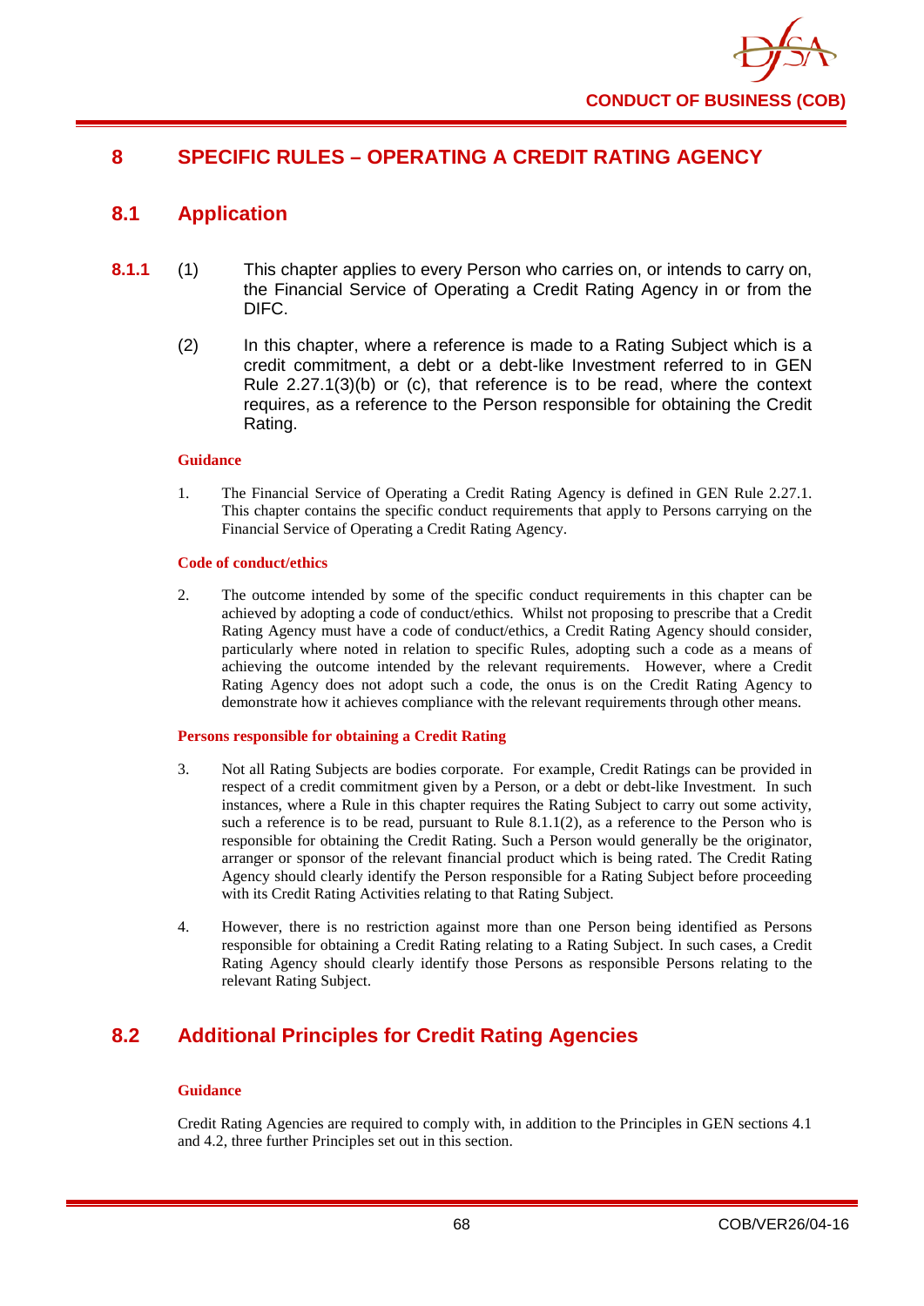# 8 SPECIFIC RULES – OPERATING A CREDIT RATING AGENCY

## 8.1 Application

**8.1.1** (1) This chapter applies to every Person who carries on, or intends to carry on, the Financial Service of Operating a Credit Rating Agency in or from the DIFC.

(2) In this chapter, where a reference is made to a Rating Subject which is a credit commitment, a debt or a debt-like Investment referred to in GEN Rule 2.27.1(3)(b) or (c), that reference is to be read, where the context requires, as a reference to the Person responsible for obtaining the Credit Rating.

**Guidance**

1. The Financial Service of Operating a Credit Rating Agency is defined in GEN Rule 2.27.1. This chapter contains the specific conduct requirements that apply to Persons carrying on the Financial Service of Operating a Credit Rating Agency.

**Code of conduct/ethics**

2. The outcome intended by some of the specific conduct requirements in this chapter can be achieved by adopting a code of conduct/ethics. Whilst not proposing to prescribe that a Credit Rating Agency must have a code of conduct/ethics, a Credit Rating Agency should consider, particularly where noted in relation to specific Rules, adopting such a code as a means of achieving the outcome intended by the relevant requirements. However, where a Credit Rating Agency does not adopt such a code, the onus is on the Credit Rating Agency to demonstrate how it achieves compliance with the relevant requirements through other means.

**Persons responsible for obtaining a Credit Rating**

3. Not all Rating Subjects are bodies corporate. For example, Credit Ratings can be provided in respect of a credit commitment given by a Person, or a debt or debt-like Investment. In such instances, where a Rule in this chapter requires the Rating Subject to carry out some activity, such a reference is to be read, pursuant to Rule 8.1.1(2), as a reference to the Person who is responsible for obtaining the Credit Rating. Such a Person would generally be the originator, arranger or sponsor of the relevant financial product which is being rated. The Credit Rating Agency should clearly identify the Person responsible for a Rating Subject before proceeding with its Credit Rating Activities relating to that Rating Subject.

4. However, there is no restriction against more than one Person being identified as Persons responsible for obtaining a Credit Rating relating to a Rating Subject. In such cases, a Credit Rating Agency should clearly identify those Persons as responsible Persons relating to the relevant Rating Subject.

## 8.2 Additional Principles for Credit Rating Agencies

**Guidance**

Credit Rating Agencies are required to comply with, in addition to the Principles in GEN sections 4.1 and 4.2, three further Principles set out in this section.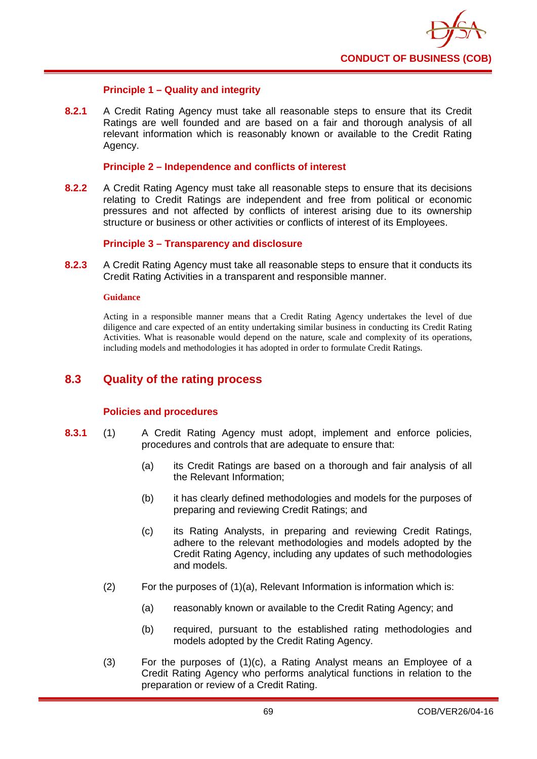#### Principle 1 – Quality and integrity

**8.2.1** A Credit Rating Agency must take all reasonable steps to ensure that its Credit Ratings are well founded and are based on a fair and thorough analysis of all relevant information which is reasonably known or available to the Credit Rating Agency.

#### Principle 2 – Independence and conflicts of interest

**8.2.2** A Credit Rating Agency must take all reasonable steps to ensure that its decisions relating to Credit Ratings are independent and free from political or economic pressures and not affected by conflicts of interest arising due to its ownership structure or business or other activities or conflicts of interest of its Employees.

#### Principle 3 – Transparency and disclosure

**8.2.3** A Credit Rating Agency must take all reasonable steps to ensure that it conducts its Credit Rating Activities in a transparent and responsible manner.

**Guidance**

Acting in a responsible manner means that a Credit Rating Agency undertakes the level of due diligence and care expected of an entity undertaking similar business in conducting its Credit Rating Activities. What is reasonable would depend on the nature, scale and complexity of its operations, including models and methodologies it has adopted in order to formulate Credit Ratings.

## 8.3 Quality of the rating process

#### Policies and procedures

**8.3.1** (1) A Credit Rating Agency must adopt, implement and enforce policies, procedures and controls that are adequate to ensure that:

(a) its Credit Ratings are based on a thorough and fair analysis of all the Relevant Information;

(b) it has clearly defined methodologies and models for the purposes of preparing and reviewing Credit Ratings; and

(c) its Rating Analysts, in preparing and reviewing Credit Ratings, adhere to the relevant methodologies and models adopted by the Credit Rating Agency, including any updates of such methodologies and models.

(2) For the purposes of (1)(a), Relevant Information is information which is:

(a) reasonably known or available to the Credit Rating Agency; and

(b) required, pursuant to the established rating methodologies and models adopted by the Credit Rating Agency.

(3) For the purposes of (1)(c), a Rating Analyst means an Employee of a Credit Rating Agency who performs analytical functions in relation to the preparation or review of a Credit Rating.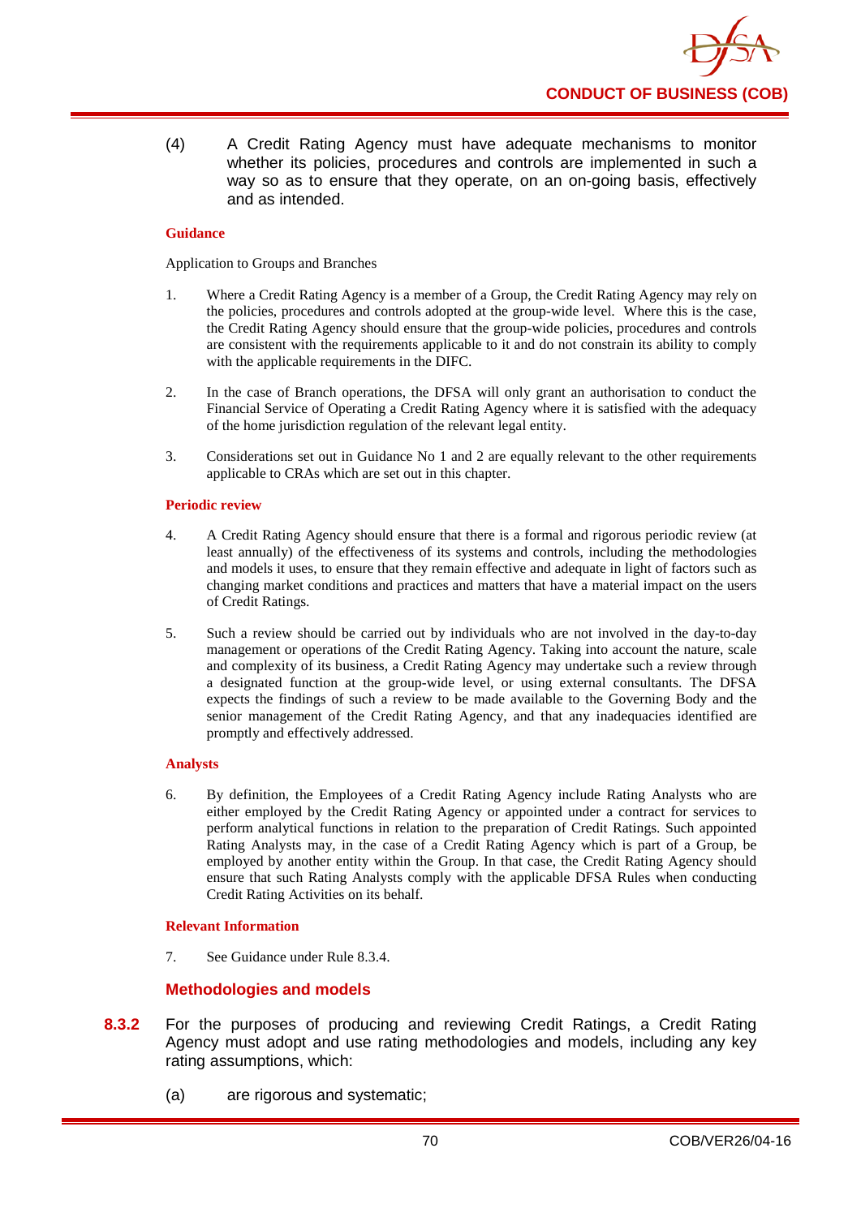(4) A Credit Rating Agency must have adequate mechanisms to monitor whether its policies, procedures and controls are implemented in such a way so as to ensure that they operate, on an on-going basis, effectively and as intended.

**Guidance**

Application to Groups and Branches

1. Where a Credit Rating Agency is a member of a Group, the Credit Rating Agency may rely on the policies, procedures and controls adopted at the group-wide level. Where this is the case, the Credit Rating Agency should ensure that the group-wide policies, procedures and controls are consistent with the requirements applicable to it and do not constrain its ability to comply with the applicable requirements in the DIFC.

2. In the case of Branch operations, the DFSA will only grant an authorisation to conduct the Financial Service of Operating a Credit Rating Agency where it is satisfied with the adequacy of the home jurisdiction regulation of the relevant legal entity.

3. Considerations set out in Guidance No 1 and 2 are equally relevant to the other requirements applicable to CRAs which are set out in this chapter.

**Periodic review**

4. A Credit Rating Agency should ensure that there is a formal and rigorous periodic review (at least annually) of the effectiveness of its systems and controls, including the methodologies and models it uses, to ensure that they remain effective and adequate in light of factors such as changing market conditions and practices and matters that have a material impact on the users of Credit Ratings.

5. Such a review should be carried out by individuals who are not involved in the day-to-day management or operations of the Credit Rating Agency. Taking into account the nature, scale and complexity of its business, a Credit Rating Agency may undertake such a review through a designated function at the group-wide level, or using external consultants. The DFSA expects the findings of such a review to be made available to the Governing Body and the senior management of the Credit Rating Agency, and that any inadequacies identified are promptly and effectively addressed.

**Analysts**

6. By definition, the Employees of a Credit Rating Agency include Rating Analysts who are either employed by the Credit Rating Agency or appointed under a contract for services to perform analytical functions in relation to the preparation of Credit Ratings. Such appointed Rating Analysts may, in the case of a Credit Rating Agency which is part of a Group, be employed by another entity within the Group. In that case, the Credit Rating Agency should ensure that such Rating Analysts comply with the applicable DFSA Rules when conducting Credit Rating Activities on its behalf.

**Relevant Information**

7. See Guidance under Rule 8.3.4.

### Methodologies and models

**8.3.2** For the purposes of producing and reviewing Credit Ratings, a Credit Rating Agency must adopt and use rating methodologies and models, including any key rating assumptions, which:

(a) are rigorous and systematic;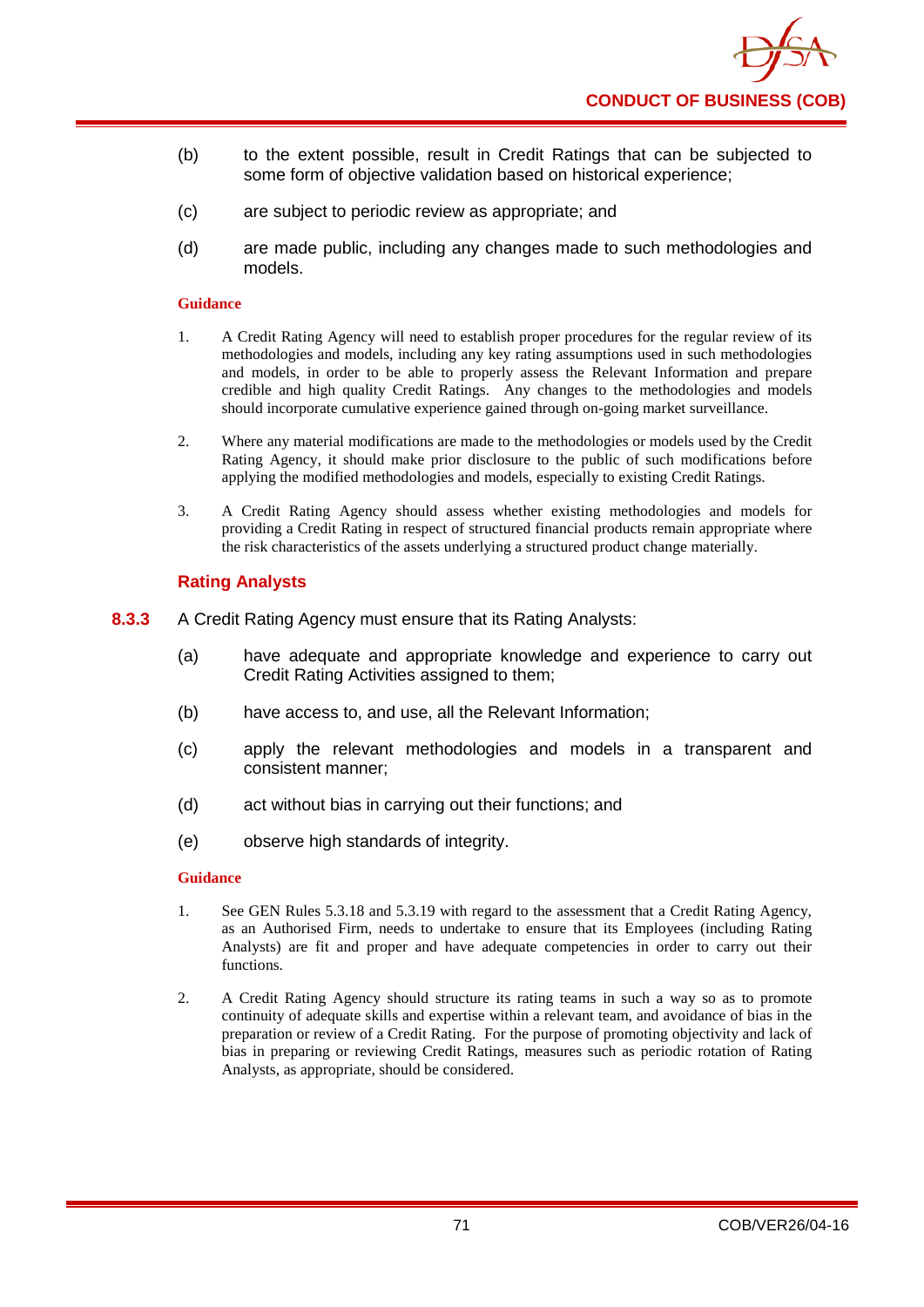(b) to the extent possible, result in Credit Ratings that can be subjected to some form of objective validation based on historical experience;

(c) are subject to periodic review as appropriate; and

(d) are made public, including any changes made to such methodologies and models.

**Guidance**

1. A Credit Rating Agency will need to establish proper procedures for the regular review of its methodologies and models, including any key rating assumptions used in such methodologies and models, in order to be able to properly assess the Relevant Information and prepare credible and high quality Credit Ratings. Any changes to the methodologies and models should incorporate cumulative experience gained through on-going market surveillance.

2. Where any material modifications are made to the methodologies or models used by the Credit Rating Agency, it should make prior disclosure to the public of such modifications before applying the modified methodologies and models, especially to existing Credit Ratings.

3. A Credit Rating Agency should assess whether existing methodologies and models for providing a Credit Rating in respect of structured financial products remain appropriate where the risk characteristics of the assets underlying a structured product change materially.

### Rating Analysts

**8.3.3** A Credit Rating Agency must ensure that its Rating Analysts:

(a) have adequate and appropriate knowledge and experience to carry out Credit Rating Activities assigned to them;

(b) have access to, and use, all the Relevant Information;

(c) apply the relevant methodologies and models in a transparent and consistent manner;

(d) act without bias in carrying out their functions; and

(e) observe high standards of integrity.

**Guidance**

1. See GEN Rules 5.3.18 and 5.3.19 with regard to the assessment that a Credit Rating Agency, as an Authorised Firm, needs to undertake to ensure that its Employees (including Rating Analysts) are fit and proper and have adequate competencies in order to carry out their functions.

2. A Credit Rating Agency should structure its rating teams in such a way so as to promote continuity of adequate skills and expertise within a relevant team, and avoidance of bias in the preparation or review of a Credit Rating. For the purpose of promoting objectivity and lack of bias in preparing or reviewing Credit Ratings, measures such as periodic rotation of Rating Analysts, as appropriate, should be considered.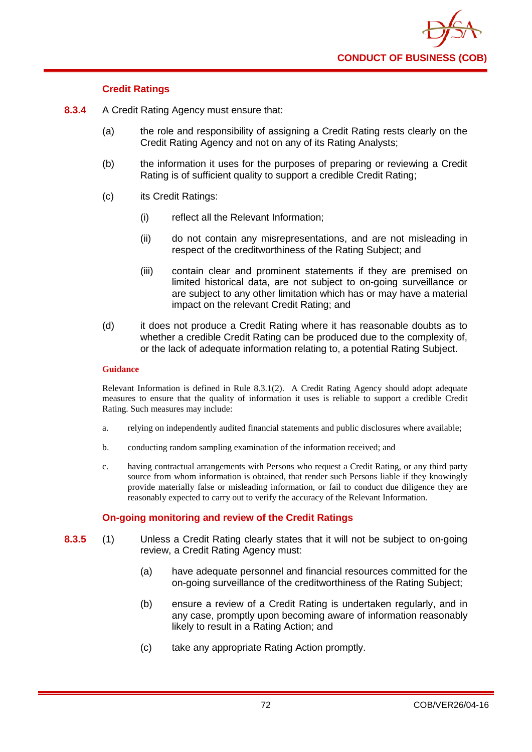### Credit Ratings

**8.3.4** A Credit Rating Agency must ensure that:

(a) the role and responsibility of assigning a Credit Rating rests clearly on the Credit Rating Agency and not on any of its Rating Analysts;

(b) the information it uses for the purposes of preparing or reviewing a Credit Rating is of sufficient quality to support a credible Credit Rating;

(c) its Credit Ratings:

  (i) reflect all the Relevant Information;

  (ii) do not contain any misrepresentations, and are not misleading in respect of the creditworthiness of the Rating Subject; and

  (iii) contain clear and prominent statements if they are premised on limited historical data, are not subject to on-going surveillance or are subject to any other limitation which has or may have a material impact on the relevant Credit Rating; and

(d) it does not produce a Credit Rating where it has reasonable doubts as to whether a credible Credit Rating can be produced due to the complexity of, or the lack of adequate information relating to, a potential Rating Subject.

**Guidance**

Relevant Information is defined in Rule 8.3.1(2). A Credit Rating Agency should adopt adequate measures to ensure that the quality of information it uses is reliable to support a credible Credit Rating. Such measures may include:

a. relying on independently audited financial statements and public disclosures where available;

b. conducting random sampling examination of the information received; and

c. having contractual arrangements with Persons who request a Credit Rating, or any third party source from whom information is obtained, that render such Persons liable if they knowingly provide materially false or misleading information, or fail to conduct due diligence they are reasonably expected to carry out to verify the accuracy of the Relevant Information.

### On-going monitoring and review of the Credit Ratings

**8.3.5** (1) Unless a Credit Rating clearly states that it will not be subject to on-going review, a Credit Rating Agency must:

  (a) have adequate personnel and financial resources committed for the on-going surveillance of the creditworthiness of the Rating Subject;

  (b) ensure a review of a Credit Rating is undertaken regularly, and in any case, promptly upon becoming aware of information reasonably likely to result in a Rating Action; and

  (c) take any appropriate Rating Action promptly.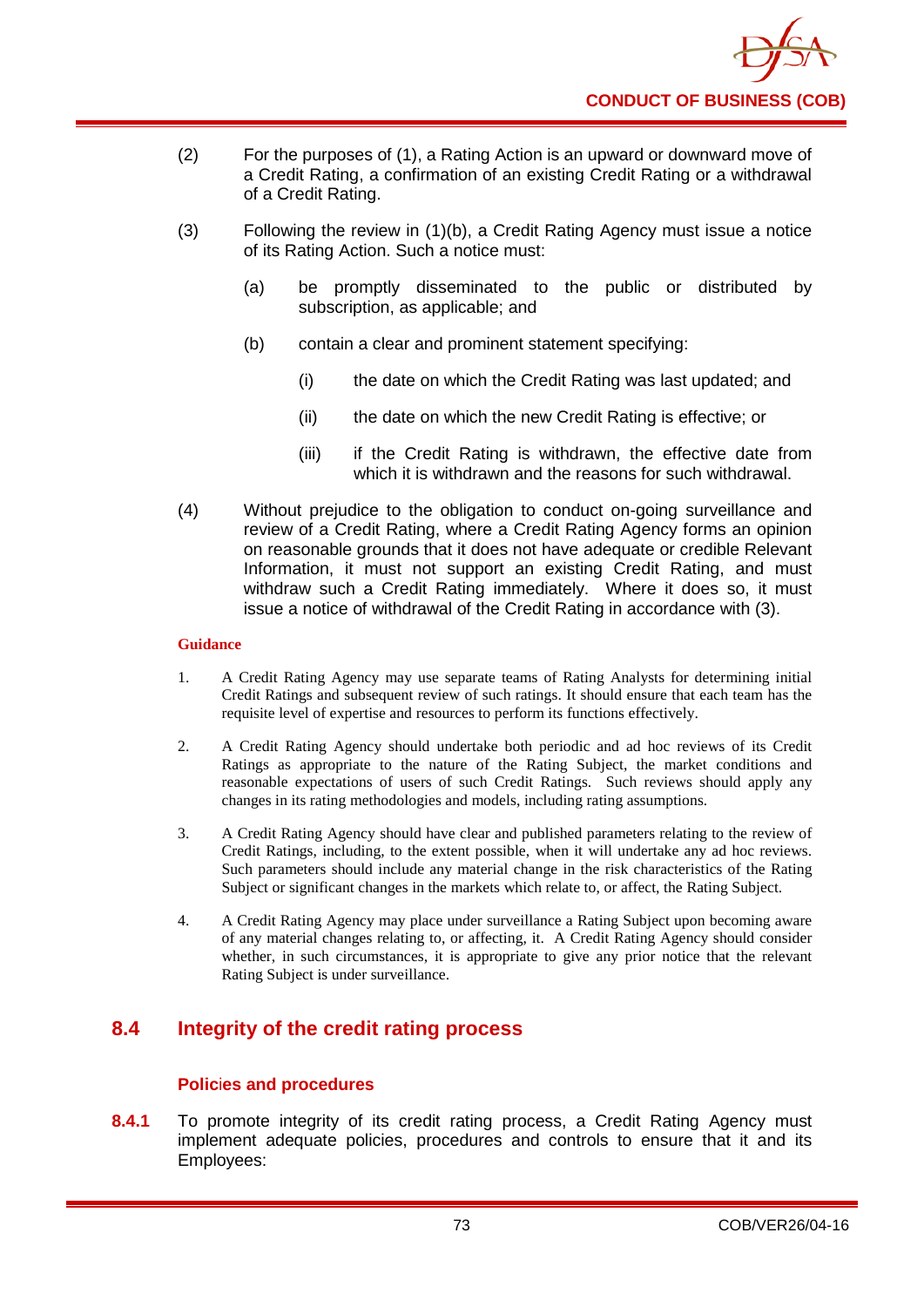(2) For the purposes of (1), a Rating Action is an upward or downward move of a Credit Rating, a confirmation of an existing Credit Rating or a withdrawal of a Credit Rating.

(3) Following the review in (1)(b), a Credit Rating Agency must issue a notice of its Rating Action. Such a notice must:

(a) be promptly disseminated to the public or distributed by subscription, as applicable; and

(b) contain a clear and prominent statement specifying:

(i) the date on which the Credit Rating was last updated; and

(ii) the date on which the new Credit Rating is effective; or

(iii) if the Credit Rating is withdrawn, the effective date from which it is withdrawn and the reasons for such withdrawal.

(4) Without prejudice to the obligation to conduct on-going surveillance and review of a Credit Rating, where a Credit Rating Agency forms an opinion on reasonable grounds that it does not have adequate or credible Relevant Information, it must not support an existing Credit Rating, and must withdraw such a Credit Rating immediately. Where it does so, it must issue a notice of withdrawal of the Credit Rating in accordance with (3).

**Guidance**

1. A Credit Rating Agency may use separate teams of Rating Analysts for determining initial Credit Ratings and subsequent review of such ratings. It should ensure that each team has the requisite level of expertise and resources to perform its functions effectively.

2. A Credit Rating Agency should undertake both periodic and ad hoc reviews of its Credit Ratings as appropriate to the nature of the Rating Subject, the market conditions and reasonable expectations of users of such Credit Ratings. Such reviews should apply any changes in its rating methodologies and models, including rating assumptions.

3. A Credit Rating Agency should have clear and published parameters relating to the review of Credit Ratings, including, to the extent possible, when it will undertake any ad hoc reviews. Such parameters should include any material change in the risk characteristics of the Rating Subject or significant changes in the markets which relate to, or affect, the Rating Subject.

4. A Credit Rating Agency may place under surveillance a Rating Subject upon becoming aware of any material changes relating to, or affecting, it. A Credit Rating Agency should consider whether, in such circumstances, it is appropriate to give any prior notice that the relevant Rating Subject is under surveillance.

## 8.4 Integrity of the credit rating process

### Policies and procedures

**8.4.1** To promote integrity of its credit rating process, a Credit Rating Agency must implement adequate policies, procedures and controls to ensure that it and its Employees: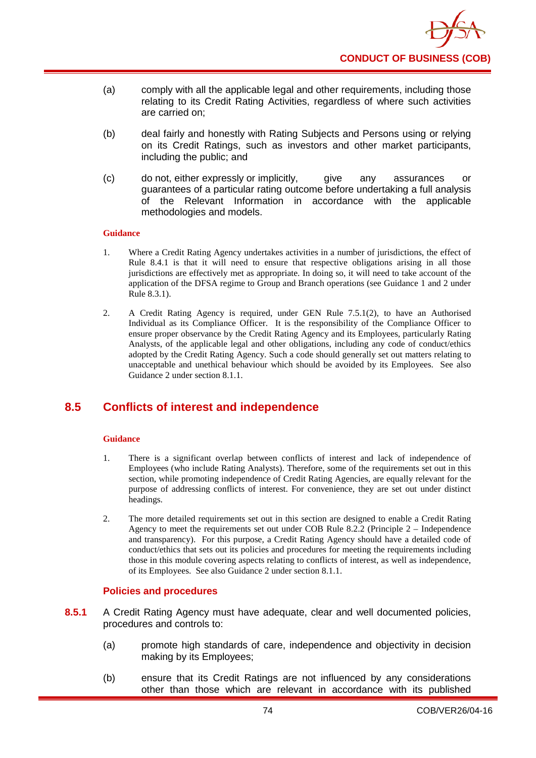(a) comply with all the applicable legal and other requirements, including those relating to its Credit Rating Activities, regardless of where such activities are carried on;

(b) deal fairly and honestly with Rating Subjects and Persons using or relying on its Credit Ratings, such as investors and other market participants, including the public; and

(c) do not, either expressly or implicitly, give any assurances or guarantees of a particular rating outcome before undertaking a full analysis of the Relevant Information in accordance with the applicable methodologies and models.

**Guidance**

1. Where a Credit Rating Agency undertakes activities in a number of jurisdictions, the effect of Rule 8.4.1 is that it will need to ensure that respective obligations arising in all those jurisdictions are effectively met as appropriate. In doing so, it will need to take account of the application of the DFSA regime to Group and Branch operations (see Guidance 1 and 2 under Rule 8.3.1).

2. A Credit Rating Agency is required, under GEN Rule 7.5.1(2), to have an Authorised Individual as its Compliance Officer. It is the responsibility of the Compliance Officer to ensure proper observance by the Credit Rating Agency and its Employees, particularly Rating Analysts, of the applicable legal and other obligations, including any code of conduct/ethics adopted by the Credit Rating Agency. Such a code should generally set out matters relating to unacceptable and unethical behaviour which should be avoided by its Employees. See also Guidance 2 under section 8.1.1.

## 8.5 Conflicts of interest and independence

**Guidance**

1. There is a significant overlap between conflicts of interest and lack of independence of Employees (who include Rating Analysts). Therefore, some of the requirements set out in this section, while promoting independence of Credit Rating Agencies, are equally relevant for the purpose of addressing conflicts of interest. For convenience, they are set out under distinct headings.

2. The more detailed requirements set out in this section are designed to enable a Credit Rating Agency to meet the requirements set out under COB Rule 8.2.2 (Principle 2 – Independence and transparency). For this purpose, a Credit Rating Agency should have a detailed code of conduct/ethics that sets out its policies and procedures for meeting the requirements including those in this module covering aspects relating to conflicts of interest, as well as independence, of its Employees. See also Guidance 2 under section 8.1.1.

### Policies and procedures

**8.5.1** A Credit Rating Agency must have adequate, clear and well documented policies, procedures and controls to:

(a) promote high standards of care, independence and objectivity in decision making by its Employees;

(b) ensure that its Credit Ratings are not influenced by any considerations other than those which are relevant in accordance with its published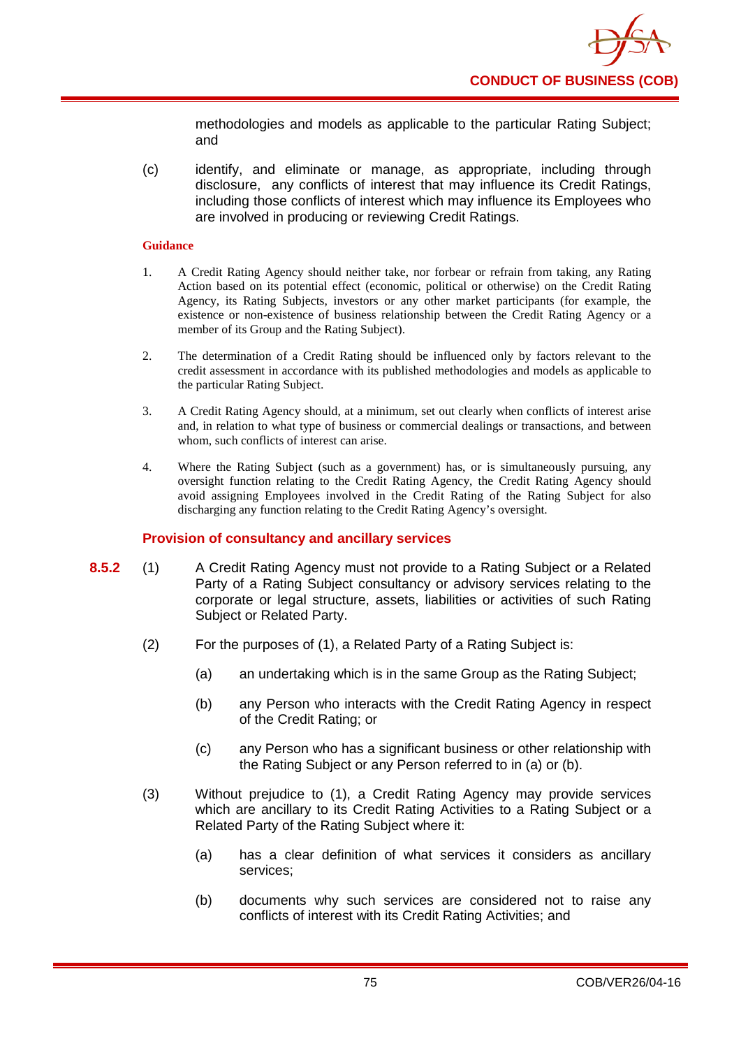methodologies and models as applicable to the particular Rating Subject; and

(c) identify, and eliminate or manage, as appropriate, including through disclosure, any conflicts of interest that may influence its Credit Ratings, including those conflicts of interest which may influence its Employees who are involved in producing or reviewing Credit Ratings.

**Guidance**

1. A Credit Rating Agency should neither take, nor forbear or refrain from taking, any Rating Action based on its potential effect (economic, political or otherwise) on the Credit Rating Agency, its Rating Subjects, investors or any other market participants (for example, the existence or non-existence of business relationship between the Credit Rating Agency or a member of its Group and the Rating Subject).

2. The determination of a Credit Rating should be influenced only by factors relevant to the credit assessment in accordance with its published methodologies and models as applicable to the particular Rating Subject.

3. A Credit Rating Agency should, at a minimum, set out clearly when conflicts of interest arise and, in relation to what type of business or commercial dealings or transactions, and between whom, such conflicts of interest can arise.

4. Where the Rating Subject (such as a government) has, or is simultaneously pursuing, any oversight function relating to the Credit Rating Agency, the Credit Rating Agency should avoid assigning Employees involved in the Credit Rating of the Rating Subject for also discharging any function relating to the Credit Rating Agency's oversight.

### Provision of consultancy and ancillary services

**8.5.2** (1) A Credit Rating Agency must not provide to a Rating Subject or a Related Party of a Rating Subject consultancy or advisory services relating to the corporate or legal structure, assets, liabilities or activities of such Rating Subject or Related Party.

(2) For the purposes of (1), a Related Party of a Rating Subject is:

(a) an undertaking which is in the same Group as the Rating Subject;

(b) any Person who interacts with the Credit Rating Agency in respect of the Credit Rating; or

(c) any Person who has a significant business or other relationship with the Rating Subject or any Person referred to in (a) or (b).

(3) Without prejudice to (1), a Credit Rating Agency may provide services which are ancillary to its Credit Rating Activities to a Rating Subject or a Related Party of the Rating Subject where it:

(a) has a clear definition of what services it considers as ancillary services;

(b) documents why such services are considered not to raise any conflicts of interest with its Credit Rating Activities; and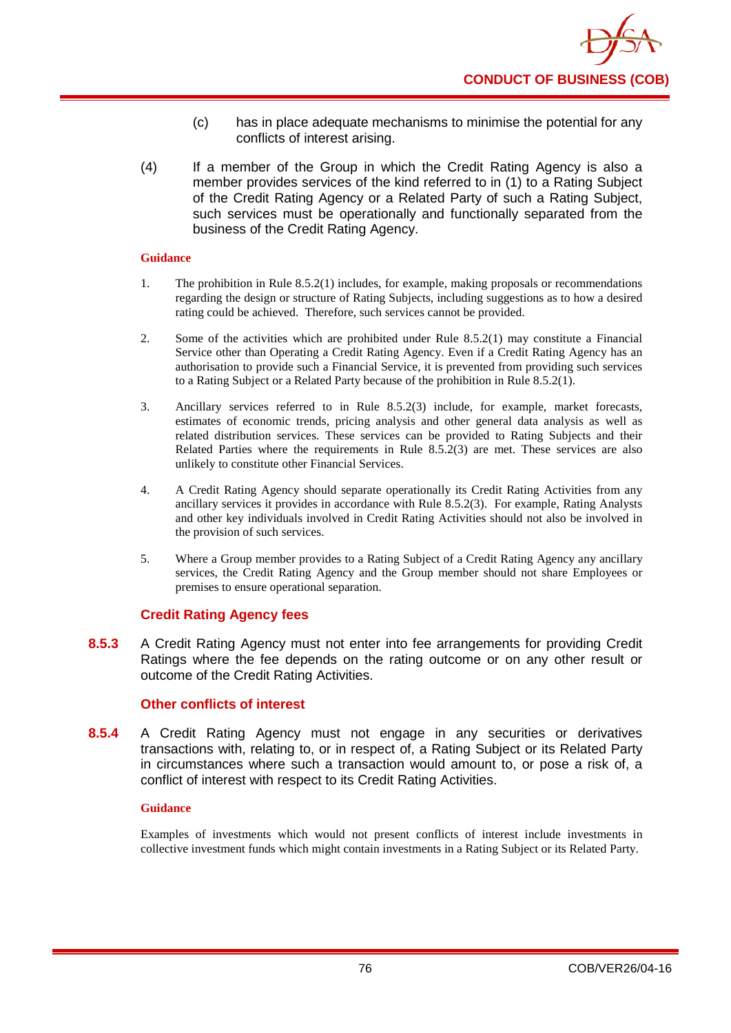(c) has in place adequate mechanisms to minimise the potential for any conflicts of interest arising.

(4) If a member of the Group in which the Credit Rating Agency is also a member provides services of the kind referred to in (1) to a Rating Subject of the Credit Rating Agency or a Related Party of such a Rating Subject, such services must be operationally and functionally separated from the business of the Credit Rating Agency.

**Guidance**

1. The prohibition in Rule 8.5.2(1) includes, for example, making proposals or recommendations regarding the design or structure of Rating Subjects, including suggestions as to how a desired rating could be achieved. Therefore, such services cannot be provided.

2. Some of the activities which are prohibited under Rule 8.5.2(1) may constitute a Financial Service other than Operating a Credit Rating Agency. Even if a Credit Rating Agency has an authorisation to provide such a Financial Service, it is prevented from providing such services to a Rating Subject or a Related Party because of the prohibition in Rule 8.5.2(1).

3. Ancillary services referred to in Rule 8.5.2(3) include, for example, market forecasts, estimates of economic trends, pricing analysis and other general data analysis as well as related distribution services. These services can be provided to Rating Subjects and their Related Parties where the requirements in Rule 8.5.2(3) are met. These services are also unlikely to constitute other Financial Services.

4. A Credit Rating Agency should separate operationally its Credit Rating Activities from any ancillary services it provides in accordance with Rule 8.5.2(3). For example, Rating Analysts and other key individuals involved in Credit Rating Activities should not also be involved in the provision of such services.

5. Where a Group member provides to a Rating Subject of a Credit Rating Agency any ancillary services, the Credit Rating Agency and the Group member should not share Employees or premises to ensure operational separation.

### Credit Rating Agency fees

**8.5.3** A Credit Rating Agency must not enter into fee arrangements for providing Credit Ratings where the fee depends on the rating outcome or on any other result or outcome of the Credit Rating Activities.

### Other conflicts of interest

**8.5.4** A Credit Rating Agency must not engage in any securities or derivatives transactions with, relating to, or in respect of, a Rating Subject or its Related Party in circumstances where such a transaction would amount to, or pose a risk of, a conflict of interest with respect to its Credit Rating Activities.

**Guidance**

Examples of investments which would not present conflicts of interest include investments in collective investment funds which might contain investments in a Rating Subject or its Related Party.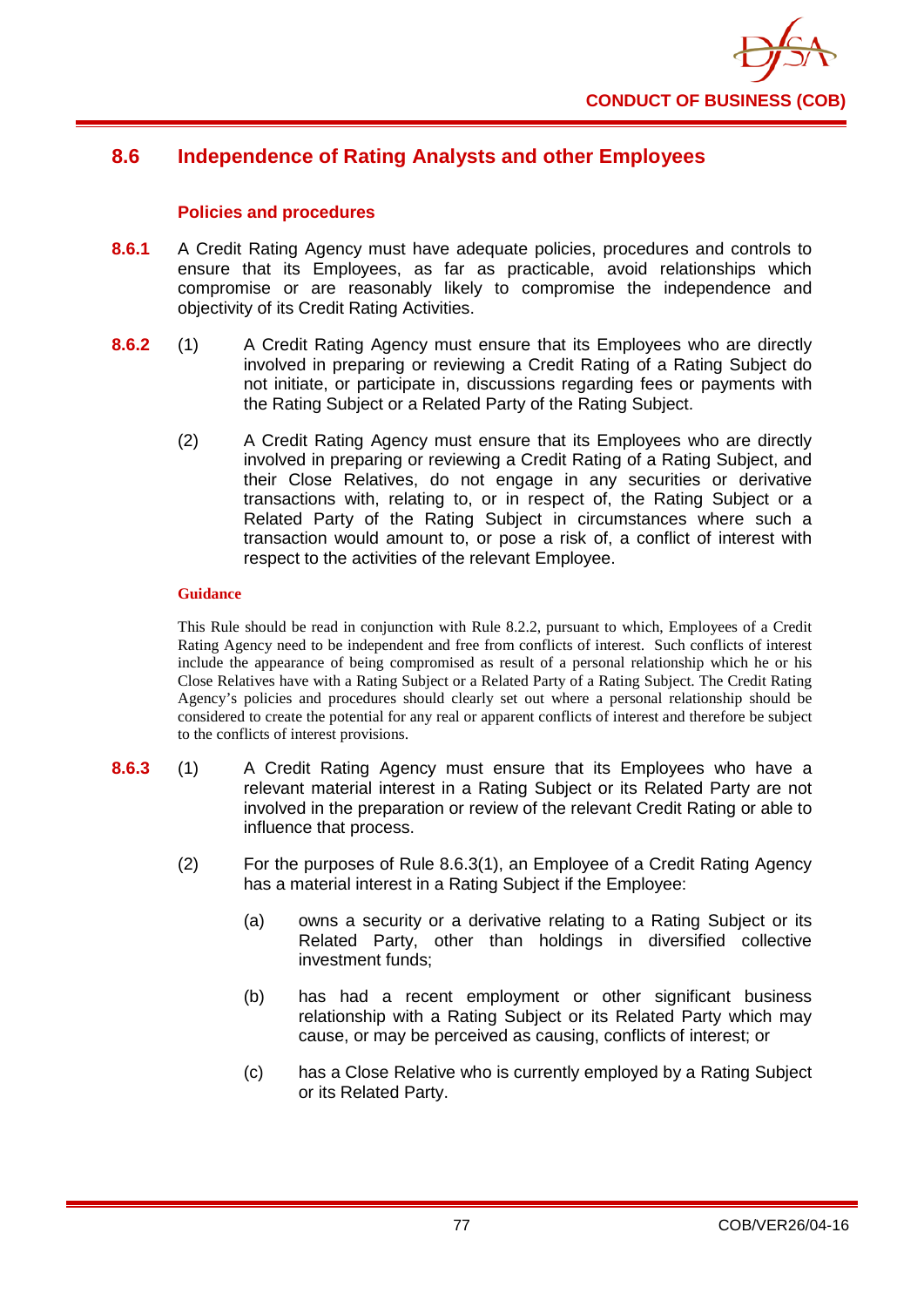## 8.6 Independence of Rating Analysts and other Employees

### Policies and procedures

**8.6.1** A Credit Rating Agency must have adequate policies, procedures and controls to ensure that its Employees, as far as practicable, avoid relationships which compromise or are reasonably likely to compromise the independence and objectivity of its Credit Rating Activities.

**8.6.2** (1) A Credit Rating Agency must ensure that its Employees who are directly involved in preparing or reviewing a Credit Rating of a Rating Subject do not initiate, or participate in, discussions regarding fees or payments with the Rating Subject or a Related Party of the Rating Subject.

(2) A Credit Rating Agency must ensure that its Employees who are directly involved in preparing or reviewing a Credit Rating of a Rating Subject, and their Close Relatives, do not engage in any securities or derivative transactions with, relating to, or in respect of, the Rating Subject or a Related Party of the Rating Subject in circumstances where such a transaction would amount to, or pose a risk of, a conflict of interest with respect to the activities of the relevant Employee.

**Guidance**

This Rule should be read in conjunction with Rule 8.2.2, pursuant to which, Employees of a Credit Rating Agency need to be independent and free from conflicts of interest. Such conflicts of interest include the appearance of being compromised as result of a personal relationship which he or his Close Relatives have with a Rating Subject or a Related Party of a Rating Subject. The Credit Rating Agency's policies and procedures should clearly set out where a personal relationship should be considered to create the potential for any real or apparent conflicts of interest and therefore be subject to the conflicts of interest provisions.

**8.6.3** (1) A Credit Rating Agency must ensure that its Employees who have a relevant material interest in a Rating Subject or its Related Party are not involved in the preparation or review of the relevant Credit Rating or able to influence that process.

(2) For the purposes of Rule 8.6.3(1), an Employee of a Credit Rating Agency has a material interest in a Rating Subject if the Employee:

(a) owns a security or a derivative relating to a Rating Subject or its Related Party, other than holdings in diversified collective investment funds;

(b) has had a recent employment or other significant business relationship with a Rating Subject or its Related Party which may cause, or may be perceived as causing, conflicts of interest; or

(c) has a Close Relative who is currently employed by a Rating Subject or its Related Party.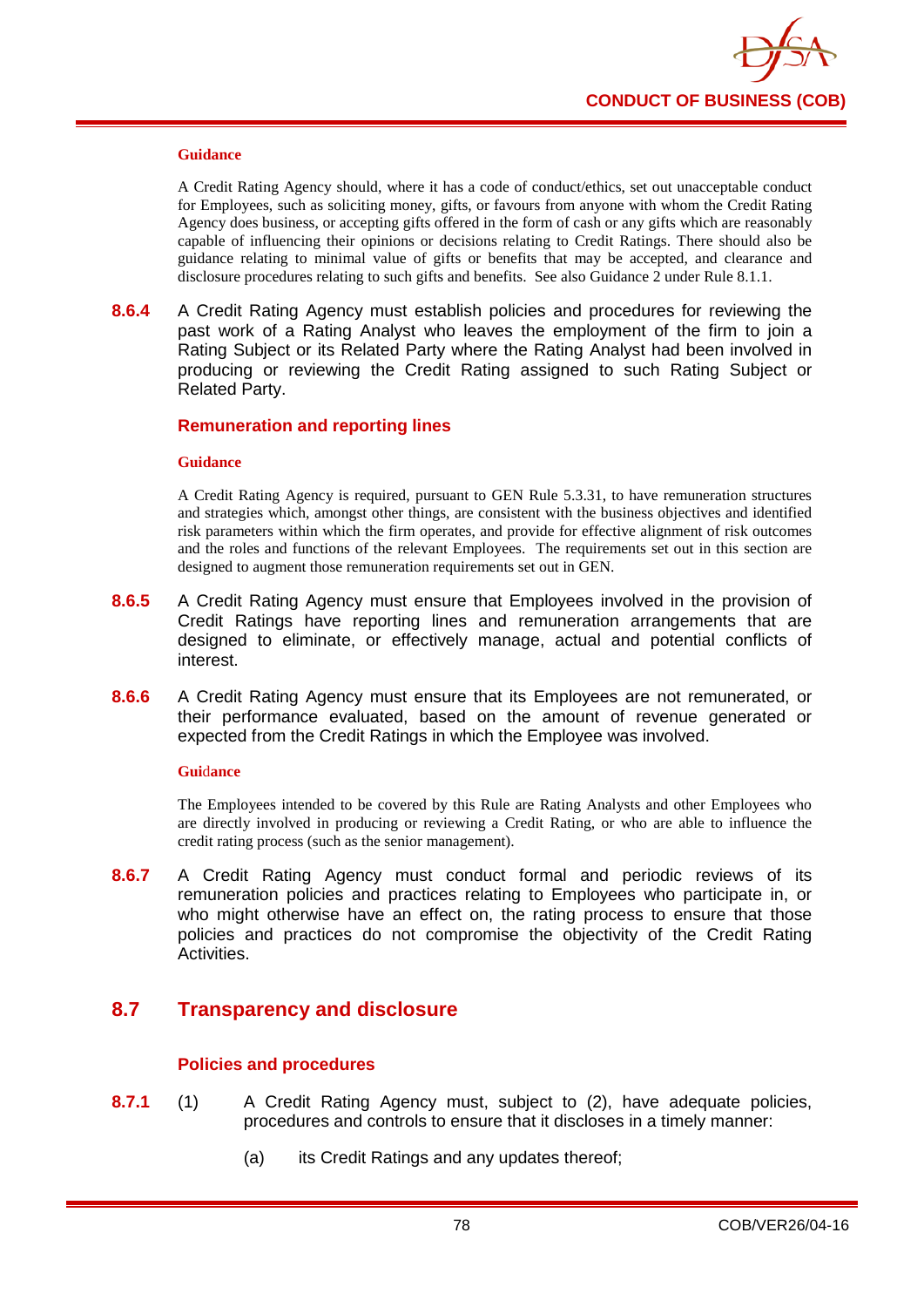**Guidance**

A Credit Rating Agency should, where it has a code of conduct/ethics, set out unacceptable conduct for Employees, such as soliciting money, gifts, or favours from anyone with whom the Credit Rating Agency does business, or accepting gifts offered in the form of cash or any gifts which are reasonably capable of influencing their opinions or decisions relating to Credit Ratings. There should also be guidance relating to minimal value of gifts or benefits that may be accepted, and clearance and disclosure procedures relating to such gifts and benefits. See also Guidance 2 under Rule 8.1.1.

**8.6.4** A Credit Rating Agency must establish policies and procedures for reviewing the past work of a Rating Analyst who leaves the employment of the firm to join a Rating Subject or its Related Party where the Rating Analyst had been involved in producing or reviewing the Credit Rating assigned to such Rating Subject or Related Party.

### Remuneration and reporting lines

**Guidance**

A Credit Rating Agency is required, pursuant to GEN Rule 5.3.31, to have remuneration structures and strategies which, amongst other things, are consistent with the business objectives and identified risk parameters within which the firm operates, and provide for effective alignment of risk outcomes and the roles and functions of the relevant Employees. The requirements set out in this section are designed to augment those remuneration requirements set out in GEN.

**8.6.5** A Credit Rating Agency must ensure that Employees involved in the provision of Credit Ratings have reporting lines and remuneration arrangements that are designed to eliminate, or effectively manage, actual and potential conflicts of interest.

**8.6.6** A Credit Rating Agency must ensure that its Employees are not remunerated, or their performance evaluated, based on the amount of revenue generated or expected from the Credit Ratings in which the Employee was involved.

**Guidance**

The Employees intended to be covered by this Rule are Rating Analysts and other Employees who are directly involved in producing or reviewing a Credit Rating, or who are able to influence the credit rating process (such as the senior management).

**8.6.7** A Credit Rating Agency must conduct formal and periodic reviews of its remuneration policies and practices relating to Employees who participate in, or who might otherwise have an effect on, the rating process to ensure that those policies and practices do not compromise the objectivity of the Credit Rating Activities.

## 8.7 Transparency and disclosure

### Policies and procedures

**8.7.1** (1) A Credit Rating Agency must, subject to (2), have adequate policies, procedures and controls to ensure that it discloses in a timely manner:

(a) its Credit Ratings and any updates thereof;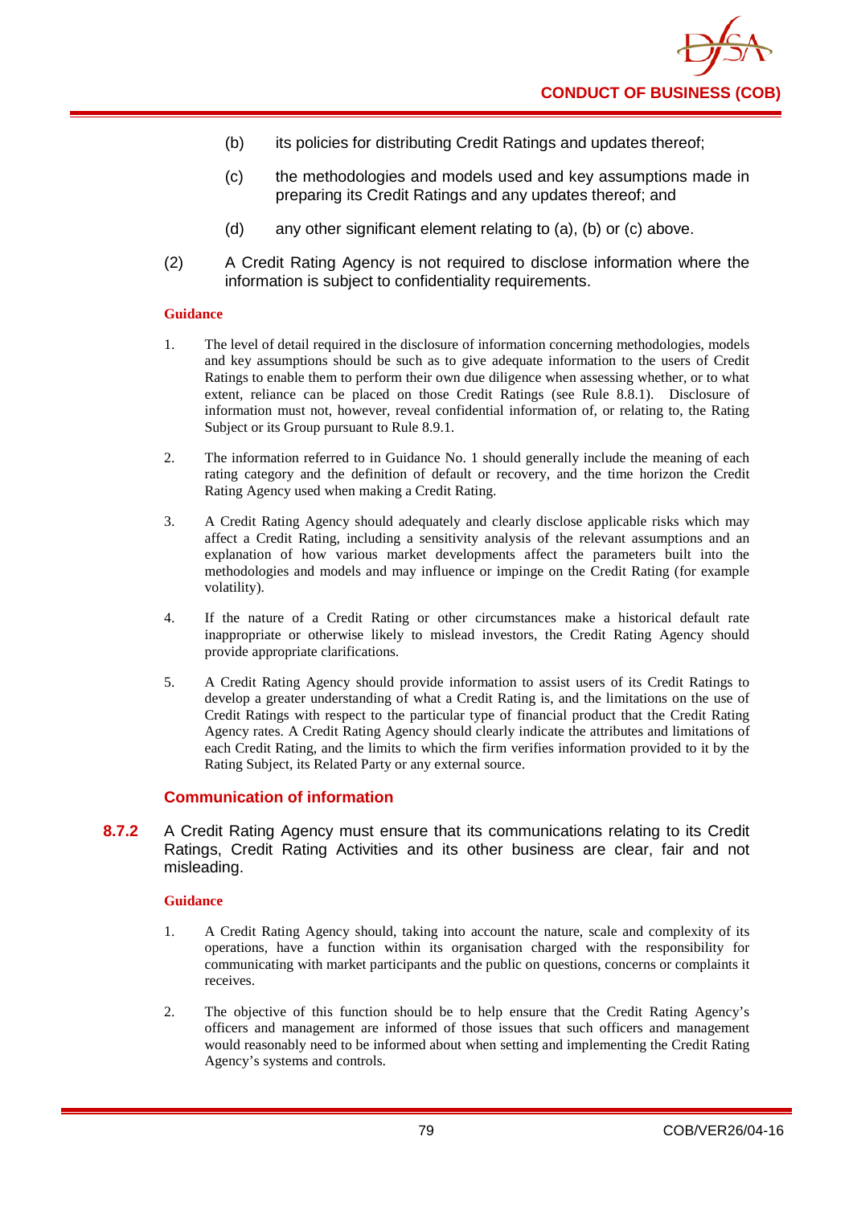(b) its policies for distributing Credit Ratings and updates thereof;

(c) the methodologies and models used and key assumptions made in preparing its Credit Ratings and any updates thereof; and

(d) any other significant element relating to (a), (b) or (c) above.

(2) A Credit Rating Agency is not required to disclose information where the information is subject to confidentiality requirements.

**Guidance**

1. The level of detail required in the disclosure of information concerning methodologies, models and key assumptions should be such as to give adequate information to the users of Credit Ratings to enable them to perform their own due diligence when assessing whether, or to what extent, reliance can be placed on those Credit Ratings (see Rule 8.8.1). Disclosure of information must not, however, reveal confidential information of, or relating to, the Rating Subject or its Group pursuant to Rule 8.9.1.

2. The information referred to in Guidance No. 1 should generally include the meaning of each rating category and the definition of default or recovery, and the time horizon the Credit Rating Agency used when making a Credit Rating.

3. A Credit Rating Agency should adequately and clearly disclose applicable risks which may affect a Credit Rating, including a sensitivity analysis of the relevant assumptions and an explanation of how various market developments affect the parameters built into the methodologies and models and may influence or impinge on the Credit Rating (for example volatility).

4. If the nature of a Credit Rating or other circumstances make a historical default rate inappropriate or otherwise likely to mislead investors, the Credit Rating Agency should provide appropriate clarifications.

5. A Credit Rating Agency should provide information to assist users of its Credit Ratings to develop a greater understanding of what a Credit Rating is, and the limitations on the use of Credit Ratings with respect to the particular type of financial product that the Credit Rating Agency rates. A Credit Rating Agency should clearly indicate the attributes and limitations of each Credit Rating, and the limits to which the firm verifies information provided to it by the Rating Subject, its Related Party or any external source.

### Communication of information

**8.7.2** A Credit Rating Agency must ensure that its communications relating to its Credit Ratings, Credit Rating Activities and its other business are clear, fair and not misleading.

**Guidance**

1. A Credit Rating Agency should, taking into account the nature, scale and complexity of its operations, have a function within its organisation charged with the responsibility for communicating with market participants and the public on questions, concerns or complaints it receives.

2. The objective of this function should be to help ensure that the Credit Rating Agency's officers and management are informed of those issues that such officers and management would reasonably need to be informed about when setting and implementing the Credit Rating Agency's systems and controls.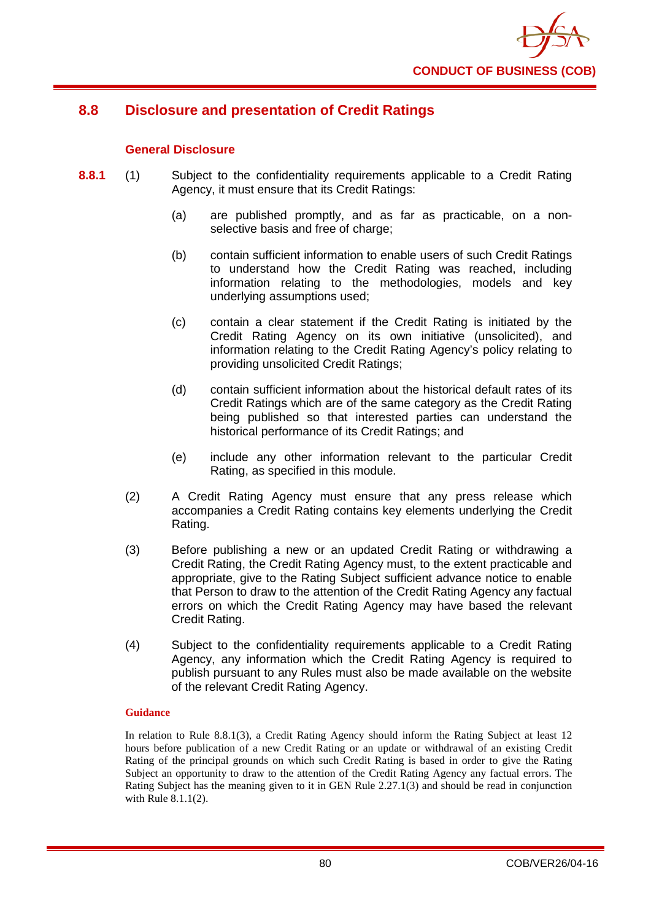## 8.8 Disclosure and presentation of Credit Ratings

### General Disclosure

**8.8.1** (1) Subject to the confidentiality requirements applicable to a Credit Rating Agency, it must ensure that its Credit Ratings:

(a) are published promptly, and as far as practicable, on a non-selective basis and free of charge;

(b) contain sufficient information to enable users of such Credit Ratings to understand how the Credit Rating was reached, including information relating to the methodologies, models and key underlying assumptions used;

(c) contain a clear statement if the Credit Rating is initiated by the Credit Rating Agency on its own initiative (unsolicited), and information relating to the Credit Rating Agency's policy relating to providing unsolicited Credit Ratings;

(d) contain sufficient information about the historical default rates of its Credit Ratings which are of the same category as the Credit Rating being published so that interested parties can understand the historical performance of its Credit Ratings; and

(e) include any other information relevant to the particular Credit Rating, as specified in this module.

(2) A Credit Rating Agency must ensure that any press release which accompanies a Credit Rating contains key elements underlying the Credit Rating.

(3) Before publishing a new or an updated Credit Rating or withdrawing a Credit Rating, the Credit Rating Agency must, to the extent practicable and appropriate, give to the Rating Subject sufficient advance notice to enable that Person to draw to the attention of the Credit Rating Agency any factual errors on which the Credit Rating Agency may have based the relevant Credit Rating.

(4) Subject to the confidentiality requirements applicable to a Credit Rating Agency, any information which the Credit Rating Agency is required to publish pursuant to any Rules must also be made available on the website of the relevant Credit Rating Agency.

**Guidance**

In relation to Rule 8.8.1(3), a Credit Rating Agency should inform the Rating Subject at least 12 hours before publication of a new Credit Rating or an update or withdrawal of an existing Credit Rating of the principal grounds on which such Credit Rating is based in order to give the Rating Subject an opportunity to draw to the attention of the Credit Rating Agency any factual errors. The Rating Subject has the meaning given to it in GEN Rule 2.27.1(3) and should be read in conjunction with Rule 8.1.1(2).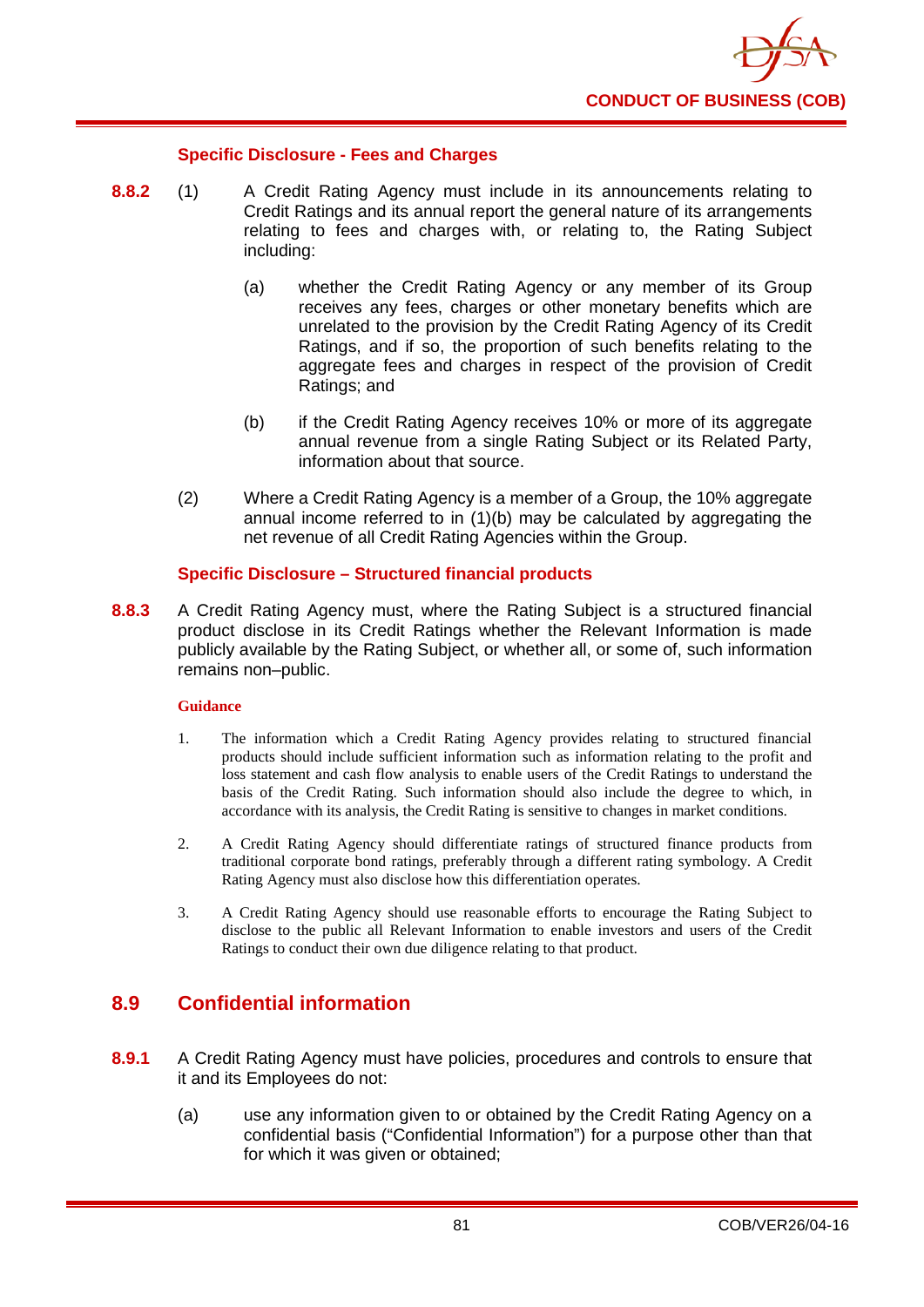### Specific Disclosure - Fees and Charges

**8.8.2** (1) A Credit Rating Agency must include in its announcements relating to Credit Ratings and its annual report the general nature of its arrangements relating to fees and charges with, or relating to, the Rating Subject including:

(a) whether the Credit Rating Agency or any member of its Group receives any fees, charges or other monetary benefits which are unrelated to the provision by the Credit Rating Agency of its Credit Ratings, and if so, the proportion of such benefits relating to the aggregate fees and charges in respect of the provision of Credit Ratings; and

(b) if the Credit Rating Agency receives 10% or more of its aggregate annual revenue from a single Rating Subject or its Related Party, information about that source.

(2) Where a Credit Rating Agency is a member of a Group, the 10% aggregate annual income referred to in (1)(b) may be calculated by aggregating the net revenue of all Credit Rating Agencies within the Group.

### Specific Disclosure – Structured financial products

**8.8.3** A Credit Rating Agency must, where the Rating Subject is a structured financial product disclose in its Credit Ratings whether the Relevant Information is made publicly available by the Rating Subject, or whether all, or some of, such information remains non–public.

**Guidance**

1. The information which a Credit Rating Agency provides relating to structured financial products should include sufficient information such as information relating to the profit and loss statement and cash flow analysis to enable users of the Credit Ratings to understand the basis of the Credit Rating. Such information should also include the degree to which, in accordance with its analysis, the Credit Rating is sensitive to changes in market conditions.

2. A Credit Rating Agency should differentiate ratings of structured finance products from traditional corporate bond ratings, preferably through a different rating symbology. A Credit Rating Agency must also disclose how this differentiation operates.

3. A Credit Rating Agency should use reasonable efforts to encourage the Rating Subject to disclose to the public all Relevant Information to enable investors and users of the Credit Ratings to conduct their own due diligence relating to that product.

## 8.9 Confidential information

**8.9.1** A Credit Rating Agency must have policies, procedures and controls to ensure that it and its Employees do not:

(a) use any information given to or obtained by the Credit Rating Agency on a confidential basis ("Confidential Information") for a purpose other than that for which it was given or obtained;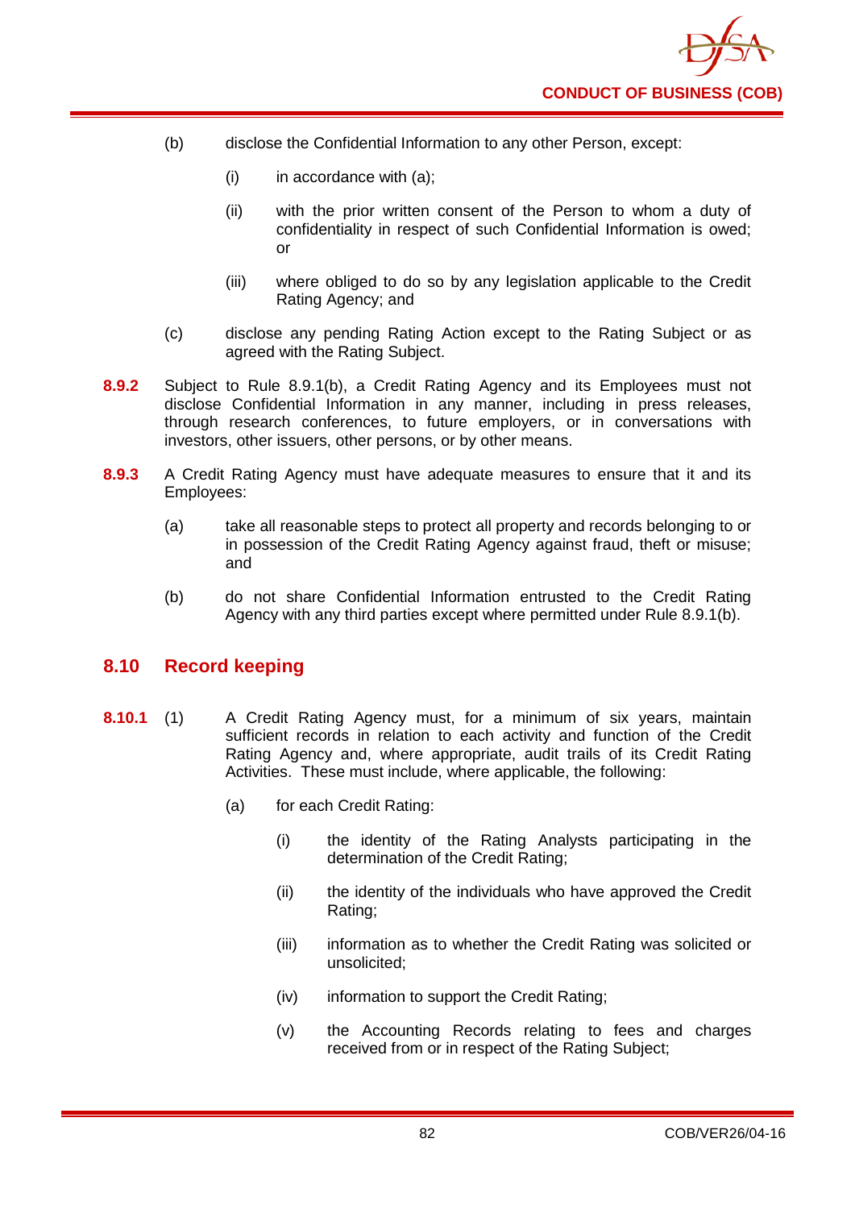(b) disclose the Confidential Information to any other Person, except:

   (i) in accordance with (a);

   (ii) with the prior written consent of the Person to whom a duty of confidentiality in respect of such Confidential Information is owed; or

   (iii) where obliged to do so by any legislation applicable to the Credit Rating Agency; and

(c) disclose any pending Rating Action except to the Rating Subject or as agreed with the Rating Subject.

**8.9.2** Subject to Rule 8.9.1(b), a Credit Rating Agency and its Employees must not disclose Confidential Information in any manner, including in press releases, through research conferences, to future employers, or in conversations with investors, other issuers, other persons, or by other means.

**8.9.3** A Credit Rating Agency must have adequate measures to ensure that it and its Employees:

(a) take all reasonable steps to protect all property and records belonging to or in possession of the Credit Rating Agency against fraud, theft or misuse; and

(b) do not share Confidential Information entrusted to the Credit Rating Agency with any third parties except where permitted under Rule 8.9.1(b).

## 8.10 Record keeping

**8.10.1** (1) A Credit Rating Agency must, for a minimum of six years, maintain sufficient records in relation to each activity and function of the Credit Rating Agency and, where appropriate, audit trails of its Credit Rating Activities. These must include, where applicable, the following:

(a) for each Credit Rating:

   (i) the identity of the Rating Analysts participating in the determination of the Credit Rating;

   (ii) the identity of the individuals who have approved the Credit Rating;

   (iii) information as to whether the Credit Rating was solicited or unsolicited;

   (iv) information to support the Credit Rating;

   (v) the Accounting Records relating to fees and charges received from or in respect of the Rating Subject;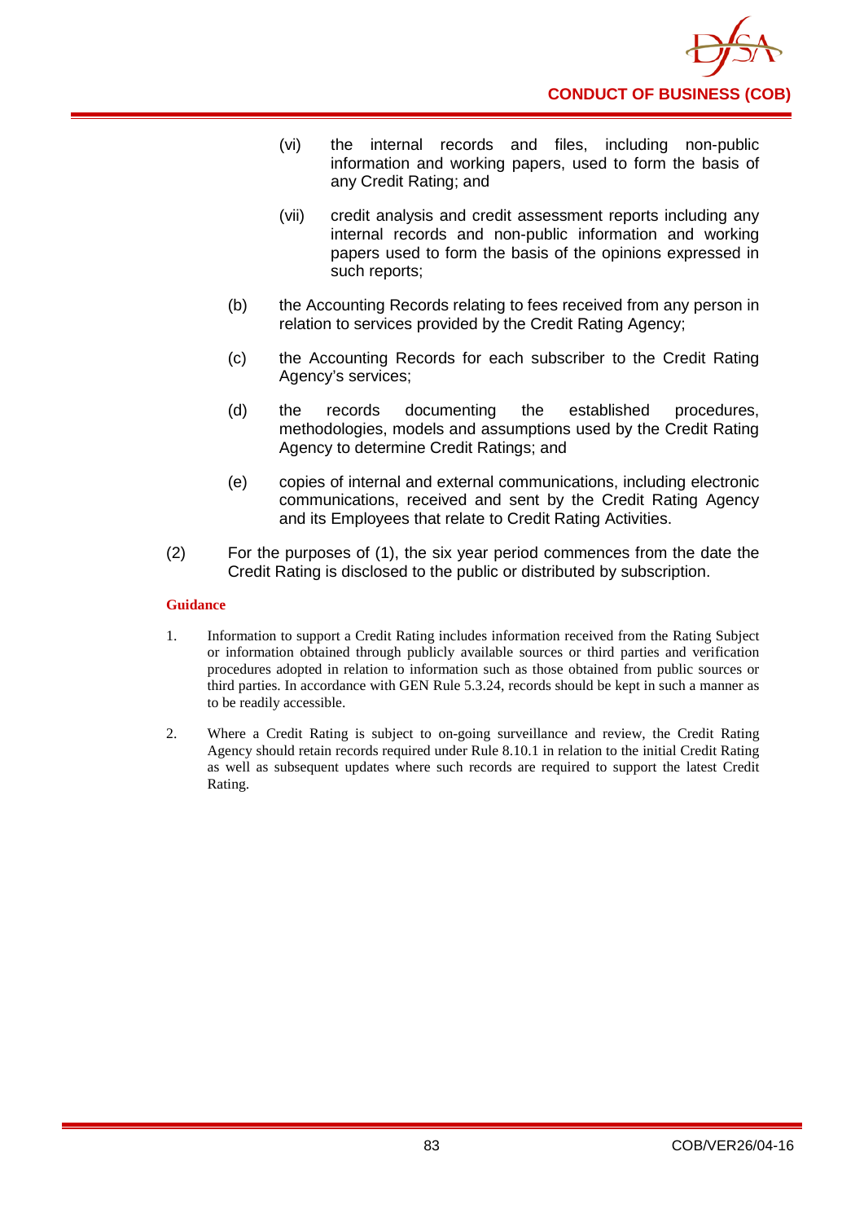(vi) the internal records and files, including non-public information and working papers, used to form the basis of any Credit Rating; and

(vii) credit analysis and credit assessment reports including any internal records and non-public information and working papers used to form the basis of the opinions expressed in such reports;

(b) the Accounting Records relating to fees received from any person in relation to services provided by the Credit Rating Agency;

(c) the Accounting Records for each subscriber to the Credit Rating Agency's services;

(d) the records documenting the established procedures, methodologies, models and assumptions used by the Credit Rating Agency to determine Credit Ratings; and

(e) copies of internal and external communications, including electronic communications, received and sent by the Credit Rating Agency and its Employees that relate to Credit Rating Activities.

(2) For the purposes of (1), the six year period commences from the date the Credit Rating is disclosed to the public or distributed by subscription.

**Guidance**

1. Information to support a Credit Rating includes information received from the Rating Subject or information obtained through publicly available sources or third parties and verification procedures adopted in relation to information such as those obtained from public sources or third parties. In accordance with GEN Rule 5.3.24, records should be kept in such a manner as to be readily accessible.

2. Where a Credit Rating is subject to on-going surveillance and review, the Credit Rating Agency should retain records required under Rule 8.10.1 in relation to the initial Credit Rating as well as subsequent updates where such records are required to support the latest Credit Rating.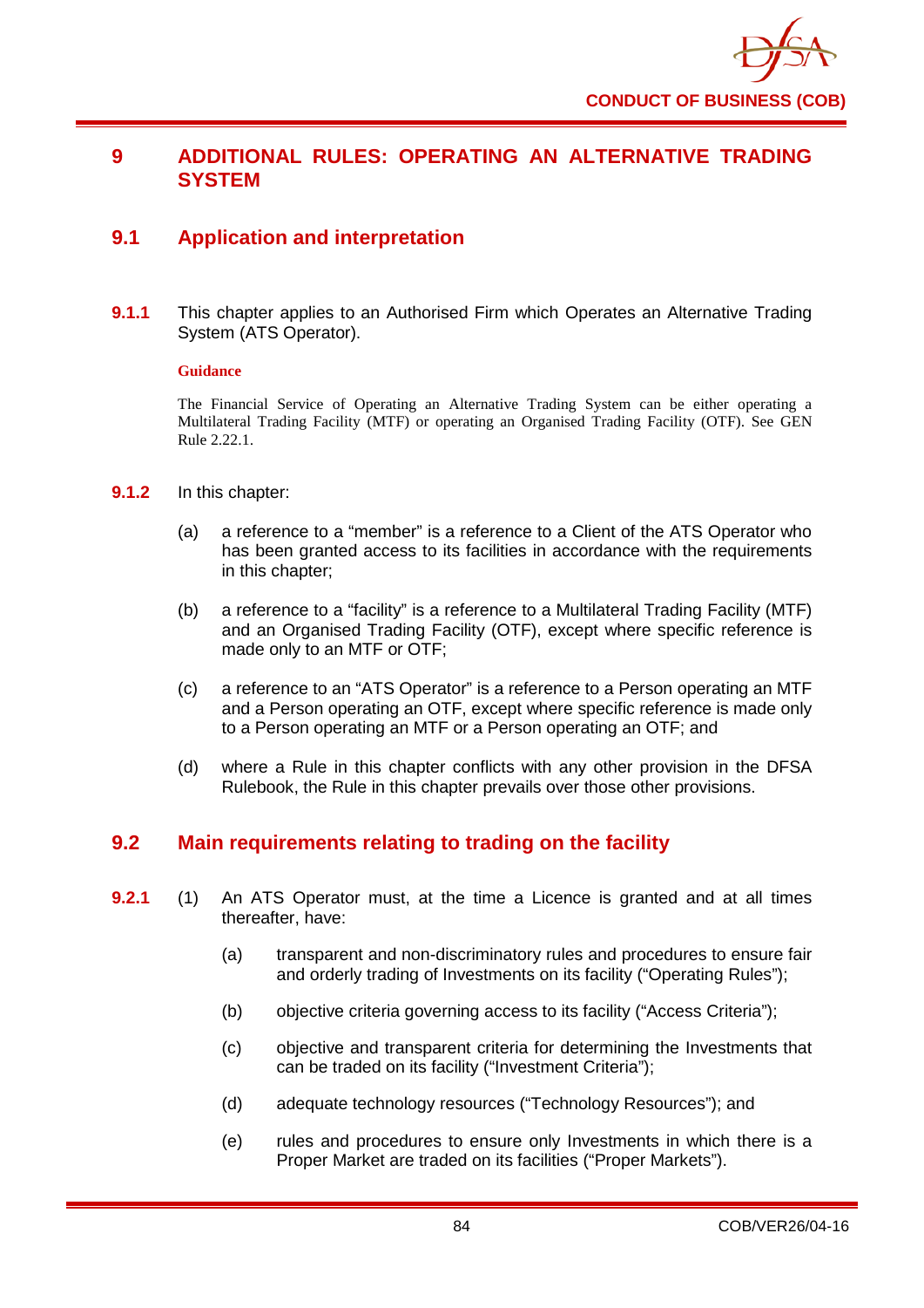# 9 ADDITIONAL RULES: OPERATING AN ALTERNATIVE TRADING SYSTEM

## 9.1 Application and interpretation

**9.1.1** This chapter applies to an Authorised Firm which Operates an Alternative Trading System (ATS Operator).

**Guidance**

The Financial Service of Operating an Alternative Trading System can be either operating a Multilateral Trading Facility (MTF) or operating an Organised Trading Facility (OTF). See GEN Rule 2.22.1.

**9.1.2** In this chapter:

(a) a reference to a "member" is a reference to a Client of the ATS Operator who has been granted access to its facilities in accordance with the requirements in this chapter;

(b) a reference to a "facility" is a reference to a Multilateral Trading Facility (MTF) and an Organised Trading Facility (OTF), except where specific reference is made only to an MTF or OTF;

(c) a reference to an "ATS Operator" is a reference to a Person operating an MTF and a Person operating an OTF, except where specific reference is made only to a Person operating an MTF or a Person operating an OTF; and

(d) where a Rule in this chapter conflicts with any other provision in the DFSA Rulebook, the Rule in this chapter prevails over those other provisions.

## 9.2 Main requirements relating to trading on the facility

**9.2.1** (1) An ATS Operator must, at the time a Licence is granted and at all times thereafter, have:

(a) transparent and non-discriminatory rules and procedures to ensure fair and orderly trading of Investments on its facility ("Operating Rules");

(b) objective criteria governing access to its facility ("Access Criteria");

(c) objective and transparent criteria for determining the Investments that can be traded on its facility ("Investment Criteria");

(d) adequate technology resources ("Technology Resources"); and

(e) rules and procedures to ensure only Investments in which there is a Proper Market are traded on its facilities ("Proper Markets").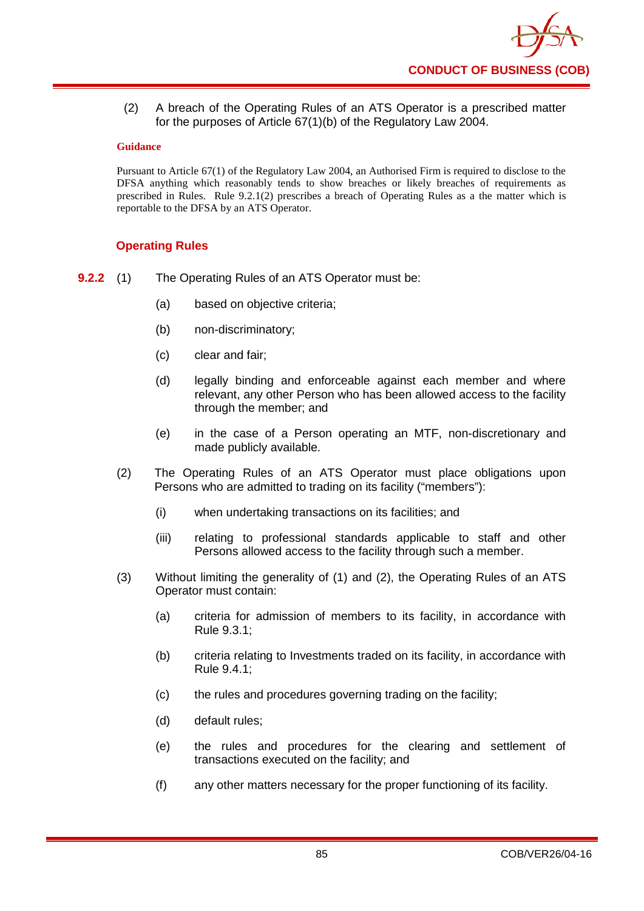(2) A breach of the Operating Rules of an ATS Operator is a prescribed matter for the purposes of Article 67(1)(b) of the Regulatory Law 2004.

**Guidance**

Pursuant to Article 67(1) of the Regulatory Law 2004, an Authorised Firm is required to disclose to the DFSA anything which reasonably tends to show breaches or likely breaches of requirements as prescribed in Rules. Rule 9.2.1(2) prescribes a breach of Operating Rules as a the matter which is reportable to the DFSA by an ATS Operator.

## Operating Rules

**9.2.2** (1) The Operating Rules of an ATS Operator must be:

(a) based on objective criteria;

(b) non-discriminatory;

(c) clear and fair;

(d) legally binding and enforceable against each member and where relevant, any other Person who has been allowed access to the facility through the member; and

(e) in the case of a Person operating an MTF, non-discretionary and made publicly available.

(2) The Operating Rules of an ATS Operator must place obligations upon Persons who are admitted to trading on its facility ("members"):

(i) when undertaking transactions on its facilities; and

(iii) relating to professional standards applicable to staff and other Persons allowed access to the facility through such a member.

(3) Without limiting the generality of (1) and (2), the Operating Rules of an ATS Operator must contain:

(a) criteria for admission of members to its facility, in accordance with Rule 9.3.1;

(b) criteria relating to Investments traded on its facility, in accordance with Rule 9.4.1;

(c) the rules and procedures governing trading on the facility;

(d) default rules;

(e) the rules and procedures for the clearing and settlement of transactions executed on the facility; and

(f) any other matters necessary for the proper functioning of its facility.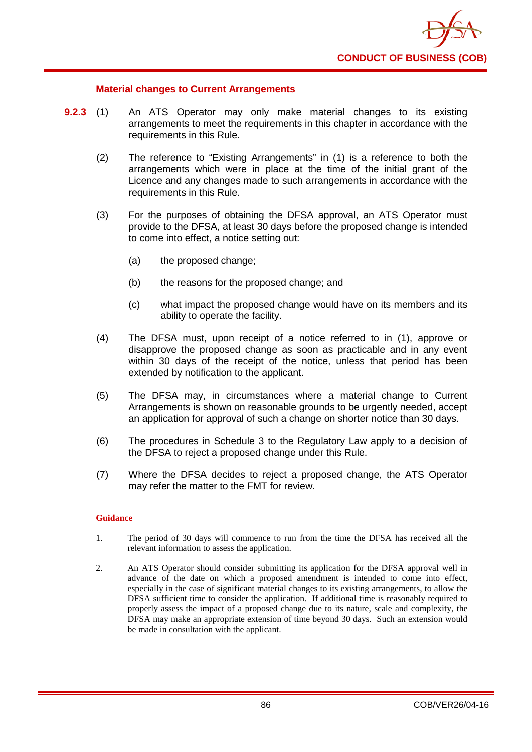### Material changes to Current Arrangements

**9.2.3** (1) An ATS Operator may only make material changes to its existing arrangements to meet the requirements in this chapter in accordance with the requirements in this Rule.

(2) The reference to "Existing Arrangements" in (1) is a reference to both the arrangements which were in place at the time of the initial grant of the Licence and any changes made to such arrangements in accordance with the requirements in this Rule.

(3) For the purposes of obtaining the DFSA approval, an ATS Operator must provide to the DFSA, at least 30 days before the proposed change is intended to come into effect, a notice setting out:

(a) the proposed change;

(b) the reasons for the proposed change; and

(c) what impact the proposed change would have on its members and its ability to operate the facility.

(4) The DFSA must, upon receipt of a notice referred to in (1), approve or disapprove the proposed change as soon as practicable and in any event within 30 days of the receipt of the notice, unless that period has been extended by notification to the applicant.

(5) The DFSA may, in circumstances where a material change to Current Arrangements is shown on reasonable grounds to be urgently needed, accept an application for approval of such a change on shorter notice than 30 days.

(6) The procedures in Schedule 3 to the Regulatory Law apply to a decision of the DFSA to reject a proposed change under this Rule.

(7) Where the DFSA decides to reject a proposed change, the ATS Operator may refer the matter to the FMT for review.

**Guidance**

1. The period of 30 days will commence to run from the time the DFSA has received all the relevant information to assess the application.

2. An ATS Operator should consider submitting its application for the DFSA approval well in advance of the date on which a proposed amendment is intended to come into effect, especially in the case of significant material changes to its existing arrangements, to allow the DFSA sufficient time to consider the application. If additional time is reasonably required to properly assess the impact of a proposed change due to its nature, scale and complexity, the DFSA may make an appropriate extension of time beyond 30 days. Such an extension would be made in consultation with the applicant.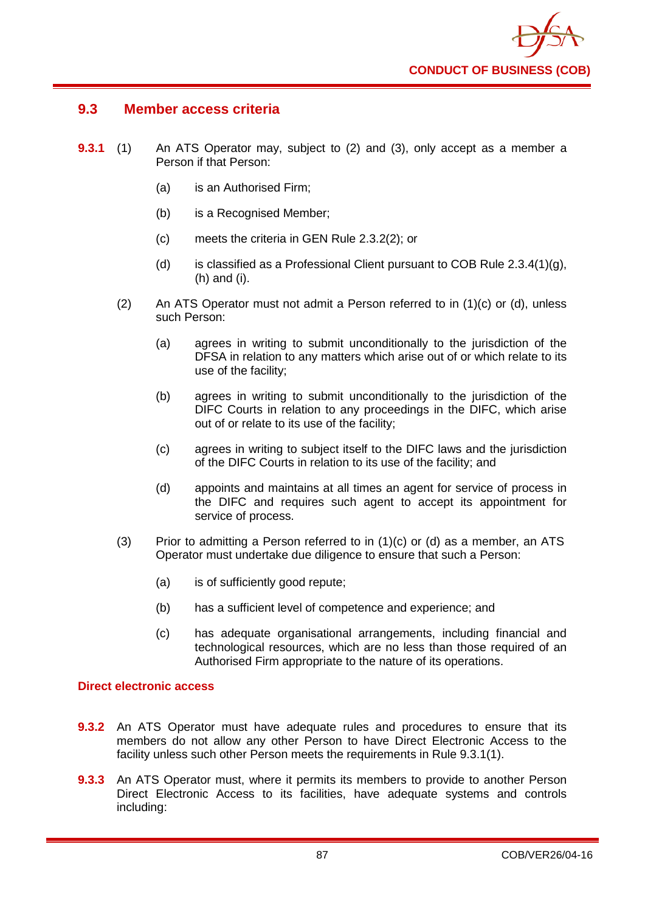## 9.3 Member access criteria

**9.3.1** (1) An ATS Operator may, subject to (2) and (3), only accept as a member a Person if that Person:

- (a) is an Authorised Firm;
- (b) is a Recognised Member;
- (c) meets the criteria in GEN Rule 2.3.2(2); or
- (d) is classified as a Professional Client pursuant to COB Rule 2.3.4(1)(g), (h) and (i).

(2) An ATS Operator must not admit a Person referred to in (1)(c) or (d), unless such Person:

- (a) agrees in writing to submit unconditionally to the jurisdiction of the DFSA in relation to any matters which arise out of or which relate to its use of the facility;
- (b) agrees in writing to submit unconditionally to the jurisdiction of the DIFC Courts in relation to any proceedings in the DIFC, which arise out of or relate to its use of the facility;
- (c) agrees in writing to subject itself to the DIFC laws and the jurisdiction of the DIFC Courts in relation to its use of the facility; and
- (d) appoints and maintains at all times an agent for service of process in the DIFC and requires such agent to accept its appointment for service of process.

(3) Prior to admitting a Person referred to in (1)(c) or (d) as a member, an ATS Operator must undertake due diligence to ensure that such a Person:

- (a) is of sufficiently good repute;
- (b) has a sufficient level of competence and experience; and
- (c) has adequate organisational arrangements, including financial and technological resources, which are no less than those required of an Authorised Firm appropriate to the nature of its operations.

### Direct electronic access

**9.3.2** An ATS Operator must have adequate rules and procedures to ensure that its members do not allow any other Person to have Direct Electronic Access to the facility unless such other Person meets the requirements in Rule 9.3.1(1).

**9.3.3** An ATS Operator must, where it permits its members to provide to another Person Direct Electronic Access to its facilities, have adequate systems and controls including: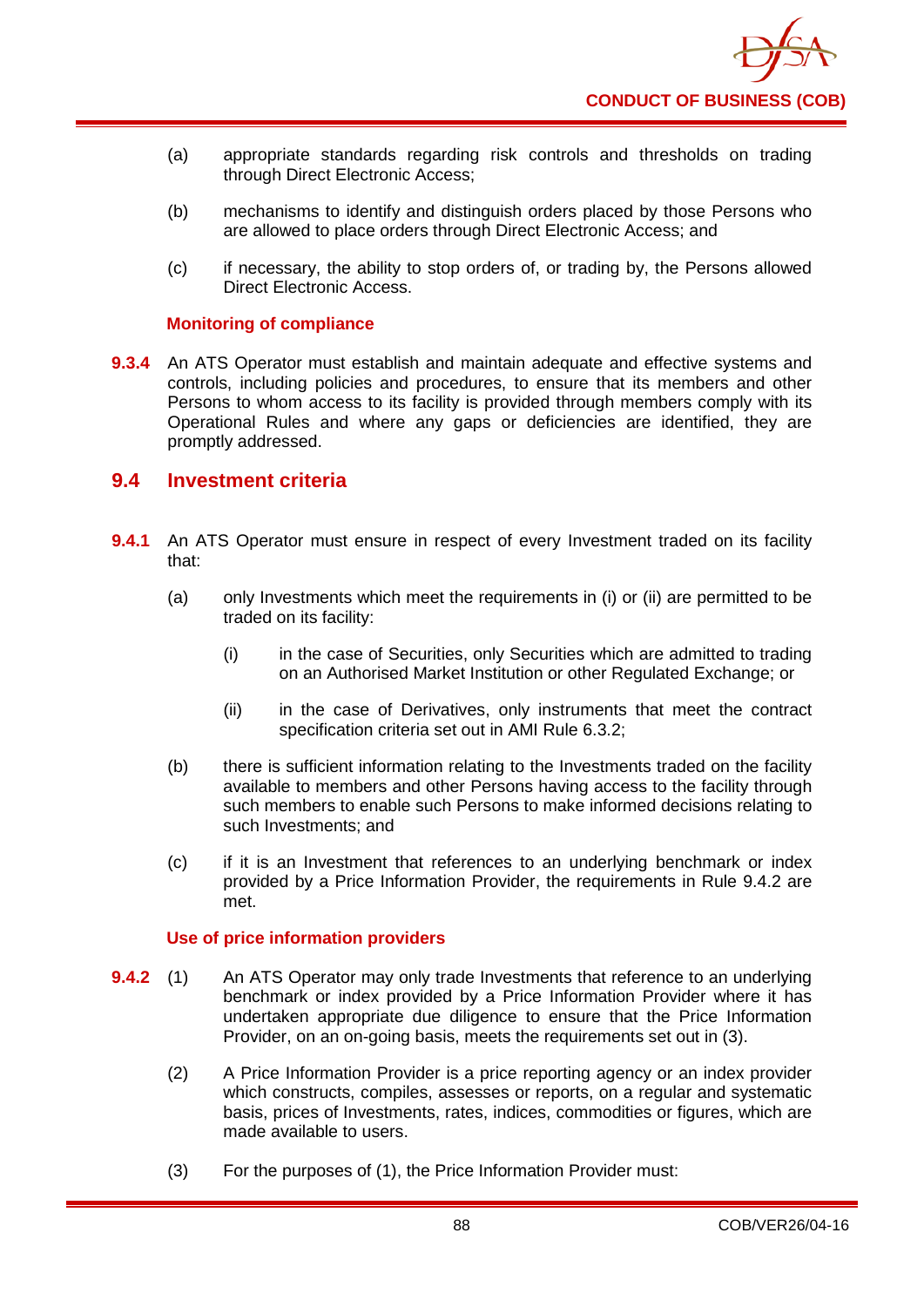(a) appropriate standards regarding risk controls and thresholds on trading through Direct Electronic Access;

(b) mechanisms to identify and distinguish orders placed by those Persons who are allowed to place orders through Direct Electronic Access; and

(c) if necessary, the ability to stop orders of, or trading by, the Persons allowed Direct Electronic Access.

**Monitoring of compliance**

**9.3.4** An ATS Operator must establish and maintain adequate and effective systems and controls, including policies and procedures, to ensure that its members and other Persons to whom access to its facility is provided through members comply with its Operational Rules and where any gaps or deficiencies are identified, they are promptly addressed.

## 9.4 Investment criteria

**9.4.1** An ATS Operator must ensure in respect of every Investment traded on its facility that:

(a) only Investments which meet the requirements in (i) or (ii) are permitted to be traded on its facility:

(i) in the case of Securities, only Securities which are admitted to trading on an Authorised Market Institution or other Regulated Exchange; or

(ii) in the case of Derivatives, only instruments that meet the contract specification criteria set out in AMI Rule 6.3.2;

(b) there is sufficient information relating to the Investments traded on the facility available to members and other Persons having access to the facility through such members to enable such Persons to make informed decisions relating to such Investments; and

(c) if it is an Investment that references to an underlying benchmark or index provided by a Price Information Provider, the requirements in Rule 9.4.2 are met.

**Use of price information providers**

**9.4.2** (1) An ATS Operator may only trade Investments that reference to an underlying benchmark or index provided by a Price Information Provider where it has undertaken appropriate due diligence to ensure that the Price Information Provider, on an on-going basis, meets the requirements set out in (3).

(2) A Price Information Provider is a price reporting agency or an index provider which constructs, compiles, assesses or reports, on a regular and systematic basis, prices of Investments, rates, indices, commodities or figures, which are made available to users.

(3) For the purposes of (1), the Price Information Provider must: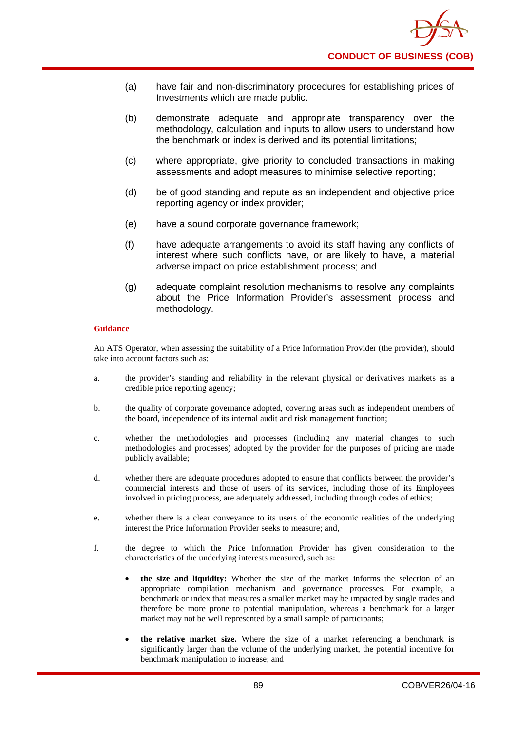(a) have fair and non-discriminatory procedures for establishing prices of Investments which are made public.

(b) demonstrate adequate and appropriate transparency over the methodology, calculation and inputs to allow users to understand how the benchmark or index is derived and its potential limitations;

(c) where appropriate, give priority to concluded transactions in making assessments and adopt measures to minimise selective reporting;

(d) be of good standing and repute as an independent and objective price reporting agency or index provider;

(e) have a sound corporate governance framework;

(f) have adequate arrangements to avoid its staff having any conflicts of interest where such conflicts have, or are likely to have, a material adverse impact on price establishment process; and

(g) adequate complaint resolution mechanisms to resolve any complaints about the Price Information Provider's assessment process and methodology.

**Guidance**

An ATS Operator, when assessing the suitability of a Price Information Provider (the provider), should take into account factors such as:

a. the provider's standing and reliability in the relevant physical or derivatives markets as a credible price reporting agency;

b. the quality of corporate governance adopted, covering areas such as independent members of the board, independence of its internal audit and risk management function;

c. whether the methodologies and processes (including any material changes to such methodologies and processes) adopted by the provider for the purposes of pricing are made publicly available;

d. whether there are adequate procedures adopted to ensure that conflicts between the provider's commercial interests and those of users of its services, including those of its Employees involved in pricing process, are adequately addressed, including through codes of ethics;

e. whether there is a clear conveyance to its users of the economic realities of the underlying interest the Price Information Provider seeks to measure; and,

f. the degree to which the Price Information Provider has given consideration to the characteristics of the underlying interests measured, such as:

- **the size and liquidity:** Whether the size of the market informs the selection of an appropriate compilation mechanism and governance processes. For example, a benchmark or index that measures a smaller market may be impacted by single trades and therefore be more prone to potential manipulation, whereas a benchmark for a larger market may not be well represented by a small sample of participants;
- **the relative market size.** Where the size of a market referencing a benchmark is significantly larger than the volume of the underlying market, the potential incentive for benchmark manipulation to increase; and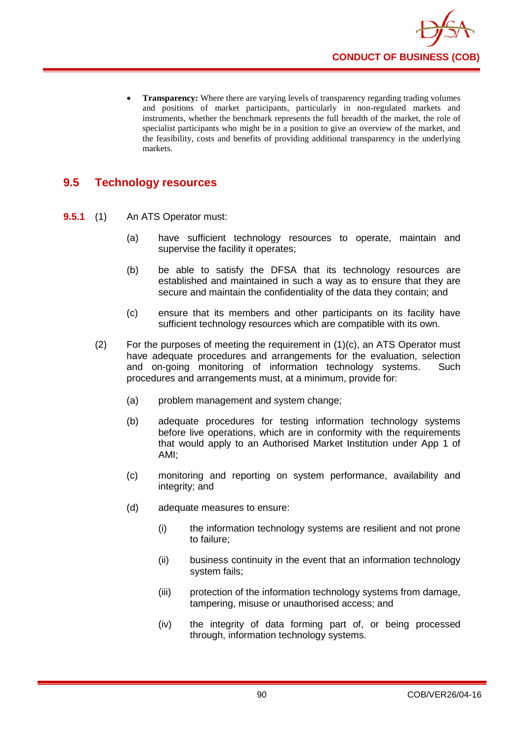- **Transparency:** Where there are varying levels of transparency regarding trading volumes and positions of market participants, particularly in non-regulated markets and instruments, whether the benchmark represents the full breadth of the market, the role of specialist participants who might be in a position to give an overview of the market, and the feasibility, costs and benefits of providing additional transparency in the underlying markets.

## 9.5 Technology resources

**9.5.1** (1) An ATS Operator must:

(a) have sufficient technology resources to operate, maintain and supervise the facility it operates;

(b) be able to satisfy the DFSA that its technology resources are established and maintained in such a way as to ensure that they are secure and maintain the confidentiality of the data they contain; and

(c) ensure that its members and other participants on its facility have sufficient technology resources which are compatible with its own.

(2) For the purposes of meeting the requirement in (1)(c), an ATS Operator must have adequate procedures and arrangements for the evaluation, selection and on-going monitoring of information technology systems. Such procedures and arrangements must, at a minimum, provide for:

(a) problem management and system change;

(b) adequate procedures for testing information technology systems before live operations, which are in conformity with the requirements that would apply to an Authorised Market Institution under App 1 of AMI;

(c) monitoring and reporting on system performance, availability and integrity; and

(d) adequate measures to ensure:

(i) the information technology systems are resilient and not prone to failure;

(ii) business continuity in the event that an information technology system fails;

(iii) protection of the information technology systems from damage, tampering, misuse or unauthorised access; and

(iv) the integrity of data forming part of, or being processed through, information technology systems.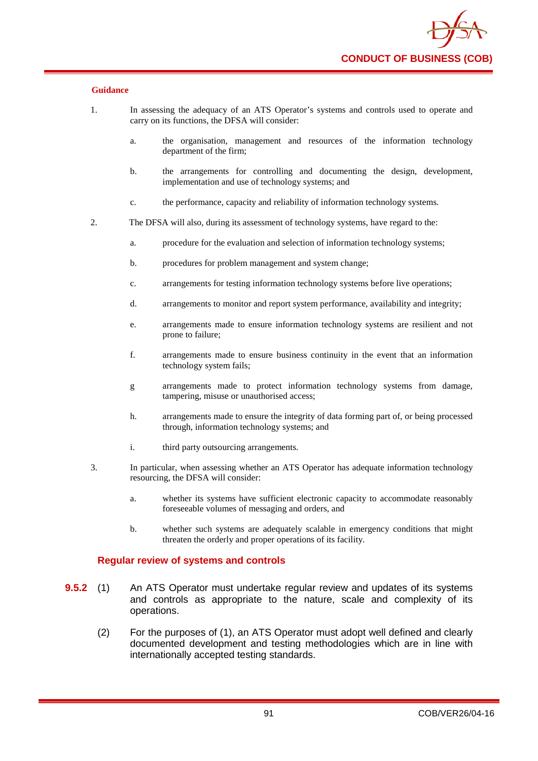**Guidance**

1. In assessing the adequacy of an ATS Operator's systems and controls used to operate and carry on its functions, the DFSA will consider:

   a. the organisation, management and resources of the information technology department of the firm;

   b. the arrangements for controlling and documenting the design, development, implementation and use of technology systems; and

   c. the performance, capacity and reliability of information technology systems.

2. The DFSA will also, during its assessment of technology systems, have regard to the:

   a. procedure for the evaluation and selection of information technology systems;

   b. procedures for problem management and system change;

   c. arrangements for testing information technology systems before live operations;

   d. arrangements to monitor and report system performance, availability and integrity;

   e. arrangements made to ensure information technology systems are resilient and not prone to failure;

   f. arrangements made to ensure business continuity in the event that an information technology system fails;

   g arrangements made to protect information technology systems from damage, tampering, misuse or unauthorised access;

   h. arrangements made to ensure the integrity of data forming part of, or being processed through, information technology systems; and

   i. third party outsourcing arrangements.

3. In particular, when assessing whether an ATS Operator has adequate information technology resourcing, the DFSA will consider:

   a. whether its systems have sufficient electronic capacity to accommodate reasonably foreseeable volumes of messaging and orders, and

   b. whether such systems are adequately scalable in emergency conditions that might threaten the orderly and proper operations of its facility.

### Regular review of systems and controls

**9.5.2** (1) An ATS Operator must undertake regular review and updates of its systems and controls as appropriate to the nature, scale and complexity of its operations.

(2) For the purposes of (1), an ATS Operator must adopt well defined and clearly documented development and testing methodologies which are in line with internationally accepted testing standards.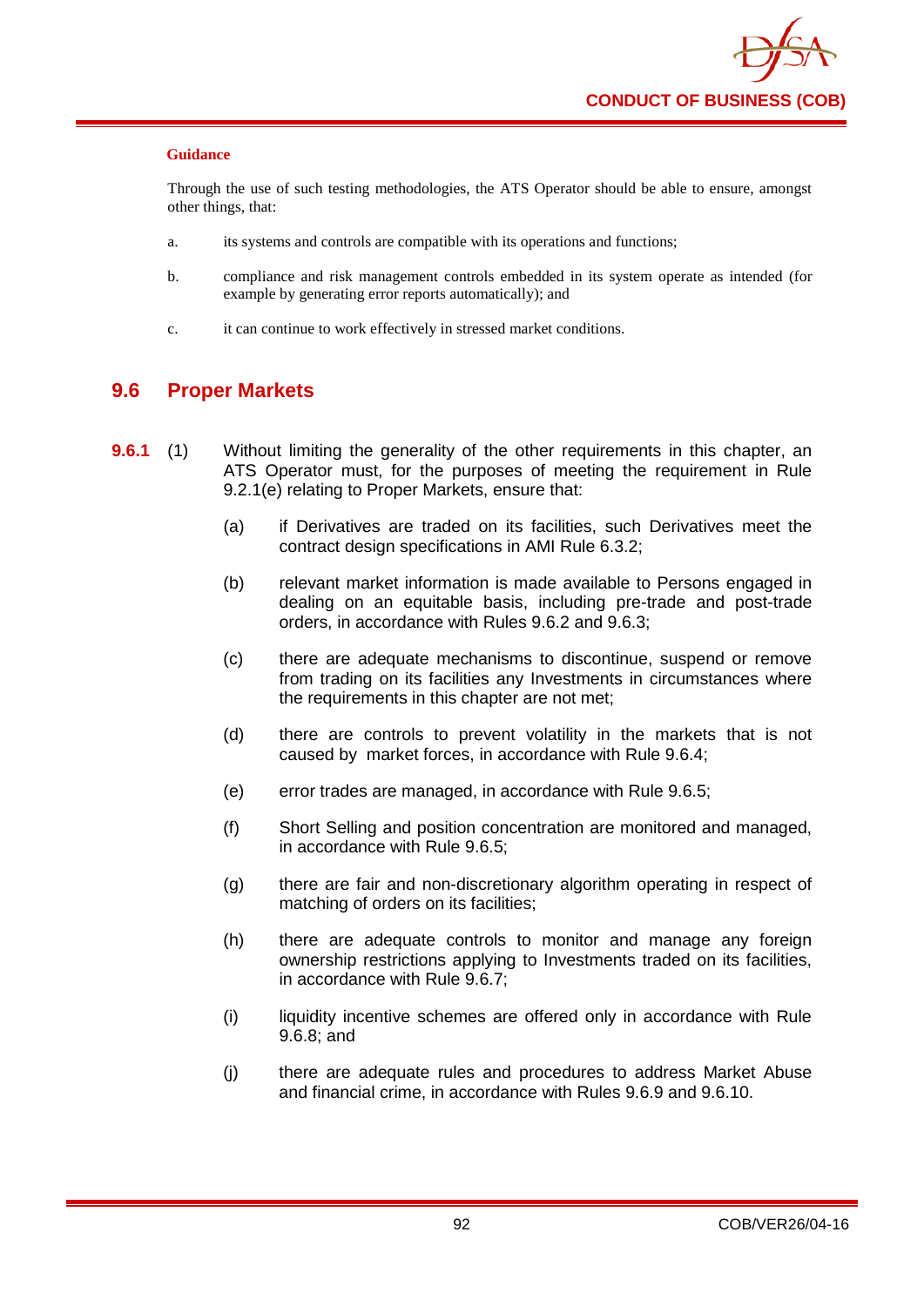**Guidance**

Through the use of such testing methodologies, the ATS Operator should be able to ensure, amongst other things, that:

a. its systems and controls are compatible with its operations and functions;

b. compliance and risk management controls embedded in its system operate as intended (for example by generating error reports automatically); and

c. it can continue to work effectively in stressed market conditions.

## 9.6 Proper Markets

**9.6.1** (1) Without limiting the generality of the other requirements in this chapter, an ATS Operator must, for the purposes of meeting the requirement in Rule 9.2.1(e) relating to Proper Markets, ensure that:

(a) if Derivatives are traded on its facilities, such Derivatives meet the contract design specifications in AMI Rule 6.3.2;

(b) relevant market information is made available to Persons engaged in dealing on an equitable basis, including pre-trade and post-trade orders, in accordance with Rules 9.6.2 and 9.6.3;

(c) there are adequate mechanisms to discontinue, suspend or remove from trading on its facilities any Investments in circumstances where the requirements in this chapter are not met;

(d) there are controls to prevent volatility in the markets that is not caused by market forces, in accordance with Rule 9.6.4;

(e) error trades are managed, in accordance with Rule 9.6.5;

(f) Short Selling and position concentration are monitored and managed, in accordance with Rule 9.6.5;

(g) there are fair and non-discretionary algorithm operating in respect of matching of orders on its facilities;

(h) there are adequate controls to monitor and manage any foreign ownership restrictions applying to Investments traded on its facilities, in accordance with Rule 9.6.7;

(i) liquidity incentive schemes are offered only in accordance with Rule 9.6.8; and

(j) there are adequate rules and procedures to address Market Abuse and financial crime, in accordance with Rules 9.6.9 and 9.6.10.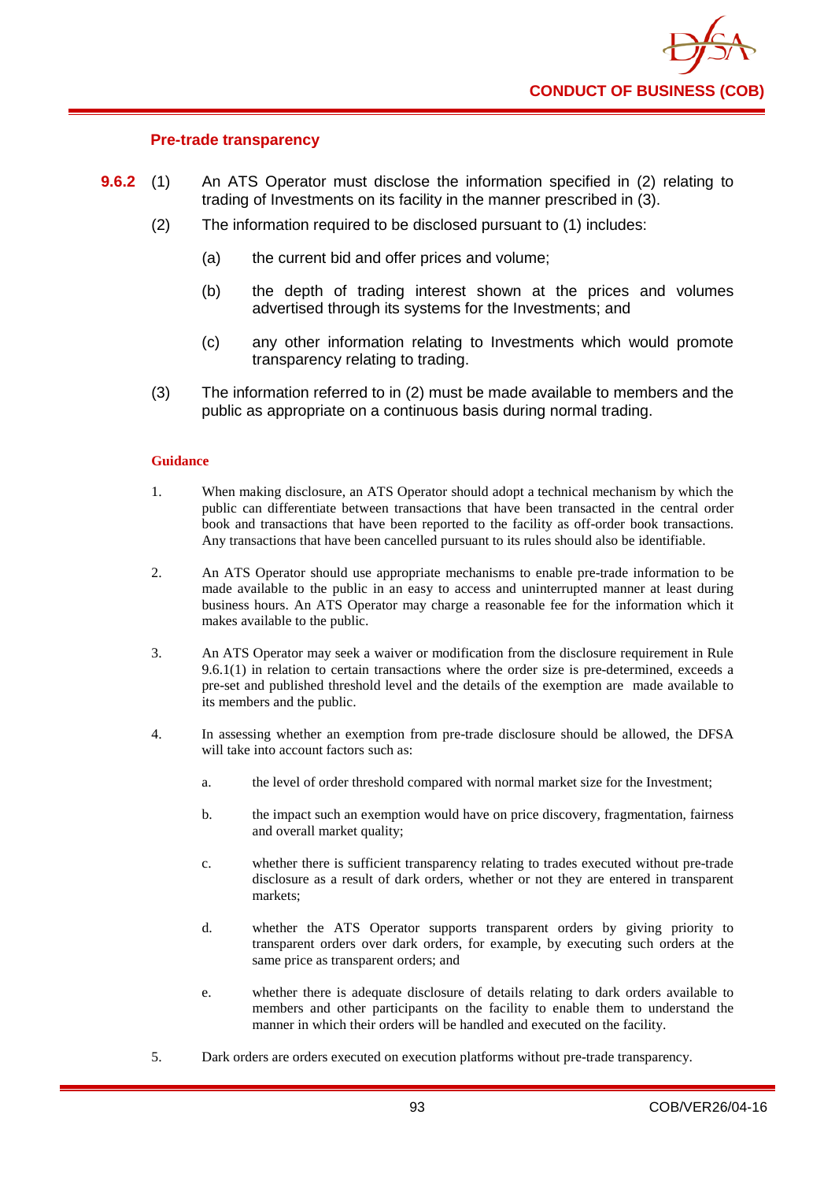### Pre-trade transparency

**9.6.2** (1) An ATS Operator must disclose the information specified in (2) relating to trading of Investments on its facility in the manner prescribed in (3).

(2) The information required to be disclosed pursuant to (1) includes:

(a) the current bid and offer prices and volume;

(b) the depth of trading interest shown at the prices and volumes advertised through its systems for the Investments; and

(c) any other information relating to Investments which would promote transparency relating to trading.

(3) The information referred to in (2) must be made available to members and the public as appropriate on a continuous basis during normal trading.

**Guidance**

1. When making disclosure, an ATS Operator should adopt a technical mechanism by which the public can differentiate between transactions that have been transacted in the central order book and transactions that have been reported to the facility as off-order book transactions. Any transactions that have been cancelled pursuant to its rules should also be identifiable.

2. An ATS Operator should use appropriate mechanisms to enable pre-trade information to be made available to the public in an easy to access and uninterrupted manner at least during business hours. An ATS Operator may charge a reasonable fee for the information which it makes available to the public.

3. An ATS Operator may seek a waiver or modification from the disclosure requirement in Rule 9.6.1(1) in relation to certain transactions where the order size is pre-determined, exceeds a pre-set and published threshold level and the details of the exemption are made available to its members and the public.

4. In assessing whether an exemption from pre-trade disclosure should be allowed, the DFSA will take into account factors such as:

   a. the level of order threshold compared with normal market size for the Investment;

   b. the impact such an exemption would have on price discovery, fragmentation, fairness and overall market quality;

   c. whether there is sufficient transparency relating to trades executed without pre-trade disclosure as a result of dark orders, whether or not they are entered in transparent markets;

   d. whether the ATS Operator supports transparent orders by giving priority to transparent orders over dark orders, for example, by executing such orders at the same price as transparent orders; and

   e. whether there is adequate disclosure of details relating to dark orders available to members and other participants on the facility to enable them to understand the manner in which their orders will be handled and executed on the facility.

5. Dark orders are orders executed on execution platforms without pre-trade transparency.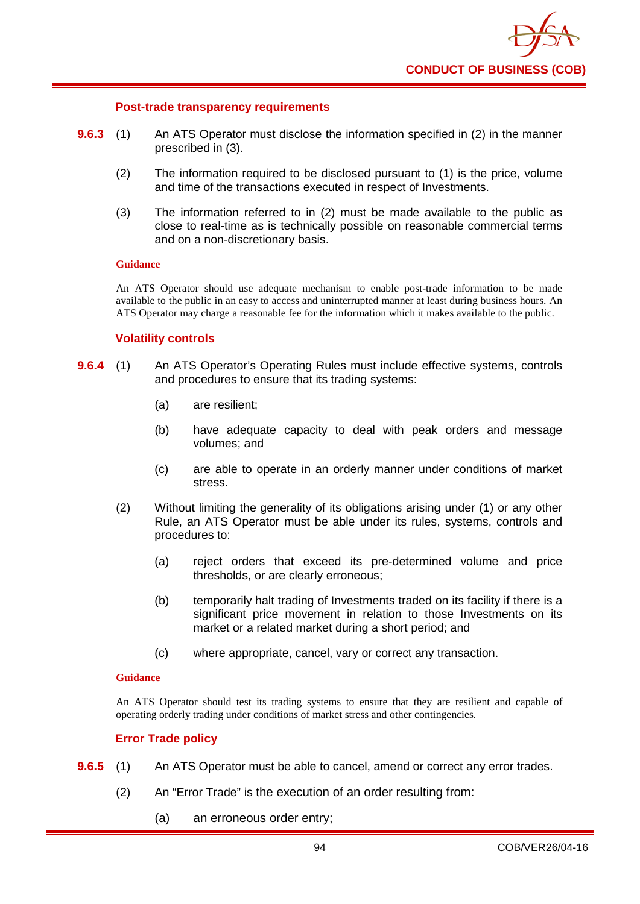### Post-trade transparency requirements

**9.6.3** (1) An ATS Operator must disclose the information specified in (2) in the manner prescribed in (3).

(2) The information required to be disclosed pursuant to (1) is the price, volume and time of the transactions executed in respect of Investments.

(3) The information referred to in (2) must be made available to the public as close to real-time as is technically possible on reasonable commercial terms and on a non-discretionary basis.

**Guidance**

An ATS Operator should use adequate mechanism to enable post-trade information to be made available to the public in an easy to access and uninterrupted manner at least during business hours. An ATS Operator may charge a reasonable fee for the information which it makes available to the public.

### Volatility controls

**9.6.4** (1) An ATS Operator's Operating Rules must include effective systems, controls and procedures to ensure that its trading systems:

(a) are resilient;

(b) have adequate capacity to deal with peak orders and message volumes; and

(c) are able to operate in an orderly manner under conditions of market stress.

(2) Without limiting the generality of its obligations arising under (1) or any other Rule, an ATS Operator must be able under its rules, systems, controls and procedures to:

(a) reject orders that exceed its pre-determined volume and price thresholds, or are clearly erroneous;

(b) temporarily halt trading of Investments traded on its facility if there is a significant price movement in relation to those Investments on its market or a related market during a short period; and

(c) where appropriate, cancel, vary or correct any transaction.

**Guidance**

An ATS Operator should test its trading systems to ensure that they are resilient and capable of operating orderly trading under conditions of market stress and other contingencies.

### Error Trade policy

**9.6.5** (1) An ATS Operator must be able to cancel, amend or correct any error trades.

(2) An "Error Trade" is the execution of an order resulting from:

(a) an erroneous order entry;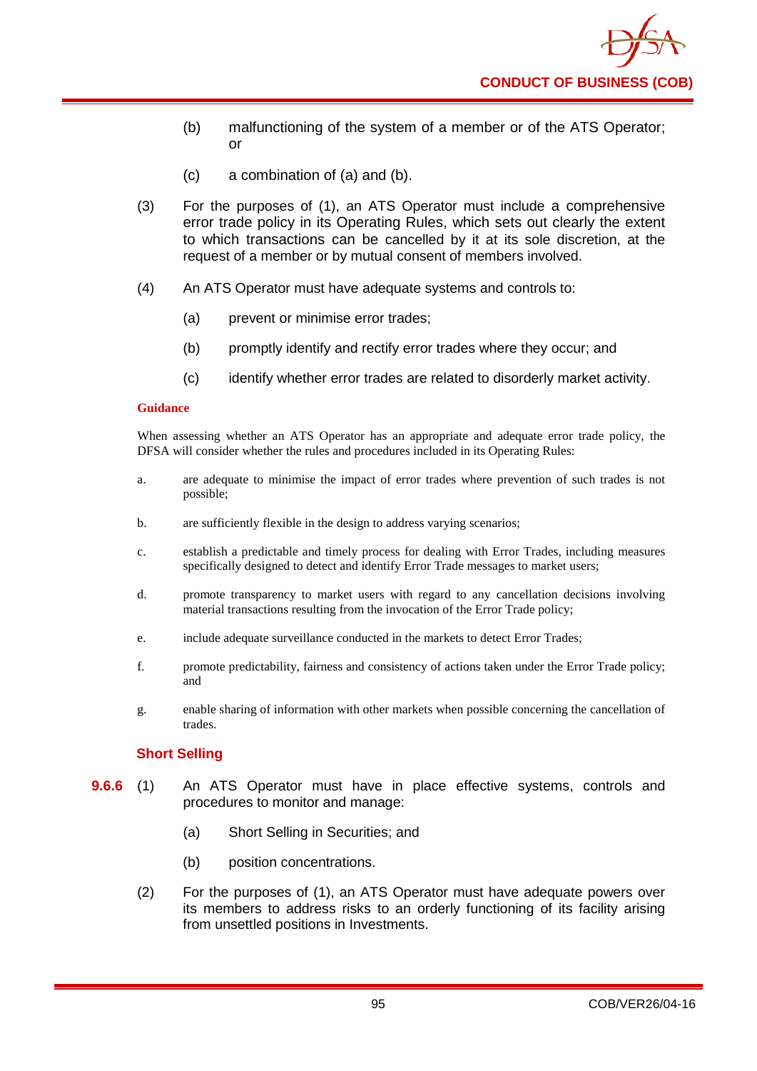(b) malfunctioning of the system of a member or of the ATS Operator; or

(c) a combination of (a) and (b).

(3) For the purposes of (1), an ATS Operator must include a comprehensive error trade policy in its Operating Rules, which sets out clearly the extent to which transactions can be cancelled by it at its sole discretion, at the request of a member or by mutual consent of members involved.

(4) An ATS Operator must have adequate systems and controls to:

(a) prevent or minimise error trades;

(b) promptly identify and rectify error trades where they occur; and

(c) identify whether error trades are related to disorderly market activity.

**Guidance**

When assessing whether an ATS Operator has an appropriate and adequate error trade policy, the DFSA will consider whether the rules and procedures included in its Operating Rules:

a. are adequate to minimise the impact of error trades where prevention of such trades is not possible;

b. are sufficiently flexible in the design to address varying scenarios;

c. establish a predictable and timely process for dealing with Error Trades, including measures specifically designed to detect and identify Error Trade messages to market users;

d. promote transparency to market users with regard to any cancellation decisions involving material transactions resulting from the invocation of the Error Trade policy;

e. include adequate surveillance conducted in the markets to detect Error Trades;

f. promote predictability, fairness and consistency of actions taken under the Error Trade policy; and

g. enable sharing of information with other markets when possible concerning the cancellation of trades.

**Short Selling**

**9.6.6** (1) An ATS Operator must have in place effective systems, controls and procedures to monitor and manage:

(a) Short Selling in Securities; and

(b) position concentrations.

(2) For the purposes of (1), an ATS Operator must have adequate powers over its members to address risks to an orderly functioning of its facility arising from unsettled positions in Investments.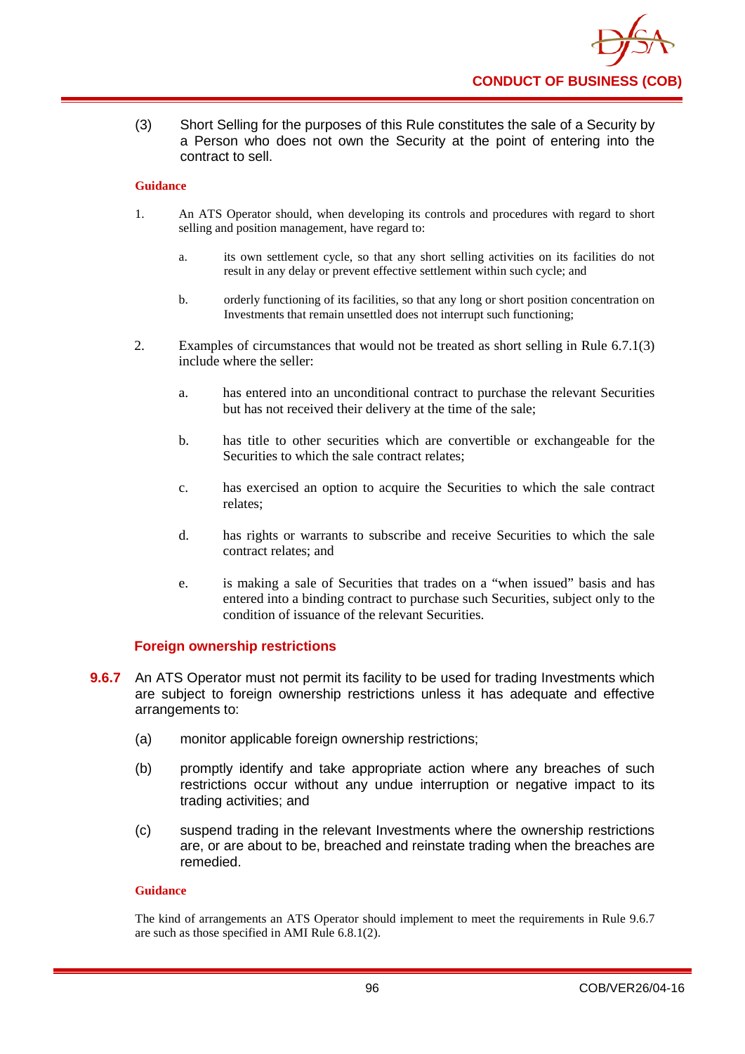(3) Short Selling for the purposes of this Rule constitutes the sale of a Security by a Person who does not own the Security at the point of entering into the contract to sell.

**Guidance**

1. An ATS Operator should, when developing its controls and procedures with regard to short selling and position management, have regard to:

   a. its own settlement cycle, so that any short selling activities on its facilities do not result in any delay or prevent effective settlement within such cycle; and

   b. orderly functioning of its facilities, so that any long or short position concentration on Investments that remain unsettled does not interrupt such functioning;

2. Examples of circumstances that would not be treated as short selling in Rule 6.7.1(3) include where the seller:

   a. has entered into an unconditional contract to purchase the relevant Securities but has not received their delivery at the time of the sale;

   b. has title to other securities which are convertible or exchangeable for the Securities to which the sale contract relates;

   c. has exercised an option to acquire the Securities to which the sale contract relates;

   d. has rights or warrants to subscribe and receive Securities to which the sale contract relates; and

   e. is making a sale of Securities that trades on a "when issued" basis and has entered into a binding contract to purchase such Securities, subject only to the condition of issuance of the relevant Securities.

### Foreign ownership restrictions

**9.6.7** An ATS Operator must not permit its facility to be used for trading Investments which are subject to foreign ownership restrictions unless it has adequate and effective arrangements to:

(a) monitor applicable foreign ownership restrictions;

(b) promptly identify and take appropriate action where any breaches of such restrictions occur without any undue interruption or negative impact to its trading activities; and

(c) suspend trading in the relevant Investments where the ownership restrictions are, or are about to be, breached and reinstate trading when the breaches are remedied.

**Guidance**

The kind of arrangements an ATS Operator should implement to meet the requirements in Rule 9.6.7 are such as those specified in AMI Rule 6.8.1(2).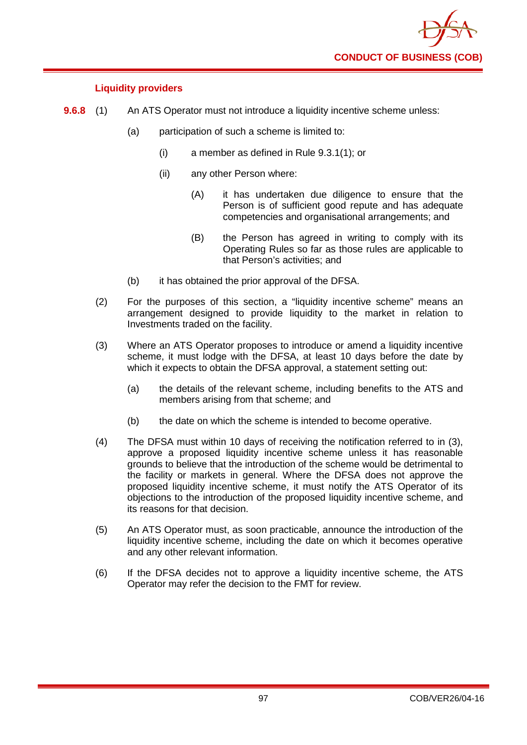### Liquidity providers

**9.6.8** (1) An ATS Operator must not introduce a liquidity incentive scheme unless:

(a) participation of such a scheme is limited to:

(i) a member as defined in Rule 9.3.1(1); or

(ii) any other Person where:

(A) it has undertaken due diligence to ensure that the Person is of sufficient good repute and has adequate competencies and organisational arrangements; and

(B) the Person has agreed in writing to comply with its Operating Rules so far as those rules are applicable to that Person's activities; and

(b) it has obtained the prior approval of the DFSA.

(2) For the purposes of this section, a "liquidity incentive scheme" means an arrangement designed to provide liquidity to the market in relation to Investments traded on the facility.

(3) Where an ATS Operator proposes to introduce or amend a liquidity incentive scheme, it must lodge with the DFSA, at least 10 days before the date by which it expects to obtain the DFSA approval, a statement setting out:

(a) the details of the relevant scheme, including benefits to the ATS and members arising from that scheme; and

(b) the date on which the scheme is intended to become operative.

(4) The DFSA must within 10 days of receiving the notification referred to in (3), approve a proposed liquidity incentive scheme unless it has reasonable grounds to believe that the introduction of the scheme would be detrimental to the facility or markets in general. Where the DFSA does not approve the proposed liquidity incentive scheme, it must notify the ATS Operator of its objections to the introduction of the proposed liquidity incentive scheme, and its reasons for that decision.

(5) An ATS Operator must, as soon practicable, announce the introduction of the liquidity incentive scheme, including the date on which it becomes operative and any other relevant information.

(6) If the DFSA decides not to approve a liquidity incentive scheme, the ATS Operator may refer the decision to the FMT for review.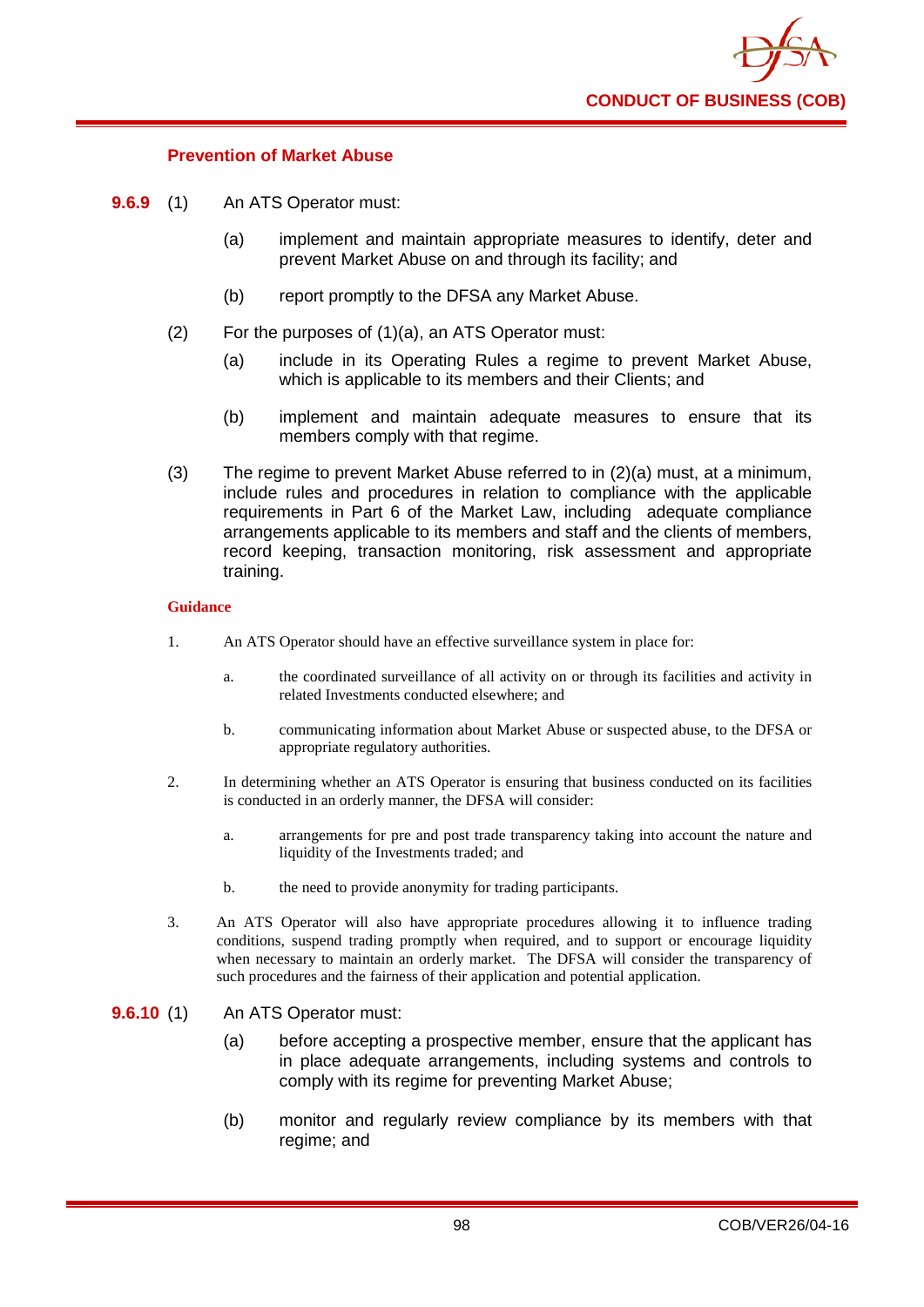### Prevention of Market Abuse

**9.6.9** (1) An ATS Operator must:

(a) implement and maintain appropriate measures to identify, deter and prevent Market Abuse on and through its facility; and

(b) report promptly to the DFSA any Market Abuse.

(2) For the purposes of (1)(a), an ATS Operator must:

(a) include in its Operating Rules a regime to prevent Market Abuse, which is applicable to its members and their Clients; and

(b) implement and maintain adequate measures to ensure that its members comply with that regime.

(3) The regime to prevent Market Abuse referred to in (2)(a) must, at a minimum, include rules and procedures in relation to compliance with the applicable requirements in Part 6 of the Market Law, including adequate compliance arrangements applicable to its members and staff and the clients of members, record keeping, transaction monitoring, risk assessment and appropriate training.

**Guidance**

1. An ATS Operator should have an effective surveillance system in place for:

   a. the coordinated surveillance of all activity on or through its facilities and activity in related Investments conducted elsewhere; and

   b. communicating information about Market Abuse or suspected abuse, to the DFSA or appropriate regulatory authorities.

2. In determining whether an ATS Operator is ensuring that business conducted on its facilities is conducted in an orderly manner, the DFSA will consider:

   a. arrangements for pre and post trade transparency taking into account the nature and liquidity of the Investments traded; and

   b. the need to provide anonymity for trading participants.

3. An ATS Operator will also have appropriate procedures allowing it to influence trading conditions, suspend trading promptly when required, and to support or encourage liquidity when necessary to maintain an orderly market. The DFSA will consider the transparency of such procedures and the fairness of their application and potential application.

**9.6.10** (1) An ATS Operator must:

(a) before accepting a prospective member, ensure that the applicant has in place adequate arrangements, including systems and controls to comply with its regime for preventing Market Abuse;

(b) monitor and regularly review compliance by its members with that regime; and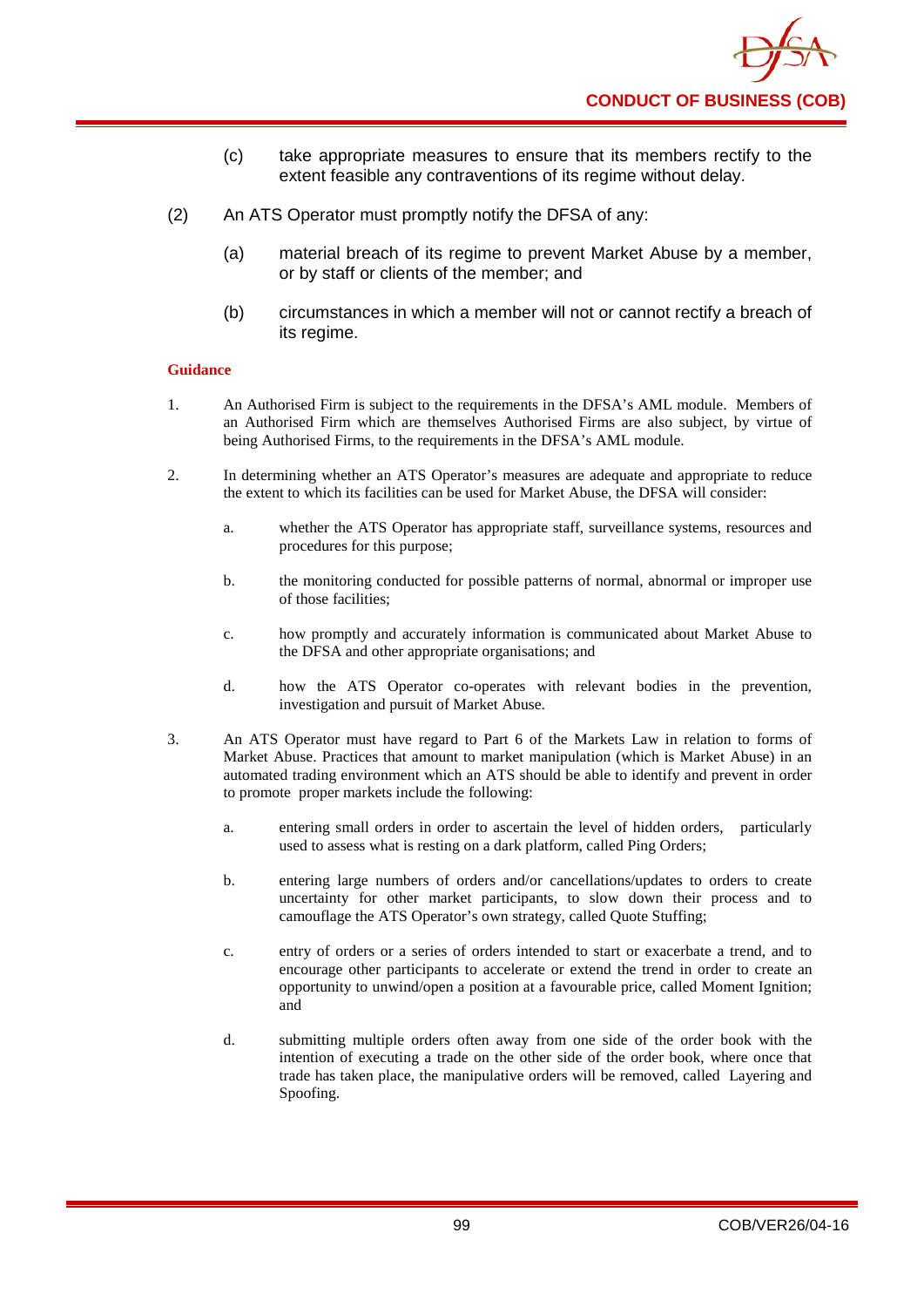(c) take appropriate measures to ensure that its members rectify to the extent feasible any contraventions of its regime without delay.

(2) An ATS Operator must promptly notify the DFSA of any:

(a) material breach of its regime to prevent Market Abuse by a member, or by staff or clients of the member; and

(b) circumstances in which a member will not or cannot rectify a breach of its regime.

**Guidance**

1. An Authorised Firm is subject to the requirements in the DFSA's AML module. Members of an Authorised Firm which are themselves Authorised Firms are also subject, by virtue of being Authorised Firms, to the requirements in the DFSA's AML module.

2. In determining whether an ATS Operator's measures are adequate and appropriate to reduce the extent to which its facilities can be used for Market Abuse, the DFSA will consider:

   a. whether the ATS Operator has appropriate staff, surveillance systems, resources and procedures for this purpose;

   b. the monitoring conducted for possible patterns of normal, abnormal or improper use of those facilities;

   c. how promptly and accurately information is communicated about Market Abuse to the DFSA and other appropriate organisations; and

   d. how the ATS Operator co-operates with relevant bodies in the prevention, investigation and pursuit of Market Abuse.

3. An ATS Operator must have regard to Part 6 of the Markets Law in relation to forms of Market Abuse. Practices that amount to market manipulation (which is Market Abuse) in an automated trading environment which an ATS should be able to identify and prevent in order to promote proper markets include the following:

   a. entering small orders in order to ascertain the level of hidden orders, particularly used to assess what is resting on a dark platform, called Ping Orders;

   b. entering large numbers of orders and/or cancellations/updates to orders to create uncertainty for other market participants, to slow down their process and to camouflage the ATS Operator's own strategy, called Quote Stuffing;

   c. entry of orders or a series of orders intended to start or exacerbate a trend, and to encourage other participants to accelerate or extend the trend in order to create an opportunity to unwind/open a position at a favourable price, called Moment Ignition; and

   d. submitting multiple orders often away from one side of the order book with the intention of executing a trade on the other side of the order book, where once that trade has taken place, the manipulative orders will be removed, called Layering and Spoofing.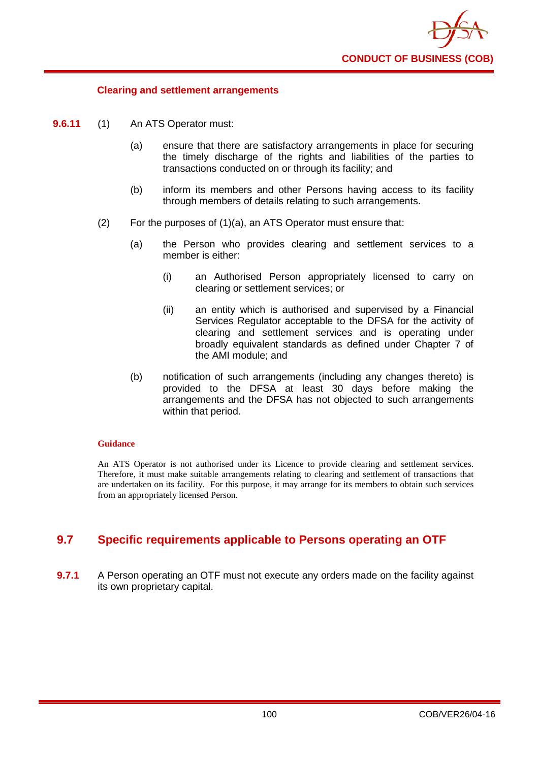### Clearing and settlement arrangements

**9.6.11** (1) An ATS Operator must:

(a) ensure that there are satisfactory arrangements in place for securing the timely discharge of the rights and liabilities of the parties to transactions conducted on or through its facility; and

(b) inform its members and other Persons having access to its facility through members of details relating to such arrangements.

(2) For the purposes of (1)(a), an ATS Operator must ensure that:

(a) the Person who provides clearing and settlement services to a member is either:

(i) an Authorised Person appropriately licensed to carry on clearing or settlement services; or

(ii) an entity which is authorised and supervised by a Financial Services Regulator acceptable to the DFSA for the activity of clearing and settlement services and is operating under broadly equivalent standards as defined under Chapter 7 of the AMI module; and

(b) notification of such arrangements (including any changes thereto) is provided to the DFSA at least 30 days before making the arrangements and the DFSA has not objected to such arrangements within that period.

**Guidance**

An ATS Operator is not authorised under its Licence to provide clearing and settlement services. Therefore, it must make suitable arrangements relating to clearing and settlement of transactions that are undertaken on its facility. For this purpose, it may arrange for its members to obtain such services from an appropriately licensed Person.

## 9.7 Specific requirements applicable to Persons operating an OTF

**9.7.1** A Person operating an OTF must not execute any orders made on the facility against its own proprietary capital.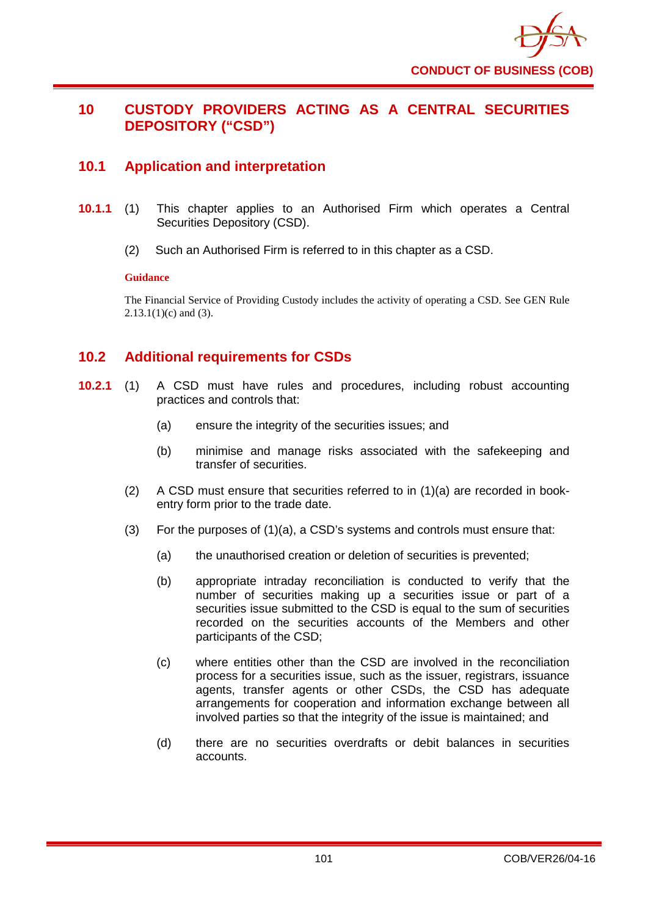# 10 CUSTODY PROVIDERS ACTING AS A CENTRAL SECURITIES DEPOSITORY ("CSD")

## 10.1 Application and interpretation

**10.1.1** (1) This chapter applies to an Authorised Firm which operates a Central Securities Depository (CSD).

(2) Such an Authorised Firm is referred to in this chapter as a CSD.

**Guidance**

The Financial Service of Providing Custody includes the activity of operating a CSD. See GEN Rule 2.13.1(1)(c) and (3).

## 10.2 Additional requirements for CSDs

**10.2.1** (1) A CSD must have rules and procedures, including robust accounting practices and controls that:

(a) ensure the integrity of the securities issues; and

(b) minimise and manage risks associated with the safekeeping and transfer of securities.

(2) A CSD must ensure that securities referred to in (1)(a) are recorded in book-entry form prior to the trade date.

(3) For the purposes of (1)(a), a CSD's systems and controls must ensure that:

(a) the unauthorised creation or deletion of securities is prevented;

(b) appropriate intraday reconciliation is conducted to verify that the number of securities making up a securities issue or part of a securities issue submitted to the CSD is equal to the sum of securities recorded on the securities accounts of the Members and other participants of the CSD;

(c) where entities other than the CSD are involved in the reconciliation process for a securities issue, such as the issuer, registrars, issuance agents, transfer agents or other CSDs, the CSD has adequate arrangements for cooperation and information exchange between all involved parties so that the integrity of the issue is maintained; and

(d) there are no securities overdrafts or debit balances in securities accounts.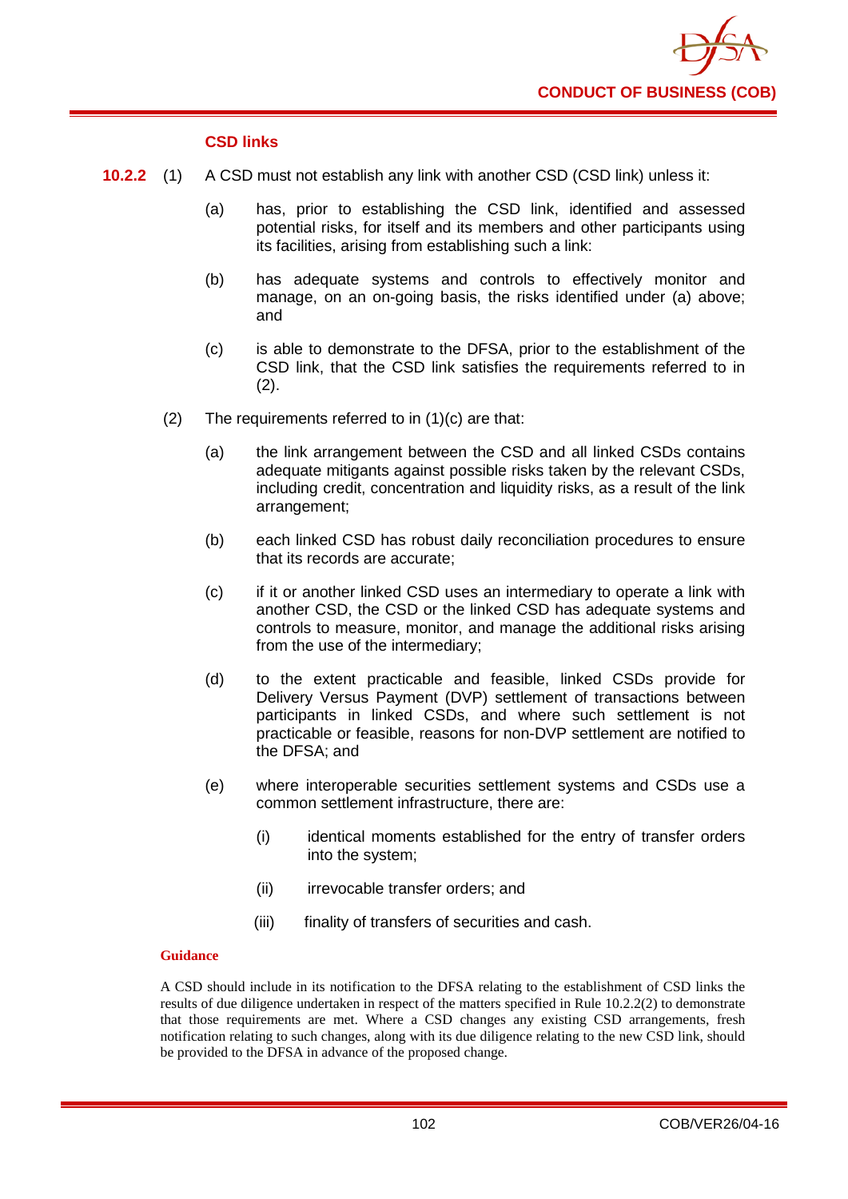### CSD links

**10.2.2** (1) A CSD must not establish any link with another CSD (CSD link) unless it:

(a) has, prior to establishing the CSD link, identified and assessed potential risks, for itself and its members and other participants using its facilities, arising from establishing such a link:

(b) has adequate systems and controls to effectively monitor and manage, on an on-going basis, the risks identified under (a) above; and

(c) is able to demonstrate to the DFSA, prior to the establishment of the CSD link, that the CSD link satisfies the requirements referred to in (2).

(2) The requirements referred to in (1)(c) are that:

(a) the link arrangement between the CSD and all linked CSDs contains adequate mitigants against possible risks taken by the relevant CSDs, including credit, concentration and liquidity risks, as a result of the link arrangement;

(b) each linked CSD has robust daily reconciliation procedures to ensure that its records are accurate;

(c) if it or another linked CSD uses an intermediary to operate a link with another CSD, the CSD or the linked CSD has adequate systems and controls to measure, monitor, and manage the additional risks arising from the use of the intermediary;

(d) to the extent practicable and feasible, linked CSDs provide for Delivery Versus Payment (DVP) settlement of transactions between participants in linked CSDs, and where such settlement is not practicable or feasible, reasons for non-DVP settlement are notified to the DFSA; and

(e) where interoperable securities settlement systems and CSDs use a common settlement infrastructure, there are:

(i) identical moments established for the entry of transfer orders into the system;

(ii) irrevocable transfer orders; and

(iii) finality of transfers of securities and cash.

**Guidance**

A CSD should include in its notification to the DFSA relating to the establishment of CSD links the results of due diligence undertaken in respect of the matters specified in Rule 10.2.2(2) to demonstrate that those requirements are met. Where a CSD changes any existing CSD arrangements, fresh notification relating to such changes, along with its due diligence relating to the new CSD link, should be provided to the DFSA in advance of the proposed change.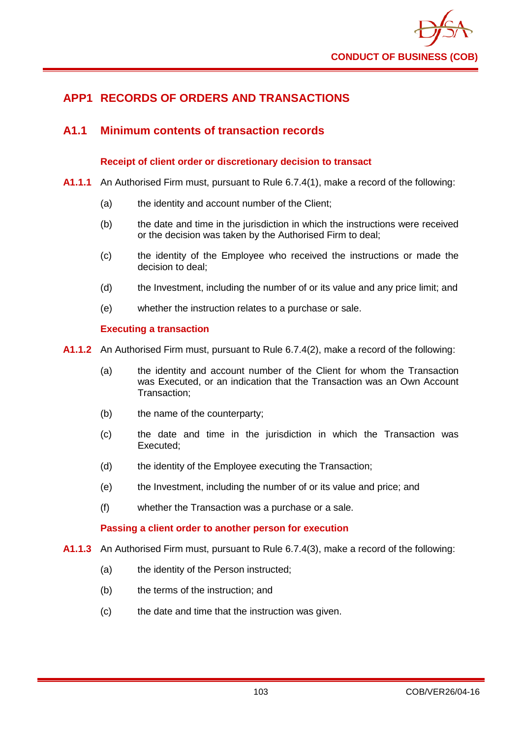# APP1 RECORDS OF ORDERS AND TRANSACTIONS

## A1.1 Minimum contents of transaction records

### Receipt of client order or discretionary decision to transact

**A1.1.1** An Authorised Firm must, pursuant to Rule 6.7.4(1), make a record of the following:

(a) the identity and account number of the Client;

(b) the date and time in the jurisdiction in which the instructions were received or the decision was taken by the Authorised Firm to deal;

(c) the identity of the Employee who received the instructions or made the decision to deal;

(d) the Investment, including the number of or its value and any price limit; and

(e) whether the instruction relates to a purchase or sale.

### Executing a transaction

**A1.1.2** An Authorised Firm must, pursuant to Rule 6.7.4(2), make a record of the following:

(a) the identity and account number of the Client for whom the Transaction was Executed, or an indication that the Transaction was an Own Account Transaction;

(b) the name of the counterparty;

(c) the date and time in the jurisdiction in which the Transaction was Executed;

(d) the identity of the Employee executing the Transaction;

(e) the Investment, including the number of or its value and price; and

(f) whether the Transaction was a purchase or a sale.

### Passing a client order to another person for execution

**A1.1.3** An Authorised Firm must, pursuant to Rule 6.7.4(3), make a record of the following:

(a) the identity of the Person instructed;

(b) the terms of the instruction; and

(c) the date and time that the instruction was given.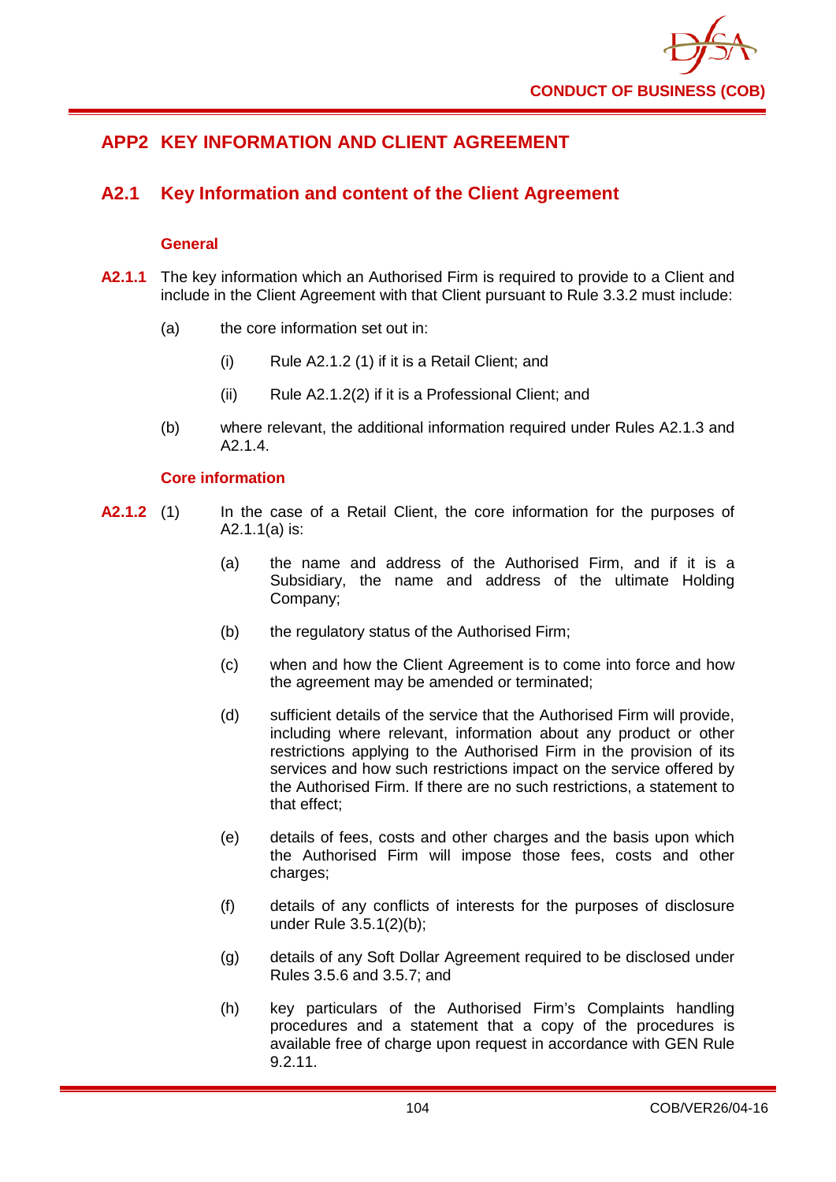## APP2 KEY INFORMATION AND CLIENT AGREEMENT

### A2.1 Key Information and content of the Client Agreement

#### General

**A2.1.1** The key information which an Authorised Firm is required to provide to a Client and include in the Client Agreement with that Client pursuant to Rule 3.3.2 must include:

(a) the core information set out in:

(i) Rule A2.1.2 (1) if it is a Retail Client; and

(ii) Rule A2.1.2(2) if it is a Professional Client; and

(b) where relevant, the additional information required under Rules A2.1.3 and A2.1.4.

#### Core information

**A2.1.2** (1) In the case of a Retail Client, the core information for the purposes of A2.1.1(a) is:

(a) the name and address of the Authorised Firm, and if it is a Subsidiary, the name and address of the ultimate Holding Company;

(b) the regulatory status of the Authorised Firm;

(c) when and how the Client Agreement is to come into force and how the agreement may be amended or terminated;

(d) sufficient details of the service that the Authorised Firm will provide, including where relevant, information about any product or other restrictions applying to the Authorised Firm in the provision of its services and how such restrictions impact on the service offered by the Authorised Firm. If there are no such restrictions, a statement to that effect;

(e) details of fees, costs and other charges and the basis upon which the Authorised Firm will impose those fees, costs and other charges;

(f) details of any conflicts of interests for the purposes of disclosure under Rule 3.5.1(2)(b);

(g) details of any Soft Dollar Agreement required to be disclosed under Rules 3.5.6 and 3.5.7; and

(h) key particulars of the Authorised Firm's Complaints handling procedures and a statement that a copy of the procedures is available free of charge upon request in accordance with GEN Rule 9.2.11.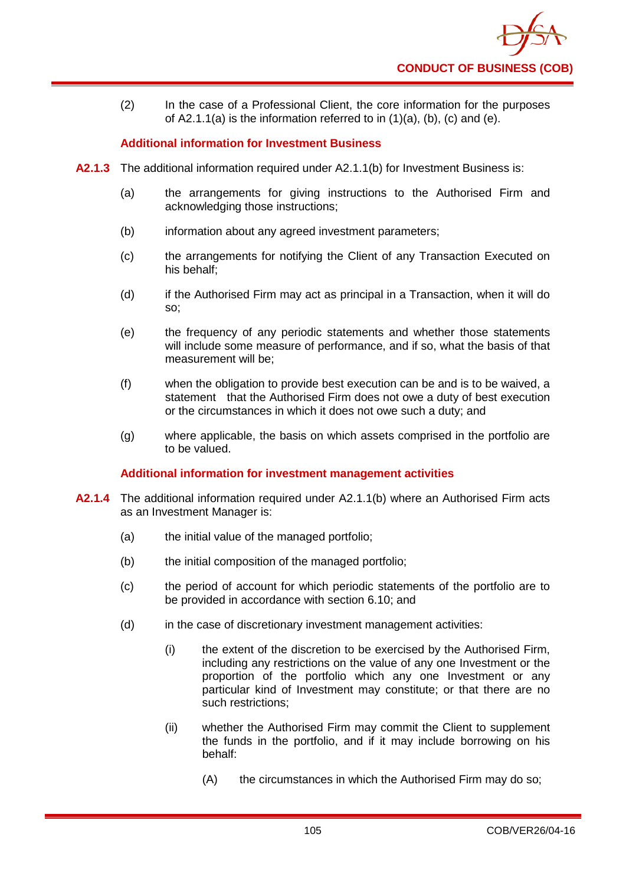(2) In the case of a Professional Client, the core information for the purposes of A2.1.1(a) is the information referred to in (1)(a), (b), (c) and (e).

### Additional information for Investment Business

**A2.1.3** The additional information required under A2.1.1(b) for Investment Business is:

(a) the arrangements for giving instructions to the Authorised Firm and acknowledging those instructions;

(b) information about any agreed investment parameters;

(c) the arrangements for notifying the Client of any Transaction Executed on his behalf;

(d) if the Authorised Firm may act as principal in a Transaction, when it will do so;

(e) the frequency of any periodic statements and whether those statements will include some measure of performance, and if so, what the basis of that measurement will be;

(f) when the obligation to provide best execution can be and is to be waived, a statement that the Authorised Firm does not owe a duty of best execution or the circumstances in which it does not owe such a duty; and

(g) where applicable, the basis on which assets comprised in the portfolio are to be valued.

### Additional information for investment management activities

**A2.1.4** The additional information required under A2.1.1(b) where an Authorised Firm acts as an Investment Manager is:

(a) the initial value of the managed portfolio;

(b) the initial composition of the managed portfolio;

(c) the period of account for which periodic statements of the portfolio are to be provided in accordance with section 6.10; and

(d) in the case of discretionary investment management activities:

(i) the extent of the discretion to be exercised by the Authorised Firm, including any restrictions on the value of any one Investment or the proportion of the portfolio which any one Investment or any particular kind of Investment may constitute; or that there are no such restrictions;

(ii) whether the Authorised Firm may commit the Client to supplement the funds in the portfolio, and if it may include borrowing on his behalf:

(A) the circumstances in which the Authorised Firm may do so;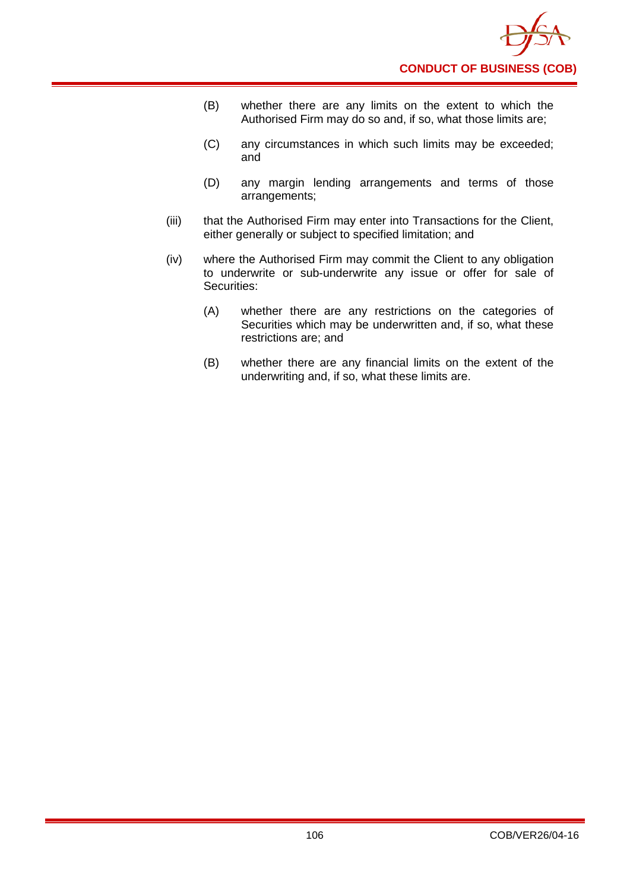(B) whether there are any limits on the extent to which the Authorised Firm may do so and, if so, what those limits are;

(C) any circumstances in which such limits may be exceeded; and

(D) any margin lending arrangements and terms of those arrangements;

(iii) that the Authorised Firm may enter into Transactions for the Client, either generally or subject to specified limitation; and

(iv) where the Authorised Firm may commit the Client to any obligation to underwrite or sub-underwrite any issue or offer for sale of Securities:

(A) whether there are any restrictions on the categories of Securities which may be underwritten and, if so, what these restrictions are; and

(B) whether there are any financial limits on the extent of the underwriting and, if so, what these limits are.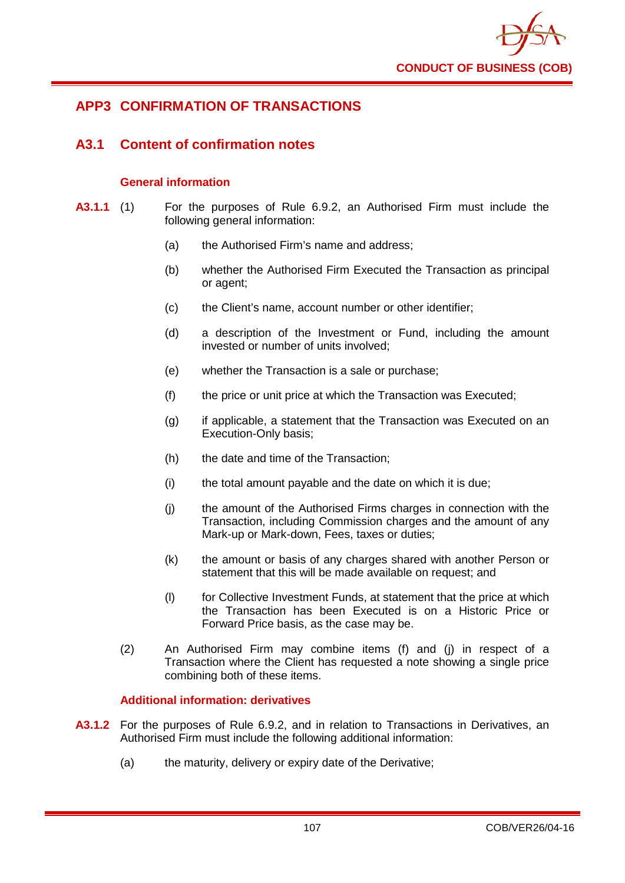## APP3 CONFIRMATION OF TRANSACTIONS

### A3.1 Content of confirmation notes

#### General information

**A3.1.1** (1) For the purposes of Rule 6.9.2, an Authorised Firm must include the following general information:

- (a) the Authorised Firm's name and address;
- (b) whether the Authorised Firm Executed the Transaction as principal or agent;
- (c) the Client's name, account number or other identifier;
- (d) a description of the Investment or Fund, including the amount invested or number of units involved;
- (e) whether the Transaction is a sale or purchase;
- (f) the price or unit price at which the Transaction was Executed;
- (g) if applicable, a statement that the Transaction was Executed on an Execution-Only basis;
- (h) the date and time of the Transaction;
- (i) the total amount payable and the date on which it is due;
- (j) the amount of the Authorised Firms charges in connection with the Transaction, including Commission charges and the amount of any Mark-up or Mark-down, Fees, taxes or duties;
- (k) the amount or basis of any charges shared with another Person or statement that this will be made available on request; and
- (l) for Collective Investment Funds, at statement that the price at which the Transaction has been Executed is on a Historic Price or Forward Price basis, as the case may be.

(2) An Authorised Firm may combine items (f) and (j) in respect of a Transaction where the Client has requested a note showing a single price combining both of these items.

#### Additional information: derivatives

**A3.1.2** For the purposes of Rule 6.9.2, and in relation to Transactions in Derivatives, an Authorised Firm must include the following additional information:

- (a) the maturity, delivery or expiry date of the Derivative;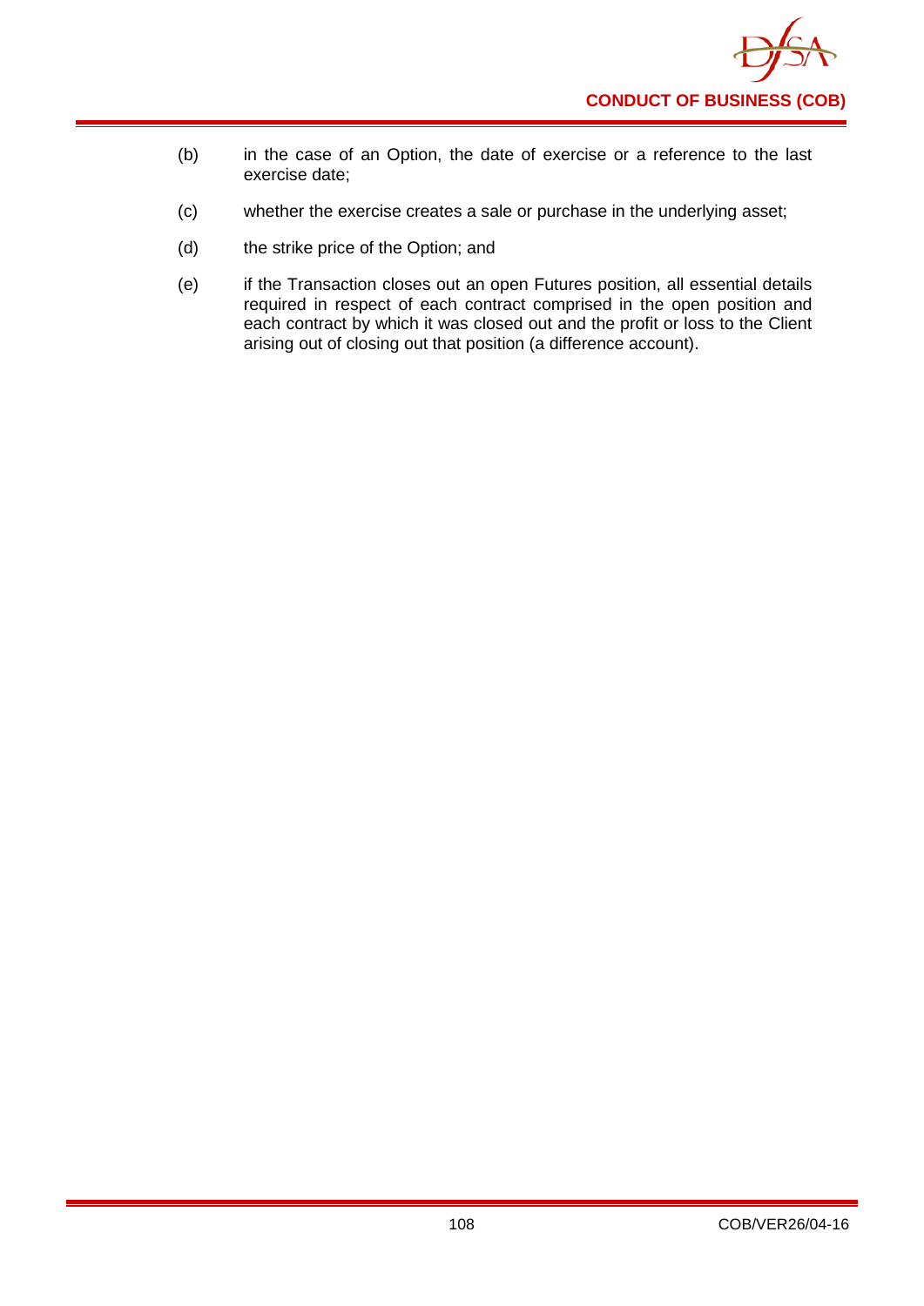(b) in the case of an Option, the date of exercise or a reference to the last exercise date;

(c) whether the exercise creates a sale or purchase in the underlying asset;

(d) the strike price of the Option; and

(e) if the Transaction closes out an open Futures position, all essential details required in respect of each contract comprised in the open position and each contract by which it was closed out and the profit or loss to the Client arising out of closing out that position (a difference account).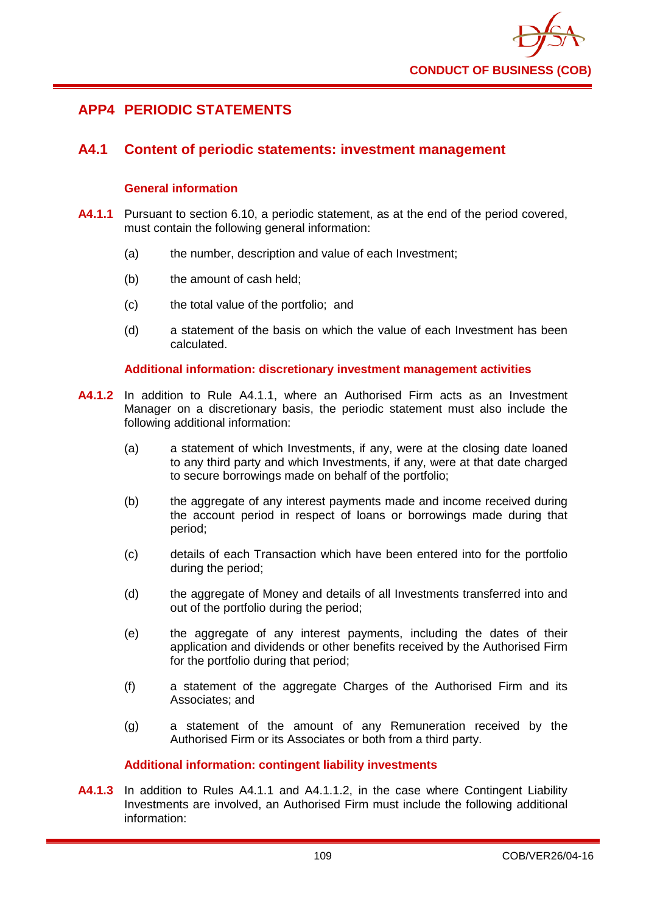# APP4 PERIODIC STATEMENTS

## A4.1 Content of periodic statements: investment management

### General information

**A4.1.1** Pursuant to section 6.10, a periodic statement, as at the end of the period covered, must contain the following general information:

(a) the number, description and value of each Investment;

(b) the amount of cash held;

(c) the total value of the portfolio; and

(d) a statement of the basis on which the value of each Investment has been calculated.

### Additional information: discretionary investment management activities

**A4.1.2** In addition to Rule A4.1.1, where an Authorised Firm acts as an Investment Manager on a discretionary basis, the periodic statement must also include the following additional information:

(a) a statement of which Investments, if any, were at the closing date loaned to any third party and which Investments, if any, were at that date charged to secure borrowings made on behalf of the portfolio;

(b) the aggregate of any interest payments made and income received during the account period in respect of loans or borrowings made during that period;

(c) details of each Transaction which have been entered into for the portfolio during the period;

(d) the aggregate of Money and details of all Investments transferred into and out of the portfolio during the period;

(e) the aggregate of any interest payments, including the dates of their application and dividends or other benefits received by the Authorised Firm for the portfolio during that period;

(f) a statement of the aggregate Charges of the Authorised Firm and its Associates; and

(g) a statement of the amount of any Remuneration received by the Authorised Firm or its Associates or both from a third party.

### Additional information: contingent liability investments

**A4.1.3** In addition to Rules A4.1.1 and A4.1.1.2, in the case where Contingent Liability Investments are involved, an Authorised Firm must include the following additional information: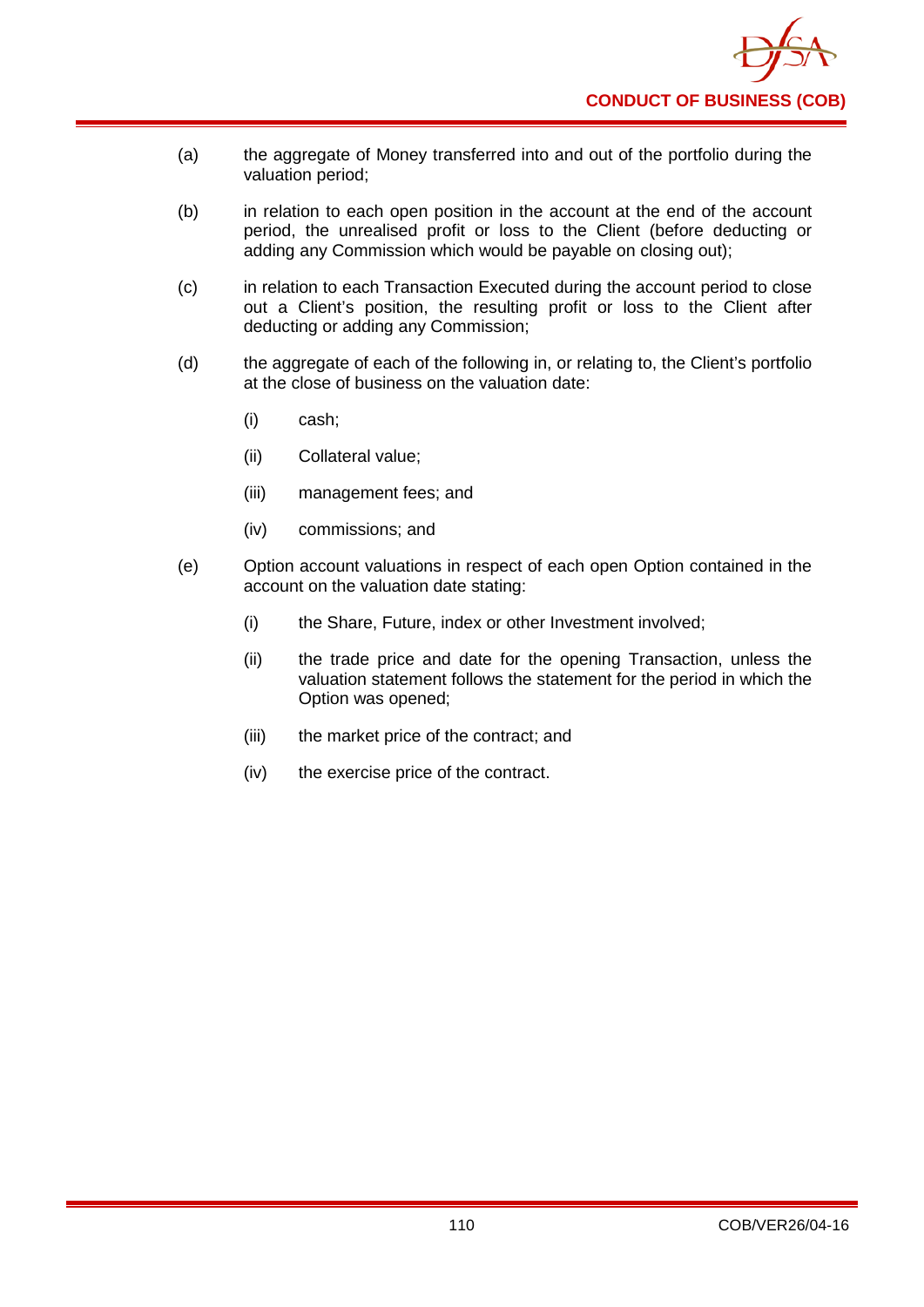(a) the aggregate of Money transferred into and out of the portfolio during the valuation period;

(b) in relation to each open position in the account at the end of the account period, the unrealised profit or loss to the Client (before deducting or adding any Commission which would be payable on closing out);

(c) in relation to each Transaction Executed during the account period to close out a Client's position, the resulting profit or loss to the Client after deducting or adding any Commission;

(d) the aggregate of each of the following in, or relating to, the Client's portfolio at the close of business on the valuation date:

   (i) cash;

   (ii) Collateral value;

   (iii) management fees; and

   (iv) commissions; and

(e) Option account valuations in respect of each open Option contained in the account on the valuation date stating:

   (i) the Share, Future, index or other Investment involved;

   (ii) the trade price and date for the opening Transaction, unless the valuation statement follows the statement for the period in which the Option was opened;

   (iii) the market price of the contract; and

   (iv) the exercise price of the contract.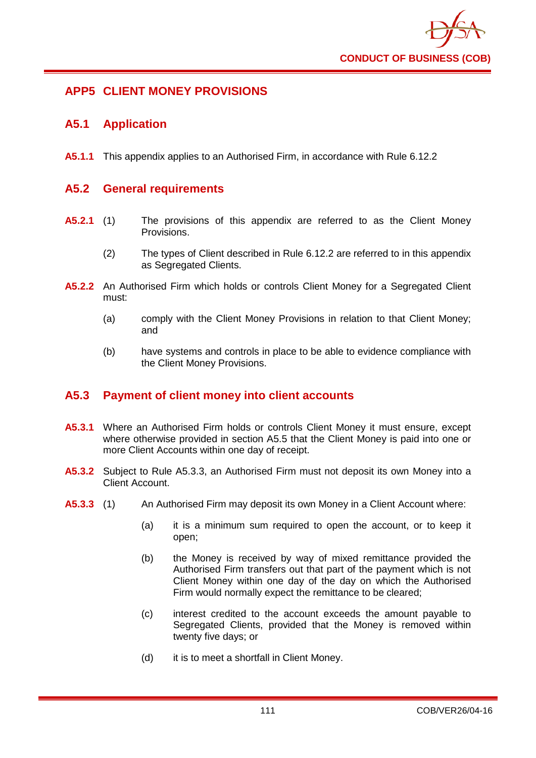## APP5 CLIENT MONEY PROVISIONS

### A5.1 Application

**A5.1.1** This appendix applies to an Authorised Firm, in accordance with Rule 6.12.2

### A5.2 General requirements

**A5.2.1** (1) The provisions of this appendix are referred to as the Client Money Provisions.

(2) The types of Client described in Rule 6.12.2 are referred to in this appendix as Segregated Clients.

**A5.2.2** An Authorised Firm which holds or controls Client Money for a Segregated Client must:

(a) comply with the Client Money Provisions in relation to that Client Money; and

(b) have systems and controls in place to be able to evidence compliance with the Client Money Provisions.

### A5.3 Payment of client money into client accounts

**A5.3.1** Where an Authorised Firm holds or controls Client Money it must ensure, except where otherwise provided in section A5.5 that the Client Money is paid into one or more Client Accounts within one day of receipt.

**A5.3.2** Subject to Rule A5.3.3, an Authorised Firm must not deposit its own Money into a Client Account.

**A5.3.3** (1) An Authorised Firm may deposit its own Money in a Client Account where:

(a) it is a minimum sum required to open the account, or to keep it open;

(b) the Money is received by way of mixed remittance provided the Authorised Firm transfers out that part of the payment which is not Client Money within one day of the day on which the Authorised Firm would normally expect the remittance to be cleared;

(c) interest credited to the account exceeds the amount payable to Segregated Clients, provided that the Money is removed within twenty five days; or

(d) it is to meet a shortfall in Client Money.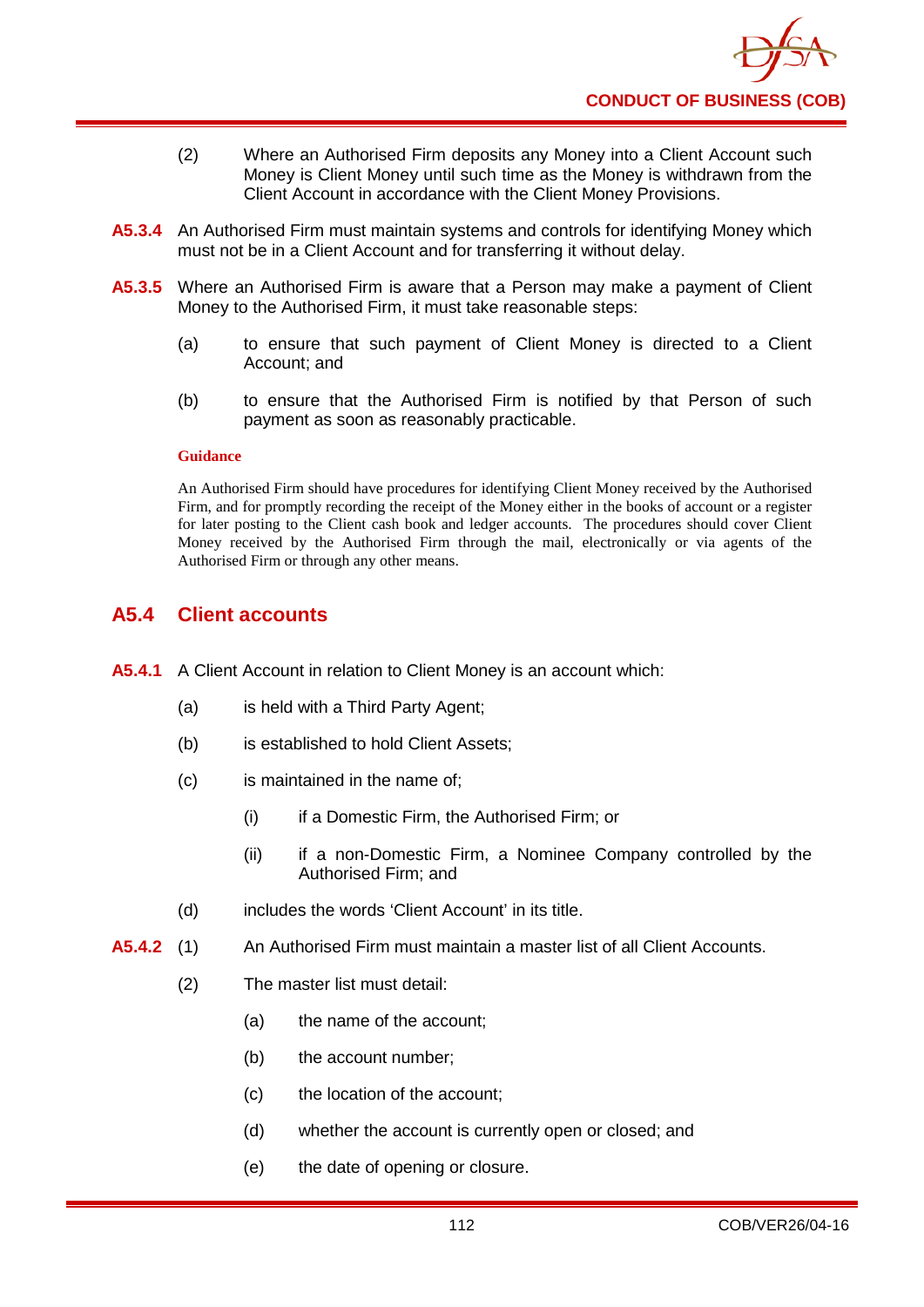(2) Where an Authorised Firm deposits any Money into a Client Account such Money is Client Money until such time as the Money is withdrawn from the Client Account in accordance with the Client Money Provisions.

**A5.3.4** An Authorised Firm must maintain systems and controls for identifying Money which must not be in a Client Account and for transferring it without delay.

**A5.3.5** Where an Authorised Firm is aware that a Person may make a payment of Client Money to the Authorised Firm, it must take reasonable steps:

(a) to ensure that such payment of Client Money is directed to a Client Account; and

(b) to ensure that the Authorised Firm is notified by that Person of such payment as soon as reasonably practicable.

**Guidance**

An Authorised Firm should have procedures for identifying Client Money received by the Authorised Firm, and for promptly recording the receipt of the Money either in the books of account or a register for later posting to the Client cash book and ledger accounts. The procedures should cover Client Money received by the Authorised Firm through the mail, electronically or via agents of the Authorised Firm or through any other means.

## A5.4 Client accounts

**A5.4.1** A Client Account in relation to Client Money is an account which:

(a) is held with a Third Party Agent;

(b) is established to hold Client Assets;

(c) is maintained in the name of;

(i) if a Domestic Firm, the Authorised Firm; or

(ii) if a non-Domestic Firm, a Nominee Company controlled by the Authorised Firm; and

(d) includes the words 'Client Account' in its title.

**A5.4.2** (1) An Authorised Firm must maintain a master list of all Client Accounts.

(2) The master list must detail:

(a) the name of the account;

(b) the account number;

(c) the location of the account;

(d) whether the account is currently open or closed; and

(e) the date of opening or closure.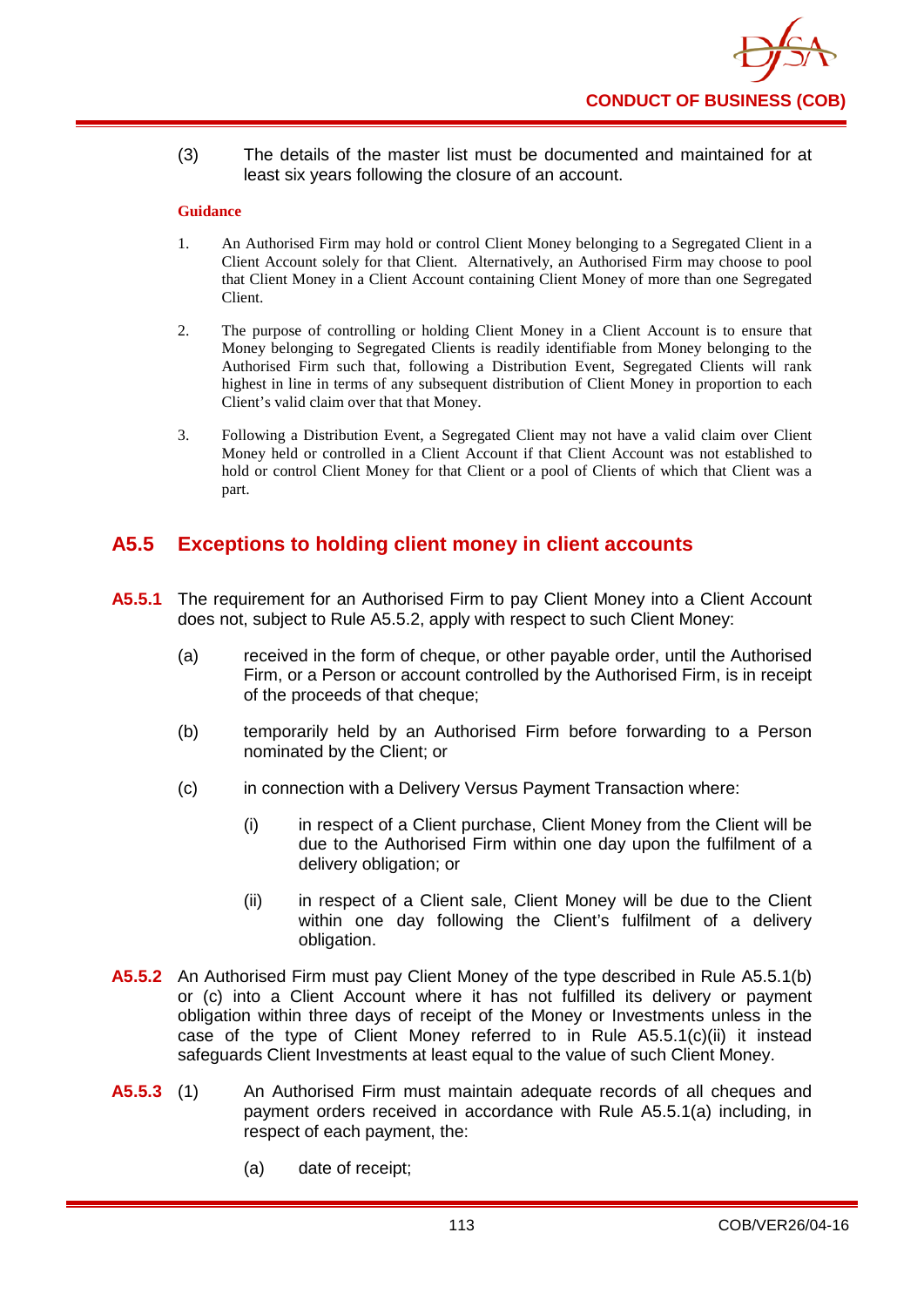(3) The details of the master list must be documented and maintained for at least six years following the closure of an account.

**Guidance**

1. An Authorised Firm may hold or control Client Money belonging to a Segregated Client in a Client Account solely for that Client. Alternatively, an Authorised Firm may choose to pool that Client Money in a Client Account containing Client Money of more than one Segregated Client.

2. The purpose of controlling or holding Client Money in a Client Account is to ensure that Money belonging to Segregated Clients is readily identifiable from Money belonging to the Authorised Firm such that, following a Distribution Event, Segregated Clients will rank highest in line in terms of any subsequent distribution of Client Money in proportion to each Client's valid claim over that that Money.

3. Following a Distribution Event, a Segregated Client may not have a valid claim over Client Money held or controlled in a Client Account if that Client Account was not established to hold or control Client Money for that Client or a pool of Clients of which that Client was a part.

## A5.5 Exceptions to holding client money in client accounts

**A5.5.1** The requirement for an Authorised Firm to pay Client Money into a Client Account does not, subject to Rule A5.5.2, apply with respect to such Client Money:

(a) received in the form of cheque, or other payable order, until the Authorised Firm, or a Person or account controlled by the Authorised Firm, is in receipt of the proceeds of that cheque;

(b) temporarily held by an Authorised Firm before forwarding to a Person nominated by the Client; or

(c) in connection with a Delivery Versus Payment Transaction where:

(i) in respect of a Client purchase, Client Money from the Client will be due to the Authorised Firm within one day upon the fulfilment of a delivery obligation; or

(ii) in respect of a Client sale, Client Money will be due to the Client within one day following the Client's fulfilment of a delivery obligation.

**A5.5.2** An Authorised Firm must pay Client Money of the type described in Rule A5.5.1(b) or (c) into a Client Account where it has not fulfilled its delivery or payment obligation within three days of receipt of the Money or Investments unless in the case of the type of Client Money referred to in Rule A5.5.1(c)(ii) it instead safeguards Client Investments at least equal to the value of such Client Money.

**A5.5.3** (1) An Authorised Firm must maintain adequate records of all cheques and payment orders received in accordance with Rule A5.5.1(a) including, in respect of each payment, the:

(a) date of receipt;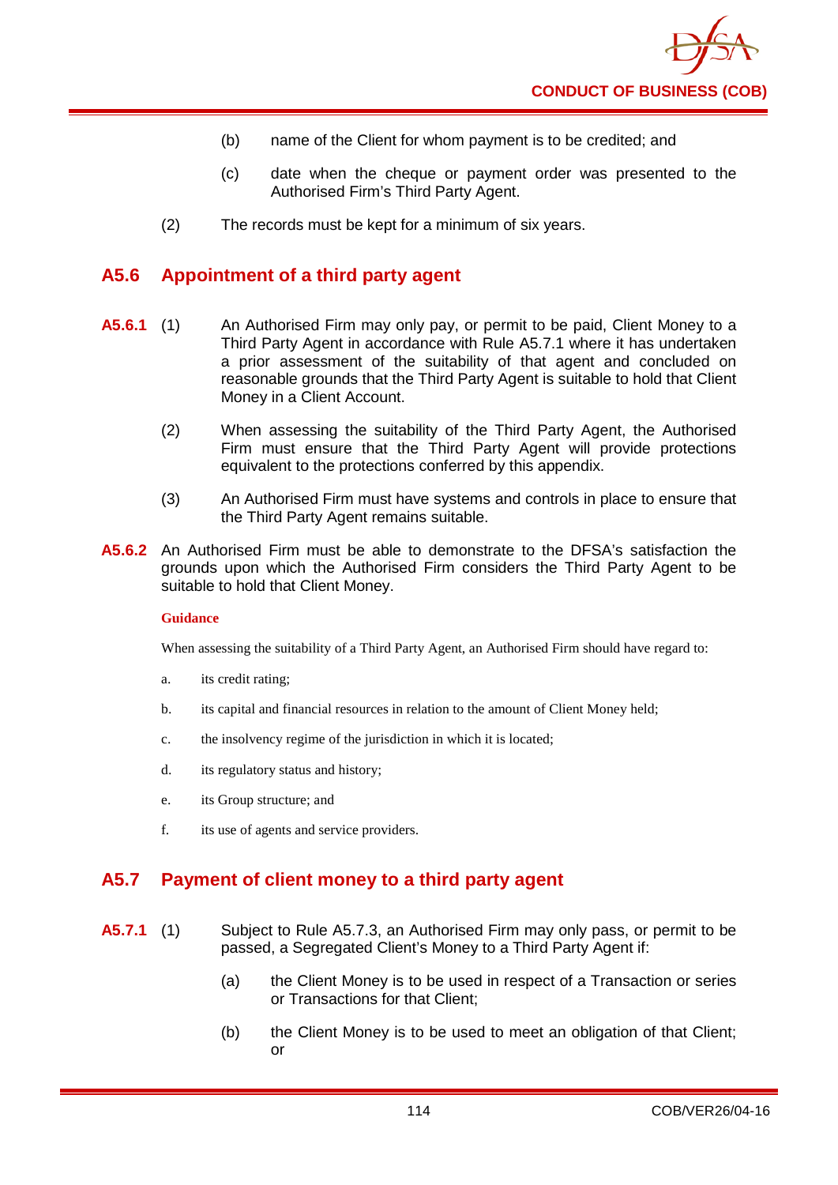(b) name of the Client for whom payment is to be credited; and

(c) date when the cheque or payment order was presented to the Authorised Firm's Third Party Agent.

(2) The records must be kept for a minimum of six years.

## A5.6 Appointment of a third party agent

**A5.6.1** (1) An Authorised Firm may only pay, or permit to be paid, Client Money to a Third Party Agent in accordance with Rule A5.7.1 where it has undertaken a prior assessment of the suitability of that agent and concluded on reasonable grounds that the Third Party Agent is suitable to hold that Client Money in a Client Account.

(2) When assessing the suitability of the Third Party Agent, the Authorised Firm must ensure that the Third Party Agent will provide protections equivalent to the protections conferred by this appendix.

(3) An Authorised Firm must have systems and controls in place to ensure that the Third Party Agent remains suitable.

**A5.6.2** An Authorised Firm must be able to demonstrate to the DFSA's satisfaction the grounds upon which the Authorised Firm considers the Third Party Agent to be suitable to hold that Client Money.

**Guidance**

When assessing the suitability of a Third Party Agent, an Authorised Firm should have regard to:

a. its credit rating;

b. its capital and financial resources in relation to the amount of Client Money held;

c. the insolvency regime of the jurisdiction in which it is located;

d. its regulatory status and history;

e. its Group structure; and

f. its use of agents and service providers.

## A5.7 Payment of client money to a third party agent

**A5.7.1** (1) Subject to Rule A5.7.3, an Authorised Firm may only pass, or permit to be passed, a Segregated Client's Money to a Third Party Agent if:

(a) the Client Money is to be used in respect of a Transaction or series or Transactions for that Client;

(b) the Client Money is to be used to meet an obligation of that Client; or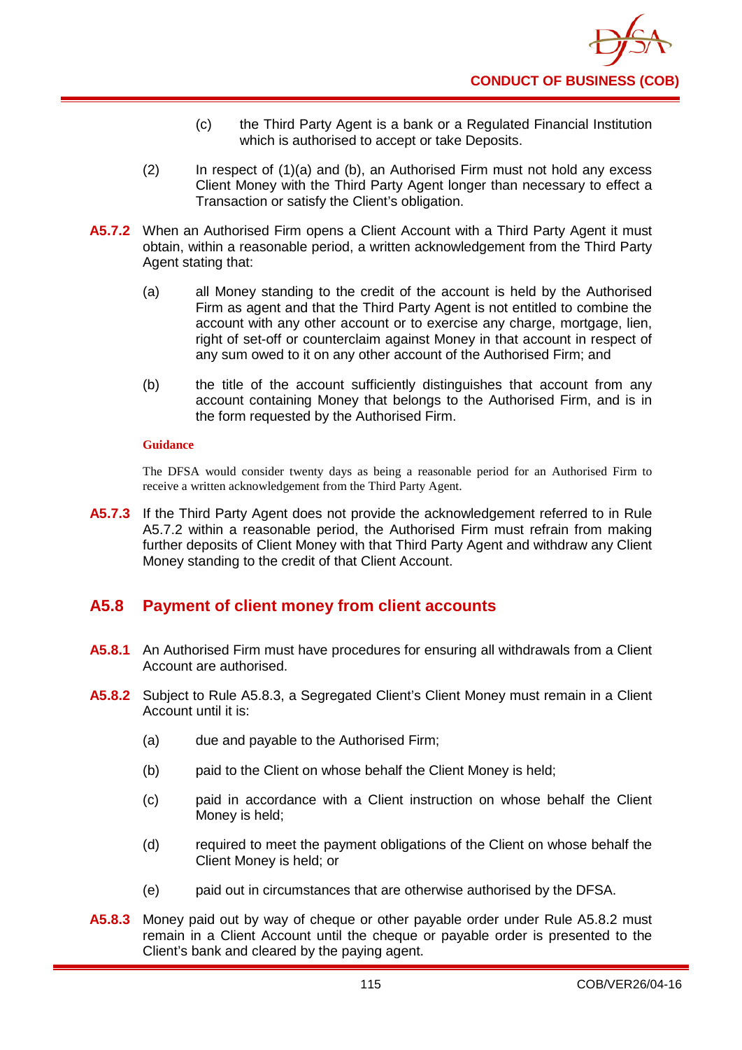(c) the Third Party Agent is a bank or a Regulated Financial Institution which is authorised to accept or take Deposits.

(2) In respect of (1)(a) and (b), an Authorised Firm must not hold any excess Client Money with the Third Party Agent longer than necessary to effect a Transaction or satisfy the Client's obligation.

**A5.7.2** When an Authorised Firm opens a Client Account with a Third Party Agent it must obtain, within a reasonable period, a written acknowledgement from the Third Party Agent stating that:

(a) all Money standing to the credit of the account is held by the Authorised Firm as agent and that the Third Party Agent is not entitled to combine the account with any other account or to exercise any charge, mortgage, lien, right of set-off or counterclaim against Money in that account in respect of any sum owed to it on any other account of the Authorised Firm; and

(b) the title of the account sufficiently distinguishes that account from any account containing Money that belongs to the Authorised Firm, and is in the form requested by the Authorised Firm.

**Guidance**

The DFSA would consider twenty days as being a reasonable period for an Authorised Firm to receive a written acknowledgement from the Third Party Agent.

**A5.7.3** If the Third Party Agent does not provide the acknowledgement referred to in Rule A5.7.2 within a reasonable period, the Authorised Firm must refrain from making further deposits of Client Money with that Third Party Agent and withdraw any Client Money standing to the credit of that Client Account.

## A5.8 Payment of client money from client accounts

**A5.8.1** An Authorised Firm must have procedures for ensuring all withdrawals from a Client Account are authorised.

**A5.8.2** Subject to Rule A5.8.3, a Segregated Client's Client Money must remain in a Client Account until it is:

(a) due and payable to the Authorised Firm;

(b) paid to the Client on whose behalf the Client Money is held;

(c) paid in accordance with a Client instruction on whose behalf the Client Money is held;

(d) required to meet the payment obligations of the Client on whose behalf the Client Money is held; or

(e) paid out in circumstances that are otherwise authorised by the DFSA.

**A5.8.3** Money paid out by way of cheque or other payable order under Rule A5.8.2 must remain in a Client Account until the cheque or payable order is presented to the Client's bank and cleared by the paying agent.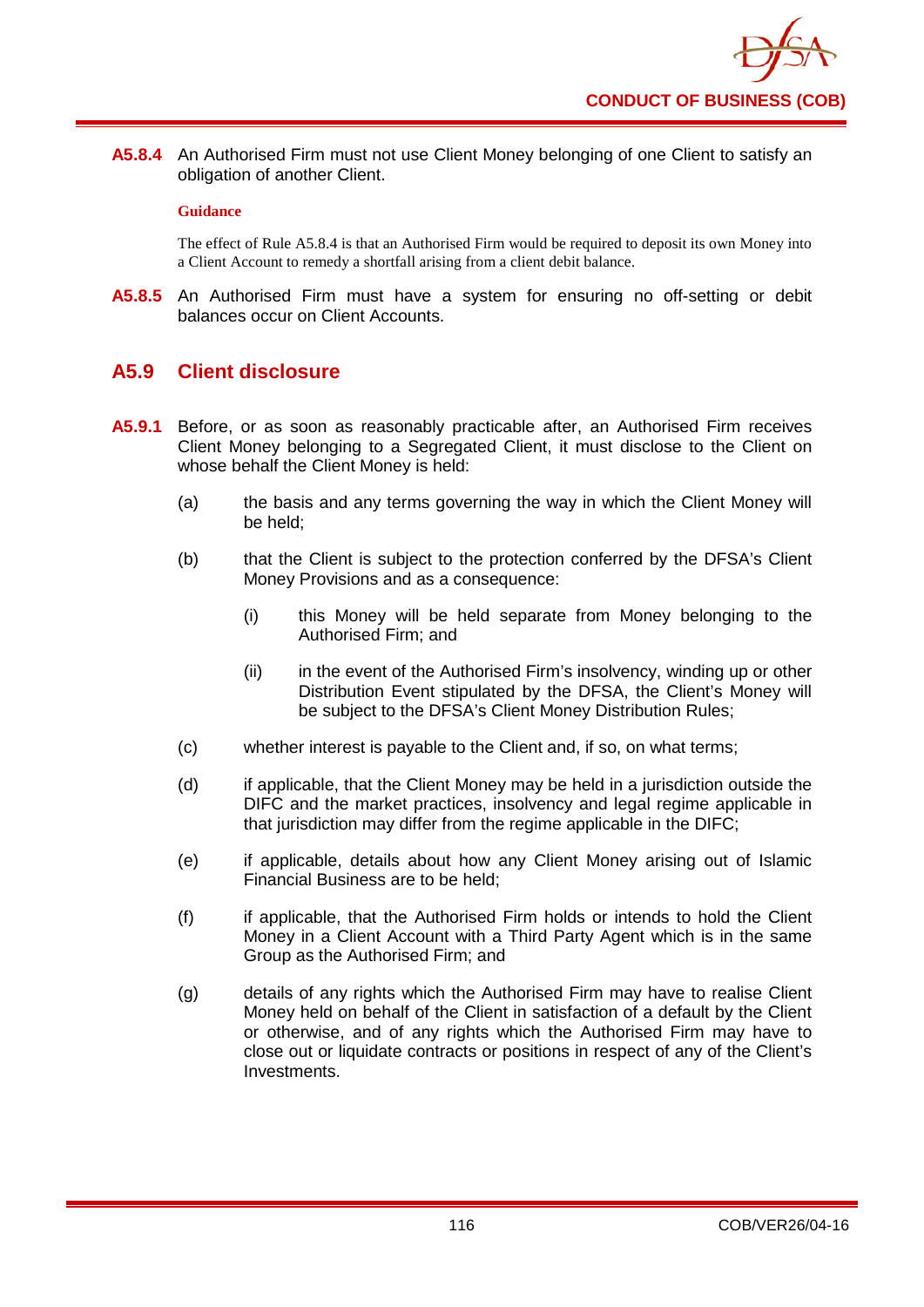**A5.8.4** An Authorised Firm must not use Client Money belonging of one Client to satisfy an obligation of another Client.

**Guidance**

The effect of Rule A5.8.4 is that an Authorised Firm would be required to deposit its own Money into a Client Account to remedy a shortfall arising from a client debit balance.

**A5.8.5** An Authorised Firm must have a system for ensuring no off-setting or debit balances occur on Client Accounts.

## A5.9 Client disclosure

**A5.9.1** Before, or as soon as reasonably practicable after, an Authorised Firm receives Client Money belonging to a Segregated Client, it must disclose to the Client on whose behalf the Client Money is held:

(a) the basis and any terms governing the way in which the Client Money will be held;

(b) that the Client is subject to the protection conferred by the DFSA's Client Money Provisions and as a consequence:

   (i) this Money will be held separate from Money belonging to the Authorised Firm; and

   (ii) in the event of the Authorised Firm's insolvency, winding up or other Distribution Event stipulated by the DFSA, the Client's Money will be subject to the DFSA's Client Money Distribution Rules;

(c) whether interest is payable to the Client and, if so, on what terms;

(d) if applicable, that the Client Money may be held in a jurisdiction outside the DIFC and the market practices, insolvency and legal regime applicable in that jurisdiction may differ from the regime applicable in the DIFC;

(e) if applicable, details about how any Client Money arising out of Islamic Financial Business are to be held;

(f) if applicable, that the Authorised Firm holds or intends to hold the Client Money in a Client Account with a Third Party Agent which is in the same Group as the Authorised Firm; and

(g) details of any rights which the Authorised Firm may have to realise Client Money held on behalf of the Client in satisfaction of a default by the Client or otherwise, and of any rights which the Authorised Firm may have to close out or liquidate contracts or positions in respect of any of the Client's Investments.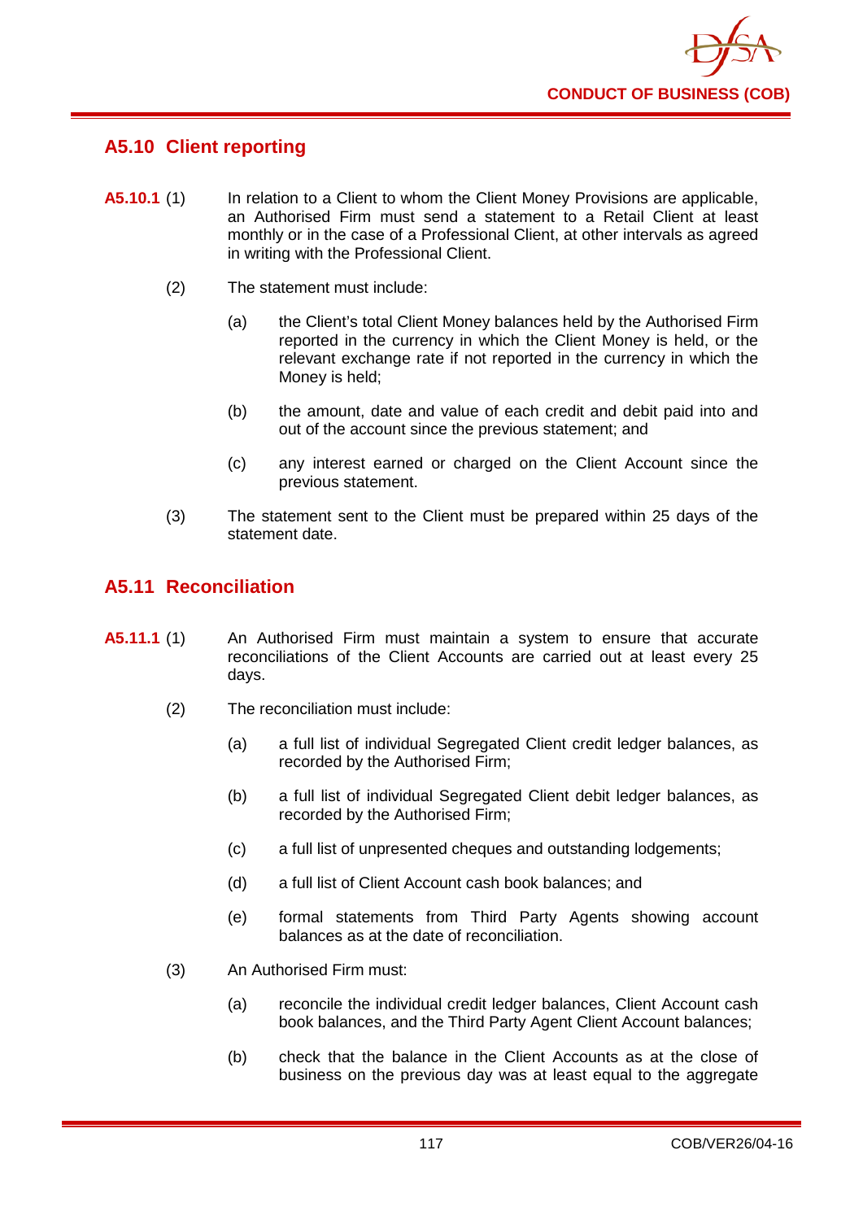## A5.10 Client reporting

**A5.10.1** (1) In relation to a Client to whom the Client Money Provisions are applicable, an Authorised Firm must send a statement to a Retail Client at least monthly or in the case of a Professional Client, at other intervals as agreed in writing with the Professional Client.

(2) The statement must include:

(a) the Client's total Client Money balances held by the Authorised Firm reported in the currency in which the Client Money is held, or the relevant exchange rate if not reported in the currency in which the Money is held;

(b) the amount, date and value of each credit and debit paid into and out of the account since the previous statement; and

(c) any interest earned or charged on the Client Account since the previous statement.

(3) The statement sent to the Client must be prepared within 25 days of the statement date.

## A5.11 Reconciliation

**A5.11.1** (1) An Authorised Firm must maintain a system to ensure that accurate reconciliations of the Client Accounts are carried out at least every 25 days.

(2) The reconciliation must include:

(a) a full list of individual Segregated Client credit ledger balances, as recorded by the Authorised Firm;

(b) a full list of individual Segregated Client debit ledger balances, as recorded by the Authorised Firm;

(c) a full list of unpresented cheques and outstanding lodgements;

(d) a full list of Client Account cash book balances; and

(e) formal statements from Third Party Agents showing account balances as at the date of reconciliation.

(3) An Authorised Firm must:

(a) reconcile the individual credit ledger balances, Client Account cash book balances, and the Third Party Agent Client Account balances;

(b) check that the balance in the Client Accounts as at the close of business on the previous day was at least equal to the aggregate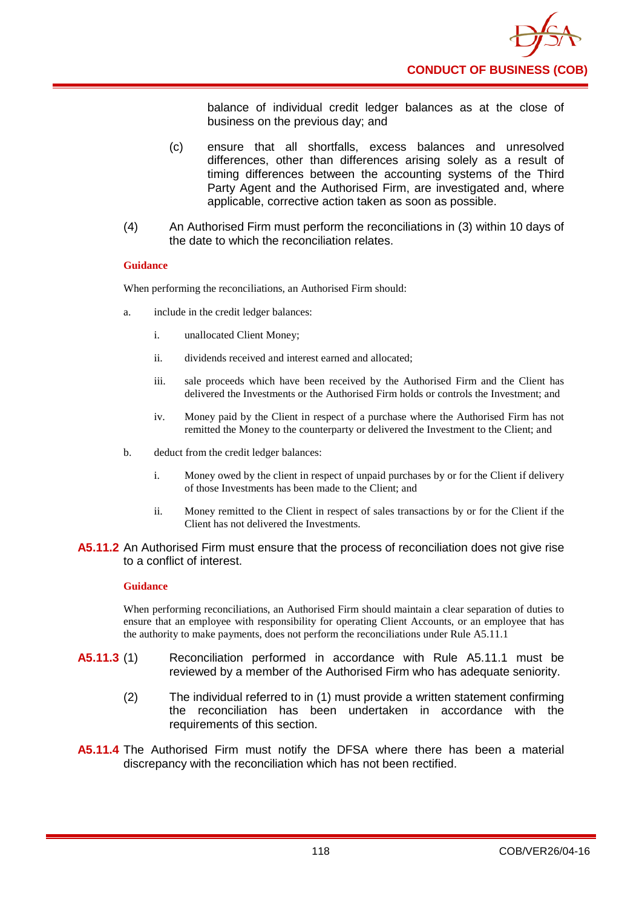balance of individual credit ledger balances as at the close of business on the previous day; and

(c) ensure that all shortfalls, excess balances and unresolved differences, other than differences arising solely as a result of timing differences between the accounting systems of the Third Party Agent and the Authorised Firm, are investigated and, where applicable, corrective action taken as soon as possible.

(4) An Authorised Firm must perform the reconciliations in (3) within 10 days of the date to which the reconciliation relates.

**Guidance**

When performing the reconciliations, an Authorised Firm should:

a. include in the credit ledger balances:

   i. unallocated Client Money;

   ii. dividends received and interest earned and allocated;

   iii. sale proceeds which have been received by the Authorised Firm and the Client has delivered the Investments or the Authorised Firm holds or controls the Investment; and

   iv. Money paid by the Client in respect of a purchase where the Authorised Firm has not remitted the Money to the counterparty or delivered the Investment to the Client; and

b. deduct from the credit ledger balances:

   i. Money owed by the client in respect of unpaid purchases by or for the Client if delivery of those Investments has been made to the Client; and

   ii. Money remitted to the Client in respect of sales transactions by or for the Client if the Client has not delivered the Investments.

**A5.11.2** An Authorised Firm must ensure that the process of reconciliation does not give rise to a conflict of interest.

**Guidance**

When performing reconciliations, an Authorised Firm should maintain a clear separation of duties to ensure that an employee with responsibility for operating Client Accounts, or an employee that has the authority to make payments, does not perform the reconciliations under Rule A5.11.1

**A5.11.3** (1) Reconciliation performed in accordance with Rule A5.11.1 must be reviewed by a member of the Authorised Firm who has adequate seniority.

(2) The individual referred to in (1) must provide a written statement confirming the reconciliation has been undertaken in accordance with the requirements of this section.

**A5.11.4** The Authorised Firm must notify the DFSA where there has been a material discrepancy with the reconciliation which has not been rectified.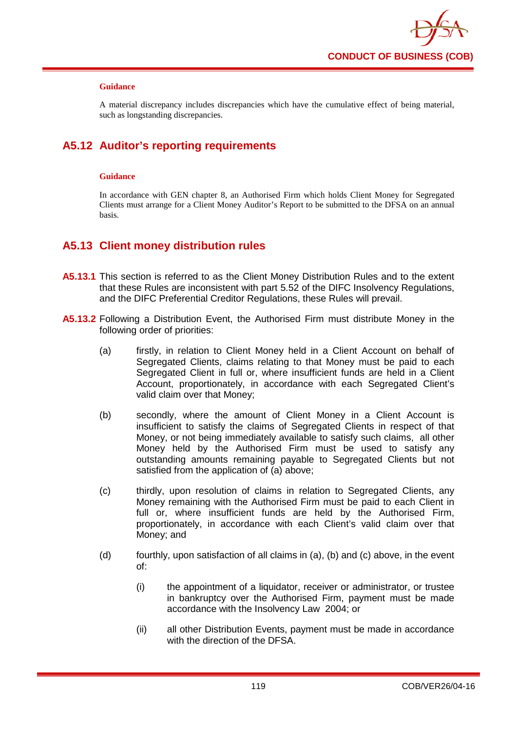#### Guidance

A material discrepancy includes discrepancies which have the cumulative effect of being material, such as longstanding discrepancies.

## A5.12 Auditor's reporting requirements

#### Guidance

In accordance with GEN chapter 8, an Authorised Firm which holds Client Money for Segregated Clients must arrange for a Client Money Auditor's Report to be submitted to the DFSA on an annual basis.

## A5.13 Client money distribution rules

**A5.13.1** This section is referred to as the Client Money Distribution Rules and to the extent that these Rules are inconsistent with part 5.52 of the DIFC Insolvency Regulations, and the DIFC Preferential Creditor Regulations, these Rules will prevail.

**A5.13.2** Following a Distribution Event, the Authorised Firm must distribute Money in the following order of priorities:

(a) firstly, in relation to Client Money held in a Client Account on behalf of Segregated Clients, claims relating to that Money must be paid to each Segregated Client in full or, where insufficient funds are held in a Client Account, proportionately, in accordance with each Segregated Client's valid claim over that Money;

(b) secondly, where the amount of Client Money in a Client Account is insufficient to satisfy the claims of Segregated Clients in respect of that Money, or not being immediately available to satisfy such claims, all other Money held by the Authorised Firm must be used to satisfy any outstanding amounts remaining payable to Segregated Clients but not satisfied from the application of (a) above;

(c) thirdly, upon resolution of claims in relation to Segregated Clients, any Money remaining with the Authorised Firm must be paid to each Client in full or, where insufficient funds are held by the Authorised Firm, proportionately, in accordance with each Client's valid claim over that Money; and

(d) fourthly, upon satisfaction of all claims in (a), (b) and (c) above, in the event of:

  (i) the appointment of a liquidator, receiver or administrator, or trustee in bankruptcy over the Authorised Firm, payment must be made accordance with the Insolvency Law 2004; or

  (ii) all other Distribution Events, payment must be made in accordance with the direction of the DFSA.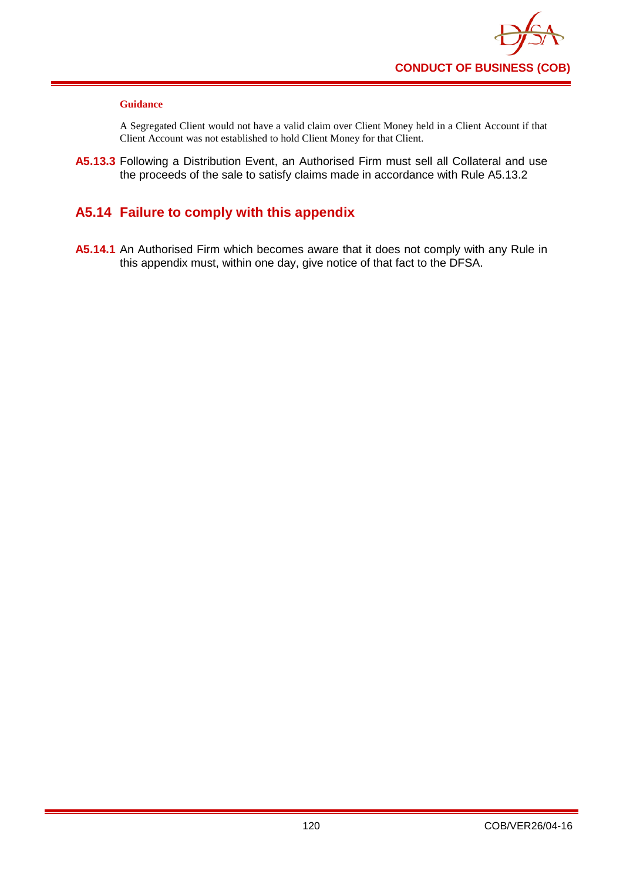**Guidance**

A Segregated Client would not have a valid claim over Client Money held in a Client Account if that Client Account was not established to hold Client Money for that Client.

**A5.13.3** Following a Distribution Event, an Authorised Firm must sell all Collateral and use the proceeds of the sale to satisfy claims made in accordance with Rule A5.13.2

## A5.14 Failure to comply with this appendix

**A5.14.1** An Authorised Firm which becomes aware that it does not comply with any Rule in this appendix must, within one day, give notice of that fact to the DFSA.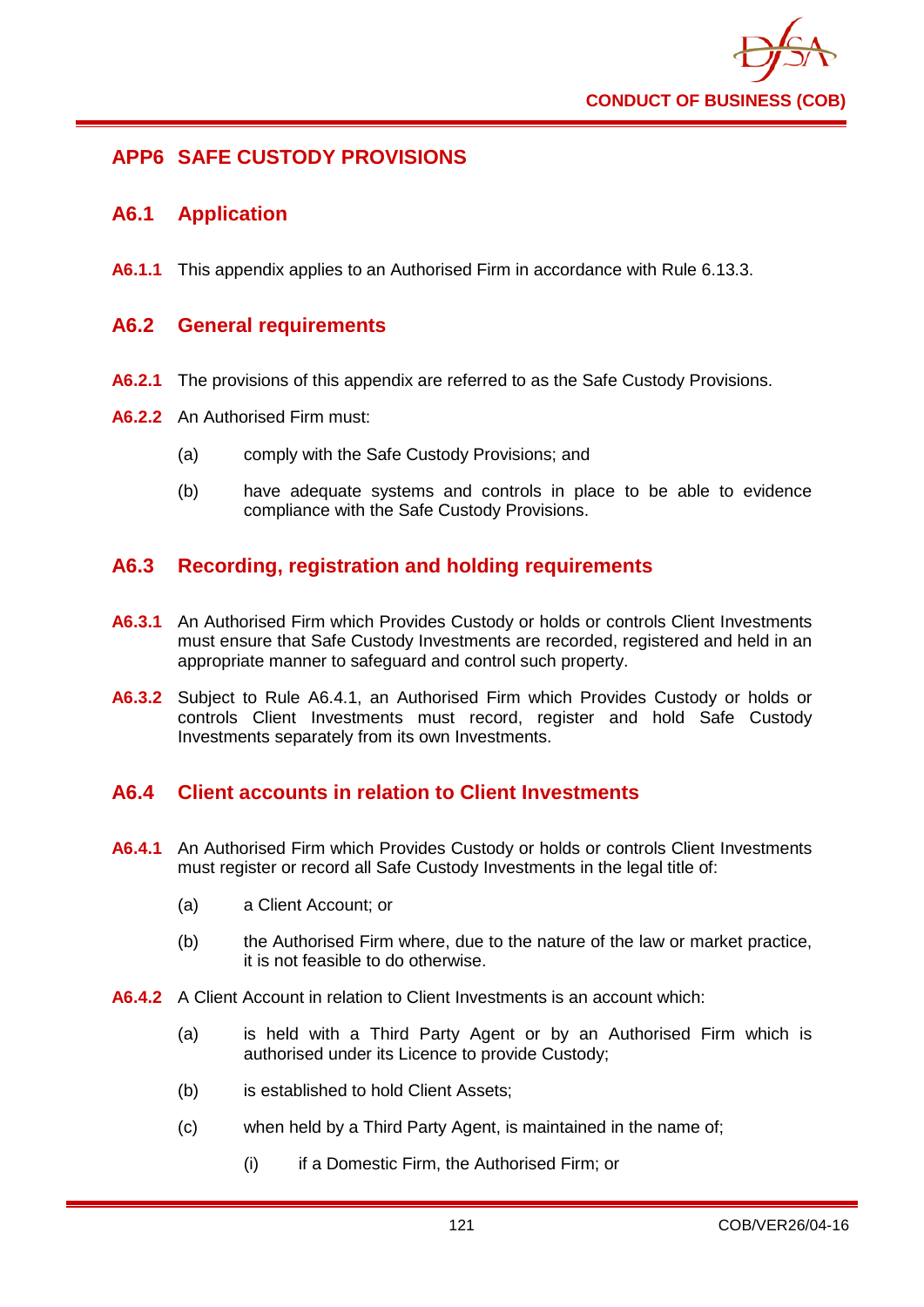# APP6 SAFE CUSTODY PROVISIONS

## A6.1 Application

**A6.1.1** This appendix applies to an Authorised Firm in accordance with Rule 6.13.3.

## A6.2 General requirements

**A6.2.1** The provisions of this appendix are referred to as the Safe Custody Provisions.

**A6.2.2** An Authorised Firm must:

(a) comply with the Safe Custody Provisions; and

(b) have adequate systems and controls in place to be able to evidence compliance with the Safe Custody Provisions.

## A6.3 Recording, registration and holding requirements

**A6.3.1** An Authorised Firm which Provides Custody or holds or controls Client Investments must ensure that Safe Custody Investments are recorded, registered and held in an appropriate manner to safeguard and control such property.

**A6.3.2** Subject to Rule A6.4.1, an Authorised Firm which Provides Custody or holds or controls Client Investments must record, register and hold Safe Custody Investments separately from its own Investments.

## A6.4 Client accounts in relation to Client Investments

**A6.4.1** An Authorised Firm which Provides Custody or holds or controls Client Investments must register or record all Safe Custody Investments in the legal title of:

(a) a Client Account; or

(b) the Authorised Firm where, due to the nature of the law or market practice, it is not feasible to do otherwise.

**A6.4.2** A Client Account in relation to Client Investments is an account which:

(a) is held with a Third Party Agent or by an Authorised Firm which is authorised under its Licence to provide Custody;

(b) is established to hold Client Assets;

(c) when held by a Third Party Agent, is maintained in the name of;

(i) if a Domestic Firm, the Authorised Firm; or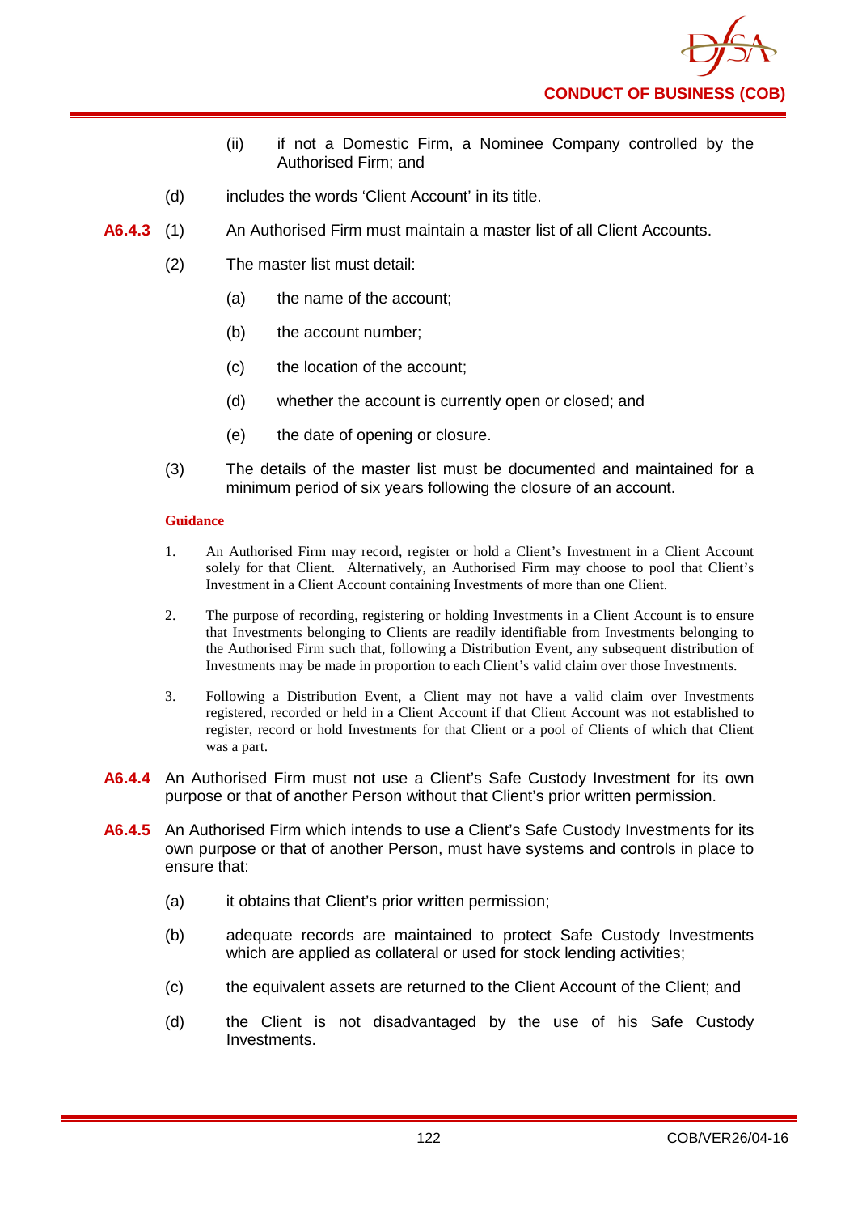(ii) if not a Domestic Firm, a Nominee Company controlled by the Authorised Firm; and

(d) includes the words 'Client Account' in its title.

**A6.4.3** (1) An Authorised Firm must maintain a master list of all Client Accounts.

(2) The master list must detail:

(a) the name of the account;

(b) the account number;

(c) the location of the account;

(d) whether the account is currently open or closed; and

(e) the date of opening or closure.

(3) The details of the master list must be documented and maintained for a minimum period of six years following the closure of an account.

**Guidance**

1. An Authorised Firm may record, register or hold a Client's Investment in a Client Account solely for that Client. Alternatively, an Authorised Firm may choose to pool that Client's Investment in a Client Account containing Investments of more than one Client.

2. The purpose of recording, registering or holding Investments in a Client Account is to ensure that Investments belonging to Clients are readily identifiable from Investments belonging to the Authorised Firm such that, following a Distribution Event, any subsequent distribution of Investments may be made in proportion to each Client's valid claim over those Investments.

3. Following a Distribution Event, a Client may not have a valid claim over Investments registered, recorded or held in a Client Account if that Client Account was not established to register, record or hold Investments for that Client or a pool of Clients of which that Client was a part.

**A6.4.4** An Authorised Firm must not use a Client's Safe Custody Investment for its own purpose or that of another Person without that Client's prior written permission.

**A6.4.5** An Authorised Firm which intends to use a Client's Safe Custody Investments for its own purpose or that of another Person, must have systems and controls in place to ensure that:

(a) it obtains that Client's prior written permission;

(b) adequate records are maintained to protect Safe Custody Investments which are applied as collateral or used for stock lending activities;

(c) the equivalent assets are returned to the Client Account of the Client; and

(d) the Client is not disadvantaged by the use of his Safe Custody Investments.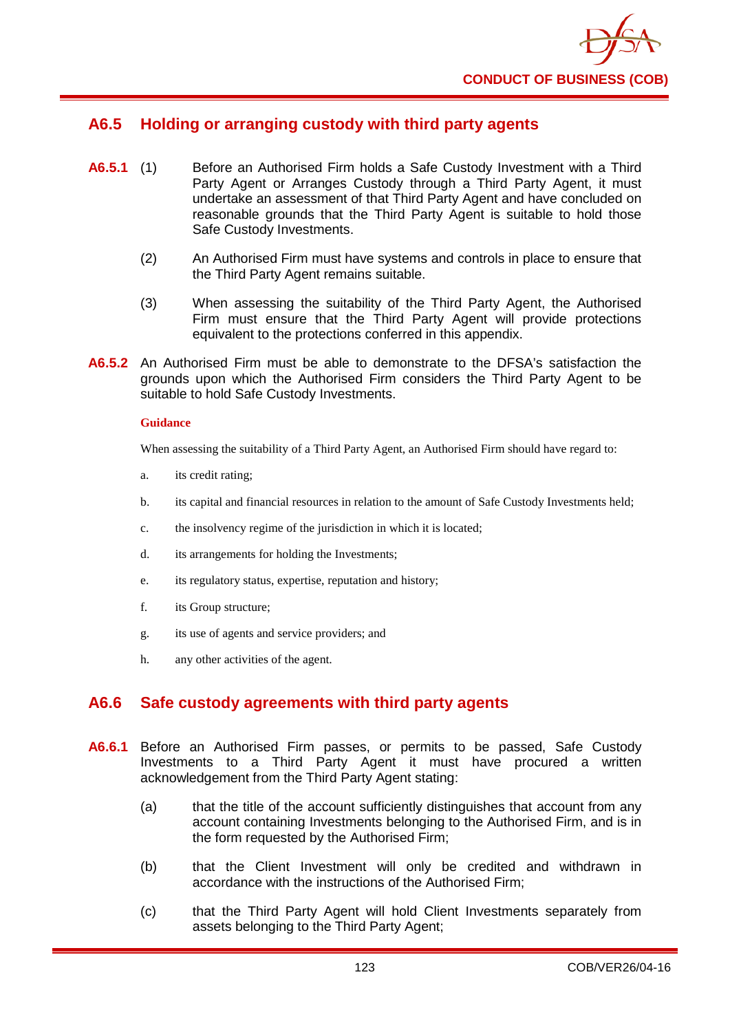## A6.5 Holding or arranging custody with third party agents

**A6.5.1** (1) Before an Authorised Firm holds a Safe Custody Investment with a Third Party Agent or Arranges Custody through a Third Party Agent, it must undertake an assessment of that Third Party Agent and have concluded on reasonable grounds that the Third Party Agent is suitable to hold those Safe Custody Investments.

(2) An Authorised Firm must have systems and controls in place to ensure that the Third Party Agent remains suitable.

(3) When assessing the suitability of the Third Party Agent, the Authorised Firm must ensure that the Third Party Agent will provide protections equivalent to the protections conferred in this appendix.

**A6.5.2** An Authorised Firm must be able to demonstrate to the DFSA's satisfaction the grounds upon which the Authorised Firm considers the Third Party Agent to be suitable to hold Safe Custody Investments.

**Guidance**

When assessing the suitability of a Third Party Agent, an Authorised Firm should have regard to:

a. its credit rating;

b. its capital and financial resources in relation to the amount of Safe Custody Investments held;

c. the insolvency regime of the jurisdiction in which it is located;

d. its arrangements for holding the Investments;

e. its regulatory status, expertise, reputation and history;

f. its Group structure;

g. its use of agents and service providers; and

h. any other activities of the agent.

## A6.6 Safe custody agreements with third party agents

**A6.6.1** Before an Authorised Firm passes, or permits to be passed, Safe Custody Investments to a Third Party Agent it must have procured a written acknowledgement from the Third Party Agent stating:

(a) that the title of the account sufficiently distinguishes that account from any account containing Investments belonging to the Authorised Firm, and is in the form requested by the Authorised Firm;

(b) that the Client Investment will only be credited and withdrawn in accordance with the instructions of the Authorised Firm;

(c) that the Third Party Agent will hold Client Investments separately from assets belonging to the Third Party Agent;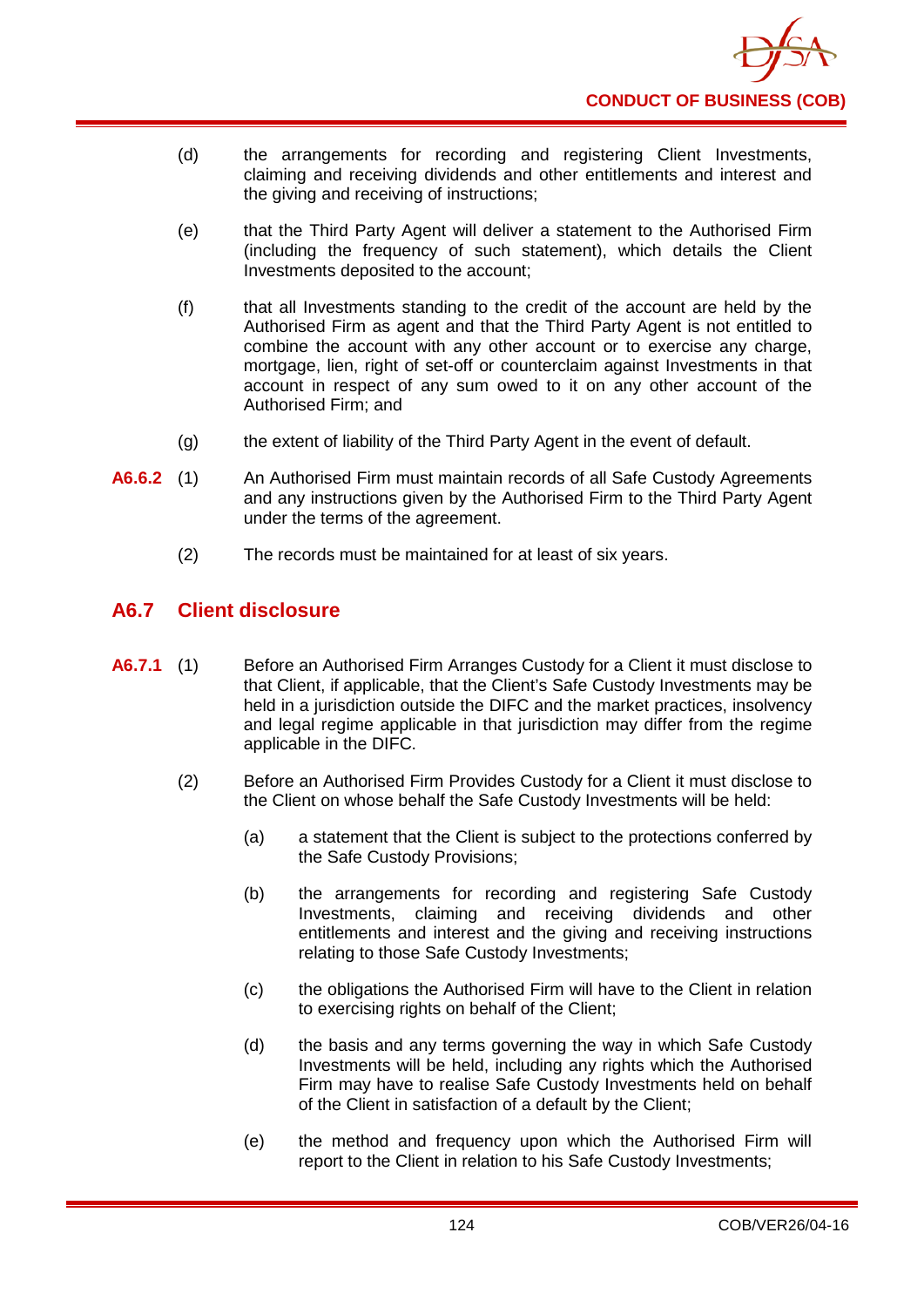(d) the arrangements for recording and registering Client Investments, claiming and receiving dividends and other entitlements and interest and the giving and receiving of instructions;

(e) that the Third Party Agent will deliver a statement to the Authorised Firm (including the frequency of such statement), which details the Client Investments deposited to the account;

(f) that all Investments standing to the credit of the account are held by the Authorised Firm as agent and that the Third Party Agent is not entitled to combine the account with any other account or to exercise any charge, mortgage, lien, right of set-off or counterclaim against Investments in that account in respect of any sum owed to it on any other account of the Authorised Firm; and

(g) the extent of liability of the Third Party Agent in the event of default.

**A6.6.2** (1) An Authorised Firm must maintain records of all Safe Custody Agreements and any instructions given by the Authorised Firm to the Third Party Agent under the terms of the agreement.

(2) The records must be maintained for at least of six years.

## A6.7 Client disclosure

**A6.7.1** (1) Before an Authorised Firm Arranges Custody for a Client it must disclose to that Client, if applicable, that the Client's Safe Custody Investments may be held in a jurisdiction outside the DIFC and the market practices, insolvency and legal regime applicable in that jurisdiction may differ from the regime applicable in the DIFC.

(2) Before an Authorised Firm Provides Custody for a Client it must disclose to the Client on whose behalf the Safe Custody Investments will be held:

(a) a statement that the Client is subject to the protections conferred by the Safe Custody Provisions;

(b) the arrangements for recording and registering Safe Custody Investments, claiming and receiving dividends and other entitlements and interest and the giving and receiving instructions relating to those Safe Custody Investments;

(c) the obligations the Authorised Firm will have to the Client in relation to exercising rights on behalf of the Client;

(d) the basis and any terms governing the way in which Safe Custody Investments will be held, including any rights which the Authorised Firm may have to realise Safe Custody Investments held on behalf of the Client in satisfaction of a default by the Client;

(e) the method and frequency upon which the Authorised Firm will report to the Client in relation to his Safe Custody Investments;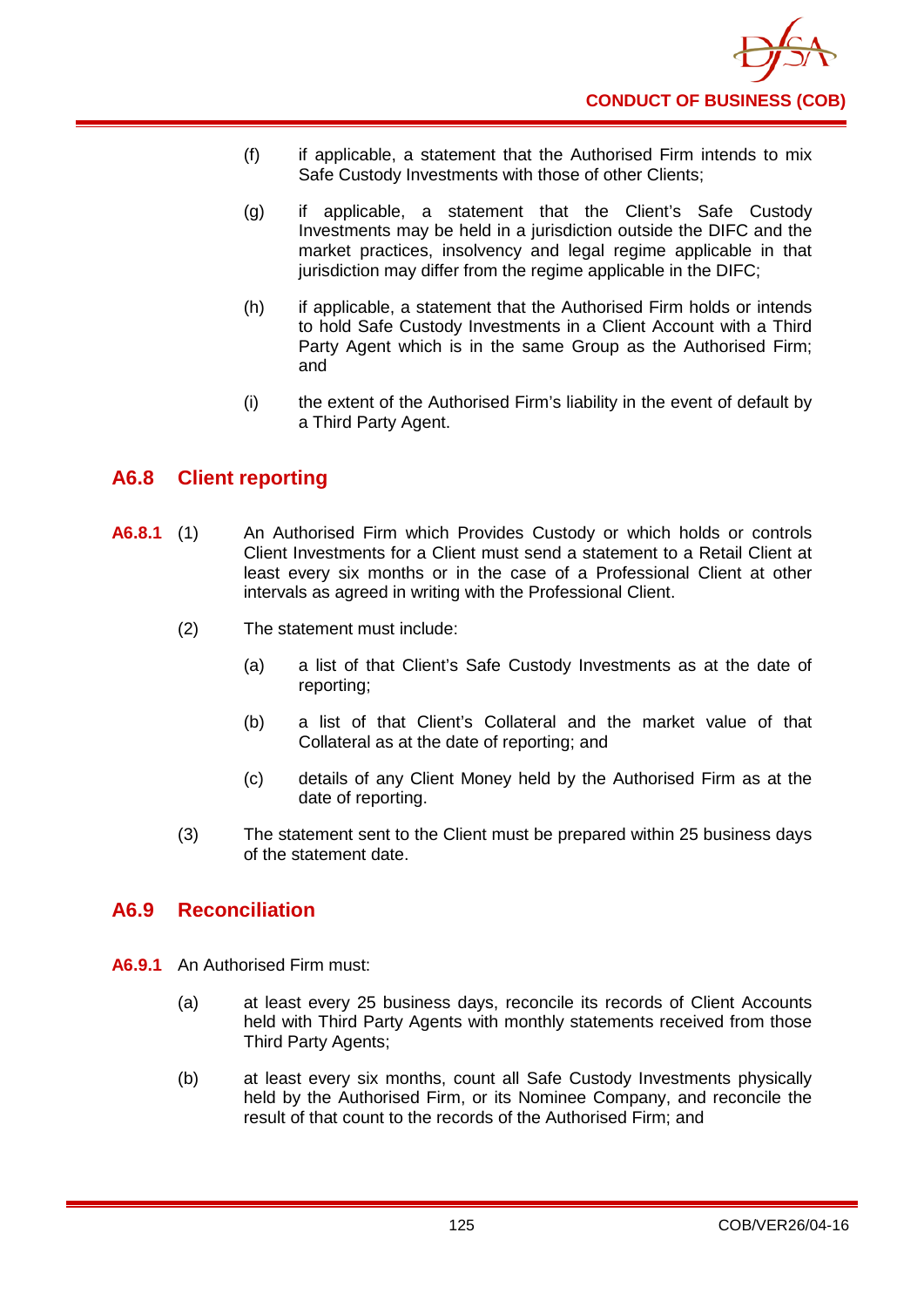(f) if applicable, a statement that the Authorised Firm intends to mix Safe Custody Investments with those of other Clients;

(g) if applicable, a statement that the Client's Safe Custody Investments may be held in a jurisdiction outside the DIFC and the market practices, insolvency and legal regime applicable in that jurisdiction may differ from the regime applicable in the DIFC;

(h) if applicable, a statement that the Authorised Firm holds or intends to hold Safe Custody Investments in a Client Account with a Third Party Agent which is in the same Group as the Authorised Firm; and

(i) the extent of the Authorised Firm's liability in the event of default by a Third Party Agent.

## A6.8 Client reporting

**A6.8.1** (1) An Authorised Firm which Provides Custody or which holds or controls Client Investments for a Client must send a statement to a Retail Client at least every six months or in the case of a Professional Client at other intervals as agreed in writing with the Professional Client.

(2) The statement must include:

(a) a list of that Client's Safe Custody Investments as at the date of reporting;

(b) a list of that Client's Collateral and the market value of that Collateral as at the date of reporting; and

(c) details of any Client Money held by the Authorised Firm as at the date of reporting.

(3) The statement sent to the Client must be prepared within 25 business days of the statement date.

## A6.9 Reconciliation

**A6.9.1** An Authorised Firm must:

(a) at least every 25 business days, reconcile its records of Client Accounts held with Third Party Agents with monthly statements received from those Third Party Agents;

(b) at least every six months, count all Safe Custody Investments physically held by the Authorised Firm, or its Nominee Company, and reconcile the result of that count to the records of the Authorised Firm; and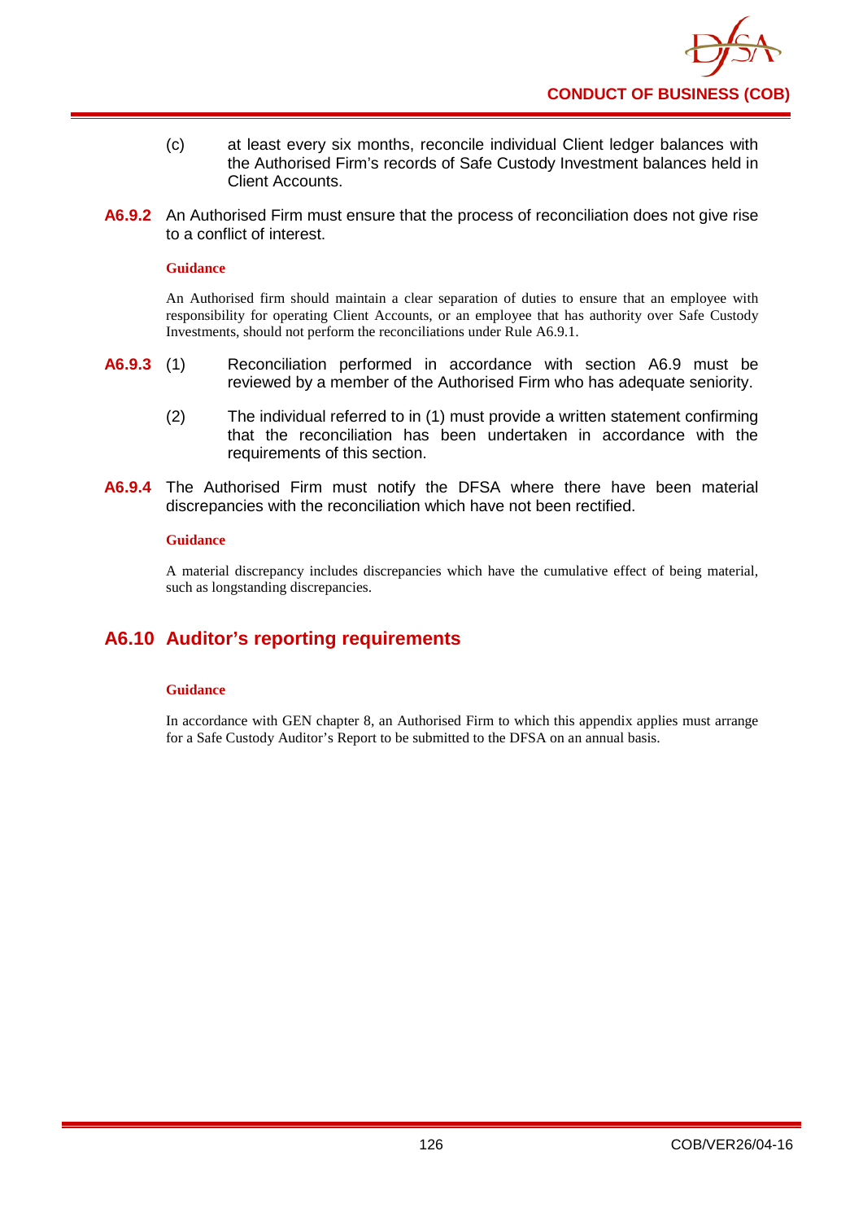(c) at least every six months, reconcile individual Client ledger balances with the Authorised Firm's records of Safe Custody Investment balances held in Client Accounts.

**A6.9.2** An Authorised Firm must ensure that the process of reconciliation does not give rise to a conflict of interest.

**Guidance**

An Authorised firm should maintain a clear separation of duties to ensure that an employee with responsibility for operating Client Accounts, or an employee that has authority over Safe Custody Investments, should not perform the reconciliations under Rule A6.9.1.

**A6.9.3** (1) Reconciliation performed in accordance with section A6.9 must be reviewed by a member of the Authorised Firm who has adequate seniority.

(2) The individual referred to in (1) must provide a written statement confirming that the reconciliation has been undertaken in accordance with the requirements of this section.

**A6.9.4** The Authorised Firm must notify the DFSA where there have been material discrepancies with the reconciliation which have not been rectified.

**Guidance**

A material discrepancy includes discrepancies which have the cumulative effect of being material, such as longstanding discrepancies.

## A6.10 Auditor's reporting requirements

**Guidance**

In accordance with GEN chapter 8, an Authorised Firm to which this appendix applies must arrange for a Safe Custody Auditor's Report to be submitted to the DFSA on an annual basis.